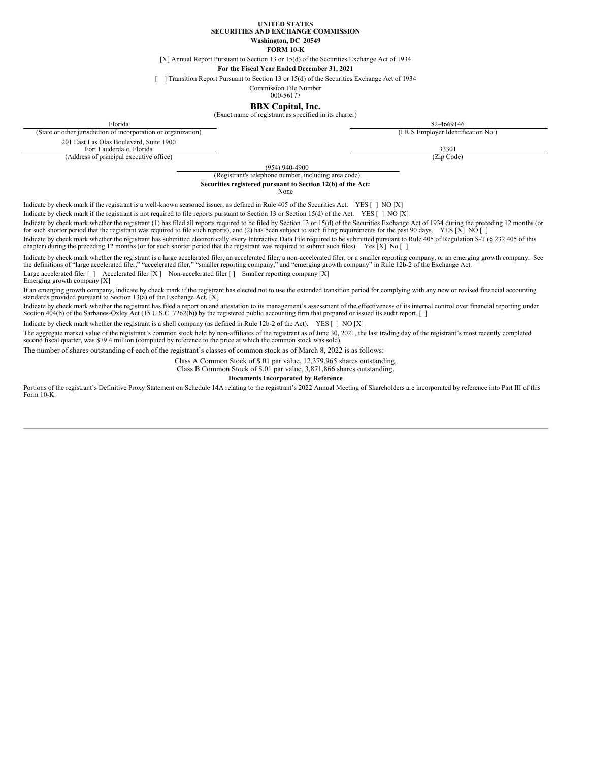**UNITED STATES**
**SECURITIES AND EXCHANGE COMMISSION**
**Washington, DC 20549**

**FORM 10-K**

[X] Annual Report Pursuant to Section 13 or 15(d) of the Securities Exchange Act of 1934

**For the Fiscal Year Ended December 31, 2021**

[ ] Transition Report Pursuant to Section 13 or 15(d) of the Securities Exchange Act of 1934

Commission File Number
000-56177

# BBX Capital, Inc.

(Exact name of registrant as specified in its charter)

| Florida | 82-4669146 |
|---|---|
| (State or other jurisdiction of incorporation or organization) | (I.R.S Employer Identification No.) |
| 201 East Las Olas Boulevard, Suite 1900<br>Fort Lauderdale, Florida | 33301 |
| (Address of principal executive office) | (Zip Code) |

(954) 940-4900
(Registrant's telephone number, including area code)

**Securities registered pursuant to Section 12(b) of the Act:**
None

Indicate by check mark if the registrant is a well-known seasoned issuer, as defined in Rule 405 of the Securities Act. YES [ ] NO [X]

Indicate by check mark if the registrant is not required to file reports pursuant to Section 13 or Section 15(d) of the Act. YES [ ] NO [X]

Indicate by check mark whether the registrant (1) has filed all reports required to be filed by Section 13 or 15(d) of the Securities Exchange Act of 1934 during the preceding 12 months (or for such shorter period that the registrant was required to file such reports), and (2) has been subject to such filing requirements for the past 90 days. YES [X] NO [ ]

Indicate by check mark whether the registrant has submitted electronically every Interactive Data File required to be submitted pursuant to Rule 405 of Regulation S-T (§ 232.405 of this chapter) during the preceding 12 months (or for such shorter period that the registrant was required to submit such files). Yes [X] No [ ]

Indicate by check mark whether the registrant is a large accelerated filer, an accelerated filer, a non-accelerated filer, or a smaller reporting company, or an emerging growth company. See the definitions of "large accelerated filer," "accelerated filer," "smaller reporting company," and "emerging growth company" in Rule 12b-2 of the Exchange Act.

Large accelerated filer [ ] Accelerated filer [X ] Non-accelerated filer [ ] Smaller reporting company [X]
Emerging growth company [X]

If an emerging growth company, indicate by check mark if the registrant has elected not to use the extended transition period for complying with any new or revised financial accounting standards provided pursuant to Section 13(a) of the Exchange Act. [X]

Indicate by check mark whether the registrant has filed a report on and attestation to its management's assessment of the effectiveness of its internal control over financial reporting under Section 404(b) of the Sarbanes-Oxley Act (15 U.S.C. 7262(b)) by the registered public accounting firm that prepared or issued its audit report. [ ]

Indicate by check mark whether the registrant is a shell company (as defined in Rule 12b-2 of the Act). YES [ ] NO [X]

The aggregate market value of the registrant's common stock held by non-affiliates of the registrant as of June 30, 2021, the last trading day of the registrant's most recently completed second fiscal quarter, was $79.4 million (computed by reference to the price at which the common stock was sold).

The number of shares outstanding of each of the registrant's classes of common stock as of March 8, 2022 is as follows:

Class A Common Stock of $.01 par value, 12,379,965 shares outstanding.
Class B Common Stock of $.01 par value, 3,871,866 shares outstanding.

**Documents Incorporated by Reference**

Portions of the registrant's Definitive Proxy Statement on Schedule 14A relating to the registrant's 2022 Annual Meeting of Shareholders are incorporated by reference into Part III of this Form 10-K.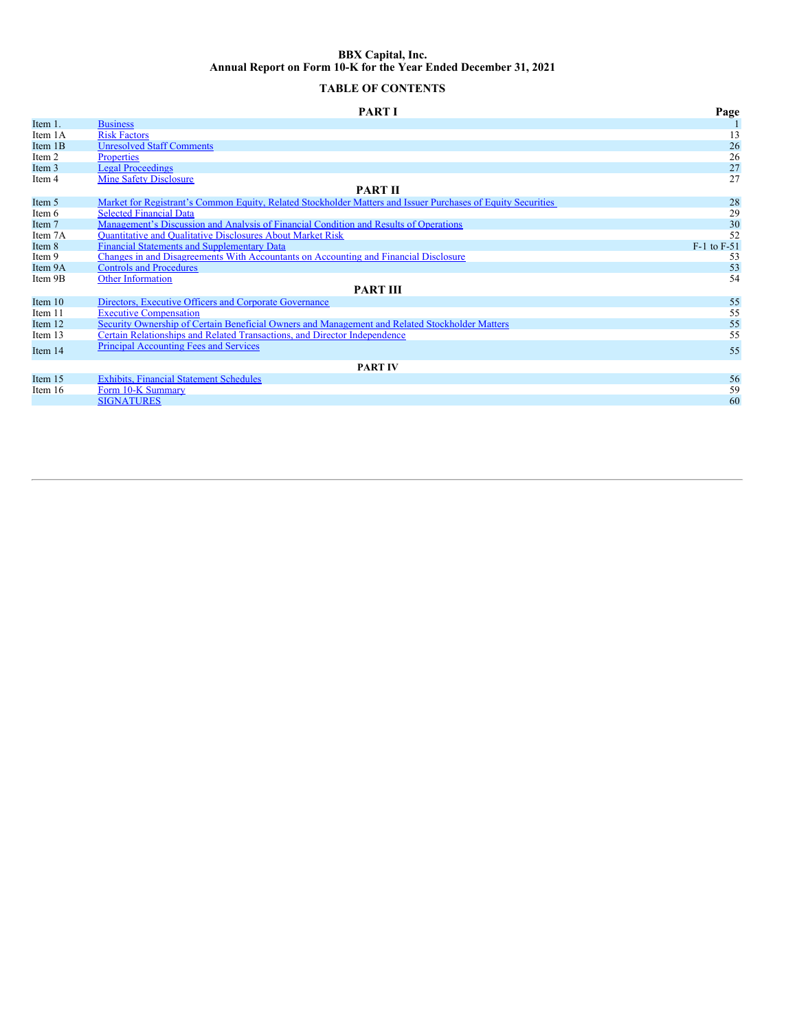# BBX Capital, Inc.
# Annual Report on Form 10-K for the Year Ended December 31, 2021

## TABLE OF CONTENTS

| | PART I | Page |
|---|---|---|
| Item 1. | Business | 1 |
| Item 1A | Risk Factors | 13 |
| Item 1B | Unresolved Staff Comments | 26 |
| Item 2 | Properties | 26 |
| Item 3 | Legal Proceedings | 27 |
| Item 4 | Mine Safety Disclosure | 27 |
| | **PART II** | |
| Item 5 | Market for Registrant's Common Equity, Related Stockholder Matters and Issuer Purchases of Equity Securities | 28 |
| Item 6 | Selected Financial Data | 29 |
| Item 7 | Management's Discussion and Analysis of Financial Condition and Results of Operations | 30 |
| Item 7A | Quantitative and Qualitative Disclosures About Market Risk | 52 |
| Item 8 | Financial Statements and Supplementary Data | F-1 to F-51 |
| Item 9 | Changes in and Disagreements With Accountants on Accounting and Financial Disclosure | 53 |
| Item 9A | Controls and Procedures | 53 |
| Item 9B | Other Information | 54 |
| | **PART III** | |
| Item 10 | Directors, Executive Officers and Corporate Governance | 55 |
| Item 11 | Executive Compensation | 55 |
| Item 12 | Security Ownership of Certain Beneficial Owners and Management and Related Stockholder Matters | 55 |
| Item 13 | Certain Relationships and Related Transactions, and Director Independence | 55 |
| Item 14 | Principal Accounting Fees and Services | 55 |
| | **PART IV** | |
| Item 15 | Exhibits, Financial Statement Schedules | 56 |
| Item 16 | Form 10-K Summary | 59 |
| | SIGNATURES | 60 |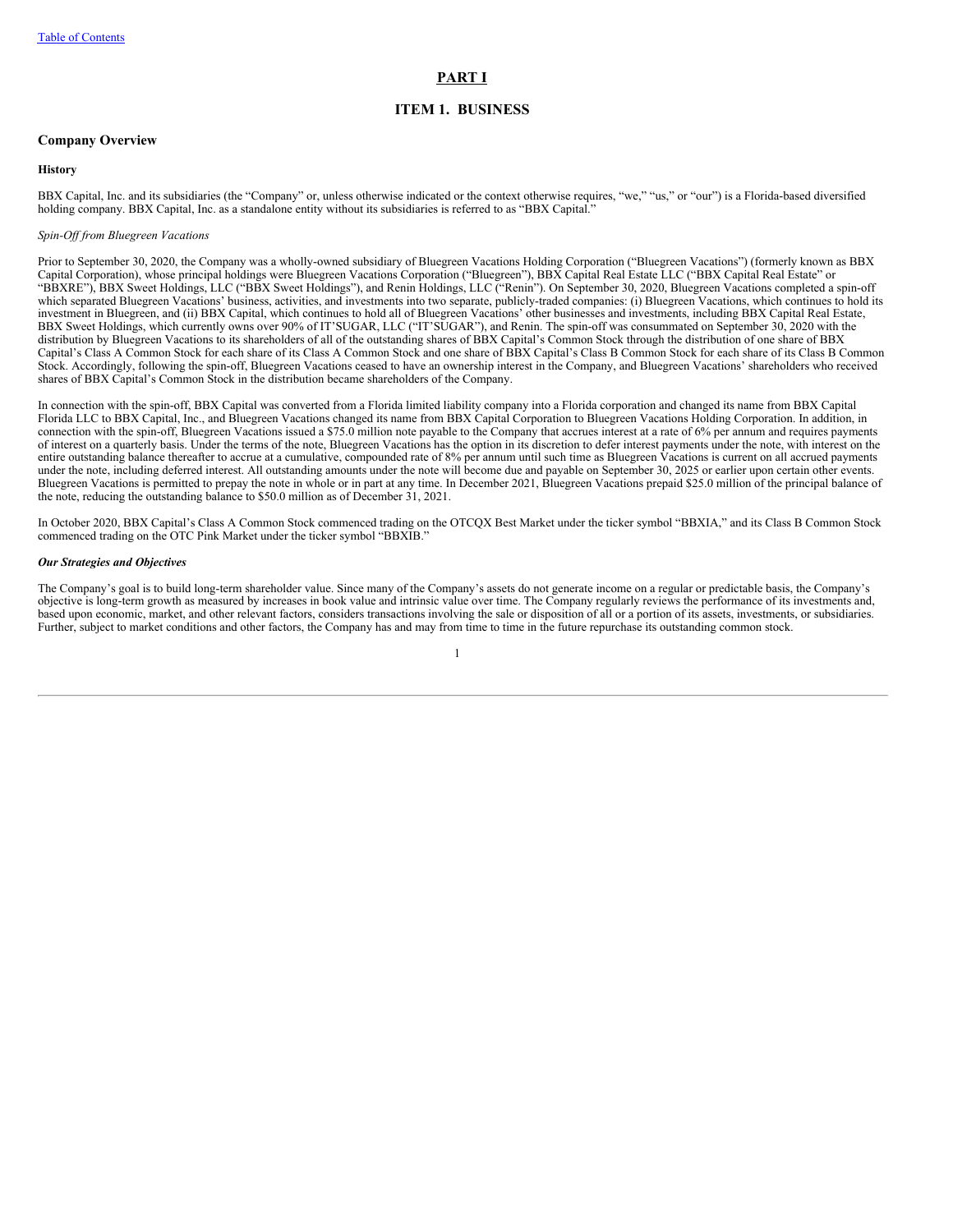# PART I

## ITEM 1. BUSINESS

### Company Overview

#### History

BBX Capital, Inc. and its subsidiaries (the "Company" or, unless otherwise indicated or the context otherwise requires, "we," "us," or "our") is a Florida-based diversified holding company. BBX Capital, Inc. as a standalone entity without its subsidiaries is referred to as "BBX Capital."

*Spin-Off from Bluegreen Vacations*

Prior to September 30, 2020, the Company was a wholly-owned subsidiary of Bluegreen Vacations Holding Corporation ("Bluegreen Vacations") (formerly known as BBX Capital Corporation), whose principal holdings were Bluegreen Vacations Corporation ("Bluegreen"), BBX Capital Real Estate LLC ("BBX Capital Real Estate" or "BBXRE"), BBX Sweet Holdings, LLC ("BBX Sweet Holdings"), and Renin Holdings, LLC ("Renin"). On September 30, 2020, Bluegreen Vacations completed a spin-off which separated Bluegreen Vacations' business, activities, and investments into two separate, publicly-traded companies: (i) Bluegreen Vacations, which continues to hold its investment in Bluegreen, and (ii) BBX Capital, which continues to hold all of Bluegreen Vacations' other businesses and investments, including BBX Capital Real Estate, BBX Sweet Holdings, which currently owns over 90% of IT'SUGAR, LLC ("IT'SUGAR"), and Renin. The spin-off was consummated on September 30, 2020 with the distribution by Bluegreen Vacations to its shareholders of all of the outstanding shares of BBX Capital's Common Stock through the distribution of one share of BBX Capital's Class A Common Stock for each share of its Class A Common Stock and one share of BBX Capital's Class B Common Stock for each share of its Class B Common Stock. Accordingly, following the spin-off, Bluegreen Vacations ceased to have an ownership interest in the Company, and Bluegreen Vacations' shareholders who received shares of BBX Capital's Common Stock in the distribution became shareholders of the Company.

In connection with the spin-off, BBX Capital was converted from a Florida limited liability company into a Florida corporation and changed its name from BBX Capital Florida LLC to BBX Capital, Inc., and Bluegreen Vacations changed its name from BBX Capital Corporation to Bluegreen Vacations Holding Corporation. In addition, in connection with the spin-off, Bluegreen Vacations issued a $75.0 million note payable to the Company that accrues interest at a rate of 6% per annum and requires payments of interest on a quarterly basis. Under the terms of the note, Bluegreen Vacations has the option in its discretion to defer interest payments under the note, with interest on the entire outstanding balance thereafter to accrue at a cumulative, compounded rate of 8% per annum until such time as Bluegreen Vacations is current on all accrued payments under the note, including deferred interest. All outstanding amounts under the note will become due and payable on September 30, 2025 or earlier upon certain other events. Bluegreen Vacations is permitted to prepay the note in whole or in part at any time. In December 2021, Bluegreen Vacations prepaid $25.0 million of the principal balance of the note, reducing the outstanding balance to $50.0 million as of December 31, 2021.

In October 2020, BBX Capital's Class A Common Stock commenced trading on the OTCQX Best Market under the ticker symbol "BBXIA," and its Class B Common Stock commenced trading on the OTC Pink Market under the ticker symbol "BBXIB."

***Our Strategies and Objectives***

The Company's goal is to build long-term shareholder value. Since many of the Company's assets do not generate income on a regular or predictable basis, the Company's objective is long-term growth as measured by increases in book value and intrinsic value over time. The Company regularly reviews the performance of its investments and, based upon economic, market, and other relevant factors, considers transactions involving the sale or disposition of all or a portion of its assets, investments, or subsidiaries. Further, subject to market conditions and other factors, the Company has and may from time to time in the future repurchase its outstanding common stock.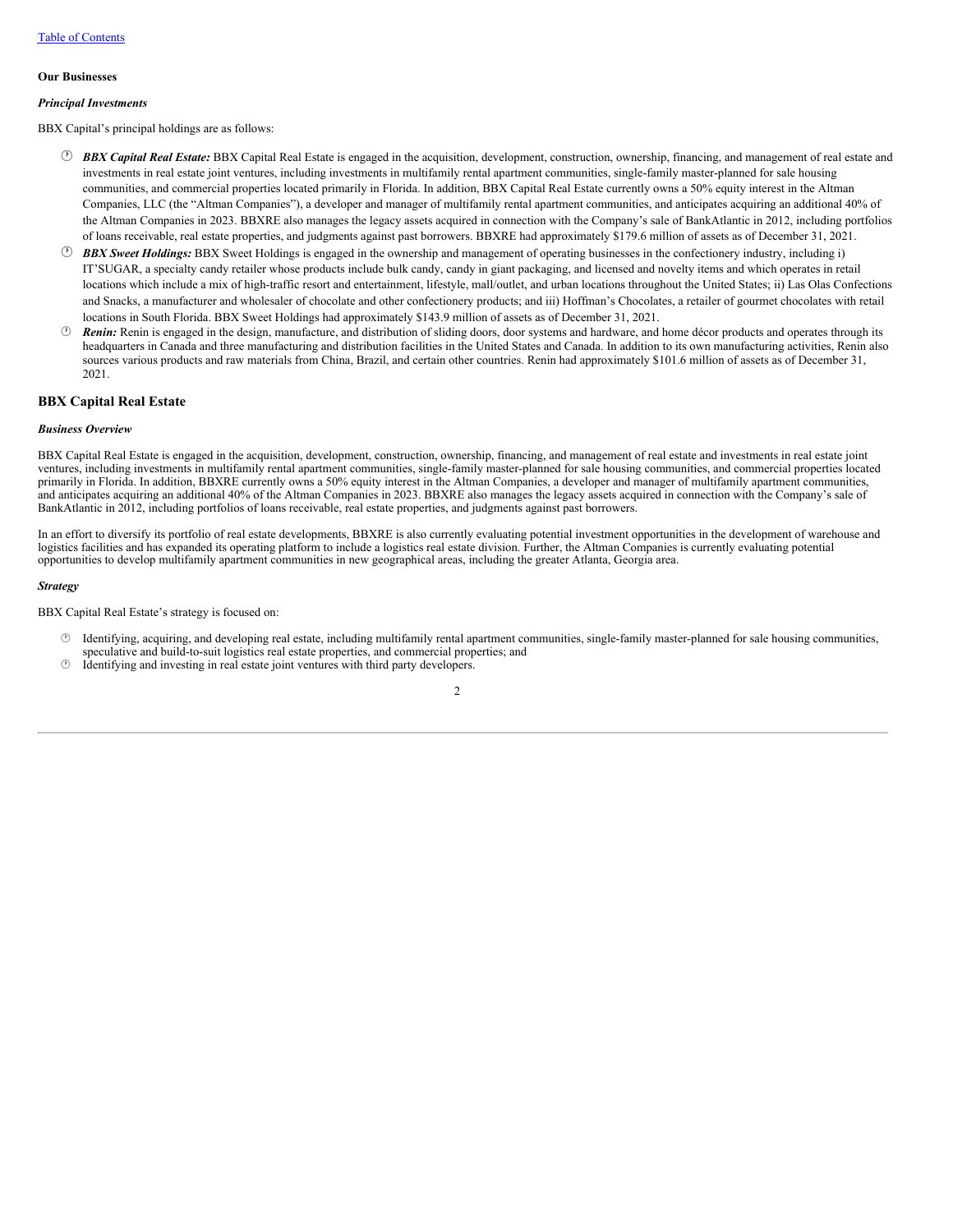[Table of Contents](#)

**Our Businesses**

***Principal Investments***

BBX Capital's principal holdings are as follows:

- ***BBX Capital Real Estate:*** BBX Capital Real Estate is engaged in the acquisition, development, construction, ownership, financing, and management of real estate and investments in real estate joint ventures, including investments in multifamily rental apartment communities, single-family master-planned for sale housing communities, and commercial properties located primarily in Florida. In addition, BBX Capital Real Estate currently owns a 50% equity interest in the Altman Companies, LLC (the "Altman Companies"), a developer and manager of multifamily rental apartment communities, and anticipates acquiring an additional 40% of the Altman Companies in 2023. BBXRE also manages the legacy assets acquired in connection with the Company's sale of BankAtlantic in 2012, including portfolios of loans receivable, real estate properties, and judgments against past borrowers. BBXRE had approximately $179.6 million of assets as of December 31, 2021.
- ***BBX Sweet Holdings:*** BBX Sweet Holdings is engaged in the ownership and management of operating businesses in the confectionery industry, including i) IT'SUGAR, a specialty candy retailer whose products include bulk candy, candy in giant packaging, and licensed and novelty items and which operates in retail locations which include a mix of high-traffic resort and entertainment, lifestyle, mall/outlet, and urban locations throughout the United States; ii) Las Olas Confections and Snacks, a manufacturer and wholesaler of chocolate and other confectionery products; and iii) Hoffman's Chocolates, a retailer of gourmet chocolates with retail locations in South Florida. BBX Sweet Holdings had approximately $143.9 million of assets as of December 31, 2021.
- ***Renin:*** Renin is engaged in the design, manufacture, and distribution of sliding doors, door systems and hardware, and home décor products and operates through its headquarters in Canada and three manufacturing and distribution facilities in the United States and Canada. In addition to its own manufacturing activities, Renin also sources various products and raw materials from China, Brazil, and certain other countries. Renin had approximately $101.6 million of assets as of December 31, 2021.

## BBX Capital Real Estate

***Business Overview***

BBX Capital Real Estate is engaged in the acquisition, development, construction, ownership, financing, and management of real estate and investments in real estate joint ventures, including investments in multifamily rental apartment communities, single-family master-planned for sale housing communities, and commercial properties located primarily in Florida. In addition, BBXRE currently owns a 50% equity interest in the Altman Companies, a developer and manager of multifamily apartment communities, and anticipates acquiring an additional 40% of the Altman Companies in 2023. BBXRE also manages the legacy assets acquired in connection with the Company's sale of BankAtlantic in 2012, including portfolios of loans receivable, real estate properties, and judgments against past borrowers.

In an effort to diversify its portfolio of real estate developments, BBXRE is also currently evaluating potential investment opportunities in the development of warehouse and logistics facilities and has expanded its operating platform to include a logistics real estate division. Further, the Altman Companies is currently evaluating potential opportunities to develop multifamily apartment communities in new geographical areas, including the greater Atlanta, Georgia area.

***Strategy***

BBX Capital Real Estate's strategy is focused on:

- Identifying, acquiring, and developing real estate, including multifamily rental apartment communities, single-family master-planned for sale housing communities, speculative and build-to-suit logistics real estate properties, and commercial properties; and
- Identifying and investing in real estate joint ventures with third party developers.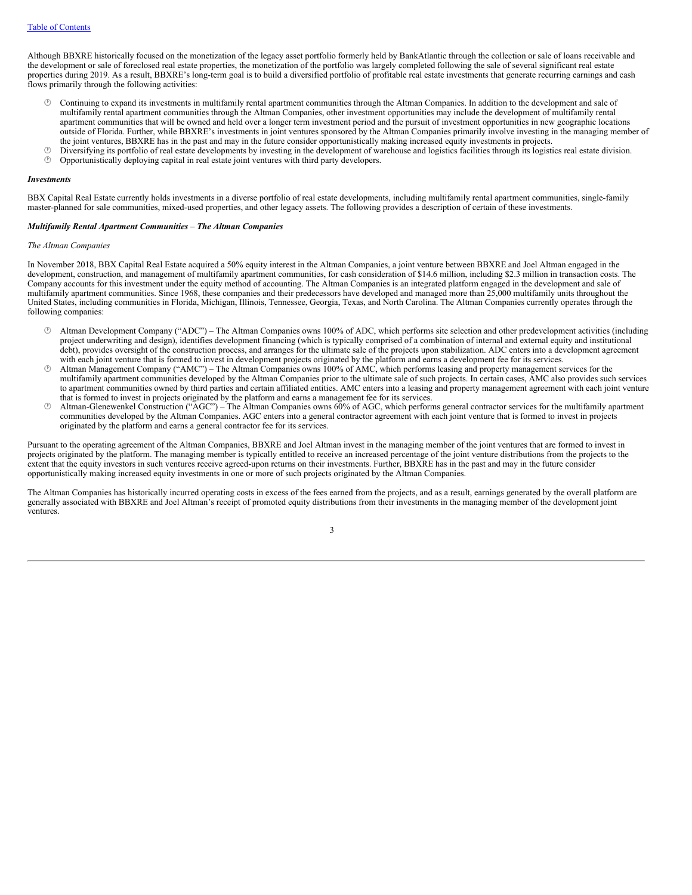Although BBXRE historically focused on the monetization of the legacy asset portfolio formerly held by BankAtlantic through the collection or sale of loans receivable and the development or sale of foreclosed real estate properties, the monetization of the portfolio was largely completed following the sale of several significant real estate properties during 2019. As a result, BBXRE's long-term goal is to build a diversified portfolio of profitable real estate investments that generate recurring earnings and cash flows primarily through the following activities:

- Continuing to expand its investments in multifamily rental apartment communities through the Altman Companies. In addition to the development and sale of multifamily rental apartment communities through the Altman Companies, other investment opportunities may include the development of multifamily rental apartment communities that will be owned and held over a longer term investment period and the pursuit of investment opportunities in new geographic locations outside of Florida. Further, while BBXRE's investments in joint ventures sponsored by the Altman Companies primarily involve investing in the managing member of the joint ventures, BBXRE has in the past and may in the future consider opportunistically making increased equity investments in projects.
- Diversifying its portfolio of real estate developments by investing in the development of warehouse and logistics facilities through its logistics real estate division.
- Opportunistically deploying capital in real estate joint ventures with third party developers.

***Investments***

BBX Capital Real Estate currently holds investments in a diverse portfolio of real estate developments, including multifamily rental apartment communities, single-family master-planned for sale communities, mixed-used properties, and other legacy assets. The following provides a description of certain of these investments.

***Multifamily Rental Apartment Communities – The Altman Companies***

*The Altman Companies*

In November 2018, BBX Capital Real Estate acquired a 50% equity interest in the Altman Companies, a joint venture between BBXRE and Joel Altman engaged in the development, construction, and management of multifamily apartment communities, for cash consideration of $14.6 million, including $2.3 million in transaction costs. The Company accounts for this investment under the equity method of accounting. The Altman Companies is an integrated platform engaged in the development and sale of multifamily apartment communities. Since 1968, these companies and their predecessors have developed and managed more than 25,000 multifamily units throughout the United States, including communities in Florida, Michigan, Illinois, Tennessee, Georgia, Texas, and North Carolina. The Altman Companies currently operates through the following companies:

- Altman Development Company ("ADC") – The Altman Companies owns 100% of ADC, which performs site selection and other predevelopment activities (including project underwriting and design), identifies development financing (which is typically comprised of a combination of internal and external equity and institutional debt), provides oversight of the construction process, and arranges for the ultimate sale of the projects upon stabilization. ADC enters into a development agreement with each joint venture that is formed to invest in development projects originated by the platform and earns a development fee for its services.
- Altman Management Company ("AMC") – The Altman Companies owns 100% of AMC, which performs leasing and property management services for the multifamily apartment communities developed by the Altman Companies prior to the ultimate sale of such projects. In certain cases, AMC also provides such services to apartment communities owned by third parties and certain affiliated entities. AMC enters into a leasing and property management agreement with each joint venture that is formed to invest in projects originated by the platform and earns a management fee for its services.
- Altman-Glenewenkel Construction ("AGC") – The Altman Companies owns 60% of AGC, which performs general contractor services for the multifamily apartment communities developed by the Altman Companies. AGC enters into a general contractor agreement with each joint venture that is formed to invest in projects originated by the platform and earns a general contractor fee for its services.

Pursuant to the operating agreement of the Altman Companies, BBXRE and Joel Altman invest in the managing member of the joint ventures that are formed to invest in projects originated by the platform. The managing member is typically entitled to receive an increased percentage of the joint venture distributions from the projects to the extent that the equity investors in such ventures receive agreed-upon returns on their investments. Further, BBXRE has in the past and may in the future consider opportunistically making increased equity investments in one or more of such projects originated by the Altman Companies.

The Altman Companies has historically incurred operating costs in excess of the fees earned from the projects, and as a result, earnings generated by the overall platform are generally associated with BBXRE and Joel Altman's receipt of promoted equity distributions from their investments in the managing member of the development joint ventures.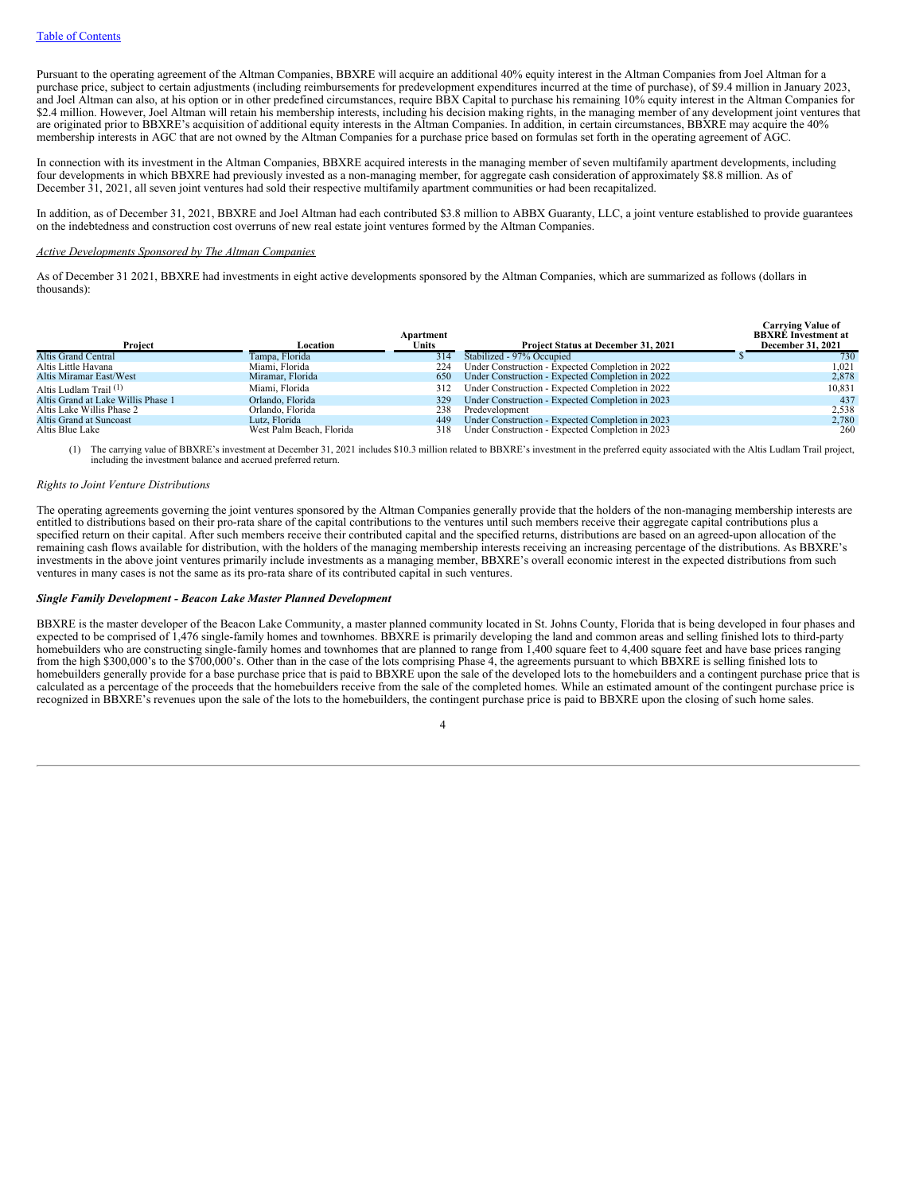Pursuant to the operating agreement of the Altman Companies, BBXRE will acquire an additional 40% equity interest in the Altman Companies from Joel Altman for a purchase price, subject to certain adjustments (including reimbursements for predevelopment expenditures incurred at the time of purchase), of $9.4 million in January 2023, and Joel Altman can also, at his option or in other predefined circumstances, require BBX Capital to purchase his remaining 10% equity interest in the Altman Companies for $2.4 million. However, Joel Altman will retain his membership interests, including his decision making rights, in the managing member of any development joint ventures that are originated prior to BBXRE's acquisition of additional equity interests in the Altman Companies. In addition, in certain circumstances, BBXRE may acquire the 40% membership interests in AGC that are not owned by the Altman Companies for a purchase price based on formulas set forth in the operating agreement of AGC.

In connection with its investment in the Altman Companies, BBXRE acquired interests in the managing member of seven multifamily apartment developments, including four developments in which BBXRE had previously invested as a non-managing member, for aggregate cash consideration of approximately $8.8 million. As of December 31, 2021, all seven joint ventures had sold their respective multifamily apartment communities or had been recapitalized.

In addition, as of December 31, 2021, BBXRE and Joel Altman had each contributed $3.8 million to ABBX Guaranty, LLC, a joint venture established to provide guarantees on the indebtedness and construction cost overruns of new real estate joint ventures formed by the Altman Companies.

*Active Developments Sponsored by The Altman Companies*

As of December 31 2021, BBXRE had investments in eight active developments sponsored by the Altman Companies, which are summarized as follows (dollars in thousands):

| Project | Location | Apartment Units | Project Status at December 31, 2021 | Carrying Value of BBXRE Investment at December 31, 2021 |
|---|---|---|---|---|
| Altis Grand Central | Tampa, Florida | 314 | Stabilized - 97% Occupied | $ 730 |
| Altis Little Havana | Miami, Florida | 224 | Under Construction - Expected Completion in 2022 | 1,021 |
| Altis Miramar East/West | Miramar, Florida | 650 | Under Construction - Expected Completion in 2022 | 2,878 |
| Altis Ludlam Trail (1) | Miami, Florida | 312 | Under Construction - Expected Completion in 2022 | 10,831 |
| Altis Grand at Lake Willis Phase 1 | Orlando, Florida | 329 | Under Construction - Expected Completion in 2023 | 437 |
| Altis Lake Willis Phase 2 | Orlando, Florida | 238 | Predevelopment | 2,538 |
| Altis Grand at Suncoast | Lutz, Florida | 449 | Under Construction - Expected Completion in 2023 | 2,780 |
| Altis Blue Lake | West Palm Beach, Florida | 318 | Under Construction - Expected Completion in 2023 | 260 |

(1) The carrying value of BBXRE's investment at December 31, 2021 includes $10.3 million related to BBXRE's investment in the preferred equity associated with the Altis Ludlam Trail project, including the investment balance and accrued preferred return.

*Rights to Joint Venture Distributions*

The operating agreements governing the joint ventures sponsored by the Altman Companies generally provide that the holders of the non-managing membership interests are entitled to distributions based on their pro-rata share of the capital contributions to the ventures until such members receive their aggregate capital contributions plus a specified return on their capital. After such members receive their contributed capital and the specified returns, distributions are based on an agreed-upon allocation of the remaining cash flows available for distribution, with the holders of the managing membership interests receiving an increasing percentage of the distributions. As BBXRE's investments in the above joint ventures primarily include investments as a managing member, BBXRE's overall economic interest in the expected distributions from such ventures in many cases is not the same as its pro-rata share of its contributed capital in such ventures.

***Single Family Development - Beacon Lake Master Planned Development***

BBXRE is the master developer of the Beacon Lake Community, a master planned community located in St. Johns County, Florida that is being developed in four phases and expected to be comprised of 1,476 single-family homes and townhomes. BBXRE is primarily developing the land and common areas and selling finished lots to third-party homebuilders who are constructing single-family homes and townhomes that are planned to range from 1,400 square feet to 4,400 square feet and have base prices ranging from the high $300,000's to the $700,000's. Other than in the case of the lots comprising Phase 4, the agreements pursuant to which BBXRE is selling finished lots to homebuilders generally provide for a base purchase price that is paid to BBXRE upon the sale of the developed lots to the homebuilders and a contingent purchase price that is calculated as a percentage of the proceeds that the homebuilders receive from the sale of the completed homes. While an estimated amount of the contingent purchase price is recognized in BBXRE's revenues upon the sale of the lots to the homebuilders, the contingent purchase price is paid to BBXRE upon the closing of such home sales.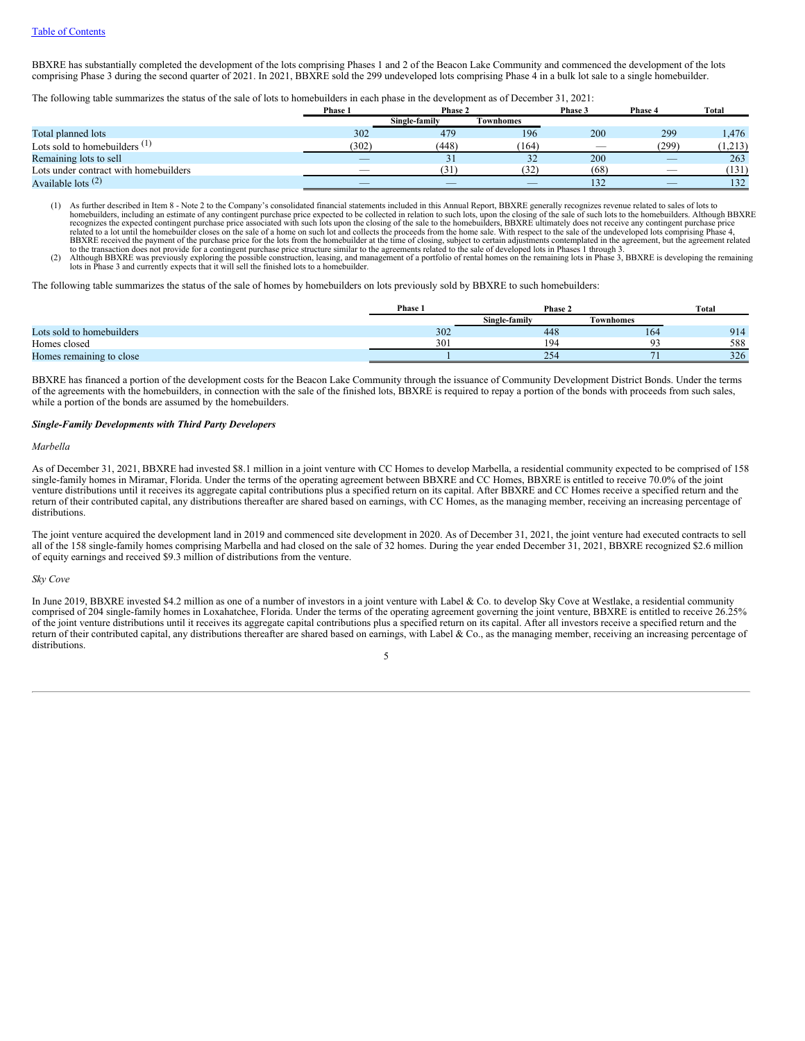BBXRE has substantially completed the development of the lots comprising Phases 1 and 2 of the Beacon Lake Community and commenced the development of the lots comprising Phase 3 during the second quarter of 2021. In 2021, BBXRE sold the 299 undeveloped lots comprising Phase 4 in a bulk lot sale to a single homebuilder.

The following table summarizes the status of the sale of lots to homebuilders in each phase in the development as of December 31, 2021:

| | Phase 1 | Phase 2 | | Phase 3 | Phase 4 | Total |
|---|---|---|---|---|---|---|
| | | Single-family | Townhomes | | | |
| Total planned lots | 302 | 479 | 196 | 200 | 299 | 1,476 |
| Lots sold to homebuilders (1) | (302) | (448) | (164) | — | (299) | (1,213) |
| Remaining lots to sell | — | 31 | 32 | 200 | — | 263 |
| Lots under contract with homebuilders | — | (31) | (32) | (68) | — | (131) |
| Available lots (2) | — | — | — | 132 | — | 132 |

(1) As further described in Item 8 - Note 2 to the Company's consolidated financial statements included in this Annual Report, BBXRE generally recognizes revenue related to sales of lots to homebuilders, including an estimate of any contingent purchase price expected to be collected in relation to such lots, upon the closing of the sale of such lots to the homebuilders. Although BBXRE recognizes the expected contingent purchase price associated with such lots upon the closing of the sale to the homebuilders, BBXRE ultimately does not receive any contingent purchase price related to a lot until the homebuilder closes on the sale of a home on such lot and collects the proceeds from the home sale. With respect to the sale of the undeveloped lots comprising Phase 4, BBXRE received the payment of the purchase price for the lots from the homebuilder at the time of closing, subject to certain adjustments contemplated in the agreement, but the agreement related to the transaction does not provide for a contingent purchase price structure similar to the agreements related to the sale of developed lots in Phases 1 through 3.

(2) Although BBXRE was previously exploring the possible construction, leasing, and management of a portfolio of rental homes on the remaining lots in Phase 3, BBXRE is developing the remaining lots in Phase 3 and currently expects that it will sell the finished lots to a homebuilder.

The following table summarizes the status of the sale of homes by homebuilders on lots previously sold by BBXRE to such homebuilders:

| | Phase 1 | Phase 2 | | Total |
|---|---|---|---|---|
| | | Single-family | Townhomes | |
| Lots sold to homebuilders | 302 | 448 | 164 | 914 |
| Homes closed | 301 | 194 | 93 | 588 |
| Homes remaining to close | 1 | 254 | 71 | 326 |

BBXRE has financed a portion of the development costs for the Beacon Lake Community through the issuance of Community Development District Bonds. Under the terms of the agreements with the homebuilders, in connection with the sale of the finished lots, BBXRE is required to repay a portion of the bonds with proceeds from such sales, while a portion of the bonds are assumed by the homebuilders.

***Single-Family Developments with Third Party Developers***

*Marbella*

As of December 31, 2021, BBXRE had invested $8.1 million in a joint venture with CC Homes to develop Marbella, a residential community expected to be comprised of 158 single-family homes in Miramar, Florida. Under the terms of the operating agreement between BBXRE and CC Homes, BBXRE is entitled to receive 70.0% of the joint venture distributions until it receives its aggregate capital contributions plus a specified return on its capital. After BBXRE and CC Homes receive a specified return and the return of their contributed capital, any distributions thereafter are shared based on earnings, with CC Homes, as the managing member, receiving an increasing percentage of distributions.

The joint venture acquired the development land in 2019 and commenced site development in 2020. As of December 31, 2021, the joint venture had executed contracts to sell all of the 158 single-family homes comprising Marbella and had closed on the sale of 32 homes. During the year ended December 31, 2021, BBXRE recognized $2.6 million of equity earnings and received $9.3 million of distributions from the venture.

*Sky Cove*

In June 2019, BBXRE invested $4.2 million as one of a number of investors in a joint venture with Label & Co. to develop Sky Cove at Westlake, a residential community comprised of 204 single-family homes in Loxahatchee, Florida. Under the terms of the operating agreement governing the joint venture, BBXRE is entitled to receive 26.25% of the joint venture distributions until it receives its aggregate capital contributions plus a specified return on its capital. After all investors receive a specified return and the return of their contributed capital, any distributions thereafter are shared based on earnings, with Label & Co., as the managing member, receiving an increasing percentage of distributions.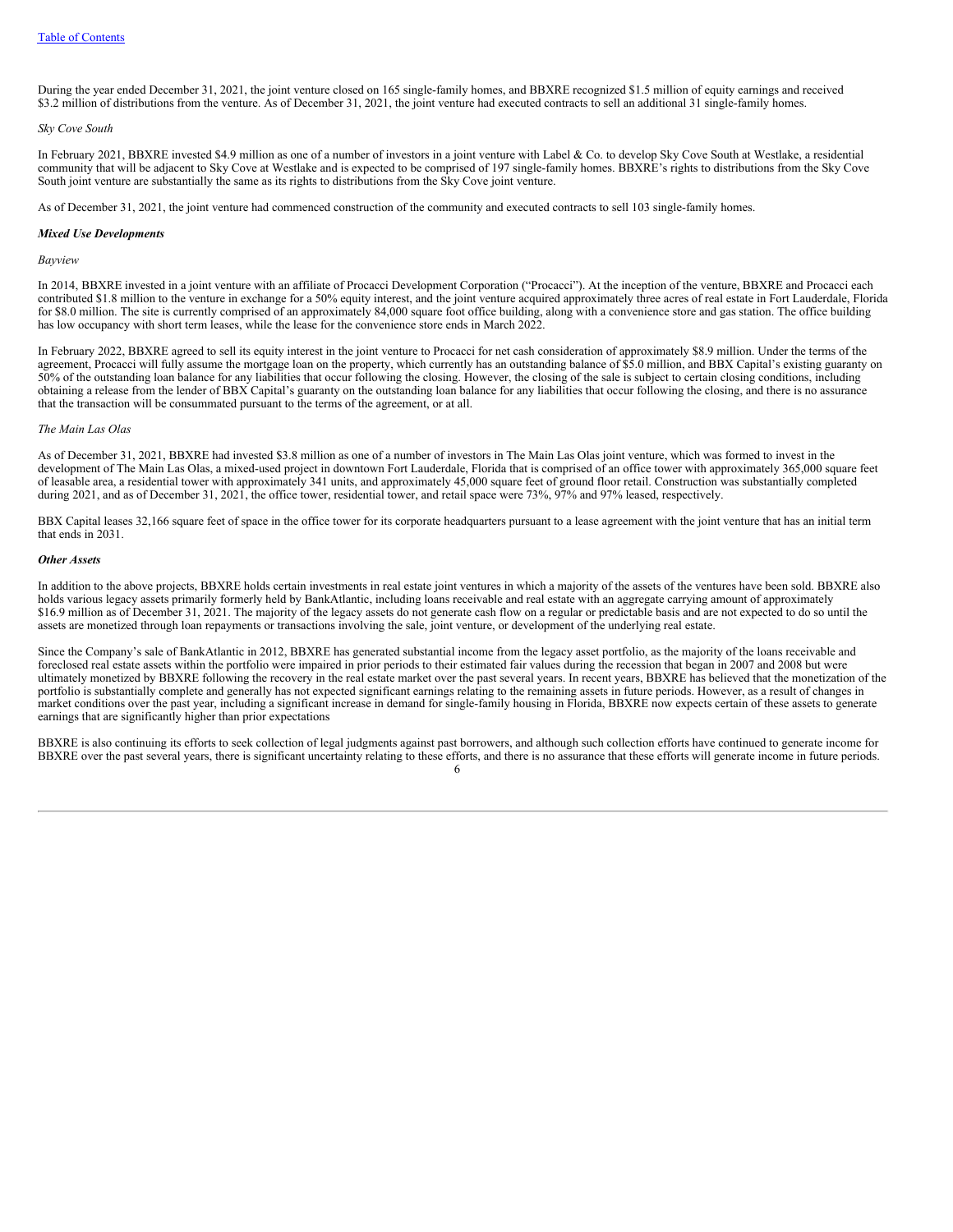During the year ended December 31, 2021, the joint venture closed on 165 single-family homes, and BBXRE recognized $1.5 million of equity earnings and received $3.2 million of distributions from the venture. As of December 31, 2021, the joint venture had executed contracts to sell an additional 31 single-family homes.

*Sky Cove South*

In February 2021, BBXRE invested $4.9 million as one of a number of investors in a joint venture with Label & Co. to develop Sky Cove South at Westlake, a residential community that will be adjacent to Sky Cove at Westlake and is expected to be comprised of 197 single-family homes. BBXRE's rights to distributions from the Sky Cove South joint venture are substantially the same as its rights to distributions from the Sky Cove joint venture.

As of December 31, 2021, the joint venture had commenced construction of the community and executed contracts to sell 103 single-family homes.

***Mixed Use Developments***

*Bayview*

In 2014, BBXRE invested in a joint venture with an affiliate of Procacci Development Corporation ("Procacci"). At the inception of the venture, BBXRE and Procacci each contributed $1.8 million to the venture in exchange for a 50% equity interest, and the joint venture acquired approximately three acres of real estate in Fort Lauderdale, Florida for $8.0 million. The site is currently comprised of an approximately 84,000 square foot office building, along with a convenience store and gas station. The office building has low occupancy with short term leases, while the lease for the convenience store ends in March 2022.

In February 2022, BBXRE agreed to sell its equity interest in the joint venture to Procacci for net cash consideration of approximately $8.9 million. Under the terms of the agreement, Procacci will fully assume the mortgage loan on the property, which currently has an outstanding balance of $5.0 million, and BBX Capital's existing guaranty on 50% of the outstanding loan balance for any liabilities that occur following the closing. However, the closing of the sale is subject to certain closing conditions, including obtaining a release from the lender of BBX Capital's guaranty on the outstanding loan balance for any liabilities that occur following the closing, and there is no assurance that the transaction will be consummated pursuant to the terms of the agreement, or at all.

*The Main Las Olas*

As of December 31, 2021, BBXRE had invested $3.8 million as one of a number of investors in The Main Las Olas joint venture, which was formed to invest in the development of The Main Las Olas, a mixed-used project in downtown Fort Lauderdale, Florida that is comprised of an office tower with approximately 365,000 square feet of leasable area, a residential tower with approximately 341 units, and approximately 45,000 square feet of ground floor retail. Construction was substantially completed during 2021, and as of December 31, 2021, the office tower, residential tower, and retail space were 73%, 97% and 97% leased, respectively.

BBX Capital leases 32,166 square feet of space in the office tower for its corporate headquarters pursuant to a lease agreement with the joint venture that has an initial term that ends in 2031.

***Other Assets***

In addition to the above projects, BBXRE holds certain investments in real estate joint ventures in which a majority of the assets of the ventures have been sold. BBXRE also holds various legacy assets primarily formerly held by BankAtlantic, including loans receivable and real estate with an aggregate carrying amount of approximately $16.9 million as of December 31, 2021. The majority of the legacy assets do not generate cash flow on a regular or predictable basis and are not expected to do so until the assets are monetized through loan repayments or transactions involving the sale, joint venture, or development of the underlying real estate.

Since the Company's sale of BankAtlantic in 2012, BBXRE has generated substantial income from the legacy asset portfolio, as the majority of the loans receivable and foreclosed real estate assets within the portfolio were impaired in prior periods to their estimated fair values during the recession that began in 2007 and 2008 but were ultimately monetized by BBXRE following the recovery in the real estate market over the past several years. In recent years, BBXRE has believed that the monetization of the portfolio is substantially complete and generally has not expected significant earnings relating to the remaining assets in future periods. However, as a result of changes in market conditions over the past year, including a significant increase in demand for single-family housing in Florida, BBXRE now expects certain of these assets to generate earnings that are significantly higher than prior expectations

BBXRE is also continuing its efforts to seek collection of legal judgments against past borrowers, and although such collection efforts have continued to generate income for BBXRE over the past several years, there is significant uncertainty relating to these efforts, and there is no assurance that these efforts will generate income in future periods.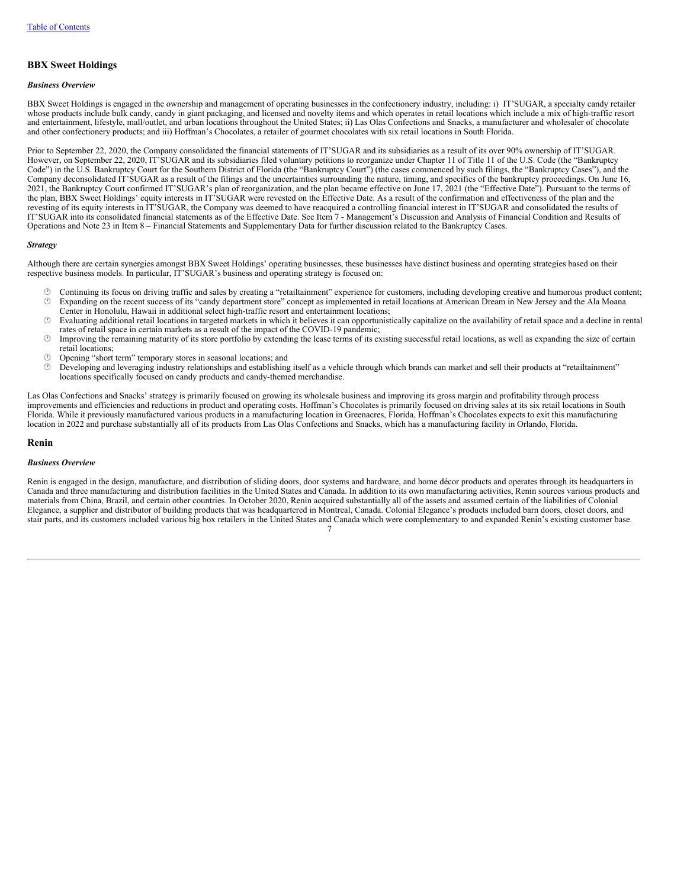## BBX Sweet Holdings

### *Business Overview*

BBX Sweet Holdings is engaged in the ownership and management of operating businesses in the confectionery industry, including: i) IT'SUGAR, a specialty candy retailer whose products include bulk candy, candy in giant packaging, and licensed and novelty items and which operates in retail locations which include a mix of high-traffic resort and entertainment, lifestyle, mall/outlet, and urban locations throughout the United States; ii) Las Olas Confections and Snacks, a manufacturer and wholesaler of chocolate and other confectionery products; and iii) Hoffman's Chocolates, a retailer of gourmet chocolates with six retail locations in South Florida.

Prior to September 22, 2020, the Company consolidated the financial statements of IT'SUGAR and its subsidiaries as a result of its over 90% ownership of IT'SUGAR. However, on September 22, 2020, IT'SUGAR and its subsidiaries filed voluntary petitions to reorganize under Chapter 11 of Title 11 of the U.S. Code (the "Bankruptcy Code") in the U.S. Bankruptcy Court for the Southern District of Florida (the "Bankruptcy Court") (the cases commenced by such filings, the "Bankruptcy Cases"), and the Company deconsolidated IT'SUGAR as a result of the filings and the uncertainties surrounding the nature, timing, and specifics of the bankruptcy proceedings. On June 16, 2021, the Bankruptcy Court confirmed IT'SUGAR's plan of reorganization, and the plan became effective on June 17, 2021 (the "Effective Date"). Pursuant to the terms of the plan, BBX Sweet Holdings' equity interests in IT'SUGAR were revested on the Effective Date. As a result of the confirmation and effectiveness of the plan and the revesting of its equity interests in IT'SUGAR, the Company was deemed to have reacquired a controlling financial interest in IT'SUGAR and consolidated the results of IT'SUGAR into its consolidated financial statements as of the Effective Date. See Item 7 - Management's Discussion and Analysis of Financial Condition and Results of Operations and Note 23 in Item 8 – Financial Statements and Supplementary Data for further discussion related to the Bankruptcy Cases.

### *Strategy*

Although there are certain synergies amongst BBX Sweet Holdings' operating businesses, these businesses have distinct business and operating strategies based on their respective business models. In particular, IT'SUGAR's business and operating strategy is focused on:

- Continuing its focus on driving traffic and sales by creating a "retailtainment" experience for customers, including developing creative and humorous product content;
- Expanding on the recent success of its "candy department store" concept as implemented in retail locations at American Dream in New Jersey and the Ala Moana Center in Honolulu, Hawaii in additional select high-traffic resort and entertainment locations;
- Evaluating additional retail locations in targeted markets in which it believes it can opportunistically capitalize on the availability of retail space and a decline in rental rates of retail space in certain markets as a result of the impact of the COVID-19 pandemic;
- Improving the remaining maturity of its store portfolio by extending the lease terms of its existing successful retail locations, as well as expanding the size of certain retail locations;
- Opening "short term" temporary stores in seasonal locations; and
- Developing and leveraging industry relationships and establishing itself as a vehicle through which brands can market and sell their products at "retailtainment" locations specifically focused on candy products and candy-themed merchandise.

Las Olas Confections and Snacks' strategy is primarily focused on growing its wholesale business and improving its gross margin and profitability through process improvements and efficiencies and reductions in product and operating costs. Hoffman's Chocolates is primarily focused on driving sales at its six retail locations in South Florida. While it previously manufactured various products in a manufacturing location in Greenacres, Florida, Hoffman's Chocolates expects to exit this manufacturing location in 2022 and purchase substantially all of its products from Las Olas Confections and Snacks, which has a manufacturing facility in Orlando, Florida.

## Renin

### *Business Overview*

Renin is engaged in the design, manufacture, and distribution of sliding doors, door systems and hardware, and home décor products and operates through its headquarters in Canada and three manufacturing and distribution facilities in the United States and Canada. In addition to its own manufacturing activities, Renin sources various products and materials from China, Brazil, and certain other countries. In October 2020, Renin acquired substantially all of the assets and assumed certain of the liabilities of Colonial Elegance, a supplier and distributor of building products that was headquartered in Montreal, Canada. Colonial Elegance's products included barn doors, closet doors, and stair parts, and its customers included various big box retailers in the United States and Canada which were complementary to and expanded Renin's existing customer base.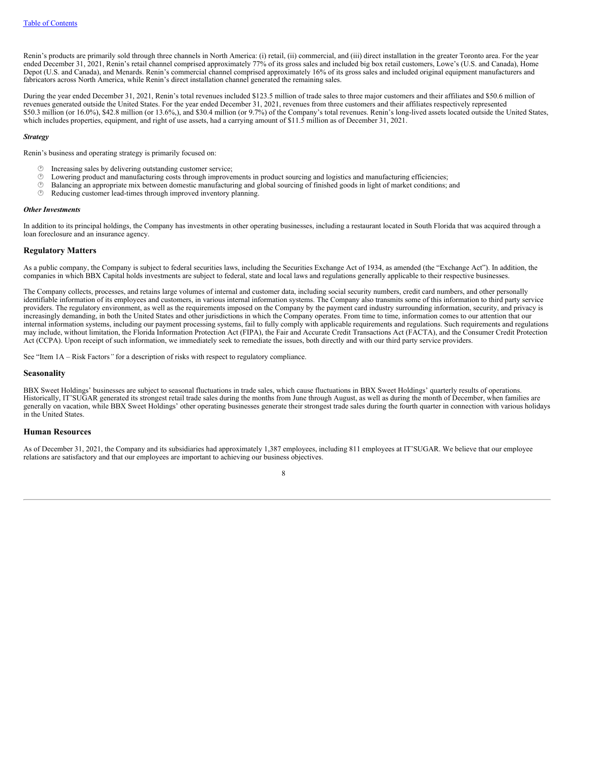Renin's products are primarily sold through three channels in North America: (i) retail, (ii) commercial, and (iii) direct installation in the greater Toronto area. For the year ended December 31, 2021, Renin's retail channel comprised approximately 77% of its gross sales and included big box retail customers, Lowe's (U.S. and Canada), Home Depot (U.S. and Canada), and Menards. Renin's commercial channel comprised approximately 16% of its gross sales and included original equipment manufacturers and fabricators across North America, while Renin's direct installation channel generated the remaining sales.

During the year ended December 31, 2021, Renin's total revenues included $123.5 million of trade sales to three major customers and their affiliates and $50.6 million of revenues generated outside the United States. For the year ended December 31, 2021, revenues from three customers and their affiliates respectively represented $50.3 million (or 16.0%), $42.8 million (or 13.6%,), and $30.4 million (or 9.7%) of the Company's total revenues. Renin's long-lived assets located outside the United States, which includes properties, equipment, and right of use assets, had a carrying amount of $11.5 million as of December 31, 2021.

***Strategy***

Renin's business and operating strategy is primarily focused on:

- Increasing sales by delivering outstanding customer service;
- Lowering product and manufacturing costs through improvements in product sourcing and logistics and manufacturing efficiencies;
- Balancing an appropriate mix between domestic manufacturing and global sourcing of finished goods in light of market conditions; and
- Reducing customer lead-times through improved inventory planning.

***Other Investments***

In addition to its principal holdings, the Company has investments in other operating businesses, including a restaurant located in South Florida that was acquired through a loan foreclosure and an insurance agency.

## Regulatory Matters

As a public company, the Company is subject to federal securities laws, including the Securities Exchange Act of 1934, as amended (the "Exchange Act"). In addition, the companies in which BBX Capital holds investments are subject to federal, state and local laws and regulations generally applicable to their respective businesses.

The Company collects, processes, and retains large volumes of internal and customer data, including social security numbers, credit card numbers, and other personally identifiable information of its employees and customers, in various internal information systems. The Company also transmits some of this information to third party service providers. The regulatory environment, as well as the requirements imposed on the Company by the payment card industry surrounding information, security, and privacy is increasingly demanding, in both the United States and other jurisdictions in which the Company operates. From time to time, information comes to our attention that our internal information systems, including our payment processing systems, fail to fully comply with applicable requirements and regulations. Such requirements and regulations may include, without limitation, the Florida Information Protection Act (FIPA), the Fair and Accurate Credit Transactions Act (FACTA), and the Consumer Credit Protection Act (CCPA). Upon receipt of such information, we immediately seek to remediate the issues, both directly and with our third party service providers.

See "Item 1A – Risk Factors*"* for a description of risks with respect to regulatory compliance.

## Seasonality

BBX Sweet Holdings' businesses are subject to seasonal fluctuations in trade sales, which cause fluctuations in BBX Sweet Holdings' quarterly results of operations. Historically, IT'SUGAR generated its strongest retail trade sales during the months from June through August, as well as during the month of December, when families are generally on vacation, while BBX Sweet Holdings' other operating businesses generate their strongest trade sales during the fourth quarter in connection with various holidays in the United States.

## Human Resources

As of December 31, 2021, the Company and its subsidiaries had approximately 1,387 employees, including 811 employees at IT'SUGAR. We believe that our employee relations are satisfactory and that our employees are important to achieving our business objectives.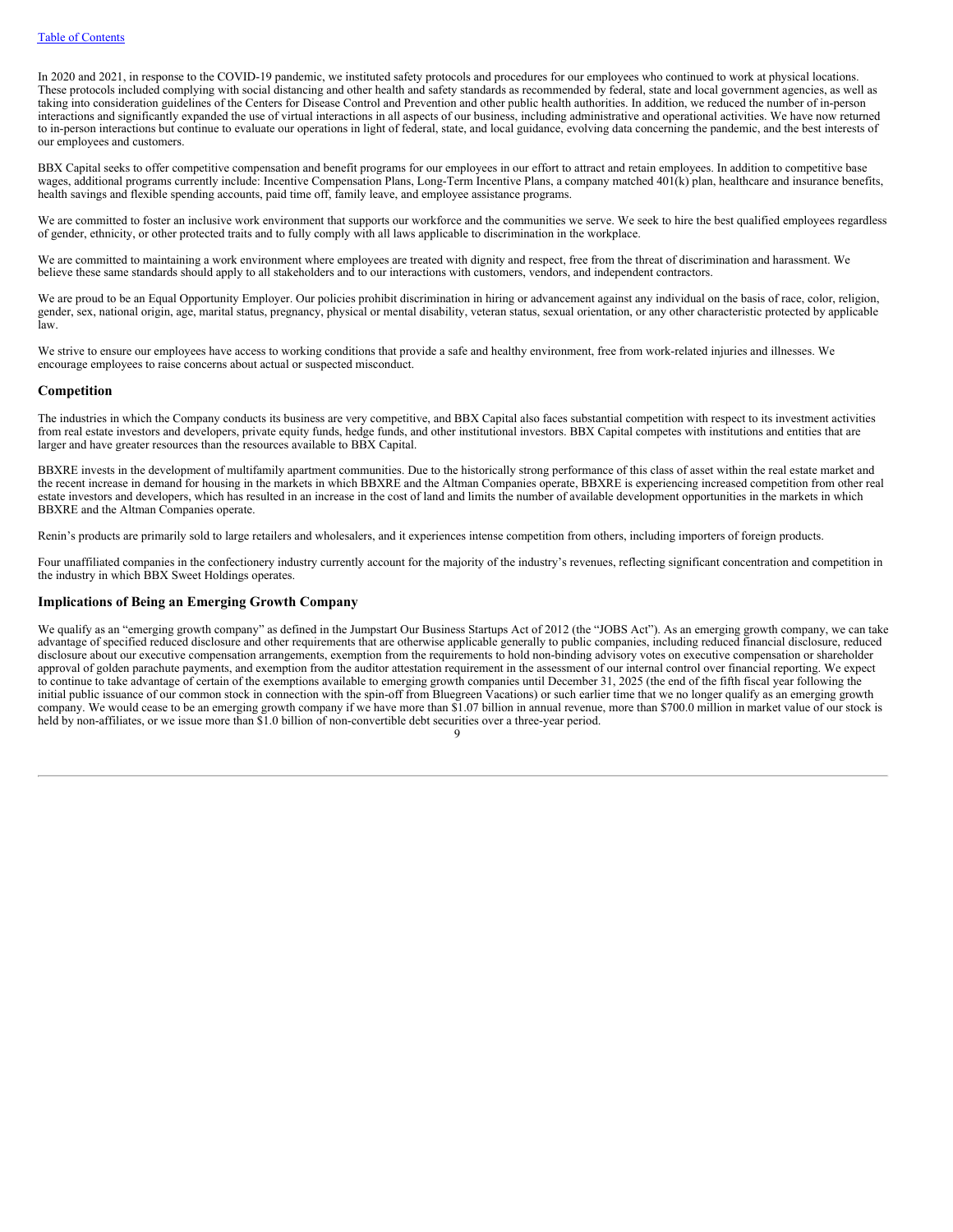In 2020 and 2021, in response to the COVID-19 pandemic, we instituted safety protocols and procedures for our employees who continued to work at physical locations. These protocols included complying with social distancing and other health and safety standards as recommended by federal, state and local government agencies, as well as taking into consideration guidelines of the Centers for Disease Control and Prevention and other public health authorities. In addition, we reduced the number of in-person interactions and significantly expanded the use of virtual interactions in all aspects of our business, including administrative and operational activities. We have now returned to in-person interactions but continue to evaluate our operations in light of federal, state, and local guidance, evolving data concerning the pandemic, and the best interests of our employees and customers.

BBX Capital seeks to offer competitive compensation and benefit programs for our employees in our effort to attract and retain employees. In addition to competitive base wages, additional programs currently include: Incentive Compensation Plans, Long-Term Incentive Plans, a company matched 401(k) plan, healthcare and insurance benefits, health savings and flexible spending accounts, paid time off, family leave, and employee assistance programs.

We are committed to foster an inclusive work environment that supports our workforce and the communities we serve. We seek to hire the best qualified employees regardless of gender, ethnicity, or other protected traits and to fully comply with all laws applicable to discrimination in the workplace.

We are committed to maintaining a work environment where employees are treated with dignity and respect, free from the threat of discrimination and harassment. We believe these same standards should apply to all stakeholders and to our interactions with customers, vendors, and independent contractors.

We are proud to be an Equal Opportunity Employer. Our policies prohibit discrimination in hiring or advancement against any individual on the basis of race, color, religion, gender, sex, national origin, age, marital status, pregnancy, physical or mental disability, veteran status, sexual orientation, or any other characteristic protected by applicable law.

We strive to ensure our employees have access to working conditions that provide a safe and healthy environment, free from work-related injuries and illnesses. We encourage employees to raise concerns about actual or suspected misconduct.

## Competition

The industries in which the Company conducts its business are very competitive, and BBX Capital also faces substantial competition with respect to its investment activities from real estate investors and developers, private equity funds, hedge funds, and other institutional investors. BBX Capital competes with institutions and entities that are larger and have greater resources than the resources available to BBX Capital.

BBXRE invests in the development of multifamily apartment communities. Due to the historically strong performance of this class of asset within the real estate market and the recent increase in demand for housing in the markets in which BBXRE and the Altman Companies operate, BBXRE is experiencing increased competition from other real estate investors and developers, which has resulted in an increase in the cost of land and limits the number of available development opportunities in the markets in which BBXRE and the Altman Companies operate.

Renin's products are primarily sold to large retailers and wholesalers, and it experiences intense competition from others, including importers of foreign products.

Four unaffiliated companies in the confectionery industry currently account for the majority of the industry's revenues, reflecting significant concentration and competition in the industry in which BBX Sweet Holdings operates.

## Implications of Being an Emerging Growth Company

We qualify as an "emerging growth company" as defined in the Jumpstart Our Business Startups Act of 2012 (the "JOBS Act"). As an emerging growth company, we can take advantage of specified reduced disclosure and other requirements that are otherwise applicable generally to public companies, including reduced financial disclosure, reduced disclosure about our executive compensation arrangements, exemption from the requirements to hold non-binding advisory votes on executive compensation or shareholder approval of golden parachute payments, and exemption from the auditor attestation requirement in the assessment of our internal control over financial reporting. We expect to continue to take advantage of certain of the exemptions available to emerging growth companies until December 31, 2025 (the end of the fifth fiscal year following the initial public issuance of our common stock in connection with the spin-off from Bluegreen Vacations) or such earlier time that we no longer qualify as an emerging growth company. We would cease to be an emerging growth company if we have more than $1.07 billion in annual revenue, more than $700.0 million in market value of our stock is held by non-affiliates, or we issue more than $1.0 billion of non-convertible debt securities over a three-year period.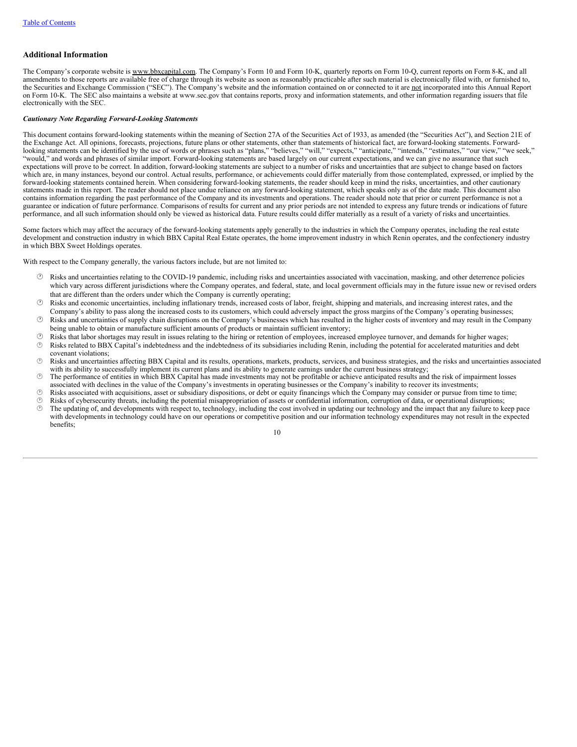## Additional Information

The Company's corporate website is www.bbxcapital.com. The Company's Form 10 and Form 10-K, quarterly reports on Form 10-Q, current reports on Form 8-K, and all amendments to those reports are available free of charge through its website as soon as reasonably practicable after such material is electronically filed with, or furnished to, the Securities and Exchange Commission ("SEC"). The Company's website and the information contained on or connected to it are not incorporated into this Annual Report on Form 10-K. The SEC also maintains a website at www.sec.gov that contains reports, proxy and information statements, and other information regarding issuers that file electronically with the SEC.

***Cautionary Note Regarding Forward-Looking Statements***

This document contains forward-looking statements within the meaning of Section 27A of the Securities Act of 1933, as amended (the "Securities Act"), and Section 21E of the Exchange Act. All opinions, forecasts, projections, future plans or other statements, other than statements of historical fact, are forward-looking statements. Forward-looking statements can be identified by the use of words or phrases such as "plans," "believes," "will," "expects," "anticipate," "intends," "estimates," "our view," "we seek," "would," and words and phrases of similar import. Forward-looking statements are based largely on our current expectations, and we can give no assurance that such expectations will prove to be correct. In addition, forward-looking statements are subject to a number of risks and uncertainties that are subject to change based on factors which are, in many instances, beyond our control. Actual results, performance, or achievements could differ materially from those contemplated, expressed, or implied by the forward-looking statements contained herein. When considering forward-looking statements, the reader should keep in mind the risks, uncertainties, and other cautionary statements made in this report. The reader should not place undue reliance on any forward-looking statement, which speaks only as of the date made. This document also contains information regarding the past performance of the Company and its investments and operations. The reader should note that prior or current performance is not a guarantee or indication of future performance. Comparisons of results for current and any prior periods are not intended to express any future trends or indications of future performance, and all such information should only be viewed as historical data. Future results could differ materially as a result of a variety of risks and uncertainties.

Some factors which may affect the accuracy of the forward-looking statements apply generally to the industries in which the Company operates, including the real estate development and construction industry in which BBX Capital Real Estate operates, the home improvement industry in which Renin operates, and the confectionery industry in which BBX Sweet Holdings operates.

With respect to the Company generally, the various factors include, but are not limited to:

- Risks and uncertainties relating to the COVID-19 pandemic, including risks and uncertainties associated with vaccination, masking, and other deterrence policies which vary across different jurisdictions where the Company operates, and federal, state, and local government officials may in the future issue new or revised orders that are different than the orders under which the Company is currently operating;
- Risks and economic uncertainties, including inflationary trends, increased costs of labor, freight, shipping and materials, and increasing interest rates, and the Company's ability to pass along the increased costs to its customers, which could adversely impact the gross margins of the Company's operating businesses;
- Risks and uncertainties of supply chain disruptions on the Company's businesses which has resulted in the higher costs of inventory and may result in the Company being unable to obtain or manufacture sufficient amounts of products or maintain sufficient inventory;
- Risks that labor shortages may result in issues relating to the hiring or retention of employees, increased employee turnover, and demands for higher wages;
- Risks related to BBX Capital's indebtedness and the indebtedness of its subsidiaries including Renin, including the potential for accelerated maturities and debt covenant violations;
- Risks and uncertainties affecting BBX Capital and its results, operations, markets, products, services, and business strategies, and the risks and uncertainties associated with its ability to successfully implement its current plans and its ability to generate earnings under the current business strategy;
- The performance of entities in which BBX Capital has made investments may not be profitable or achieve anticipated results and the risk of impairment losses associated with declines in the value of the Company's investments in operating businesses or the Company's inability to recover its investments;
- Risks associated with acquisitions, asset or subsidiary dispositions, or debt or equity financings which the Company may consider or pursue from time to time;
- Risks of cybersecurity threats, including the potential misappropriation of assets or confidential information, corruption of data, or operational disruptions;
- The updating of, and developments with respect to, technology, including the cost involved in updating our technology and the impact that any failure to keep pace with developments in technology could have on our operations or competitive position and our information technology expenditures may not result in the expected benefits;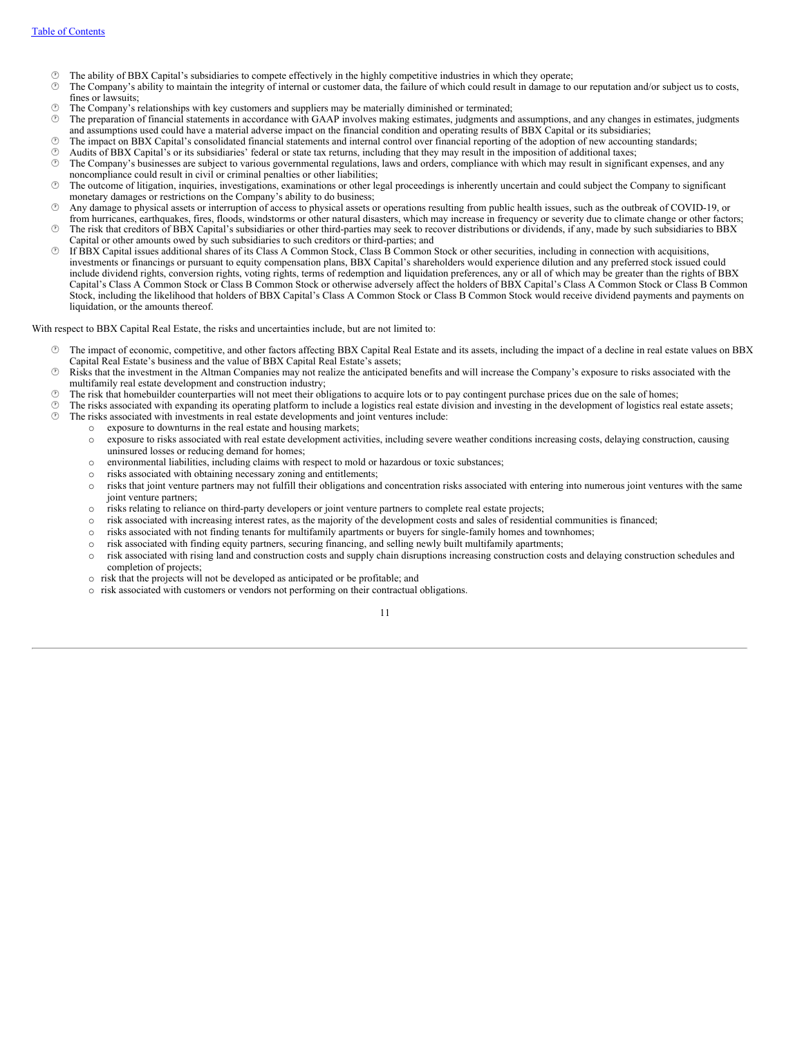- The ability of BBX Capital's subsidiaries to compete effectively in the highly competitive industries in which they operate;
- The Company's ability to maintain the integrity of internal or customer data, the failure of which could result in damage to our reputation and/or subject us to costs, fines or lawsuits;
- The Company's relationships with key customers and suppliers may be materially diminished or terminated;
- The preparation of financial statements in accordance with GAAP involves making estimates, judgments and assumptions, and any changes in estimates, judgments and assumptions used could have a material adverse impact on the financial condition and operating results of BBX Capital or its subsidiaries;
- The impact on BBX Capital's consolidated financial statements and internal control over financial reporting of the adoption of new accounting standards;
- Audits of BBX Capital's or its subsidiaries' federal or state tax returns, including that they may result in the imposition of additional taxes;
- The Company's businesses are subject to various governmental regulations, laws and orders, compliance with which may result in significant expenses, and any noncompliance could result in civil or criminal penalties or other liabilities;
- The outcome of litigation, inquiries, investigations, examinations or other legal proceedings is inherently uncertain and could subject the Company to significant monetary damages or restrictions on the Company's ability to do business;
- Any damage to physical assets or interruption of access to physical assets or operations resulting from public health issues, such as the outbreak of COVID-19, or from hurricanes, earthquakes, fires, floods, windstorms or other natural disasters, which may increase in frequency or severity due to climate change or other factors;
- The risk that creditors of BBX Capital's subsidiaries or other third-parties may seek to recover distributions or dividends, if any, made by such subsidiaries to BBX Capital or other amounts owed by such subsidiaries to such creditors or third-parties; and
- If BBX Capital issues additional shares of its Class A Common Stock, Class B Common Stock or other securities, including in connection with acquisitions, investments or financings or pursuant to equity compensation plans, BBX Capital's shareholders would experience dilution and any preferred stock issued could include dividend rights, conversion rights, voting rights, terms of redemption and liquidation preferences, any or all of which may be greater than the rights of BBX Capital's Class A Common Stock or Class B Common Stock or otherwise adversely affect the holders of BBX Capital's Class A Common Stock or Class B Common Stock, including the likelihood that holders of BBX Capital's Class A Common Stock or Class B Common Stock would receive dividend payments and payments on liquidation, or the amounts thereof.

With respect to BBX Capital Real Estate, the risks and uncertainties include, but are not limited to:

- The impact of economic, competitive, and other factors affecting BBX Capital Real Estate and its assets, including the impact of a decline in real estate values on BBX Capital Real Estate's business and the value of BBX Capital Real Estate's assets;
- Risks that the investment in the Altman Companies may not realize the anticipated benefits and will increase the Company's exposure to risks associated with the multifamily real estate development and construction industry;
- The risk that homebuilder counterparties will not meet their obligations to acquire lots or to pay contingent purchase prices due on the sale of homes;
- The risks associated with expanding its operating platform to include a logistics real estate division and investing in the development of logistics real estate assets;
- The risks associated with investments in real estate developments and joint ventures include:
  - exposure to downturns in the real estate and housing markets;
  - exposure to risks associated with real estate development activities, including severe weather conditions increasing costs, delaying construction, causing uninsured losses or reducing demand for homes;
  - environmental liabilities, including claims with respect to mold or hazardous or toxic substances;
  - risks associated with obtaining necessary zoning and entitlements;
  - risks that joint venture partners may not fulfill their obligations and concentration risks associated with entering into numerous joint ventures with the same joint venture partners;
  - risks relating to reliance on third-party developers or joint venture partners to complete real estate projects;
  - risk associated with increasing interest rates, as the majority of the development costs and sales of residential communities is financed;
  - risks associated with not finding tenants for multifamily apartments or buyers for single-family homes and townhomes;
  - risk associated with finding equity partners, securing financing, and selling newly built multifamily apartments;
  - risk associated with rising land and construction costs and supply chain disruptions increasing construction costs and delaying construction schedules and completion of projects;
  - risk that the projects will not be developed as anticipated or be profitable; and
  - risk associated with customers or vendors not performing on their contractual obligations.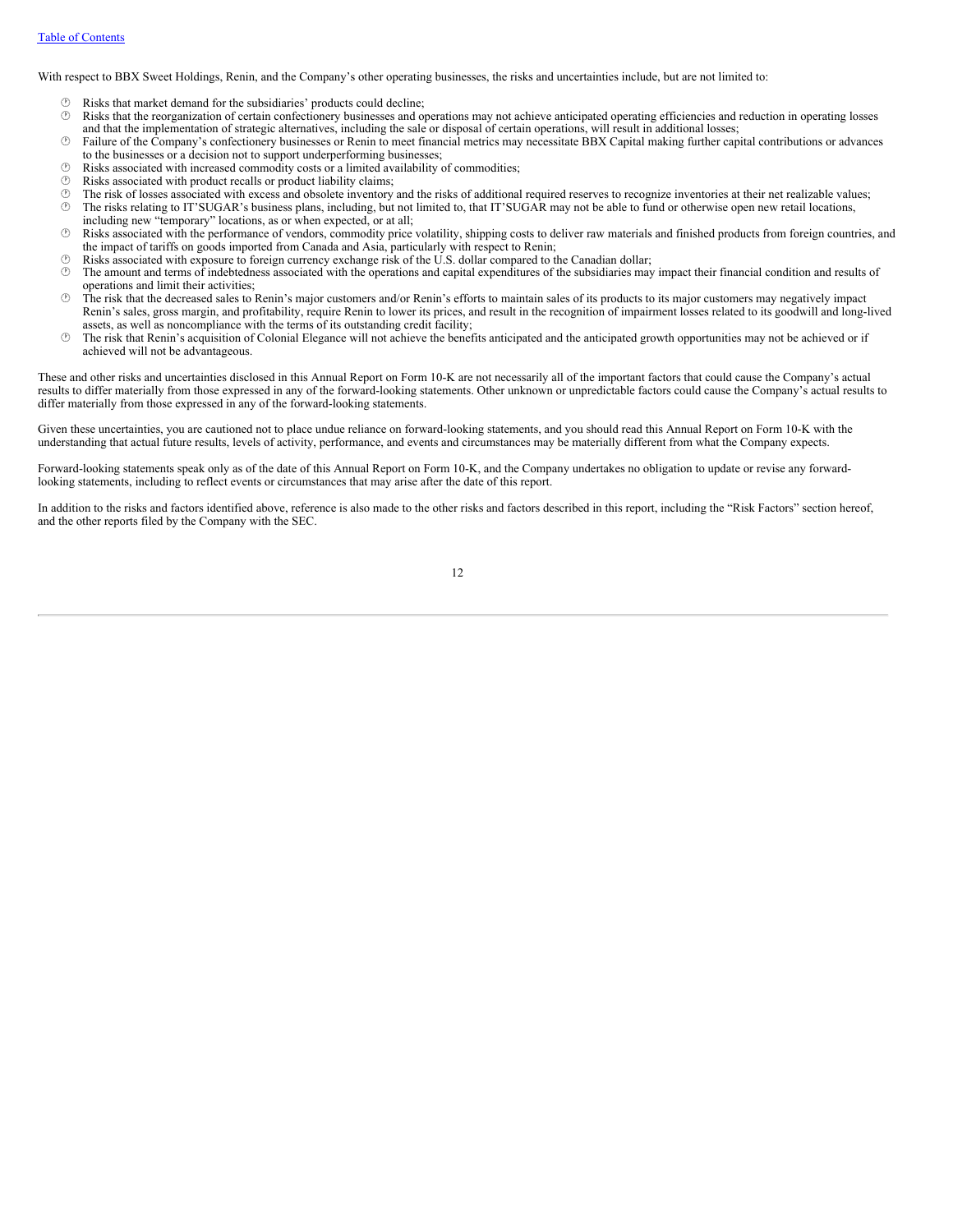With respect to BBX Sweet Holdings, Renin, and the Company's other operating businesses, the risks and uncertainties include, but are not limited to:

- Risks that market demand for the subsidiaries' products could decline;
- Risks that the reorganization of certain confectionery businesses and operations may not achieve anticipated operating efficiencies and reduction in operating losses and that the implementation of strategic alternatives, including the sale or disposal of certain operations, will result in additional losses;
- Failure of the Company's confectionery businesses or Renin to meet financial metrics may necessitate BBX Capital making further capital contributions or advances to the businesses or a decision not to support underperforming businesses;
- Risks associated with increased commodity costs or a limited availability of commodities;
- Risks associated with product recalls or product liability claims;
- The risk of losses associated with excess and obsolete inventory and the risks of additional required reserves to recognize inventories at their net realizable values;
- The risks relating to IT'SUGAR's business plans, including, but not limited to, that IT'SUGAR may not be able to fund or otherwise open new retail locations, including new "temporary" locations, as or when expected, or at all;
- Risks associated with the performance of vendors, commodity price volatility, shipping costs to deliver raw materials and finished products from foreign countries, and the impact of tariffs on goods imported from Canada and Asia, particularly with respect to Renin;
- Risks associated with exposure to foreign currency exchange risk of the U.S. dollar compared to the Canadian dollar;
- The amount and terms of indebtedness associated with the operations and capital expenditures of the subsidiaries may impact their financial condition and results of operations and limit their activities;
- The risk that the decreased sales to Renin's major customers and/or Renin's efforts to maintain sales of its products to its major customers may negatively impact Renin's sales, gross margin, and profitability, require Renin to lower its prices, and result in the recognition of impairment losses related to its goodwill and long-lived assets, as well as noncompliance with the terms of its outstanding credit facility;
- The risk that Renin's acquisition of Colonial Elegance will not achieve the benefits anticipated and the anticipated growth opportunities may not be achieved or if achieved will not be advantageous.

These and other risks and uncertainties disclosed in this Annual Report on Form 10-K are not necessarily all of the important factors that could cause the Company's actual results to differ materially from those expressed in any of the forward-looking statements. Other unknown or unpredictable factors could cause the Company's actual results to differ materially from those expressed in any of the forward-looking statements.

Given these uncertainties, you are cautioned not to place undue reliance on forward-looking statements, and you should read this Annual Report on Form 10-K with the understanding that actual future results, levels of activity, performance, and events and circumstances may be materially different from what the Company expects.

Forward-looking statements speak only as of the date of this Annual Report on Form 10-K, and the Company undertakes no obligation to update or revise any forward-looking statements, including to reflect events or circumstances that may arise after the date of this report.

In addition to the risks and factors identified above, reference is also made to the other risks and factors described in this report, including the "Risk Factors" section hereof, and the other reports filed by the Company with the SEC.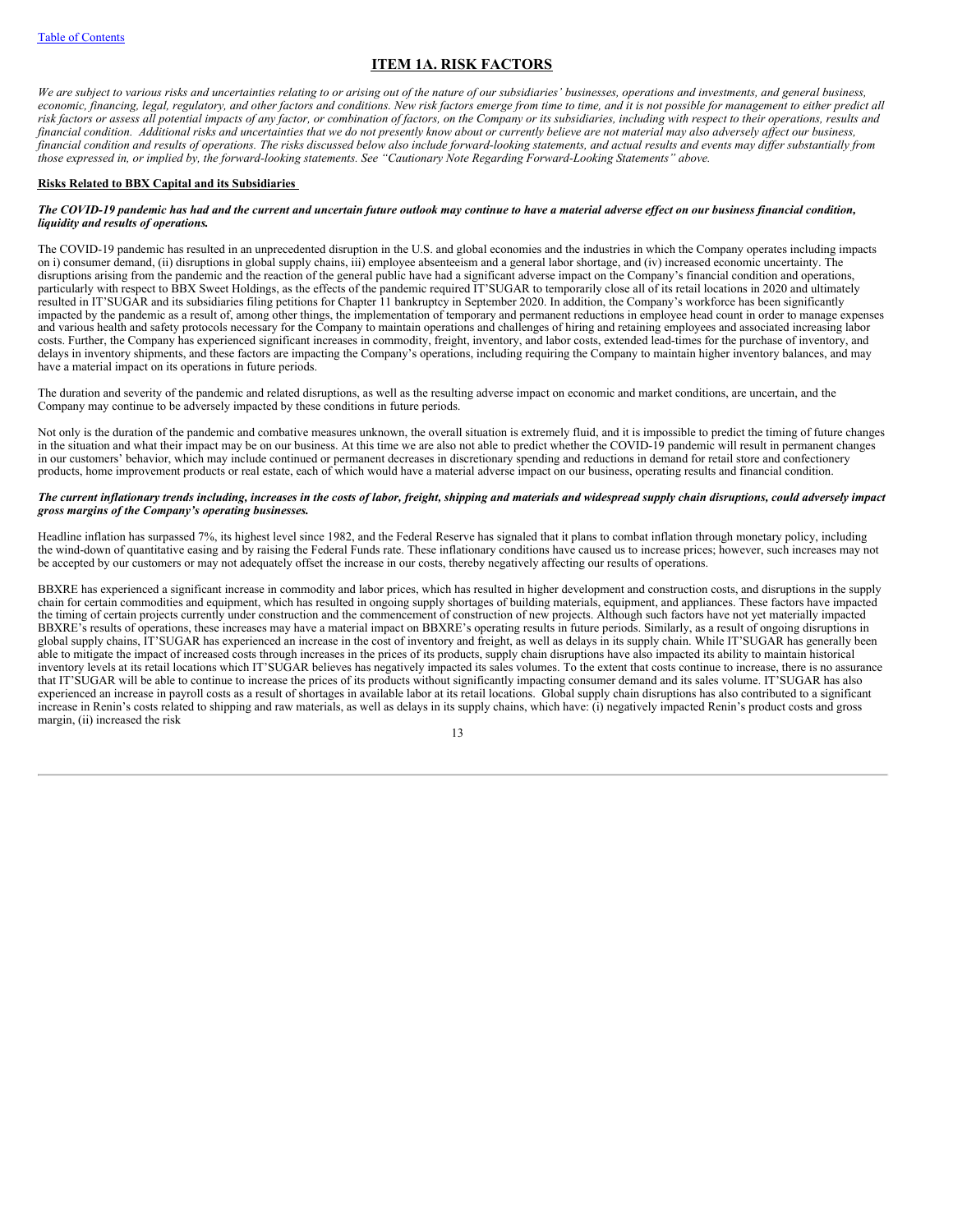## ITEM 1A. RISK FACTORS

*We are subject to various risks and uncertainties relating to or arising out of the nature of our subsidiaries' businesses, operations and investments, and general business, economic, financing, legal, regulatory, and other factors and conditions. New risk factors emerge from time to time, and it is not possible for management to either predict all risk factors or assess all potential impacts of any factor, or combination of factors, on the Company or its subsidiaries, including with respect to their operations, results and financial condition. Additional risks and uncertainties that we do not presently know about or currently believe are not material may also adversely affect our business, financial condition and results of operations. The risks discussed below also include forward-looking statements, and actual results and events may differ substantially from those expressed in, or implied by, the forward-looking statements. See "Cautionary Note Regarding Forward-Looking Statements" above.*

**Risks Related to BBX Capital and its Subsidiaries**

***The COVID-19 pandemic has had and the current and uncertain future outlook may continue to have a material adverse effect on our business financial condition, liquidity and results of operations.***

The COVID-19 pandemic has resulted in an unprecedented disruption in the U.S. and global economies and the industries in which the Company operates including impacts on i) consumer demand, (ii) disruptions in global supply chains, iii) employee absenteeism and a general labor shortage, and (iv) increased economic uncertainty. The disruptions arising from the pandemic and the reaction of the general public have had a significant adverse impact on the Company's financial condition and operations, particularly with respect to BBX Sweet Holdings, as the effects of the pandemic required IT'SUGAR to temporarily close all of its retail locations in 2020 and ultimately resulted in IT'SUGAR and its subsidiaries filing petitions for Chapter 11 bankruptcy in September 2020. In addition, the Company's workforce has been significantly impacted by the pandemic as a result of, among other things, the implementation of temporary and permanent reductions in employee head count in order to manage expenses and various health and safety protocols necessary for the Company to maintain operations and challenges of hiring and retaining employees and associated increasing labor costs. Further, the Company has experienced significant increases in commodity, freight, inventory, and labor costs, extended lead-times for the purchase of inventory, and delays in inventory shipments, and these factors are impacting the Company's operations, including requiring the Company to maintain higher inventory balances, and may have a material impact on its operations in future periods.

The duration and severity of the pandemic and related disruptions, as well as the resulting adverse impact on economic and market conditions, are uncertain, and the Company may continue to be adversely impacted by these conditions in future periods.

Not only is the duration of the pandemic and combative measures unknown, the overall situation is extremely fluid, and it is impossible to predict the timing of future changes in the situation and what their impact may be on our business. At this time we are also not able to predict whether the COVID-19 pandemic will result in permanent changes in our customers' behavior, which may include continued or permanent decreases in discretionary spending and reductions in demand for retail store and confectionery products, home improvement products or real estate, each of which would have a material adverse impact on our business, operating results and financial condition.

***The current inflationary trends including, increases in the costs of labor, freight, shipping and materials and widespread supply chain disruptions, could adversely impact gross margins of the Company's operating businesses.***

Headline inflation has surpassed 7%, its highest level since 1982, and the Federal Reserve has signaled that it plans to combat inflation through monetary policy, including the wind-down of quantitative easing and by raising the Federal Funds rate. These inflationary conditions have caused us to increase prices; however, such increases may not be accepted by our customers or may not adequately offset the increase in our costs, thereby negatively affecting our results of operations.

BBXRE has experienced a significant increase in commodity and labor prices, which has resulted in higher development and construction costs, and disruptions in the supply chain for certain commodities and equipment, which has resulted in ongoing supply shortages of building materials, equipment, and appliances. These factors have impacted the timing of certain projects currently under construction and the commencement of construction of new projects. Although such factors have not yet materially impacted BBXRE's results of operations, these increases may have a material impact on BBXRE's operating results in future periods. Similarly, as a result of ongoing disruptions in global supply chains, IT'SUGAR has experienced an increase in the cost of inventory and freight, as well as delays in its supply chain. While IT'SUGAR has generally been able to mitigate the impact of increased costs through increases in the prices of its products, supply chain disruptions have also impacted its ability to maintain historical inventory levels at its retail locations which IT'SUGAR believes has negatively impacted its sales volumes. To the extent that costs continue to increase, there is no assurance that IT'SUGAR will be able to continue to increase the prices of its products without significantly impacting consumer demand and its sales volume. IT'SUGAR has also experienced an increase in payroll costs as a result of shortages in available labor at its retail locations. Global supply chain disruptions has also contributed to a significant increase in Renin's costs related to shipping and raw materials, as well as delays in its supply chains, which have: (i) negatively impacted Renin's product costs and gross margin, (ii) increased the risk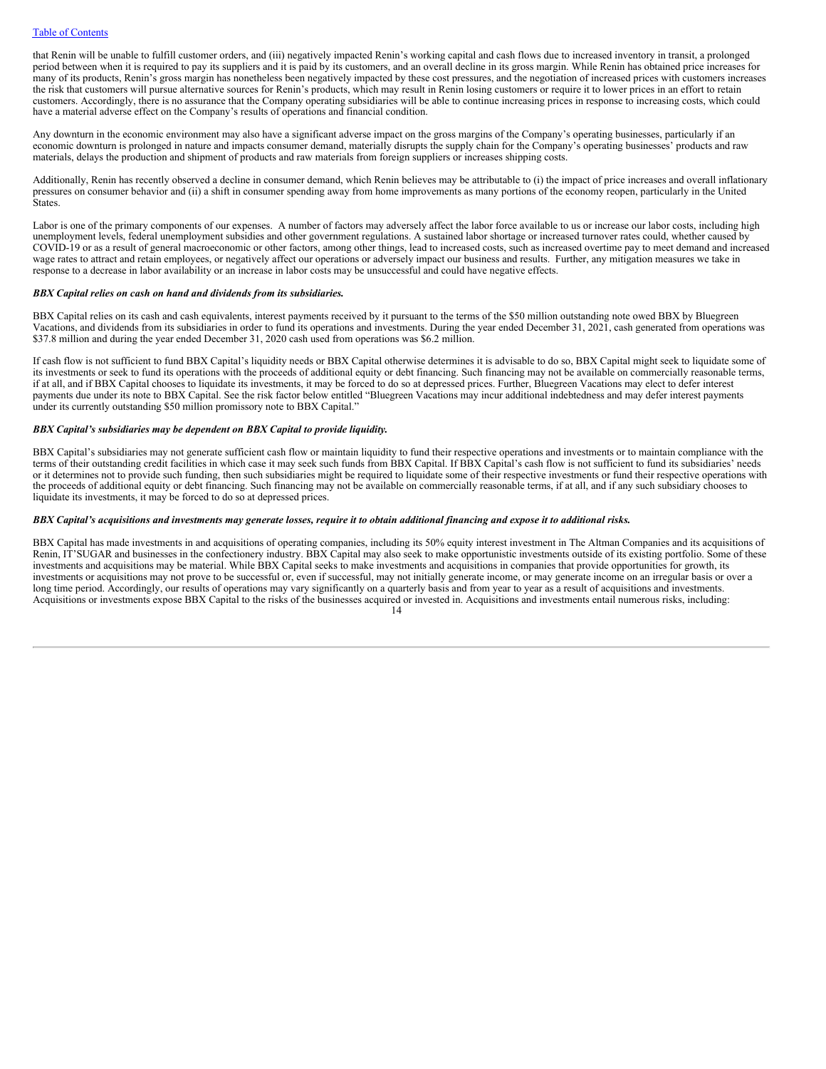that Renin will be unable to fulfill customer orders, and (iii) negatively impacted Renin's working capital and cash flows due to increased inventory in transit, a prolonged period between when it is required to pay its suppliers and it is paid by its customers, and an overall decline in its gross margin. While Renin has obtained price increases for many of its products, Renin's gross margin has nonetheless been negatively impacted by these cost pressures, and the negotiation of increased prices with customers increases the risk that customers will pursue alternative sources for Renin's products, which may result in Renin losing customers or require it to lower prices in an effort to retain customers. Accordingly, there is no assurance that the Company operating subsidiaries will be able to continue increasing prices in response to increasing costs, which could have a material adverse effect on the Company's results of operations and financial condition.

Any downturn in the economic environment may also have a significant adverse impact on the gross margins of the Company's operating businesses, particularly if an economic downturn is prolonged in nature and impacts consumer demand, materially disrupts the supply chain for the Company's operating businesses' products and raw materials, delays the production and shipment of products and raw materials from foreign suppliers or increases shipping costs.

Additionally, Renin has recently observed a decline in consumer demand, which Renin believes may be attributable to (i) the impact of price increases and overall inflationary pressures on consumer behavior and (ii) a shift in consumer spending away from home improvements as many portions of the economy reopen, particularly in the United States.

Labor is one of the primary components of our expenses. A number of factors may adversely affect the labor force available to us or increase our labor costs, including high unemployment levels, federal unemployment subsidies and other government regulations. A sustained labor shortage or increased turnover rates could, whether caused by COVID-19 or as a result of general macroeconomic or other factors, among other things, lead to increased costs, such as increased overtime pay to meet demand and increased wage rates to attract and retain employees, or negatively affect our operations or adversely impact our business and results. Further, any mitigation measures we take in response to a decrease in labor availability or an increase in labor costs may be unsuccessful and could have negative effects.

***BBX Capital relies on cash on hand and dividends from its subsidiaries.***

BBX Capital relies on its cash and cash equivalents, interest payments received by it pursuant to the terms of the $50 million outstanding note owed BBX by Bluegreen Vacations, and dividends from its subsidiaries in order to fund its operations and investments. During the year ended December 31, 2021, cash generated from operations was $37.8 million and during the year ended December 31, 2020 cash used from operations was $6.2 million.

If cash flow is not sufficient to fund BBX Capital's liquidity needs or BBX Capital otherwise determines it is advisable to do so, BBX Capital might seek to liquidate some of its investments or seek to fund its operations with the proceeds of additional equity or debt financing. Such financing may not be available on commercially reasonable terms, if at all, and if BBX Capital chooses to liquidate its investments, it may be forced to do so at depressed prices. Further, Bluegreen Vacations may elect to defer interest payments due under its note to BBX Capital. See the risk factor below entitled "Bluegreen Vacations may incur additional indebtedness and may defer interest payments under its currently outstanding $50 million promissory note to BBX Capital."

***BBX Capital's subsidiaries may be dependent on BBX Capital to provide liquidity.***

BBX Capital's subsidiaries may not generate sufficient cash flow or maintain liquidity to fund their respective operations and investments or to maintain compliance with the terms of their outstanding credit facilities in which case it may seek such funds from BBX Capital. If BBX Capital's cash flow is not sufficient to fund its subsidiaries' needs or it determines not to provide such funding, then such subsidiaries might be required to liquidate some of their respective investments or fund their respective operations with the proceeds of additional equity or debt financing. Such financing may not be available on commercially reasonable terms, if at all, and if any such subsidiary chooses to liquidate its investments, it may be forced to do so at depressed prices.

***BBX Capital's acquisitions and investments may generate losses, require it to obtain additional financing and expose it to additional risks.***

BBX Capital has made investments in and acquisitions of operating companies, including its 50% equity interest investment in The Altman Companies and its acquisitions of Renin, IT'SUGAR and businesses in the confectionery industry. BBX Capital may also seek to make opportunistic investments outside of its existing portfolio. Some of these investments and acquisitions may be material. While BBX Capital seeks to make investments and acquisitions in companies that provide opportunities for growth, its investments or acquisitions may not prove to be successful or, even if successful, may not initially generate income, or may generate income on an irregular basis or over a long time period. Accordingly, our results of operations may vary significantly on a quarterly basis and from year to year as a result of acquisitions and investments. Acquisitions or investments expose BBX Capital to the risks of the businesses acquired or invested in. Acquisitions and investments entail numerous risks, including: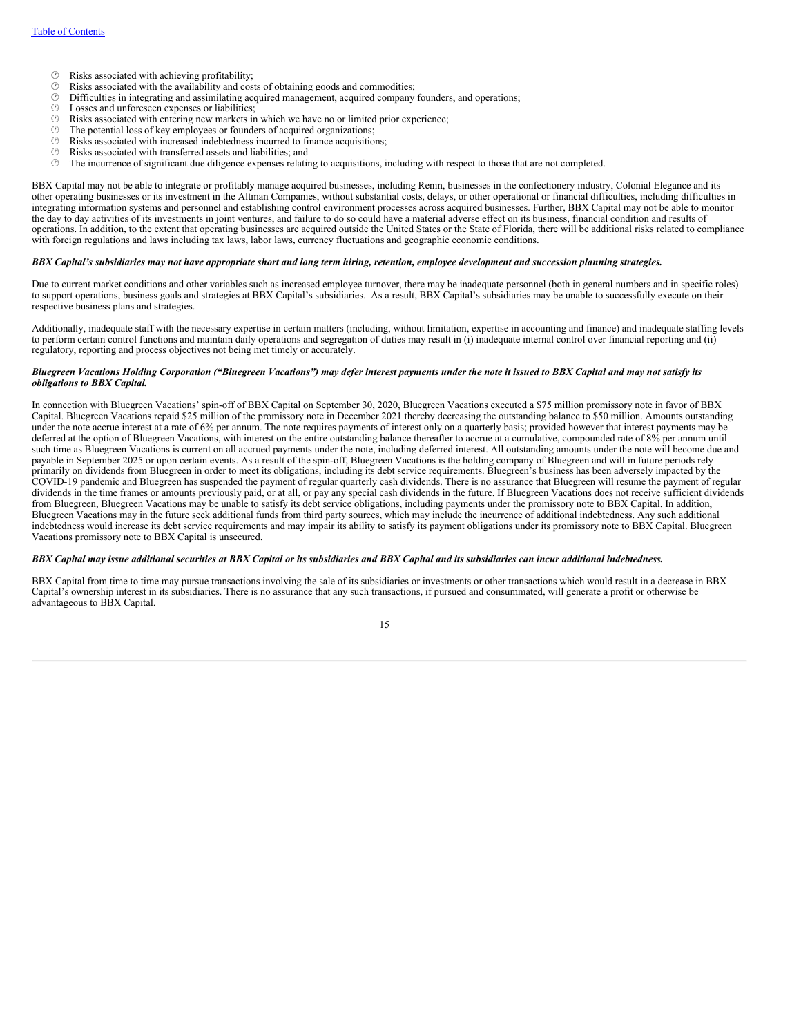- Risks associated with achieving profitability;
- Risks associated with the availability and costs of obtaining goods and commodities;
- Difficulties in integrating and assimilating acquired management, acquired company founders, and operations;
- Losses and unforeseen expenses or liabilities;
- Risks associated with entering new markets in which we have no or limited prior experience;
- The potential loss of key employees or founders of acquired organizations;
- Risks associated with increased indebtedness incurred to finance acquisitions;
- Risks associated with transferred assets and liabilities; and
- The incurrence of significant due diligence expenses relating to acquisitions, including with respect to those that are not completed.

BBX Capital may not be able to integrate or profitably manage acquired businesses, including Renin, businesses in the confectionery industry, Colonial Elegance and its other operating businesses or its investment in the Altman Companies, without substantial costs, delays, or other operational or financial difficulties, including difficulties in integrating information systems and personnel and establishing control environment processes across acquired businesses. Further, BBX Capital may not be able to monitor the day to day activities of its investments in joint ventures, and failure to do so could have a material adverse effect on its business, financial condition and results of operations. In addition, to the extent that operating businesses are acquired outside the United States or the State of Florida, there will be additional risks related to compliance with foreign regulations and laws including tax laws, labor laws, currency fluctuations and geographic economic conditions.

***BBX Capital's subsidiaries may not have appropriate short and long term hiring, retention, employee development and succession planning strategies.***

Due to current market conditions and other variables such as increased employee turnover, there may be inadequate personnel (both in general numbers and in specific roles) to support operations, business goals and strategies at BBX Capital's subsidiaries. As a result, BBX Capital's subsidiaries may be unable to successfully execute on their respective business plans and strategies.

Additionally, inadequate staff with the necessary expertise in certain matters (including, without limitation, expertise in accounting and finance) and inadequate staffing levels to perform certain control functions and maintain daily operations and segregation of duties may result in (i) inadequate internal control over financial reporting and (ii) regulatory, reporting and process objectives not being met timely or accurately.

***Bluegreen Vacations Holding Corporation ("Bluegreen Vacations") may defer interest payments under the note it issued to BBX Capital and may not satisfy its obligations to BBX Capital.***

In connection with Bluegreen Vacations' spin-off of BBX Capital on September 30, 2020, Bluegreen Vacations executed a $75 million promissory note in favor of BBX Capital. Bluegreen Vacations repaid $25 million of the promissory note in December 2021 thereby decreasing the outstanding balance to $50 million. Amounts outstanding under the note accrue interest at a rate of 6% per annum. The note requires payments of interest only on a quarterly basis; provided however that interest payments may be deferred at the option of Bluegreen Vacations, with interest on the entire outstanding balance thereafter to accrue at a cumulative, compounded rate of 8% per annum until such time as Bluegreen Vacations is current on all accrued payments under the note, including deferred interest. All outstanding amounts under the note will become due and payable in September 2025 or upon certain events. As a result of the spin-off, Bluegreen Vacations is the holding company of Bluegreen and will in future periods rely primarily on dividends from Bluegreen in order to meet its obligations, including its debt service requirements. Bluegreen's business has been adversely impacted by the COVID-19 pandemic and Bluegreen has suspended the payment of regular quarterly cash dividends. There is no assurance that Bluegreen will resume the payment of regular dividends in the time frames or amounts previously paid, or at all, or pay any special cash dividends in the future. If Bluegreen Vacations does not receive sufficient dividends from Bluegreen, Bluegreen Vacations may be unable to satisfy its debt service obligations, including payments under the promissory note to BBX Capital. In addition, Bluegreen Vacations may in the future seek additional funds from third party sources, which may include the incurrence of additional indebtedness. Any such additional indebtedness would increase its debt service requirements and may impair its ability to satisfy its payment obligations under its promissory note to BBX Capital. Bluegreen Vacations promissory note to BBX Capital is unsecured.

***BBX Capital may issue additional securities at BBX Capital or its subsidiaries and BBX Capital and its subsidiaries can incur additional indebtedness.***

BBX Capital from time to time may pursue transactions involving the sale of its subsidiaries or investments or other transactions which would result in a decrease in BBX Capital's ownership interest in its subsidiaries. There is no assurance that any such transactions, if pursued and consummated, will generate a profit or otherwise be advantageous to BBX Capital.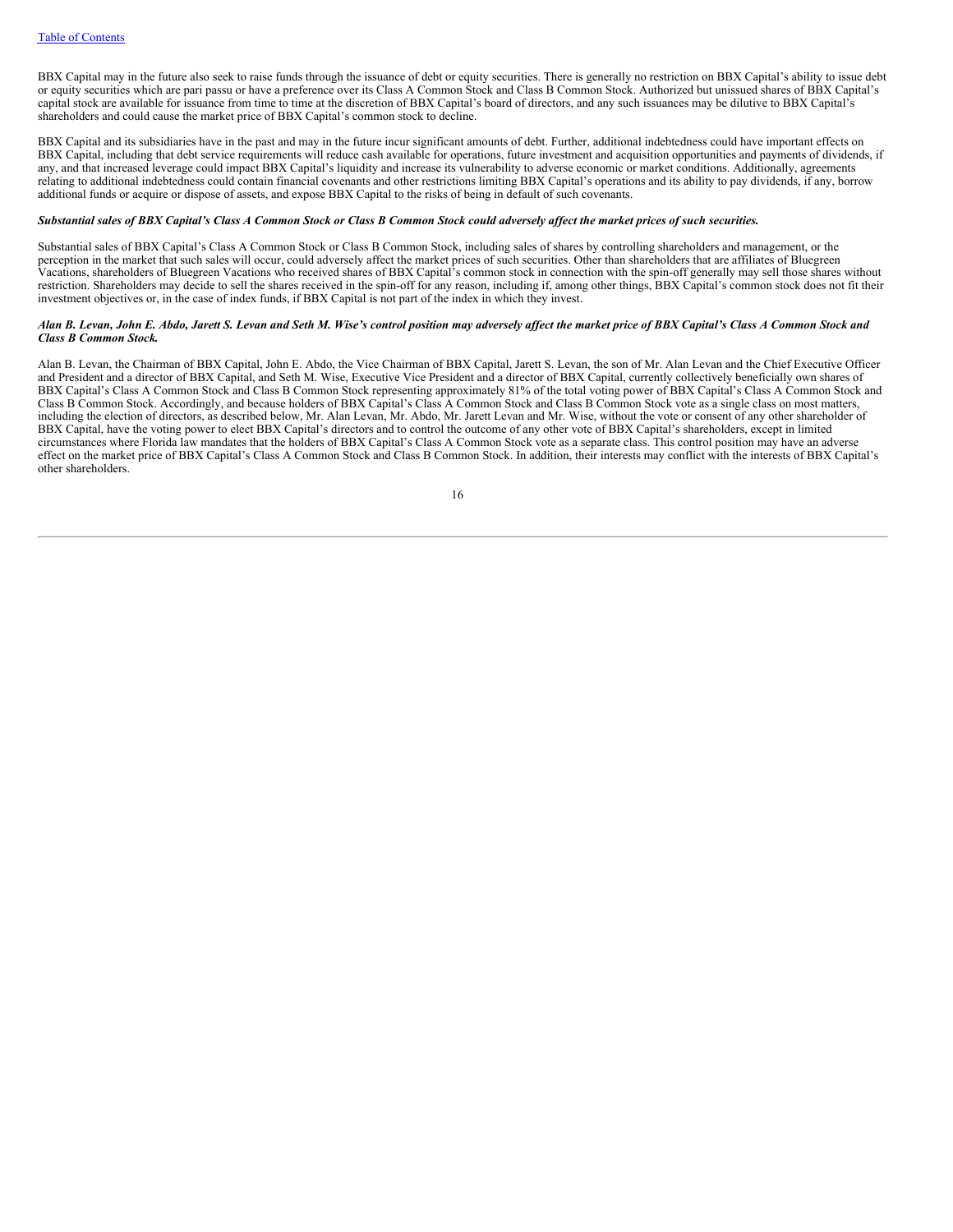BBX Capital may in the future also seek to raise funds through the issuance of debt or equity securities. There is generally no restriction on BBX Capital's ability to issue debt or equity securities which are pari passu or have a preference over its Class A Common Stock and Class B Common Stock. Authorized but unissued shares of BBX Capital's capital stock are available for issuance from time to time at the discretion of BBX Capital's board of directors, and any such issuances may be dilutive to BBX Capital's shareholders and could cause the market price of BBX Capital's common stock to decline.

BBX Capital and its subsidiaries have in the past and may in the future incur significant amounts of debt. Further, additional indebtedness could have important effects on BBX Capital, including that debt service requirements will reduce cash available for operations, future investment and acquisition opportunities and payments of dividends, if any, and that increased leverage could impact BBX Capital's liquidity and increase its vulnerability to adverse economic or market conditions. Additionally, agreements relating to additional indebtedness could contain financial covenants and other restrictions limiting BBX Capital's operations and its ability to pay dividends, if any, borrow additional funds or acquire or dispose of assets, and expose BBX Capital to the risks of being in default of such covenants.

***Substantial sales of BBX Capital's Class A Common Stock or Class B Common Stock could adversely affect the market prices of such securities.***

Substantial sales of BBX Capital's Class A Common Stock or Class B Common Stock, including sales of shares by controlling shareholders and management, or the perception in the market that such sales will occur, could adversely affect the market prices of such securities. Other than shareholders that are affiliates of Bluegreen Vacations, shareholders of Bluegreen Vacations who received shares of BBX Capital's common stock in connection with the spin-off generally may sell those shares without restriction. Shareholders may decide to sell the shares received in the spin-off for any reason, including if, among other things, BBX Capital's common stock does not fit their investment objectives or, in the case of index funds, if BBX Capital is not part of the index in which they invest.

***Alan B. Levan, John E. Abdo, Jarett S. Levan and Seth M. Wise's control position may adversely affect the market price of BBX Capital's Class A Common Stock and Class B Common Stock.***

Alan B. Levan, the Chairman of BBX Capital, John E. Abdo, the Vice Chairman of BBX Capital, Jarett S. Levan, the son of Mr. Alan Levan and the Chief Executive Officer and President and a director of BBX Capital, and Seth M. Wise, Executive Vice President and a director of BBX Capital, currently collectively beneficially own shares of BBX Capital's Class A Common Stock and Class B Common Stock representing approximately 81% of the total voting power of BBX Capital's Class A Common Stock and Class B Common Stock. Accordingly, and because holders of BBX Capital's Class A Common Stock and Class B Common Stock vote as a single class on most matters, including the election of directors, as described below, Mr. Alan Levan, Mr. Abdo, Mr. Jarett Levan and Mr. Wise, without the vote or consent of any other shareholder of BBX Capital, have the voting power to elect BBX Capital's directors and to control the outcome of any other vote of BBX Capital's shareholders, except in limited circumstances where Florida law mandates that the holders of BBX Capital's Class A Common Stock vote as a separate class. This control position may have an adverse effect on the market price of BBX Capital's Class A Common Stock and Class B Common Stock. In addition, their interests may conflict with the interests of BBX Capital's other shareholders.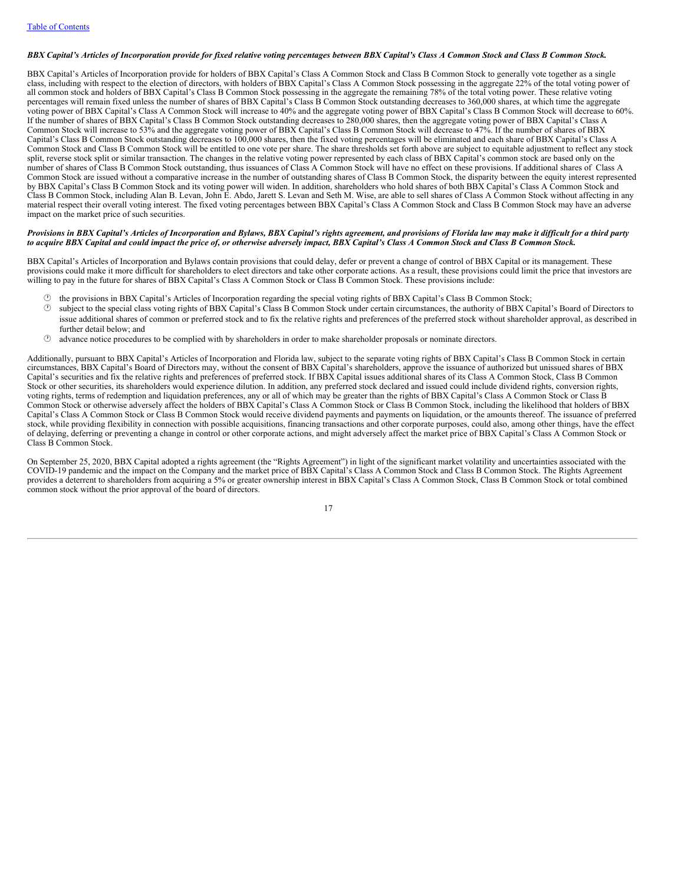***BBX Capital's Articles of Incorporation provide for fixed relative voting percentages between BBX Capital's Class A Common Stock and Class B Common Stock.***

BBX Capital's Articles of Incorporation provide for holders of BBX Capital's Class A Common Stock and Class B Common Stock to generally vote together as a single class, including with respect to the election of directors, with holders of BBX Capital's Class A Common Stock possessing in the aggregate 22% of the total voting power of all common stock and holders of BBX Capital's Class B Common Stock possessing in the aggregate the remaining 78% of the total voting power. These relative voting percentages will remain fixed unless the number of shares of BBX Capital's Class B Common Stock outstanding decreases to 360,000 shares, at which time the aggregate voting power of BBX Capital's Class A Common Stock will increase to 40% and the aggregate voting power of BBX Capital's Class B Common Stock will decrease to 60%. If the number of shares of BBX Capital's Class B Common Stock outstanding decreases to 280,000 shares, then the aggregate voting power of BBX Capital's Class A Common Stock will increase to 53% and the aggregate voting power of BBX Capital's Class B Common Stock will decrease to 47%. If the number of shares of BBX Capital's Class B Common Stock outstanding decreases to 100,000 shares, then the fixed voting percentages will be eliminated and each share of BBX Capital's Class A Common Stock and Class B Common Stock will be entitled to one vote per share. The share thresholds set forth above are subject to equitable adjustment to reflect any stock split, reverse stock split or similar transaction. The changes in the relative voting power represented by each class of BBX Capital's common stock are based only on the number of shares of Class B Common Stock outstanding, thus issuances of Class A Common Stock will have no effect on these provisions. If additional shares of Class A Common Stock are issued without a comparative increase in the number of outstanding shares of Class B Common Stock, the disparity between the equity interest represented by BBX Capital's Class B Common Stock and its voting power will widen. In addition, shareholders who hold shares of both BBX Capital's Class A Common Stock and Class B Common Stock, including Alan B. Levan, John E. Abdo, Jarett S. Levan and Seth M. Wise, are able to sell shares of Class A Common Stock without affecting in any material respect their overall voting interest. The fixed voting percentages between BBX Capital's Class A Common Stock and Class B Common Stock may have an adverse impact on the market price of such securities.

***Provisions in BBX Capital's Articles of Incorporation and Bylaws, BBX Capital's rights agreement, and provisions of Florida law may make it difficult for a third party to acquire BBX Capital and could impact the price of, or otherwise adversely impact, BBX Capital's Class A Common Stock and Class B Common Stock.***

BBX Capital's Articles of Incorporation and Bylaws contain provisions that could delay, defer or prevent a change of control of BBX Capital or its management. These provisions could make it more difficult for shareholders to elect directors and take other corporate actions. As a result, these provisions could limit the price that investors are willing to pay in the future for shares of BBX Capital's Class A Common Stock or Class B Common Stock. These provisions include:

- the provisions in BBX Capital's Articles of Incorporation regarding the special voting rights of BBX Capital's Class B Common Stock;
- subject to the special class voting rights of BBX Capital's Class B Common Stock under certain circumstances, the authority of BBX Capital's Board of Directors to issue additional shares of common or preferred stock and to fix the relative rights and preferences of the preferred stock without shareholder approval, as described in further detail below; and
- advance notice procedures to be complied with by shareholders in order to make shareholder proposals or nominate directors.

Additionally, pursuant to BBX Capital's Articles of Incorporation and Florida law, subject to the separate voting rights of BBX Capital's Class B Common Stock in certain circumstances, BBX Capital's Board of Directors may, without the consent of BBX Capital's shareholders, approve the issuance of authorized but unissued shares of BBX Capital's securities and fix the relative rights and preferences of preferred stock. If BBX Capital issues additional shares of its Class A Common Stock, Class B Common Stock or other securities, its shareholders would experience dilution. In addition, any preferred stock declared and issued could include dividend rights, conversion rights, voting rights, terms of redemption and liquidation preferences, any or all of which may be greater than the rights of BBX Capital's Class A Common Stock or Class B Common Stock or otherwise adversely affect the holders of BBX Capital's Class A Common Stock or Class B Common Stock, including the likelihood that holders of BBX Capital's Class A Common Stock or Class B Common Stock would receive dividend payments and payments on liquidation, or the amounts thereof. The issuance of preferred stock, while providing flexibility in connection with possible acquisitions, financing transactions and other corporate purposes, could also, among other things, have the effect of delaying, deferring or preventing a change in control or other corporate actions, and might adversely affect the market price of BBX Capital's Class A Common Stock or Class B Common Stock.

On September 25, 2020, BBX Capital adopted a rights agreement (the "Rights Agreement") in light of the significant market volatility and uncertainties associated with the COVID-19 pandemic and the impact on the Company and the market price of BBX Capital's Class A Common Stock and Class B Common Stock. The Rights Agreement provides a deterrent to shareholders from acquiring a 5% or greater ownership interest in BBX Capital's Class A Common Stock, Class B Common Stock or total combined common stock without the prior approval of the board of directors.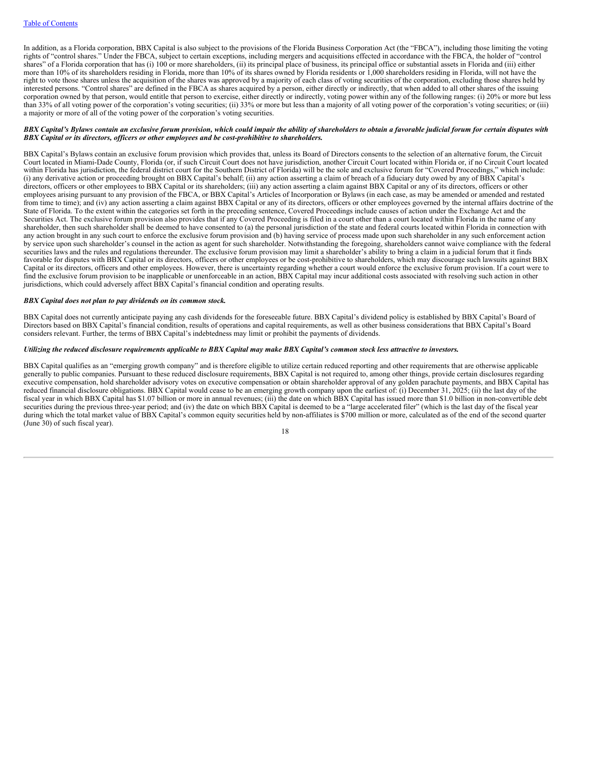In addition, as a Florida corporation, BBX Capital is also subject to the provisions of the Florida Business Corporation Act (the "FBCA"), including those limiting the voting rights of "control shares." Under the FBCA, subject to certain exceptions, including mergers and acquisitions effected in accordance with the FBCA, the holder of "control shares" of a Florida corporation that has (i) 100 or more shareholders, (ii) its principal place of business, its principal office or substantial assets in Florida and (iii) either more than 10% of its shareholders residing in Florida, more than 10% of its shares owned by Florida residents or 1,000 shareholders residing in Florida, will not have the right to vote those shares unless the acquisition of the shares was approved by a majority of each class of voting securities of the corporation, excluding those shares held by interested persons. "Control shares" are defined in the FBCA as shares acquired by a person, either directly or indirectly, that when added to all other shares of the issuing corporation owned by that person, would entitle that person to exercise, either directly or indirectly, voting power within any of the following ranges: (i) 20% or more but less than 33% of all voting power of the corporation's voting securities; (ii) 33% or more but less than a majority of all voting power of the corporation's voting securities; or (iii) a majority or more of all of the voting power of the corporation's voting securities.

***BBX Capital's Bylaws contain an exclusive forum provision, which could impair the ability of shareholders to obtain a favorable judicial forum for certain disputes with BBX Capital or its directors, officers or other employees and be cost-prohibitive to shareholders.***

BBX Capital's Bylaws contain an exclusive forum provision which provides that, unless its Board of Directors consents to the selection of an alternative forum, the Circuit Court located in Miami-Dade County, Florida (or, if such Circuit Court does not have jurisdiction, another Circuit Court located within Florida or, if no Circuit Court located within Florida has jurisdiction, the federal district court for the Southern District of Florida) will be the sole and exclusive forum for "Covered Proceedings," which include: (i) any derivative action or proceeding brought on BBX Capital's behalf; (ii) any action asserting a claim of breach of a fiduciary duty owed by any of BBX Capital's directors, officers or other employees to BBX Capital or its shareholders; (iii) any action asserting a claim against BBX Capital or any of its directors, officers or other employees arising pursuant to any provision of the FBCA, or BBX Capital's Articles of Incorporation or Bylaws (in each case, as may be amended or amended and restated from time to time); and (iv) any action asserting a claim against BBX Capital or any of its directors, officers or other employees governed by the internal affairs doctrine of the State of Florida. To the extent within the categories set forth in the preceding sentence, Covered Proceedings include causes of action under the Exchange Act and the Securities Act. The exclusive forum provision also provides that if any Covered Proceeding is filed in a court other than a court located within Florida in the name of any shareholder, then such shareholder shall be deemed to have consented to (a) the personal jurisdiction of the state and federal courts located within Florida in connection with any action brought in any such court to enforce the exclusive forum provision and (b) having service of process made upon such shareholder in any such enforcement action by service upon such shareholder's counsel in the action as agent for such shareholder. Notwithstanding the foregoing, shareholders cannot waive compliance with the federal securities laws and the rules and regulations thereunder. The exclusive forum provision may limit a shareholder's ability to bring a claim in a judicial forum that it finds favorable for disputes with BBX Capital or its directors, officers or other employees or be cost-prohibitive to shareholders, which may discourage such lawsuits against BBX Capital or its directors, officers and other employees. However, there is uncertainty regarding whether a court would enforce the exclusive forum provision. If a court were to find the exclusive forum provision to be inapplicable or unenforceable in an action, BBX Capital may incur additional costs associated with resolving such action in other jurisdictions, which could adversely affect BBX Capital's financial condition and operating results.

***BBX Capital does not plan to pay dividends on its common stock.***

BBX Capital does not currently anticipate paying any cash dividends for the foreseeable future. BBX Capital's dividend policy is established by BBX Capital's Board of Directors based on BBX Capital's financial condition, results of operations and capital requirements, as well as other business considerations that BBX Capital's Board considers relevant. Further, the terms of BBX Capital's indebtedness may limit or prohibit the payments of dividends.

***Utilizing the reduced disclosure requirements applicable to BBX Capital may make BBX Capital's common stock less attractive to investors.***

BBX Capital qualifies as an "emerging growth company" and is therefore eligible to utilize certain reduced reporting and other requirements that are otherwise applicable generally to public companies. Pursuant to these reduced disclosure requirements, BBX Capital is not required to, among other things, provide certain disclosures regarding executive compensation, hold shareholder advisory votes on executive compensation or obtain shareholder approval of any golden parachute payments, and BBX Capital has reduced financial disclosure obligations. BBX Capital would cease to be an emerging growth company upon the earliest of: (i) December 31, 2025; (ii) the last day of the fiscal year in which BBX Capital has $1.07 billion or more in annual revenues; (iii) the date on which BBX Capital has issued more than $1.0 billion in non-convertible debt securities during the previous three-year period; and (iv) the date on which BBX Capital is deemed to be a "large accelerated filer" (which is the last day of the fiscal year during which the total market value of BBX Capital's common equity securities held by non-affiliates is $700 million or more, calculated as of the end of the second quarter (June 30) of such fiscal year).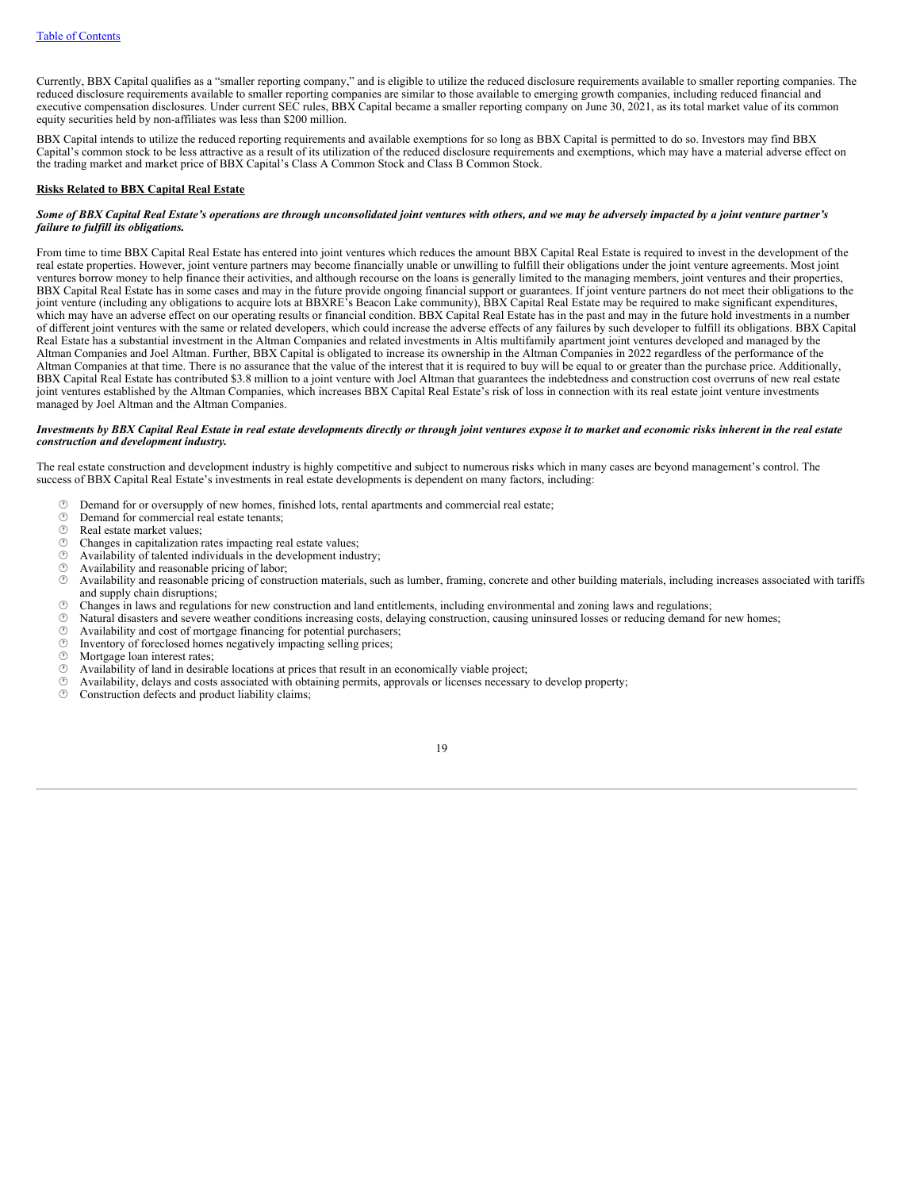Currently, BBX Capital qualifies as a "smaller reporting company," and is eligible to utilize the reduced disclosure requirements available to smaller reporting companies. The reduced disclosure requirements available to smaller reporting companies are similar to those available to emerging growth companies, including reduced financial and executive compensation disclosures. Under current SEC rules, BBX Capital became a smaller reporting company on June 30, 2021, as its total market value of its common equity securities held by non-affiliates was less than $200 million.

BBX Capital intends to utilize the reduced reporting requirements and available exemptions for so long as BBX Capital is permitted to do so. Investors may find BBX Capital's common stock to be less attractive as a result of its utilization of the reduced disclosure requirements and exemptions, which may have a material adverse effect on the trading market and market price of BBX Capital's Class A Common Stock and Class B Common Stock.

**Risks Related to BBX Capital Real Estate**

***Some of BBX Capital Real Estate's operations are through unconsolidated joint ventures with others, and we may be adversely impacted by a joint venture partner's failure to fulfill its obligations.***

From time to time BBX Capital Real Estate has entered into joint ventures which reduces the amount BBX Capital Real Estate is required to invest in the development of the real estate properties. However, joint venture partners may become financially unable or unwilling to fulfill their obligations under the joint venture agreements. Most joint ventures borrow money to help finance their activities, and although recourse on the loans is generally limited to the managing members, joint ventures and their properties, BBX Capital Real Estate has in some cases and may in the future provide ongoing financial support or guarantees. If joint venture partners do not meet their obligations to the joint venture (including any obligations to acquire lots at BBXRE's Beacon Lake community), BBX Capital Real Estate may be required to make significant expenditures, which may have an adverse effect on our operating results or financial condition. BBX Capital Real Estate has in the past and may in the future hold investments in a number of different joint ventures with the same or related developers, which could increase the adverse effects of any failures by such developer to fulfill its obligations. BBX Capital Real Estate has a substantial investment in the Altman Companies and related investments in Altis multifamily apartment joint ventures developed and managed by the Altman Companies and Joel Altman. Further, BBX Capital is obligated to increase its ownership in the Altman Companies in 2022 regardless of the performance of the Altman Companies at that time. There is no assurance that the value of the interest that it is required to buy will be equal to or greater than the purchase price. Additionally, BBX Capital Real Estate has contributed $3.8 million to a joint venture with Joel Altman that guarantees the indebtedness and construction cost overruns of new real estate joint ventures established by the Altman Companies, which increases BBX Capital Real Estate's risk of loss in connection with its real estate joint venture investments managed by Joel Altman and the Altman Companies.

***Investments by BBX Capital Real Estate in real estate developments directly or through joint ventures expose it to market and economic risks inherent in the real estate construction and development industry.***

The real estate construction and development industry is highly competitive and subject to numerous risks which in many cases are beyond management's control. The success of BBX Capital Real Estate's investments in real estate developments is dependent on many factors, including:

- Demand for or oversupply of new homes, finished lots, rental apartments and commercial real estate;
- Demand for commercial real estate tenants;
- Real estate market values;
- Changes in capitalization rates impacting real estate values;
- Availability of talented individuals in the development industry;
- Availability and reasonable pricing of labor;
- Availability and reasonable pricing of construction materials, such as lumber, framing, concrete and other building materials, including increases associated with tariffs and supply chain disruptions;
- Changes in laws and regulations for new construction and land entitlements, including environmental and zoning laws and regulations;
- Natural disasters and severe weather conditions increasing costs, delaying construction, causing uninsured losses or reducing demand for new homes;
- Availability and cost of mortgage financing for potential purchasers;
- Inventory of foreclosed homes negatively impacting selling prices;
- Mortgage loan interest rates;
- Availability of land in desirable locations at prices that result in an economically viable project;
- Availability, delays and costs associated with obtaining permits, approvals or licenses necessary to develop property;
- Construction defects and product liability claims;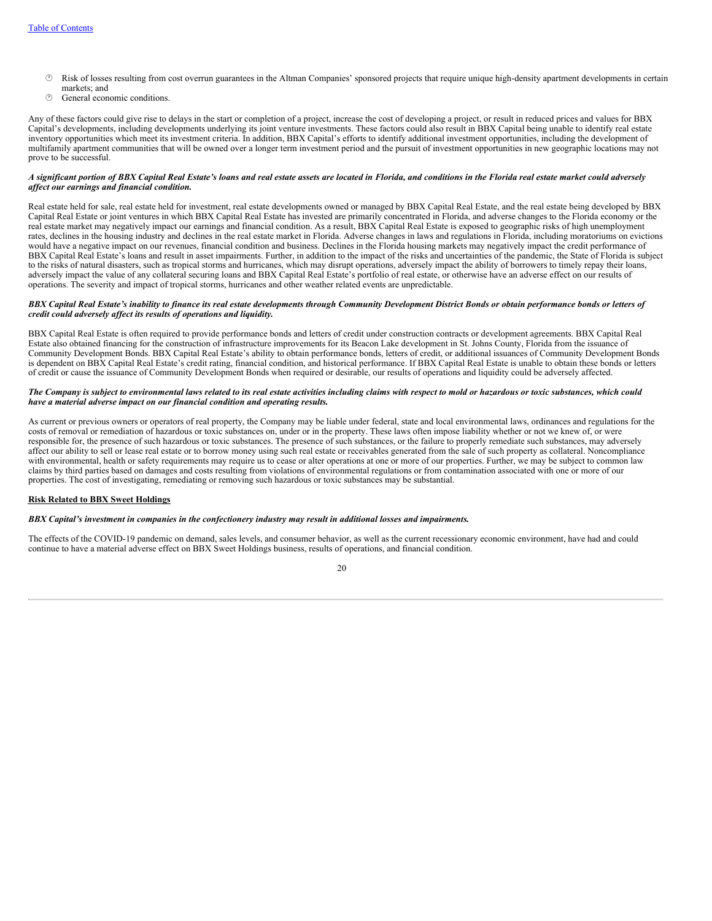- Risk of losses resulting from cost overrun guarantees in the Altman Companies' sponsored projects that require unique high-density apartment developments in certain markets; and
- General economic conditions.

Any of these factors could give rise to delays in the start or completion of a project, increase the cost of developing a project, or result in reduced prices and values for BBX Capital's developments, including developments underlying its joint venture investments. These factors could also result in BBX Capital being unable to identify real estate inventory opportunities which meet its investment criteria. In addition, BBX Capital's efforts to identify additional investment opportunities, including the development of multifamily apartment communities that will be owned over a longer term investment period and the pursuit of investment opportunities in new geographic locations may not prove to be successful.

***A significant portion of BBX Capital Real Estate's loans and real estate assets are located in Florida, and conditions in the Florida real estate market could adversely affect our earnings and financial condition.***

Real estate held for sale, real estate held for investment, real estate developments owned or managed by BBX Capital Real Estate, and the real estate being developed by BBX Capital Real Estate or joint ventures in which BBX Capital Real Estate has invested are primarily concentrated in Florida, and adverse changes to the Florida economy or the real estate market may negatively impact our earnings and financial condition. As a result, BBX Capital Real Estate is exposed to geographic risks of high unemployment rates, declines in the housing industry and declines in the real estate market in Florida. Adverse changes in laws and regulations in Florida, including moratoriums on evictions would have a negative impact on our revenues, financial condition and business. Declines in the Florida housing markets may negatively impact the credit performance of BBX Capital Real Estate's loans and result in asset impairments. Further, in addition to the impact of the risks and uncertainties of the pandemic, the State of Florida is subject to the risks of natural disasters, such as tropical storms and hurricanes, which may disrupt operations, adversely impact the ability of borrowers to timely repay their loans, adversely impact the value of any collateral securing loans and BBX Capital Real Estate's portfolio of real estate, or otherwise have an adverse effect on our results of operations. The severity and impact of tropical storms, hurricanes and other weather related events are unpredictable.

***BBX Capital Real Estate's inability to finance its real estate developments through Community Development District Bonds or obtain performance bonds or letters of credit could adversely affect its results of operations and liquidity.***

BBX Capital Real Estate is often required to provide performance bonds and letters of credit under construction contracts or development agreements. BBX Capital Real Estate also obtained financing for the construction of infrastructure improvements for its Beacon Lake development in St. Johns County, Florida from the issuance of Community Development Bonds. BBX Capital Real Estate's ability to obtain performance bonds, letters of credit, or additional issuances of Community Development Bonds is dependent on BBX Capital Real Estate's credit rating, financial condition, and historical performance. If BBX Capital Real Estate is unable to obtain these bonds or letters of credit or cause the issuance of Community Development Bonds when required or desirable, our results of operations and liquidity could be adversely affected.

***The Company is subject to environmental laws related to its real estate activities including claims with respect to mold or hazardous or toxic substances, which could have a material adverse impact on our financial condition and operating results.***

As current or previous owners or operators of real property, the Company may be liable under federal, state and local environmental laws, ordinances and regulations for the costs of removal or remediation of hazardous or toxic substances on, under or in the property. These laws often impose liability whether or not we knew of, or were responsible for, the presence of such hazardous or toxic substances. The presence of such substances, or the failure to properly remediate such substances, may adversely affect our ability to sell or lease real estate or to borrow money using such real estate or receivables generated from the sale of such property as collateral. Noncompliance with environmental, health or safety requirements may require us to cease or alter operations at one or more of our properties. Further, we may be subject to common law claims by third parties based on damages and costs resulting from violations of environmental regulations or from contamination associated with one or more of our properties. The cost of investigating, remediating or removing such hazardous or toxic substances may be substantial.

**Risk Related to BBX Sweet Holdings**

***BBX Capital's investment in companies in the confectionery industry may result in additional losses and impairments.***

The effects of the COVID-19 pandemic on demand, sales levels, and consumer behavior, as well as the current recessionary economic environment, have had and could continue to have a material adverse effect on BBX Sweet Holdings business, results of operations, and financial condition.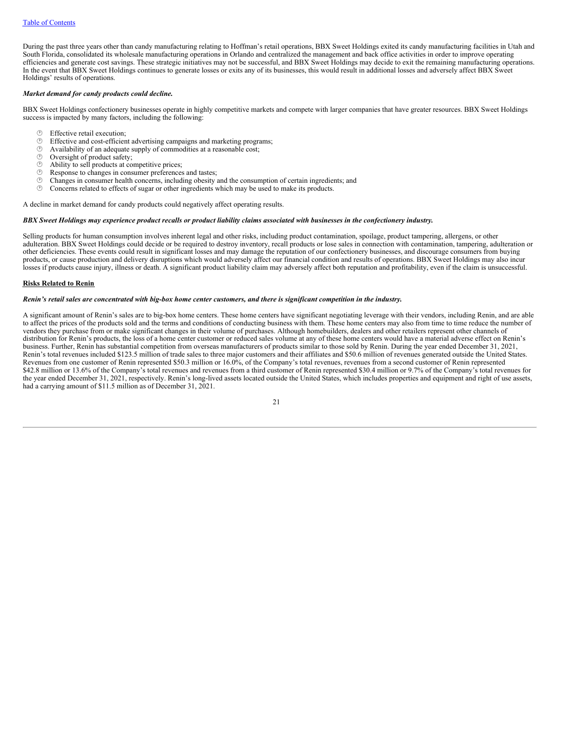During the past three years other than candy manufacturing relating to Hoffman's retail operations, BBX Sweet Holdings exited its candy manufacturing facilities in Utah and South Florida, consolidated its wholesale manufacturing operations in Orlando and centralized the management and back office activities in order to improve operating efficiencies and generate cost savings. These strategic initiatives may not be successful, and BBX Sweet Holdings may decide to exit the remaining manufacturing operations. In the event that BBX Sweet Holdings continues to generate losses or exits any of its businesses, this would result in additional losses and adversely affect BBX Sweet Holdings' results of operations.

***Market demand for candy products could decline.***

BBX Sweet Holdings confectionery businesses operate in highly competitive markets and compete with larger companies that have greater resources. BBX Sweet Holdings success is impacted by many factors, including the following:

- Effective retail execution;
- Effective and cost-efficient advertising campaigns and marketing programs;
- Availability of an adequate supply of commodities at a reasonable cost;
- Oversight of product safety;
- Ability to sell products at competitive prices;
- Response to changes in consumer preferences and tastes;
- Changes in consumer health concerns, including obesity and the consumption of certain ingredients; and
- Concerns related to effects of sugar or other ingredients which may be used to make its products.

A decline in market demand for candy products could negatively affect operating results.

***BBX Sweet Holdings may experience product recalls or product liability claims associated with businesses in the confectionery industry.***

Selling products for human consumption involves inherent legal and other risks, including product contamination, spoilage, product tampering, allergens, or other adulteration. BBX Sweet Holdings could decide or be required to destroy inventory, recall products or lose sales in connection with contamination, tampering, adulteration or other deficiencies. These events could result in significant losses and may damage the reputation of our confectionery businesses, and discourage consumers from buying products, or cause production and delivery disruptions which would adversely affect our financial condition and results of operations. BBX Sweet Holdings may also incur losses if products cause injury, illness or death. A significant product liability claim may adversely affect both reputation and profitability, even if the claim is unsuccessful.

**Risks Related to Renin**

***Renin's retail sales are concentrated with big-box home center customers, and there is significant competition in the industry.***

A significant amount of Renin's sales are to big-box home centers. These home centers have significant negotiating leverage with their vendors, including Renin, and are able to affect the prices of the products sold and the terms and conditions of conducting business with them. These home centers may also from time to time reduce the number of vendors they purchase from or make significant changes in their volume of purchases. Although homebuilders, dealers and other retailers represent other channels of distribution for Renin's products, the loss of a home center customer or reduced sales volume at any of these home centers would have a material adverse effect on Renin's business. Further, Renin has substantial competition from overseas manufacturers of products similar to those sold by Renin. During the year ended December 31, 2021, Renin's total revenues included $123.5 million of trade sales to three major customers and their affiliates and $50.6 million of revenues generated outside the United States. Revenues from one customer of Renin represented $50.3 million or 16.0%, of the Company's total revenues, revenues from a second customer of Renin represented $42.8 million or 13.6% of the Company's total revenues and revenues from a third customer of Renin represented $30.4 million or 9.7% of the Company's total revenues for the year ended December 31, 2021, respectively. Renin's long-lived assets located outside the United States, which includes properties and equipment and right of use assets, had a carrying amount of $11.5 million as of December 31, 2021.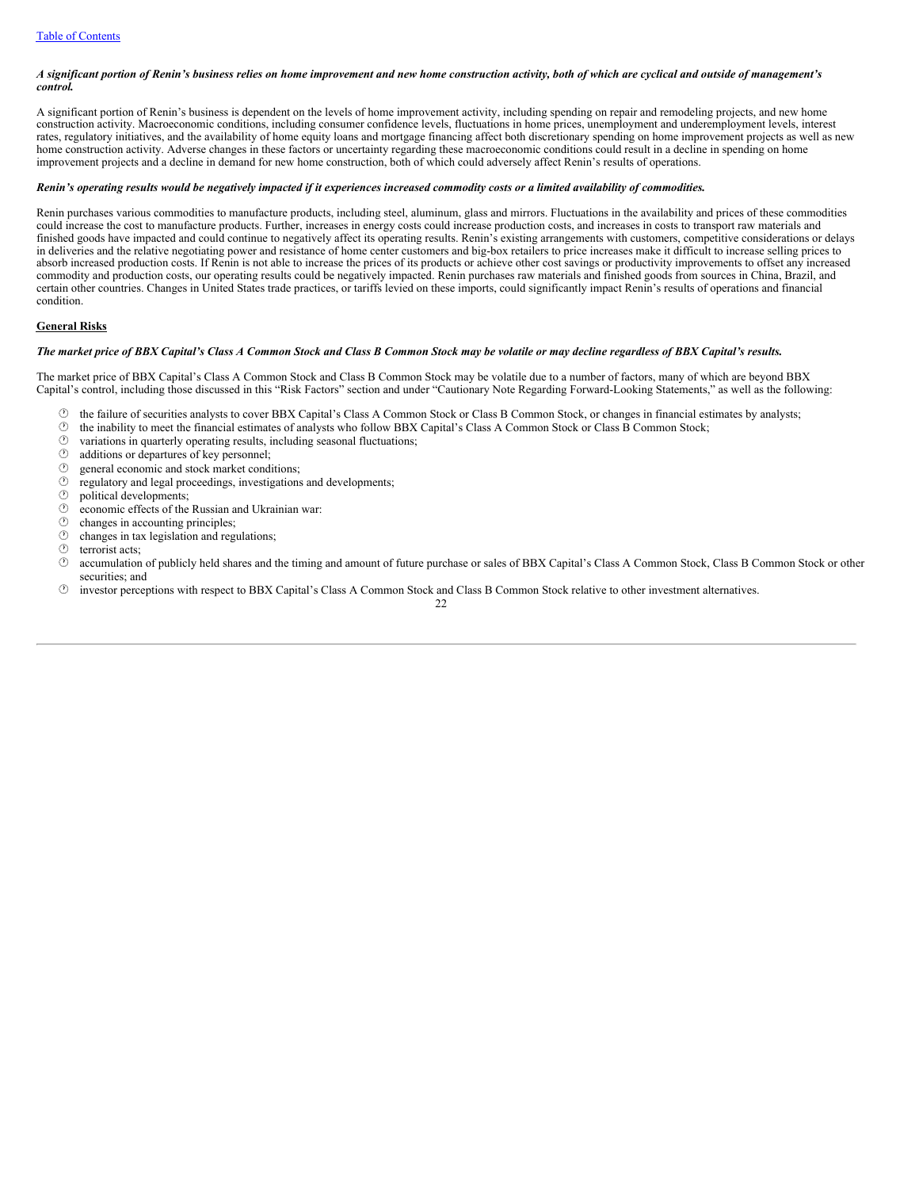*A significant portion of Renin's business relies on home improvement and new home construction activity, both of which are cyclical and outside of management's control.*

A significant portion of Renin's business is dependent on the levels of home improvement activity, including spending on repair and remodeling projects, and new home construction activity. Macroeconomic conditions, including consumer confidence levels, fluctuations in home prices, unemployment and underemployment levels, interest rates, regulatory initiatives, and the availability of home equity loans and mortgage financing affect both discretionary spending on home improvement projects as well as new home construction activity. Adverse changes in these factors or uncertainty regarding these macroeconomic conditions could result in a decline in spending on home improvement projects and a decline in demand for new home construction, both of which could adversely affect Renin's results of operations.

***Renin's operating results would be negatively impacted if it experiences increased commodity costs or a limited availability of commodities.***

Renin purchases various commodities to manufacture products, including steel, aluminum, glass and mirrors. Fluctuations in the availability and prices of these commodities could increase the cost to manufacture products. Further, increases in energy costs could increase production costs, and increases in costs to transport raw materials and finished goods have impacted and could continue to negatively affect its operating results. Renin's existing arrangements with customers, competitive considerations or delays in deliveries and the relative negotiating power and resistance of home center customers and big-box retailers to price increases make it difficult to increase selling prices to absorb increased production costs. If Renin is not able to increase the prices of its products or achieve other cost savings or productivity improvements to offset any increased commodity and production costs, our operating results could be negatively impacted. Renin purchases raw materials and finished goods from sources in China, Brazil, and certain other countries. Changes in United States trade practices, or tariffs levied on these imports, could significantly impact Renin's results of operations and financial condition.

## General Risks

***The market price of BBX Capital's Class A Common Stock and Class B Common Stock may be volatile or may decline regardless of BBX Capital's results.***

The market price of BBX Capital's Class A Common Stock and Class B Common Stock may be volatile due to a number of factors, many of which are beyond BBX Capital's control, including those discussed in this "Risk Factors" section and under "Cautionary Note Regarding Forward-Looking Statements," as well as the following:

- the failure of securities analysts to cover BBX Capital's Class A Common Stock or Class B Common Stock, or changes in financial estimates by analysts;
- the inability to meet the financial estimates of analysts who follow BBX Capital's Class A Common Stock or Class B Common Stock;
- variations in quarterly operating results, including seasonal fluctuations;
- additions or departures of key personnel;
- general economic and stock market conditions;
- regulatory and legal proceedings, investigations and developments;
- political developments;
- economic effects of the Russian and Ukrainian war:
- changes in accounting principles;
- changes in tax legislation and regulations;
- terrorist acts;
- accumulation of publicly held shares and the timing and amount of future purchase or sales of BBX Capital's Class A Common Stock, Class B Common Stock or other securities; and
- investor perceptions with respect to BBX Capital's Class A Common Stock and Class B Common Stock relative to other investment alternatives.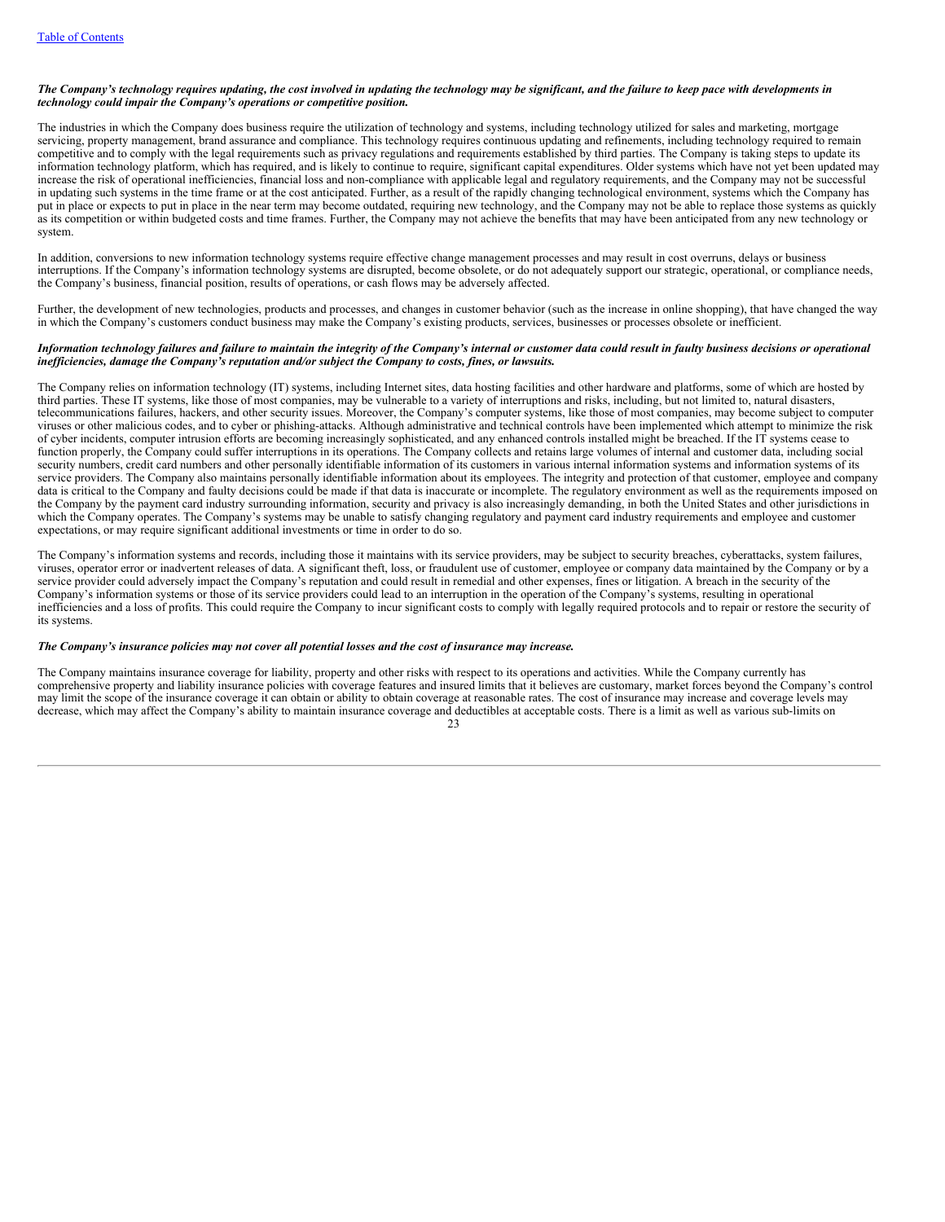***The Company's technology requires updating, the cost involved in updating the technology may be significant, and the failure to keep pace with developments in technology could impair the Company's operations or competitive position.***

The industries in which the Company does business require the utilization of technology and systems, including technology utilized for sales and marketing, mortgage servicing, property management, brand assurance and compliance. This technology requires continuous updating and refinements, including technology required to remain competitive and to comply with the legal requirements such as privacy regulations and requirements established by third parties. The Company is taking steps to update its information technology platform, which has required, and is likely to continue to require, significant capital expenditures. Older systems which have not yet been updated may increase the risk of operational inefficiencies, financial loss and non-compliance with applicable legal and regulatory requirements, and the Company may not be successful in updating such systems in the time frame or at the cost anticipated. Further, as a result of the rapidly changing technological environment, systems which the Company has put in place or expects to put in place in the near term may become outdated, requiring new technology, and the Company may not be able to replace those systems as quickly as its competition or within budgeted costs and time frames. Further, the Company may not achieve the benefits that may have been anticipated from any new technology or system.

In addition, conversions to new information technology systems require effective change management processes and may result in cost overruns, delays or business interruptions. If the Company's information technology systems are disrupted, become obsolete, or do not adequately support our strategic, operational, or compliance needs, the Company's business, financial position, results of operations, or cash flows may be adversely affected.

Further, the development of new technologies, products and processes, and changes in customer behavior (such as the increase in online shopping), that have changed the way in which the Company's customers conduct business may make the Company's existing products, services, businesses or processes obsolete or inefficient.

***Information technology failures and failure to maintain the integrity of the Company's internal or customer data could result in faulty business decisions or operational inefficiencies, damage the Company's reputation and/or subject the Company to costs, fines, or lawsuits.***

The Company relies on information technology (IT) systems, including Internet sites, data hosting facilities and other hardware and platforms, some of which are hosted by third parties. These IT systems, like those of most companies, may be vulnerable to a variety of interruptions and risks, including, but not limited to, natural disasters, telecommunications failures, hackers, and other security issues. Moreover, the Company's computer systems, like those of most companies, may become subject to computer viruses or other malicious codes, and to cyber or phishing-attacks. Although administrative and technical controls have been implemented which attempt to minimize the risk of cyber incidents, computer intrusion efforts are becoming increasingly sophisticated, and any enhanced controls installed might be breached. If the IT systems cease to function properly, the Company could suffer interruptions in its operations. The Company collects and retains large volumes of internal and customer data, including social security numbers, credit card numbers and other personally identifiable information of its customers in various internal information systems and information systems of its service providers. The Company also maintains personally identifiable information about its employees. The integrity and protection of that customer, employee and company data is critical to the Company and faulty decisions could be made if that data is inaccurate or incomplete. The regulatory environment as well as the requirements imposed on the Company by the payment card industry surrounding information, security and privacy is also increasingly demanding, in both the United States and other jurisdictions in which the Company operates. The Company's systems may be unable to satisfy changing regulatory and payment card industry requirements and employee and customer expectations, or may require significant additional investments or time in order to do so.

The Company's information systems and records, including those it maintains with its service providers, may be subject to security breaches, cyberattacks, system failures, viruses, operator error or inadvertent releases of data. A significant theft, loss, or fraudulent use of customer, employee or company data maintained by the Company or by a service provider could adversely impact the Company's reputation and could result in remedial and other expenses, fines or litigation. A breach in the security of the Company's information systems or those of its service providers could lead to an interruption in the operation of the Company's systems, resulting in operational inefficiencies and a loss of profits. This could require the Company to incur significant costs to comply with legally required protocols and to repair or restore the security of its systems.

***The Company's insurance policies may not cover all potential losses and the cost of insurance may increase.***

The Company maintains insurance coverage for liability, property and other risks with respect to its operations and activities. While the Company currently has comprehensive property and liability insurance policies with coverage features and insured limits that it believes are customary, market forces beyond the Company's control may limit the scope of the insurance coverage it can obtain or ability to obtain coverage at reasonable rates. The cost of insurance may increase and coverage levels may decrease, which may affect the Company's ability to maintain insurance coverage and deductibles at acceptable costs. There is a limit as well as various sub-limits on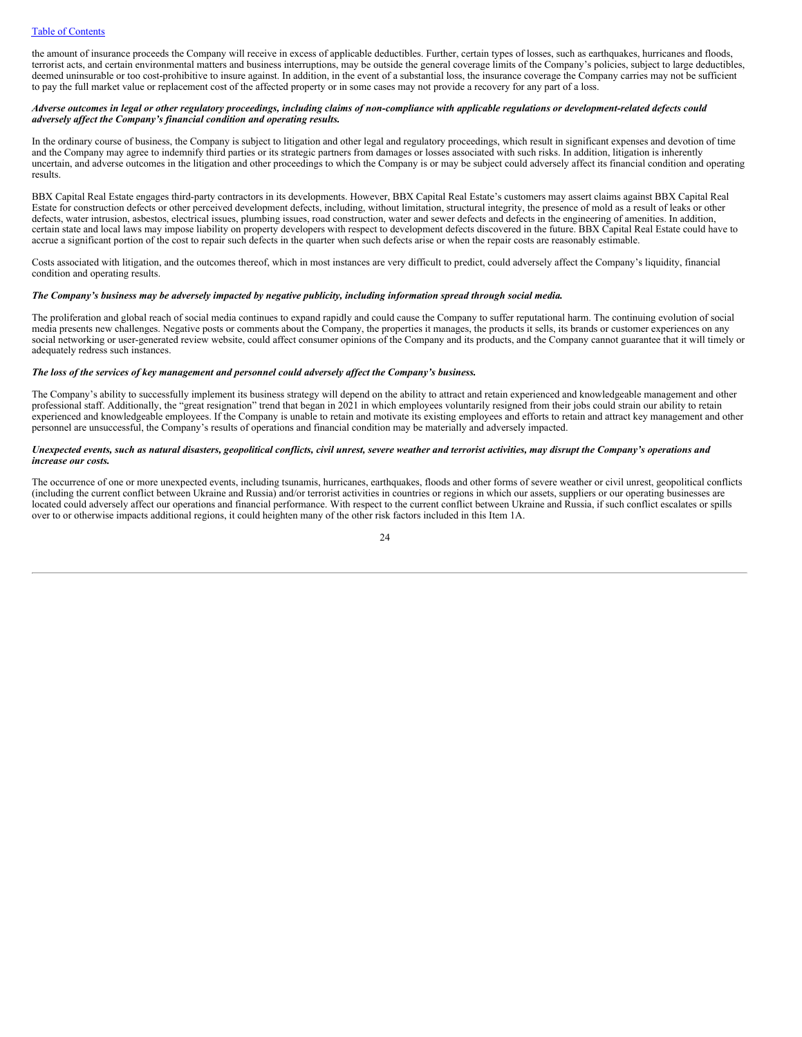the amount of insurance proceeds the Company will receive in excess of applicable deductibles. Further, certain types of losses, such as earthquakes, hurricanes and floods, terrorist acts, and certain environmental matters and business interruptions, may be outside the general coverage limits of the Company's policies, subject to large deductibles, deemed uninsurable or too cost-prohibitive to insure against. In addition, in the event of a substantial loss, the insurance coverage the Company carries may not be sufficient to pay the full market value or replacement cost of the affected property or in some cases may not provide a recovery for any part of a loss.

***Adverse outcomes in legal or other regulatory proceedings, including claims of non-compliance with applicable regulations or development-related defects could adversely affect the Company's financial condition and operating results.***

In the ordinary course of business, the Company is subject to litigation and other legal and regulatory proceedings, which result in significant expenses and devotion of time and the Company may agree to indemnify third parties or its strategic partners from damages or losses associated with such risks. In addition, litigation is inherently uncertain, and adverse outcomes in the litigation and other proceedings to which the Company is or may be subject could adversely affect its financial condition and operating results.

BBX Capital Real Estate engages third-party contractors in its developments. However, BBX Capital Real Estate's customers may assert claims against BBX Capital Real Estate for construction defects or other perceived development defects, including, without limitation, structural integrity, the presence of mold as a result of leaks or other defects, water intrusion, asbestos, electrical issues, plumbing issues, road construction, water and sewer defects and defects in the engineering of amenities. In addition, certain state and local laws may impose liability on property developers with respect to development defects discovered in the future. BBX Capital Real Estate could have to accrue a significant portion of the cost to repair such defects in the quarter when such defects arise or when the repair costs are reasonably estimable.

Costs associated with litigation, and the outcomes thereof, which in most instances are very difficult to predict, could adversely affect the Company's liquidity, financial condition and operating results.

***The Company's business may be adversely impacted by negative publicity, including information spread through social media.***

The proliferation and global reach of social media continues to expand rapidly and could cause the Company to suffer reputational harm. The continuing evolution of social media presents new challenges. Negative posts or comments about the Company, the properties it manages, the products it sells, its brands or customer experiences on any social networking or user-generated review website, could affect consumer opinions of the Company and its products, and the Company cannot guarantee that it will timely or adequately redress such instances.

***The loss of the services of key management and personnel could adversely affect the Company's business.***

The Company's ability to successfully implement its business strategy will depend on the ability to attract and retain experienced and knowledgeable management and other professional staff. Additionally, the "great resignation" trend that began in 2021 in which employees voluntarily resigned from their jobs could strain our ability to retain experienced and knowledgeable employees. If the Company is unable to retain and motivate its existing employees and efforts to retain and attract key management and other personnel are unsuccessful, the Company's results of operations and financial condition may be materially and adversely impacted.

***Unexpected events, such as natural disasters, geopolitical conflicts, civil unrest, severe weather and terrorist activities, may disrupt the Company's operations and increase our costs.***

The occurrence of one or more unexpected events, including tsunamis, hurricanes, earthquakes, floods and other forms of severe weather or civil unrest, geopolitical conflicts (including the current conflict between Ukraine and Russia) and/or terrorist activities in countries or regions in which our assets, suppliers or our operating businesses are located could adversely affect our operations and financial performance. With respect to the current conflict between Ukraine and Russia, if such conflict escalates or spills over to or otherwise impacts additional regions, it could heighten many of the other risk factors included in this Item 1A.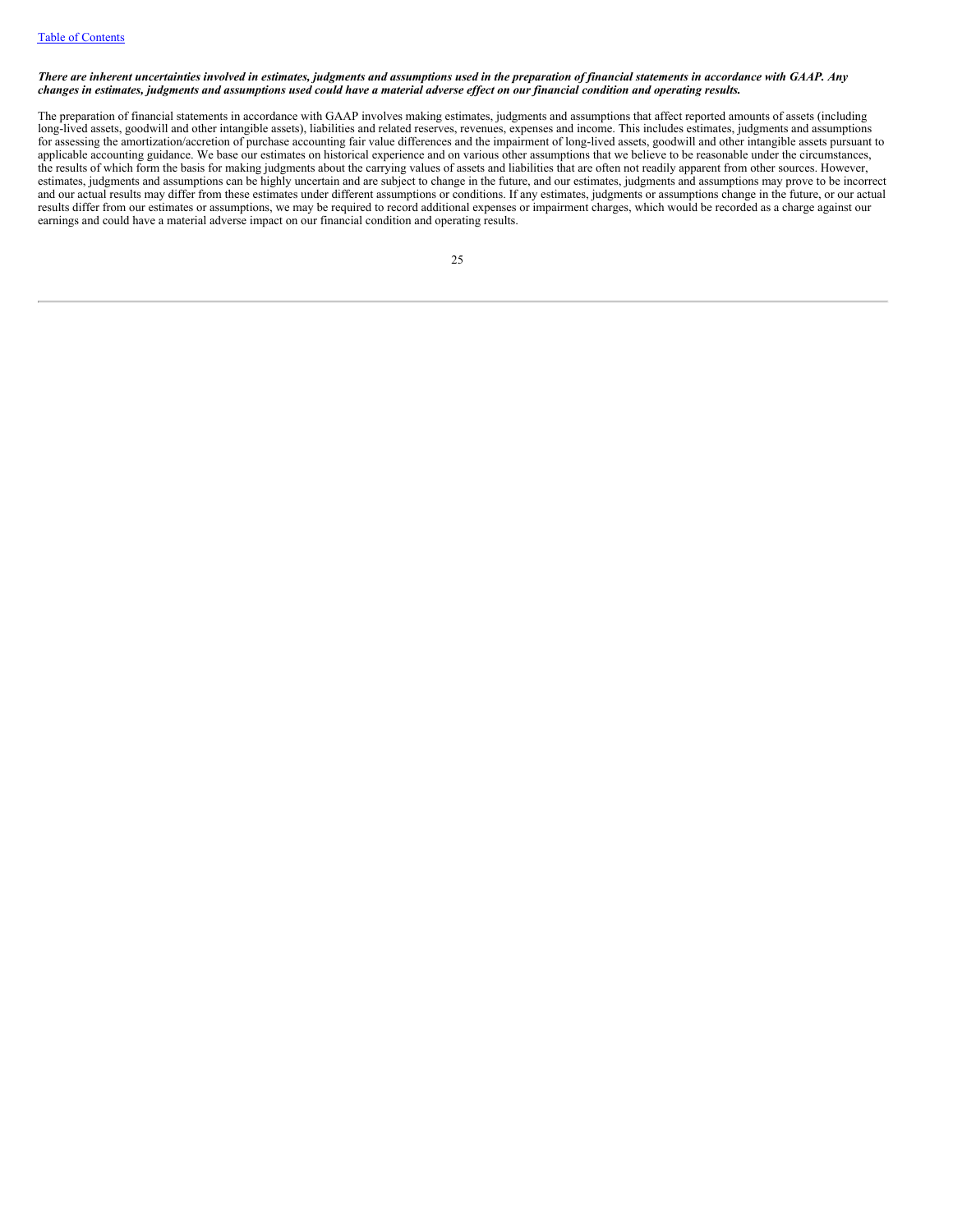***There are inherent uncertainties involved in estimates, judgments and assumptions used in the preparation of financial statements in accordance with GAAP. Any changes in estimates, judgments and assumptions used could have a material adverse effect on our financial condition and operating results.***

The preparation of financial statements in accordance with GAAP involves making estimates, judgments and assumptions that affect reported amounts of assets (including long-lived assets, goodwill and other intangible assets), liabilities and related reserves, revenues, expenses and income. This includes estimates, judgments and assumptions for assessing the amortization/accretion of purchase accounting fair value differences and the impairment of long-lived assets, goodwill and other intangible assets pursuant to applicable accounting guidance. We base our estimates on historical experience and on various other assumptions that we believe to be reasonable under the circumstances, the results of which form the basis for making judgments about the carrying values of assets and liabilities that are often not readily apparent from other sources. However, estimates, judgments and assumptions can be highly uncertain and are subject to change in the future, and our estimates, judgments and assumptions may prove to be incorrect and our actual results may differ from these estimates under different assumptions or conditions. If any estimates, judgments or assumptions change in the future, or our actual results differ from our estimates or assumptions, we may be required to record additional expenses or impairment charges, which would be recorded as a charge against our earnings and could have a material adverse impact on our financial condition and operating results.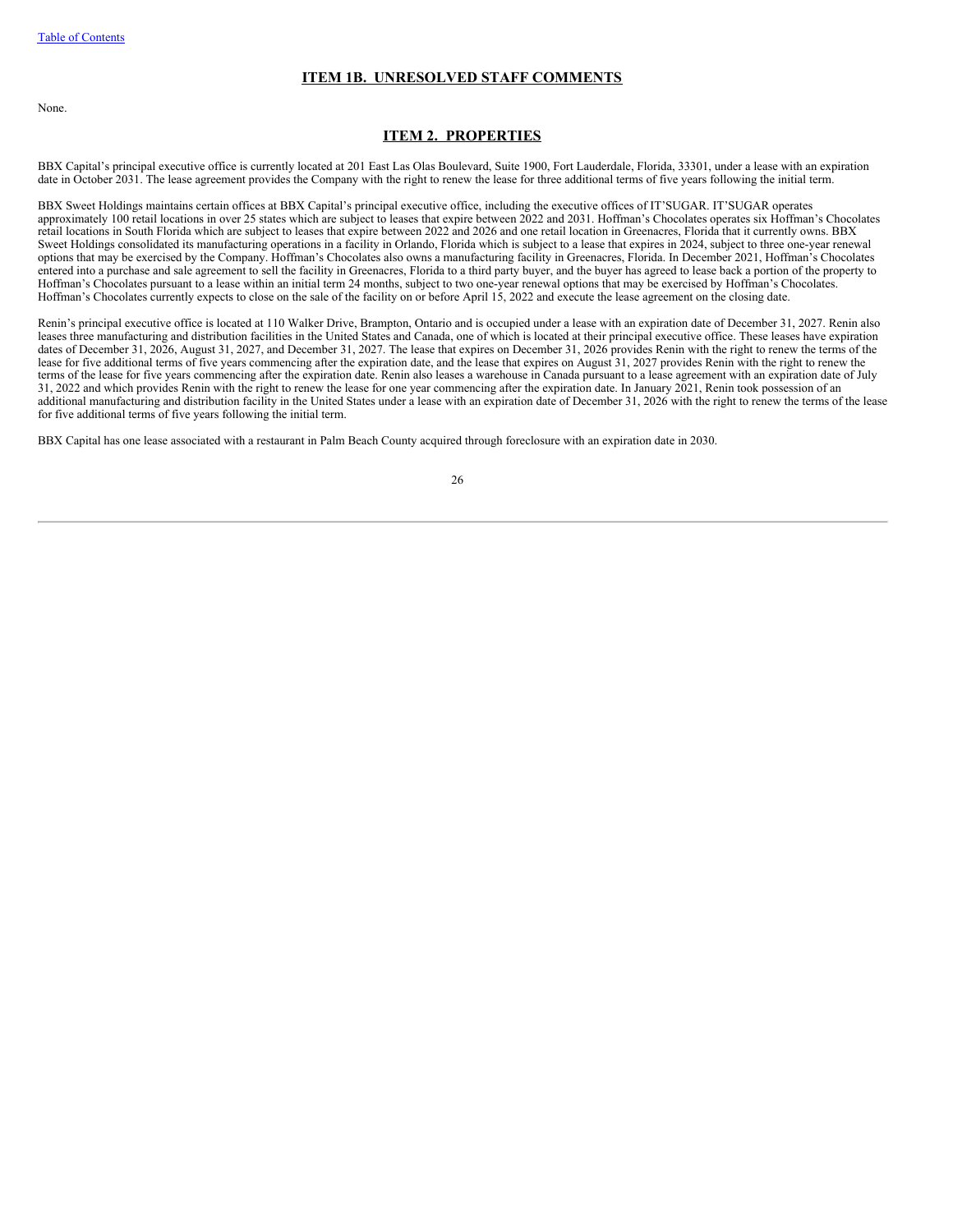## ITEM 1B. UNRESOLVED STAFF COMMENTS

None.

## ITEM 2. PROPERTIES

BBX Capital's principal executive office is currently located at 201 East Las Olas Boulevard, Suite 1900, Fort Lauderdale, Florida, 33301, under a lease with an expiration date in October 2031. The lease agreement provides the Company with the right to renew the lease for three additional terms of five years following the initial term.

BBX Sweet Holdings maintains certain offices at BBX Capital's principal executive office, including the executive offices of IT'SUGAR. IT'SUGAR operates approximately 100 retail locations in over 25 states which are subject to leases that expire between 2022 and 2031. Hoffman's Chocolates operates six Hoffman's Chocolates retail locations in South Florida which are subject to leases that expire between 2022 and 2026 and one retail location in Greenacres, Florida that it currently owns. BBX Sweet Holdings consolidated its manufacturing operations in a facility in Orlando, Florida which is subject to a lease that expires in 2024, subject to three one-year renewal options that may be exercised by the Company. Hoffman's Chocolates also owns a manufacturing facility in Greenacres, Florida. In December 2021, Hoffman's Chocolates entered into a purchase and sale agreement to sell the facility in Greenacres, Florida to a third party buyer, and the buyer has agreed to lease back a portion of the property to Hoffman's Chocolates pursuant to a lease within an initial term 24 months, subject to two one-year renewal options that may be exercised by Hoffman's Chocolates. Hoffman's Chocolates currently expects to close on the sale of the facility on or before April 15, 2022 and execute the lease agreement on the closing date.

Renin's principal executive office is located at 110 Walker Drive, Brampton, Ontario and is occupied under a lease with an expiration date of December 31, 2027. Renin also leases three manufacturing and distribution facilities in the United States and Canada, one of which is located at their principal executive office. These leases have expiration dates of December 31, 2026, August 31, 2027, and December 31, 2027. The lease that expires on December 31, 2026 provides Renin with the right to renew the terms of the lease for five additional terms of five years commencing after the expiration date, and the lease that expires on August 31, 2027 provides Renin with the right to renew the terms of the lease for five years commencing after the expiration date. Renin also leases a warehouse in Canada pursuant to a lease agreement with an expiration date of July 31, 2022 and which provides Renin with the right to renew the lease for one year commencing after the expiration date. In January 2021, Renin took possession of an additional manufacturing and distribution facility in the United States under a lease with an expiration date of December 31, 2026 with the right to renew the terms of the lease for five additional terms of five years following the initial term.

BBX Capital has one lease associated with a restaurant in Palm Beach County acquired through foreclosure with an expiration date in 2030.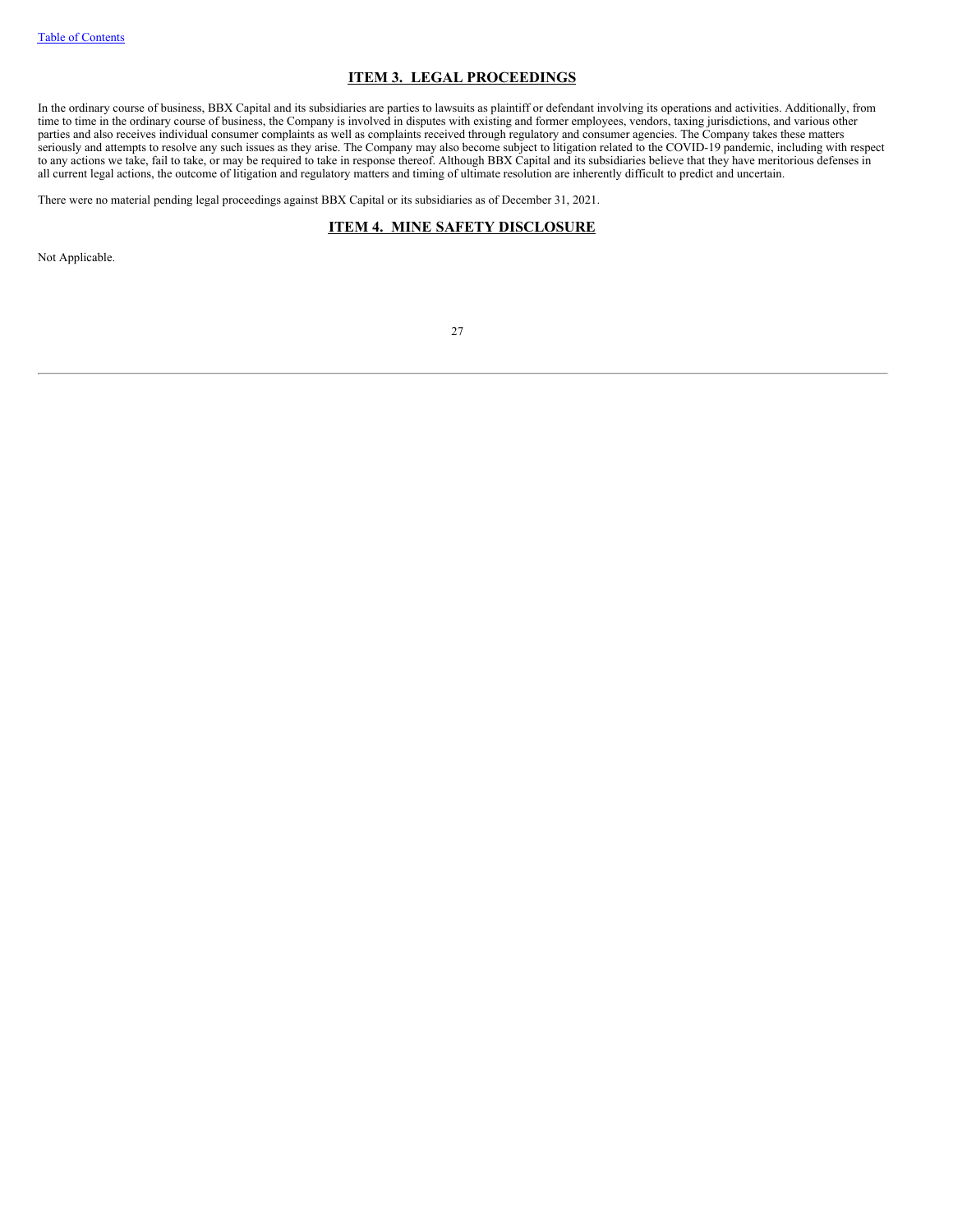## ITEM 3. LEGAL PROCEEDINGS

In the ordinary course of business, BBX Capital and its subsidiaries are parties to lawsuits as plaintiff or defendant involving its operations and activities. Additionally, from time to time in the ordinary course of business, the Company is involved in disputes with existing and former employees, vendors, taxing jurisdictions, and various other parties and also receives individual consumer complaints as well as complaints received through regulatory and consumer agencies. The Company takes these matters seriously and attempts to resolve any such issues as they arise. The Company may also become subject to litigation related to the COVID-19 pandemic, including with respect to any actions we take, fail to take, or may be required to take in response thereof. Although BBX Capital and its subsidiaries believe that they have meritorious defenses in all current legal actions, the outcome of litigation and regulatory matters and timing of ultimate resolution are inherently difficult to predict and uncertain.

There were no material pending legal proceedings against BBX Capital or its subsidiaries as of December 31, 2021.

## ITEM 4. MINE SAFETY DISCLOSURE

Not Applicable.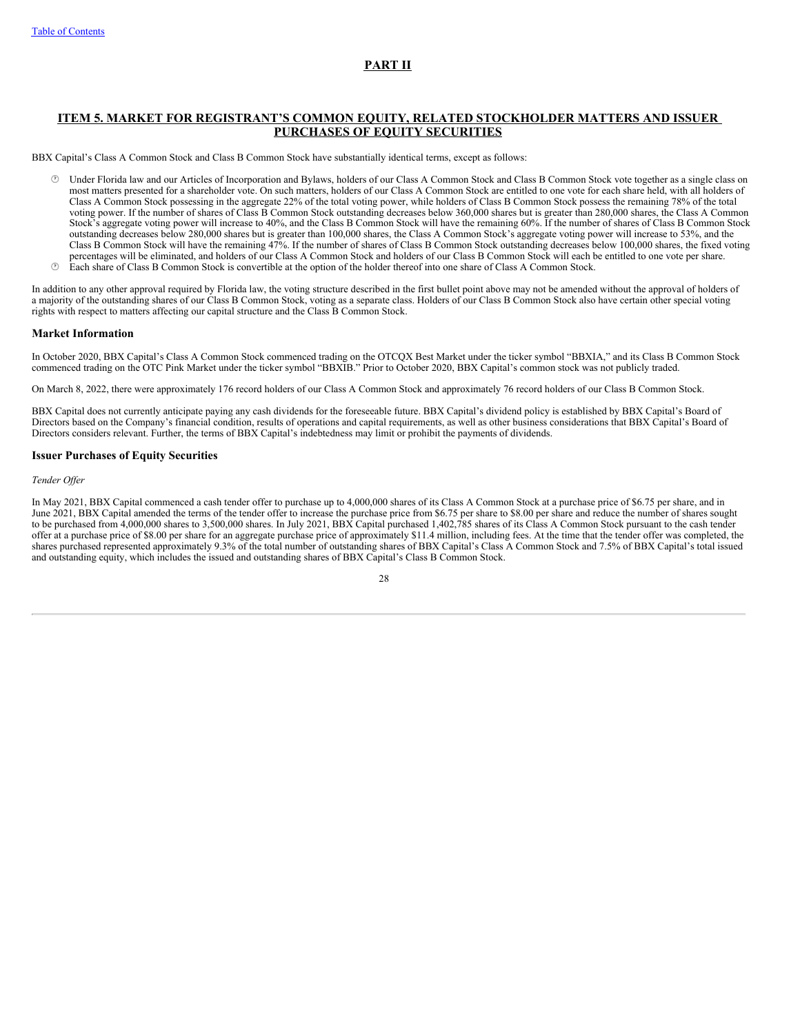# PART II

## ITEM 5. MARKET FOR REGISTRANT'S COMMON EQUITY, RELATED STOCKHOLDER MATTERS AND ISSUER PURCHASES OF EQUITY SECURITIES

BBX Capital's Class A Common Stock and Class B Common Stock have substantially identical terms, except as follows:

- Under Florida law and our Articles of Incorporation and Bylaws, holders of our Class A Common Stock and Class B Common Stock vote together as a single class on most matters presented for a shareholder vote. On such matters, holders of our Class A Common Stock are entitled to one vote for each share held, with all holders of Class A Common Stock possessing in the aggregate 22% of the total voting power, while holders of Class B Common Stock possess the remaining 78% of the total voting power. If the number of shares of Class B Common Stock outstanding decreases below 360,000 shares but is greater than 280,000 shares, the Class A Common Stock's aggregate voting power will increase to 40%, and the Class B Common Stock will have the remaining 60%. If the number of shares of Class B Common Stock outstanding decreases below 280,000 shares but is greater than 100,000 shares, the Class A Common Stock's aggregate voting power will increase to 53%, and the Class B Common Stock will have the remaining 47%. If the number of shares of Class B Common Stock outstanding decreases below 100,000 shares, the fixed voting percentages will be eliminated, and holders of our Class A Common Stock and holders of our Class B Common Stock will each be entitled to one vote per share.
- Each share of Class B Common Stock is convertible at the option of the holder thereof into one share of Class A Common Stock.

In addition to any other approval required by Florida law, the voting structure described in the first bullet point above may not be amended without the approval of holders of a majority of the outstanding shares of our Class B Common Stock, voting as a separate class. Holders of our Class B Common Stock also have certain other special voting rights with respect to matters affecting our capital structure and the Class B Common Stock.

### Market Information

In October 2020, BBX Capital's Class A Common Stock commenced trading on the OTCQX Best Market under the ticker symbol "BBXIA," and its Class B Common Stock commenced trading on the OTC Pink Market under the ticker symbol "BBXIB." Prior to October 2020, BBX Capital's common stock was not publicly traded.

On March 8, 2022, there were approximately 176 record holders of our Class A Common Stock and approximately 76 record holders of our Class B Common Stock.

BBX Capital does not currently anticipate paying any cash dividends for the foreseeable future. BBX Capital's dividend policy is established by BBX Capital's Board of Directors based on the Company's financial condition, results of operations and capital requirements, as well as other business considerations that BBX Capital's Board of Directors considers relevant. Further, the terms of BBX Capital's indebtedness may limit or prohibit the payments of dividends.

### Issuer Purchases of Equity Securities

*Tender Offer*

In May 2021, BBX Capital commenced a cash tender offer to purchase up to 4,000,000 shares of its Class A Common Stock at a purchase price of $6.75 per share, and in June 2021, BBX Capital amended the terms of the tender offer to increase the purchase price from $6.75 per share to $8.00 per share and reduce the number of shares sought to be purchased from 4,000,000 shares to 3,500,000 shares. In July 2021, BBX Capital purchased 1,402,785 shares of its Class A Common Stock pursuant to the cash tender offer at a purchase price of $8.00 per share for an aggregate purchase price of approximately $11.4 million, including fees. At the time that the tender offer was completed, the shares purchased represented approximately 9.3% of the total number of outstanding shares of BBX Capital's Class A Common Stock and 7.5% of BBX Capital's total issued and outstanding equity, which includes the issued and outstanding shares of BBX Capital's Class B Common Stock.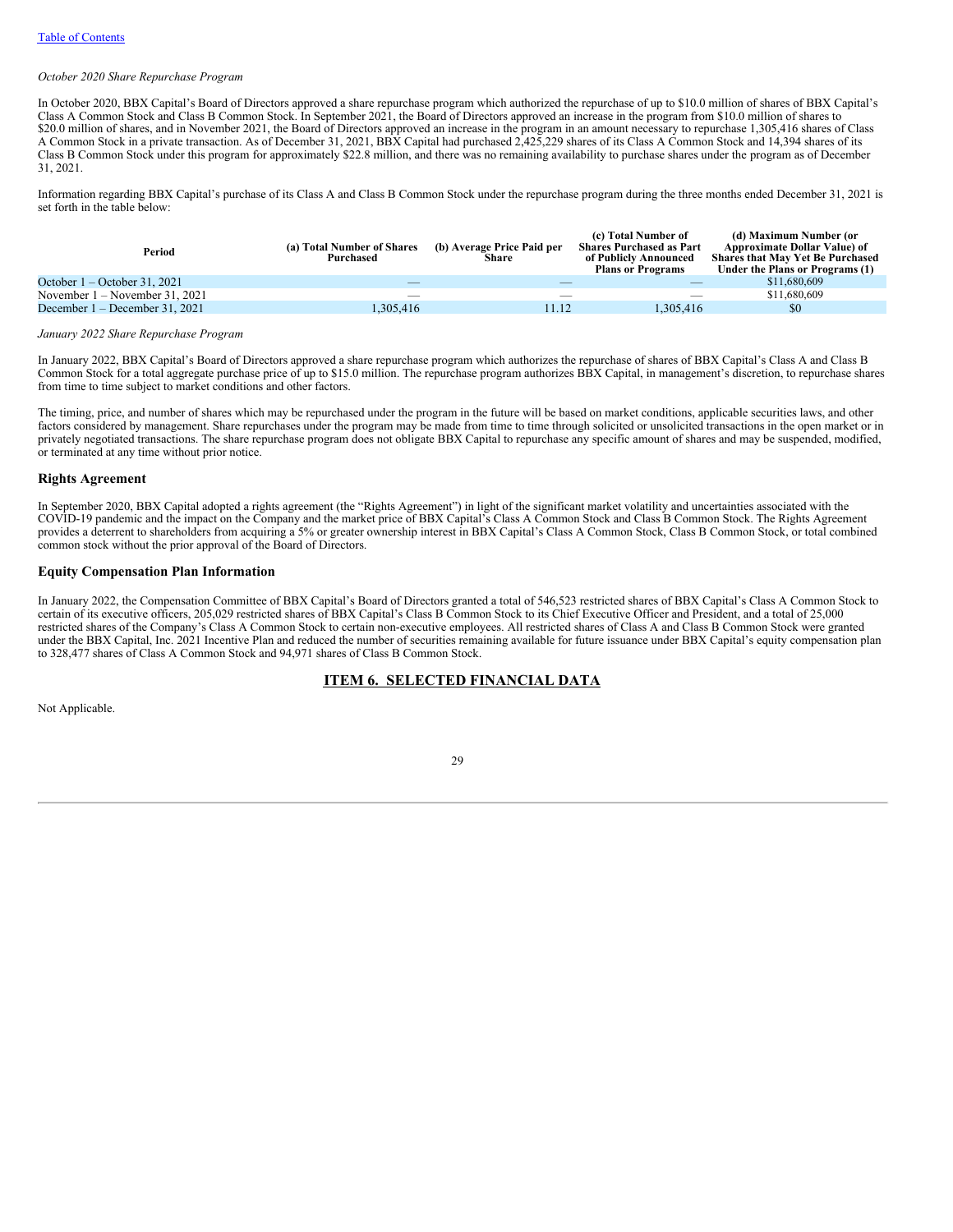*October 2020 Share Repurchase Program*

In October 2020, BBX Capital's Board of Directors approved a share repurchase program which authorized the repurchase of up to $10.0 million of shares of BBX Capital's Class A Common Stock and Class B Common Stock. In September 2021, the Board of Directors approved an increase in the program from $10.0 million of shares to $20.0 million of shares, and in November 2021, the Board of Directors approved an increase in the program in an amount necessary to repurchase 1,305,416 shares of Class A Common Stock in a private transaction. As of December 31, 2021, BBX Capital had purchased 2,425,229 shares of its Class A Common Stock and 14,394 shares of its Class B Common Stock under this program for approximately $22.8 million, and there was no remaining availability to purchase shares under the program as of December 31, 2021.

Information regarding BBX Capital's purchase of its Class A and Class B Common Stock under the repurchase program during the three months ended December 31, 2021 is set forth in the table below:

| Period | (a) Total Number of Shares Purchased | (b) Average Price Paid per Share | (c) Total Number of Shares Purchased as Part of Publicly Announced Plans or Programs | (d) Maximum Number (or Approximate Dollar Value) of Shares that May Yet Be Purchased Under the Plans or Programs (1) |
|---|---|---|---|---|
| October 1 – October 31, 2021 | — | — | — | $11,680,609 |
| November 1 – November 31, 2021 | — | — | — | $11,680,609 |
| December 1 – December 31, 2021 | 1,305,416 | 11.12 | 1,305,416 | $0 |

*January 2022 Share Repurchase Program*

In January 2022, BBX Capital's Board of Directors approved a share repurchase program which authorizes the repurchase of shares of BBX Capital's Class A and Class B Common Stock for a total aggregate purchase price of up to $15.0 million. The repurchase program authorizes BBX Capital, in management's discretion, to repurchase shares from time to time subject to market conditions and other factors.

The timing, price, and number of shares which may be repurchased under the program in the future will be based on market conditions, applicable securities laws, and other factors considered by management. Share repurchases under the program may be made from time to time through solicited or unsolicited transactions in the open market or in privately negotiated transactions. The share repurchase program does not obligate BBX Capital to repurchase any specific amount of shares and may be suspended, modified, or terminated at any time without prior notice.

## Rights Agreement

In September 2020, BBX Capital adopted a rights agreement (the "Rights Agreement") in light of the significant market volatility and uncertainties associated with the COVID-19 pandemic and the impact on the Company and the market price of BBX Capital's Class A Common Stock and Class B Common Stock. The Rights Agreement provides a deterrent to shareholders from acquiring a 5% or greater ownership interest in BBX Capital's Class A Common Stock, Class B Common Stock, or total combined common stock without the prior approval of the Board of Directors.

## Equity Compensation Plan Information

In January 2022, the Compensation Committee of BBX Capital's Board of Directors granted a total of 546,523 restricted shares of BBX Capital's Class A Common Stock to certain of its executive officers, 205,029 restricted shares of BBX Capital's Class B Common Stock to its Chief Executive Officer and President, and a total of 25,000 restricted shares of the Company's Class A Common Stock to certain non-executive employees. All restricted shares of Class A and Class B Common Stock were granted under the BBX Capital, Inc. 2021 Incentive Plan and reduced the number of securities remaining available for future issuance under BBX Capital's equity compensation plan to 328,477 shares of Class A Common Stock and 94,971 shares of Class B Common Stock.

## ITEM 6. SELECTED FINANCIAL DATA

Not Applicable.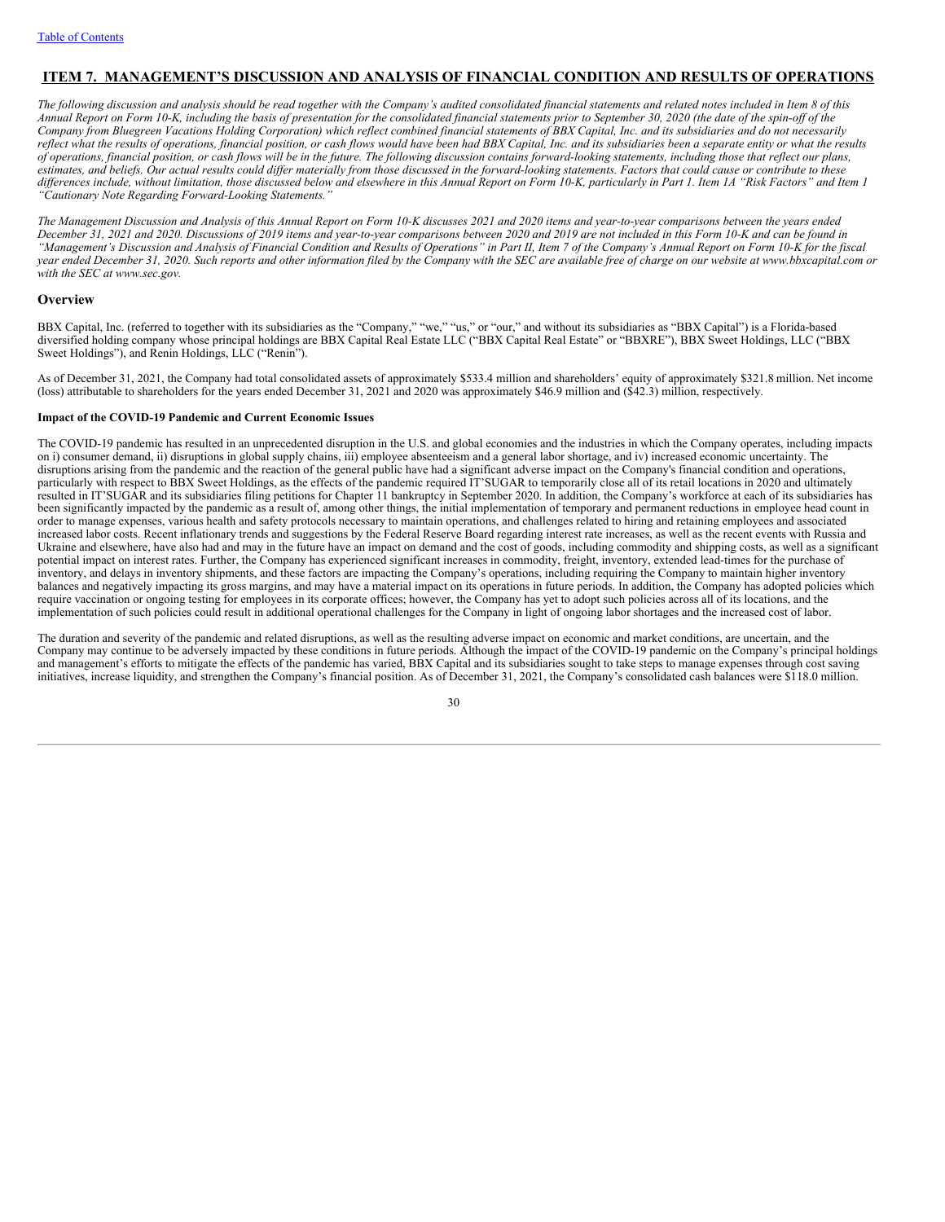## ITEM 7. MANAGEMENT'S DISCUSSION AND ANALYSIS OF FINANCIAL CONDITION AND RESULTS OF OPERATIONS

*The following discussion and analysis should be read together with the Company's audited consolidated financial statements and related notes included in Item 8 of this Annual Report on Form 10-K, including the basis of presentation for the consolidated financial statements prior to September 30, 2020 (the date of the spin-off of the Company from Bluegreen Vacations Holding Corporation) which reflect combined financial statements of BBX Capital, Inc. and its subsidiaries and do not necessarily reflect what the results of operations, financial position, or cash flows would have been had BBX Capital, Inc. and its subsidiaries been a separate entity or what the results of operations, financial position, or cash flows will be in the future. The following discussion contains forward-looking statements, including those that reflect our plans, estimates, and beliefs. Our actual results could differ materially from those discussed in the forward-looking statements. Factors that could cause or contribute to these differences include, without limitation, those discussed below and elsewhere in this Annual Report on Form 10-K, particularly in Part 1. Item 1A "Risk Factors" and Item 1 "Cautionary Note Regarding Forward-Looking Statements."*

*The Management Discussion and Analysis of this Annual Report on Form 10-K discusses 2021 and 2020 items and year-to-year comparisons between the years ended December 31, 2021 and 2020. Discussions of 2019 items and year-to-year comparisons between 2020 and 2019 are not included in this Form 10-K and can be found in "Management's Discussion and Analysis of Financial Condition and Results of Operations" in Part II, Item 7 of the Company's Annual Report on Form 10-K for the fiscal year ended December 31, 2020. Such reports and other information filed by the Company with the SEC are available free of charge on our website at www.bbxcapital.com or with the SEC at www.sec.gov.*

### Overview

BBX Capital, Inc. (referred to together with its subsidiaries as the "Company," "we," "us," or "our," and without its subsidiaries as "BBX Capital") is a Florida-based diversified holding company whose principal holdings are BBX Capital Real Estate LLC ("BBX Capital Real Estate" or "BBXRE"), BBX Sweet Holdings, LLC ("BBX Sweet Holdings"), and Renin Holdings, LLC ("Renin").

As of December 31, 2021, the Company had total consolidated assets of approximately $533.4 million and shareholders' equity of approximately $321.8 million. Net income (loss) attributable to shareholders for the years ended December 31, 2021 and 2020 was approximately $46.9 million and ($42.3) million, respectively.

#### Impact of the COVID-19 Pandemic and Current Economic Issues

The COVID-19 pandemic has resulted in an unprecedented disruption in the U.S. and global economies and the industries in which the Company operates, including impacts on i) consumer demand, ii) disruptions in global supply chains, iii) employee absenteeism and a general labor shortage, and iv) increased economic uncertainty. The disruptions arising from the pandemic and the reaction of the general public have had a significant adverse impact on the Company's financial condition and operations, particularly with respect to BBX Sweet Holdings, as the effects of the pandemic required IT'SUGAR to temporarily close all of its retail locations in 2020 and ultimately resulted in IT'SUGAR and its subsidiaries filing petitions for Chapter 11 bankruptcy in September 2020. In addition, the Company's workforce at each of its subsidiaries has been significantly impacted by the pandemic as a result of, among other things, the initial implementation of temporary and permanent reductions in employee head count in order to manage expenses, various health and safety protocols necessary to maintain operations, and challenges related to hiring and retaining employees and associated increased labor costs. Recent inflationary trends and suggestions by the Federal Reserve Board regarding interest rate increases, as well as the recent events with Russia and Ukraine and elsewhere, have also had and may in the future have an impact on demand and the cost of goods, including commodity and shipping costs, as well as a significant potential impact on interest rates. Further, the Company has experienced significant increases in commodity, freight, inventory, extended lead-times for the purchase of inventory, and delays in inventory shipments, and these factors are impacting the Company's operations, including requiring the Company to maintain higher inventory balances and negatively impacting its gross margins, and may have a material impact on its operations in future periods. In addition, the Company has adopted policies which require vaccination or ongoing testing for employees in its corporate offices; however, the Company has yet to adopt such policies across all of its locations, and the implementation of such policies could result in additional operational challenges for the Company in light of ongoing labor shortages and the increased cost of labor.

The duration and severity of the pandemic and related disruptions, as well as the resulting adverse impact on economic and market conditions, are uncertain, and the Company may continue to be adversely impacted by these conditions in future periods. Although the impact of the COVID-19 pandemic on the Company's principal holdings and management's efforts to mitigate the effects of the pandemic has varied, BBX Capital and its subsidiaries sought to take steps to manage expenses through cost saving initiatives, increase liquidity, and strengthen the Company's financial position. As of December 31, 2021, the Company's consolidated cash balances were $118.0 million.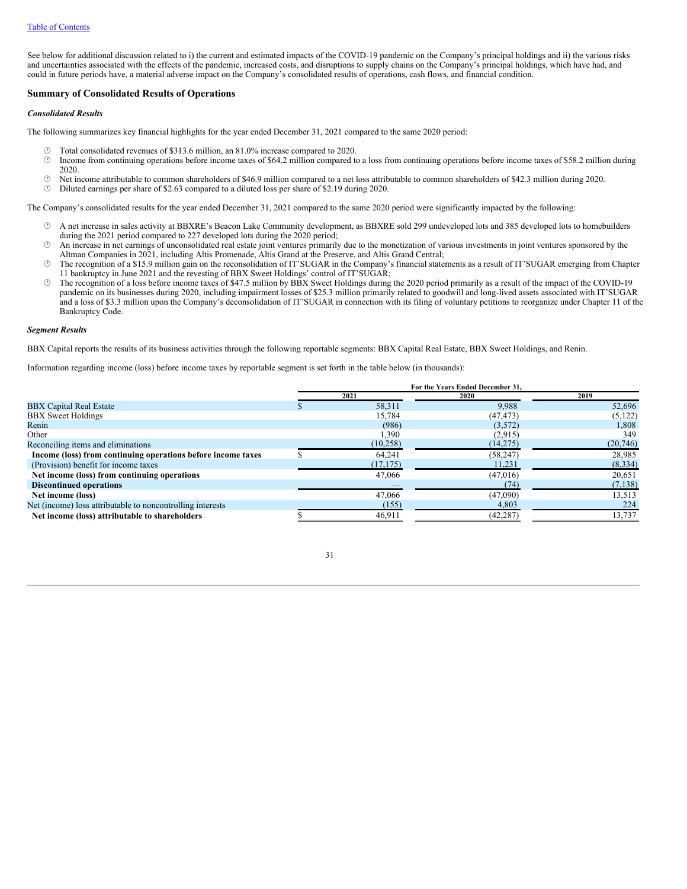See below for additional discussion related to i) the current and estimated impacts of the COVID-19 pandemic on the Company's principal holdings and ii) the various risks and uncertainties associated with the effects of the pandemic, increased costs, and disruptions to supply chains on the Company's principal holdings, which have had, and could in future periods have, a material adverse impact on the Company's consolidated results of operations, cash flows, and financial condition.

## Summary of Consolidated Results of Operations

### *Consolidated Results*

The following summarizes key financial highlights for the year ended December 31, 2021 compared to the same 2020 period:

- Total consolidated revenues of $313.6 million, an 81.0% increase compared to 2020.
- Income from continuing operations before income taxes of $64.2 million compared to a loss from continuing operations before income taxes of $58.2 million during 2020.
- Net income attributable to common shareholders of $46.9 million compared to a net loss attributable to common shareholders of $42.3 million during 2020.
- Diluted earnings per share of $2.63 compared to a diluted loss per share of $2.19 during 2020.

The Company's consolidated results for the year ended December 31, 2021 compared to the same 2020 period were significantly impacted by the following:

- A net increase in sales activity at BBXRE's Beacon Lake Community development, as BBXRE sold 299 undeveloped lots and 385 developed lots to homebuilders during the 2021 period compared to 227 developed lots during the 2020 period;
- An increase in net earnings of unconsolidated real estate joint ventures primarily due to the monetization of various investments in joint ventures sponsored by the Altman Companies in 2021, including Altis Promenade, Altis Grand at the Preserve, and Altis Grand Central;
- The recognition of a $15.9 million gain on the reconsolidation of IT'SUGAR in the Company's financial statements as a result of IT'SUGAR emerging from Chapter 11 bankruptcy in June 2021 and the revesting of BBX Sweet Holdings' control of IT'SUGAR;
- The recognition of a loss before income taxes of $47.5 million by BBX Sweet Holdings during the 2020 period primarily as a result of the impact of the COVID-19 pandemic on its businesses during 2020, including impairment losses of $25.3 million primarily related to goodwill and long-lived assets associated with IT'SUGAR and a loss of $3.3 million upon the Company's deconsolidation of IT'SUGAR in connection with its filing of voluntary petitions to reorganize under Chapter 11 of the Bankruptcy Code.

### *Segment Results*

BBX Capital reports the results of its business activities through the following reportable segments: BBX Capital Real Estate, BBX Sweet Holdings, and Renin.

Information regarding income (loss) before income taxes by reportable segment is set forth in the table below (in thousands):

| | For the Years Ended December 31, | | |
|---|---|---|---|
| | 2021 | 2020 | 2019 |
| BBX Capital Real Estate | $ 58,311 | 9,988 | 52,696 |
| BBX Sweet Holdings | 15,784 | (47,473) | (5,122) |
| Renin | (986) | (3,572) | 1,808 |
| Other | 1,390 | (2,915) | 349 |
| Reconciling items and eliminations | (10,258) | (14,275) | (20,746) |
| **Income (loss) from continuing operations before income taxes** | $ 64,241 | (58,247) | 28,985 |
| (Provision) benefit for income taxes | (17,175) | 11,231 | (8,334) |
| **Net income (loss) from continuing operations** | 47,066 | (47,016) | 20,651 |
| **Discontinued operations** | — | (74) | (7,138) |
| **Net income (loss)** | 47,066 | (47,090) | 13,513 |
| Net (income) loss attributable to noncontrolling interests | (155) | 4,803 | 224 |
| **Net income (loss) attributable to shareholders** | $ 46,911 | (42,287) | 13,737 |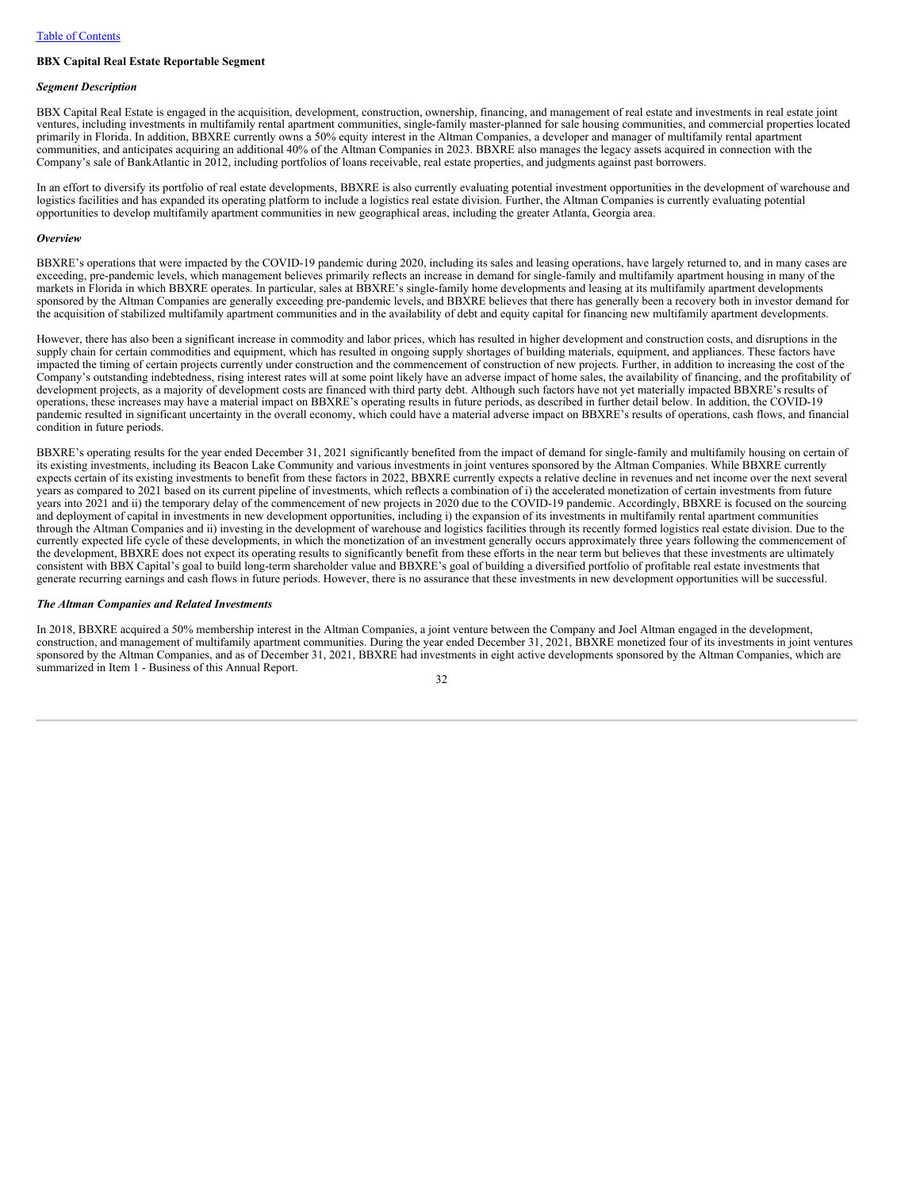**BBX Capital Real Estate Reportable Segment**

***Segment Description***

BBX Capital Real Estate is engaged in the acquisition, development, construction, ownership, financing, and management of real estate and investments in real estate joint ventures, including investments in multifamily rental apartment communities, single-family master-planned for sale housing communities, and commercial properties located primarily in Florida. In addition, BBXRE currently owns a 50% equity interest in the Altman Companies, a developer and manager of multifamily rental apartment communities, and anticipates acquiring an additional 40% of the Altman Companies in 2023. BBXRE also manages the legacy assets acquired in connection with the Company's sale of BankAtlantic in 2012, including portfolios of loans receivable, real estate properties, and judgments against past borrowers.

In an effort to diversify its portfolio of real estate developments, BBXRE is also currently evaluating potential investment opportunities in the development of warehouse and logistics facilities and has expanded its operating platform to include a logistics real estate division. Further, the Altman Companies is currently evaluating potential opportunities to develop multifamily apartment communities in new geographical areas, including the greater Atlanta, Georgia area.

***Overview***

BBXRE's operations that were impacted by the COVID-19 pandemic during 2020, including its sales and leasing operations, have largely returned to, and in many cases are exceeding, pre-pandemic levels, which management believes primarily reflects an increase in demand for single-family and multifamily apartment housing in many of the markets in Florida in which BBXRE operates. In particular, sales at BBXRE's single-family home developments and leasing at its multifamily apartment developments sponsored by the Altman Companies are generally exceeding pre-pandemic levels, and BBXRE believes that there has generally been a recovery both in investor demand for the acquisition of stabilized multifamily apartment communities and in the availability of debt and equity capital for financing new multifamily apartment developments.

However, there has also been a significant increase in commodity and labor prices, which has resulted in higher development and construction costs, and disruptions in the supply chain for certain commodities and equipment, which has resulted in ongoing supply shortages of building materials, equipment, and appliances. These factors have impacted the timing of certain projects currently under construction and the commencement of construction of new projects. Further, in addition to increasing the cost of the Company's outstanding indebtedness, rising interest rates will at some point likely have an adverse impact of home sales, the availability of financing, and the profitability of development projects, as a majority of development costs are financed with third party debt. Although such factors have not yet materially impacted BBXRE's results of operations, these increases may have a material impact on BBXRE's operating results in future periods, as described in further detail below. In addition, the COVID-19 pandemic resulted in significant uncertainty in the overall economy, which could have a material adverse impact on BBXRE's results of operations, cash flows, and financial condition in future periods.

BBXRE's operating results for the year ended December 31, 2021 significantly benefited from the impact of demand for single-family and multifamily housing on certain of its existing investments, including its Beacon Lake Community and various investments in joint ventures sponsored by the Altman Companies. While BBXRE currently expects certain of its existing investments to benefit from these factors in 2022, BBXRE currently expects a relative decline in revenues and net income over the next several years as compared to 2021 based on its current pipeline of investments, which reflects a combination of i) the accelerated monetization of certain investments from future years into 2021 and ii) the temporary delay of the commencement of new projects in 2020 due to the COVID-19 pandemic. Accordingly, BBXRE is focused on the sourcing and deployment of capital in investments in new development opportunities, including i) the expansion of its investments in multifamily rental apartment communities through the Altman Companies and ii) investing in the development of warehouse and logistics facilities through its recently formed logistics real estate division. Due to the currently expected life cycle of these developments, in which the monetization of an investment generally occurs approximately three years following the commencement of the development, BBXRE does not expect its operating results to significantly benefit from these efforts in the near term but believes that these investments are ultimately consistent with BBX Capital's goal to build long-term shareholder value and BBXRE's goal of building a diversified portfolio of profitable real estate investments that generate recurring earnings and cash flows in future periods. However, there is no assurance that these investments in new development opportunities will be successful.

***The Altman Companies and Related Investments***

In 2018, BBXRE acquired a 50% membership interest in the Altman Companies, a joint venture between the Company and Joel Altman engaged in the development, construction, and management of multifamily apartment communities. During the year ended December 31, 2021, BBXRE monetized four of its investments in joint ventures sponsored by the Altman Companies, and as of December 31, 2021, BBXRE had investments in eight active developments sponsored by the Altman Companies, which are summarized in Item 1 - Business of this Annual Report.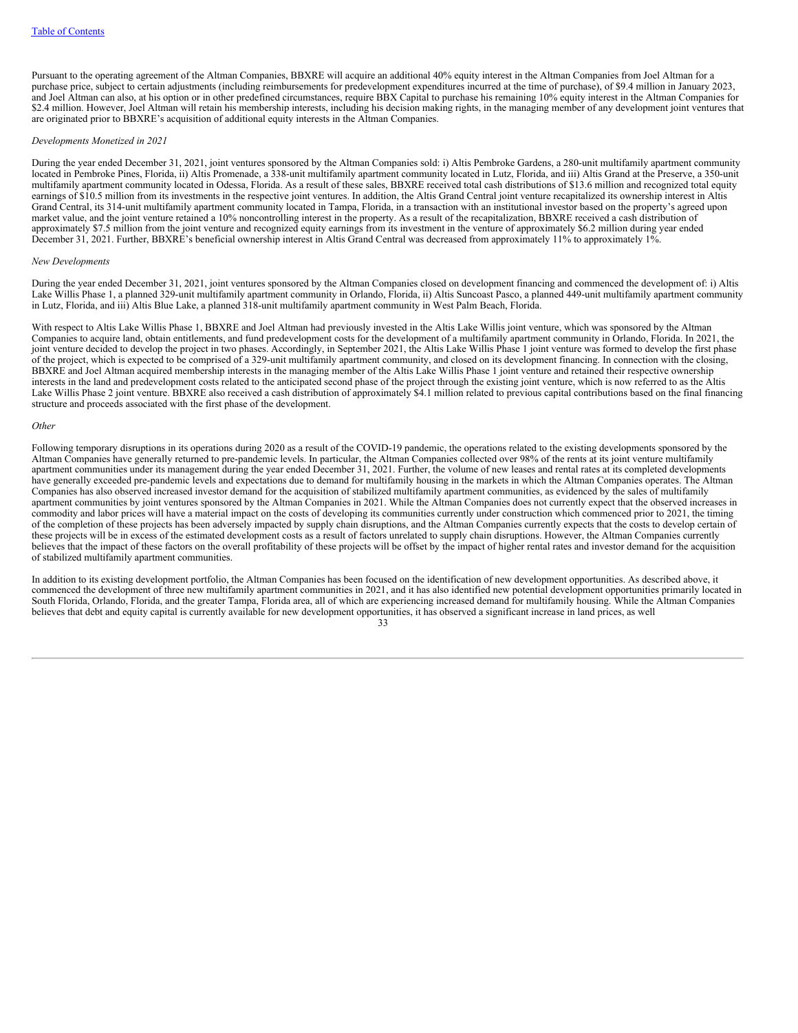Pursuant to the operating agreement of the Altman Companies, BBXRE will acquire an additional 40% equity interest in the Altman Companies from Joel Altman for a purchase price, subject to certain adjustments (including reimbursements for predevelopment expenditures incurred at the time of purchase), of $9.4 million in January 2023, and Joel Altman can also, at his option or in other predefined circumstances, require BBX Capital to purchase his remaining 10% equity interest in the Altman Companies for $2.4 million. However, Joel Altman will retain his membership interests, including his decision making rights, in the managing member of any development joint ventures that are originated prior to BBXRE's acquisition of additional equity interests in the Altman Companies.

*Developments Monetized in 2021*

During the year ended December 31, 2021, joint ventures sponsored by the Altman Companies sold: i) Altis Pembroke Gardens, a 280-unit multifamily apartment community located in Pembroke Pines, Florida, ii) Altis Promenade, a 338-unit multifamily apartment community located in Lutz, Florida, and iii) Altis Grand at the Preserve, a 350-unit multifamily apartment community located in Odessa, Florida. As a result of these sales, BBXRE received total cash distributions of $13.6 million and recognized total equity earnings of $10.5 million from its investments in the respective joint ventures. In addition, the Altis Grand Central joint venture recapitalized its ownership interest in Altis Grand Central, its 314-unit multifamily apartment community located in Tampa, Florida, in a transaction with an institutional investor based on the property's agreed upon market value, and the joint venture retained a 10% noncontrolling interest in the property. As a result of the recapitalization, BBXRE received a cash distribution of approximately $7.5 million from the joint venture and recognized equity earnings from its investment in the venture of approximately $6.2 million during year ended December 31, 2021. Further, BBXRE's beneficial ownership interest in Altis Grand Central was decreased from approximately 11% to approximately 1%.

*New Developments*

During the year ended December 31, 2021, joint ventures sponsored by the Altman Companies closed on development financing and commenced the development of: i) Altis Lake Willis Phase 1, a planned 329-unit multifamily apartment community in Orlando, Florida, ii) Altis Suncoast Pasco, a planned 449-unit multifamily apartment community in Lutz, Florida, and iii) Altis Blue Lake, a planned 318-unit multifamily apartment community in West Palm Beach, Florida.

With respect to Altis Lake Willis Phase 1, BBXRE and Joel Altman had previously invested in the Altis Lake Willis joint venture, which was sponsored by the Altman Companies to acquire land, obtain entitlements, and fund predevelopment costs for the development of a multifamily apartment community in Orlando, Florida. In 2021, the joint venture decided to develop the project in two phases. Accordingly, in September 2021, the Altis Lake Willis Phase 1 joint venture was formed to develop the first phase of the project, which is expected to be comprised of a 329-unit multifamily apartment community, and closed on its development financing. In connection with the closing, BBXRE and Joel Altman acquired membership interests in the managing member of the Altis Lake Willis Phase 1 joint venture and retained their respective ownership interests in the land and predevelopment costs related to the anticipated second phase of the project through the existing joint venture, which is now referred to as the Altis Lake Willis Phase 2 joint venture. BBXRE also received a cash distribution of approximately $4.1 million related to previous capital contributions based on the final financing structure and proceeds associated with the first phase of the development.

*Other*

Following temporary disruptions in its operations during 2020 as a result of the COVID-19 pandemic, the operations related to the existing developments sponsored by the Altman Companies have generally returned to pre-pandemic levels. In particular, the Altman Companies collected over 98% of the rents at its joint venture multifamily apartment communities under its management during the year ended December 31, 2021. Further, the volume of new leases and rental rates at its completed developments have generally exceeded pre-pandemic levels and expectations due to demand for multifamily housing in the markets in which the Altman Companies operates. The Altman Companies has also observed increased investor demand for the acquisition of stabilized multifamily apartment communities, as evidenced by the sales of multifamily apartment communities by joint ventures sponsored by the Altman Companies in 2021. While the Altman Companies does not currently expect that the observed increases in commodity and labor prices will have a material impact on the costs of developing its communities currently under construction which commenced prior to 2021, the timing of the completion of these projects has been adversely impacted by supply chain disruptions, and the Altman Companies currently expects that the costs to develop certain of these projects will be in excess of the estimated development costs as a result of factors unrelated to supply chain disruptions. However, the Altman Companies currently believes that the impact of these factors on the overall profitability of these projects will be offset by the impact of higher rental rates and investor demand for the acquisition of stabilized multifamily apartment communities.

In addition to its existing development portfolio, the Altman Companies has been focused on the identification of new development opportunities. As described above, it commenced the development of three new multifamily apartment communities in 2021, and it has also identified new potential development opportunities primarily located in South Florida, Orlando, Florida, and the greater Tampa, Florida area, all of which are experiencing increased demand for multifamily housing. While the Altman Companies believes that debt and equity capital is currently available for new development opportunities, it has observed a significant increase in land prices, as well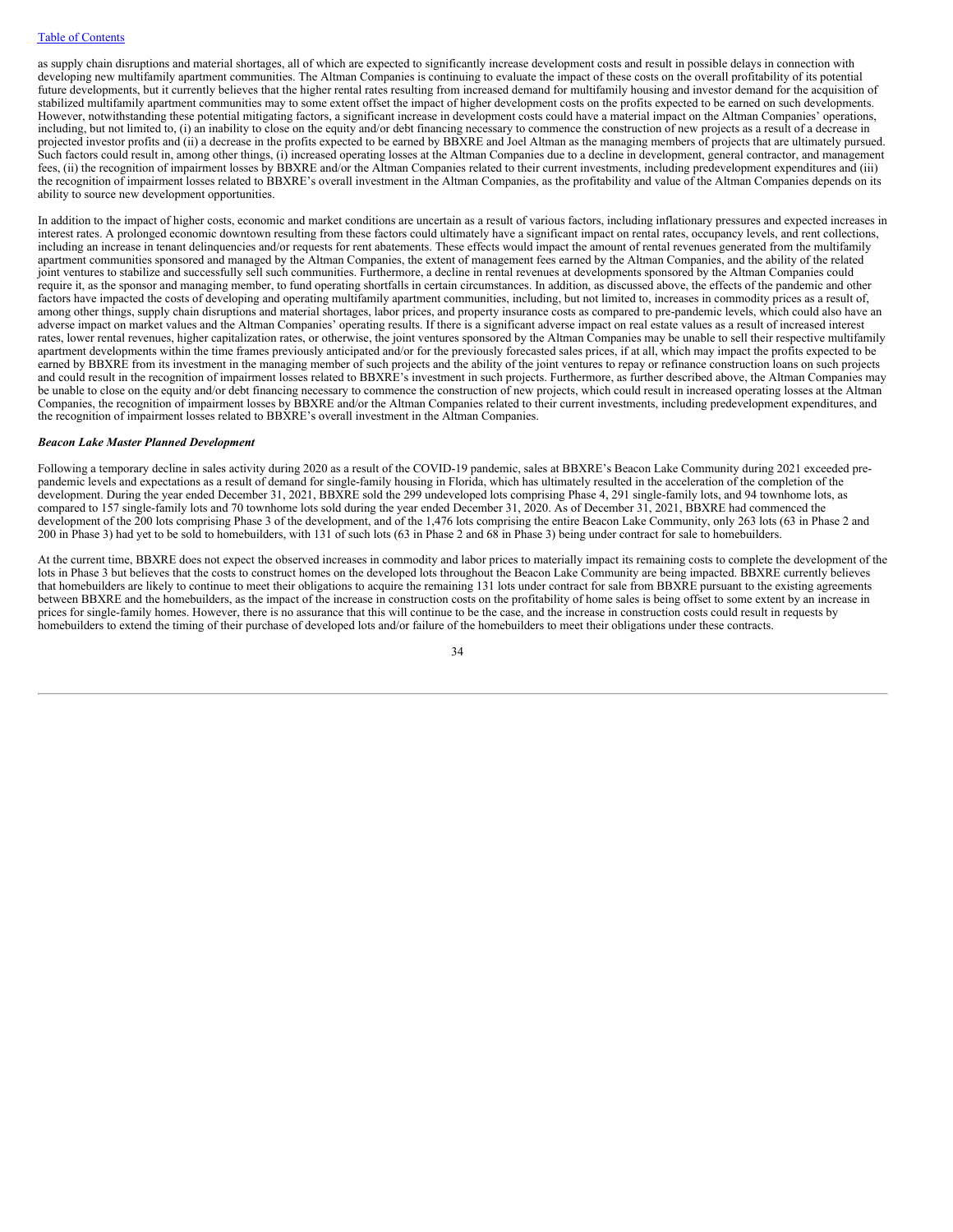as supply chain disruptions and material shortages, all of which are expected to significantly increase development costs and result in possible delays in connection with developing new multifamily apartment communities. The Altman Companies is continuing to evaluate the impact of these costs on the overall profitability of its potential future developments, but it currently believes that the higher rental rates resulting from increased demand for multifamily housing and investor demand for the acquisition of stabilized multifamily apartment communities may to some extent offset the impact of higher development costs on the profits expected to be earned on such developments. However, notwithstanding these potential mitigating factors, a significant increase in development costs could have a material impact on the Altman Companies' operations, including, but not limited to, (i) an inability to close on the equity and/or debt financing necessary to commence the construction of new projects as a result of a decrease in projected investor profits and (ii) a decrease in the profits expected to be earned by BBXRE and Joel Altman as the managing members of projects that are ultimately pursued. Such factors could result in, among other things, (i) increased operating losses at the Altman Companies due to a decline in development, general contractor, and management fees, (ii) the recognition of impairment losses by BBXRE and/or the Altman Companies related to their current investments, including predevelopment expenditures and (iii) the recognition of impairment losses related to BBXRE's overall investment in the Altman Companies, as the profitability and value of the Altman Companies depends on its ability to source new development opportunities.

In addition to the impact of higher costs, economic and market conditions are uncertain as a result of various factors, including inflationary pressures and expected increases in interest rates. A prolonged economic downtown resulting from these factors could ultimately have a significant impact on rental rates, occupancy levels, and rent collections, including an increase in tenant delinquencies and/or requests for rent abatements. These effects would impact the amount of rental revenues generated from the multifamily apartment communities sponsored and managed by the Altman Companies, the extent of management fees earned by the Altman Companies, and the ability of the related joint ventures to stabilize and successfully sell such communities. Furthermore, a decline in rental revenues at developments sponsored by the Altman Companies could require it, as the sponsor and managing member, to fund operating shortfalls in certain circumstances. In addition, as discussed above, the effects of the pandemic and other factors have impacted the costs of developing and operating multifamily apartment communities, including, but not limited to, increases in commodity prices as a result of, among other things, supply chain disruptions and material shortages, labor prices, and property insurance costs as compared to pre-pandemic levels, which could also have an adverse impact on market values and the Altman Companies' operating results. If there is a significant adverse impact on real estate values as a result of increased interest rates, lower rental revenues, higher capitalization rates, or otherwise, the joint ventures sponsored by the Altman Companies may be unable to sell their respective multifamily apartment developments within the time frames previously anticipated and/or for the previously forecasted sales prices, if at all, which may impact the profits expected to be earned by BBXRE from its investment in the managing member of such projects and the ability of the joint ventures to repay or refinance construction loans on such projects and could result in the recognition of impairment losses related to BBXRE's investment in such projects. Furthermore, as further described above, the Altman Companies may be unable to close on the equity and/or debt financing necessary to commence the construction of new projects, which could result in increased operating losses at the Altman Companies, the recognition of impairment losses by BBXRE and/or the Altman Companies related to their current investments, including predevelopment expenditures, and the recognition of impairment losses related to BBXRE's overall investment in the Altman Companies.

***Beacon Lake Master Planned Development***

Following a temporary decline in sales activity during 2020 as a result of the COVID-19 pandemic, sales at BBXRE's Beacon Lake Community during 2021 exceeded pre-pandemic levels and expectations as a result of demand for single-family housing in Florida, which has ultimately resulted in the acceleration of the completion of the development. During the year ended December 31, 2021, BBXRE sold the 299 undeveloped lots comprising Phase 4, 291 single-family lots, and 94 townhome lots, as compared to 157 single-family lots and 70 townhome lots sold during the year ended December 31, 2020. As of December 31, 2021, BBXRE had commenced the development of the 200 lots comprising Phase 3 of the development, and of the 1,476 lots comprising the entire Beacon Lake Community, only 263 lots (63 in Phase 2 and 200 in Phase 3) had yet to be sold to homebuilders, with 131 of such lots (63 in Phase 2 and 68 in Phase 3) being under contract for sale to homebuilders.

At the current time, BBXRE does not expect the observed increases in commodity and labor prices to materially impact its remaining costs to complete the development of the lots in Phase 3 but believes that the costs to construct homes on the developed lots throughout the Beacon Lake Community are being impacted. BBXRE currently believes that homebuilders are likely to continue to meet their obligations to acquire the remaining 131 lots under contract for sale from BBXRE pursuant to the existing agreements between BBXRE and the homebuilders, as the impact of the increase in construction costs on the profitability of home sales is being offset to some extent by an increase in prices for single-family homes. However, there is no assurance that this will continue to be the case, and the increase in construction costs could result in requests by homebuilders to extend the timing of their purchase of developed lots and/or failure of the homebuilders to meet their obligations under these contracts.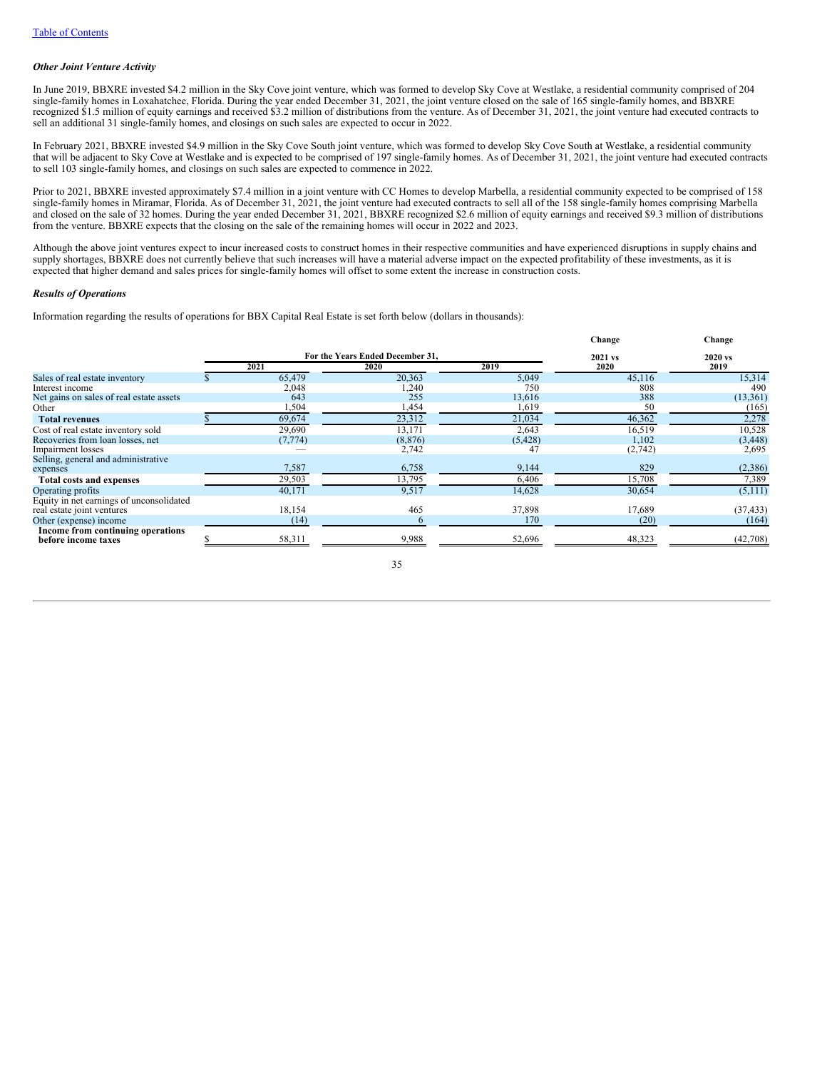[Table of Contents](#)

***Other Joint Venture Activity***

In June 2019, BBXRE invested $4.2 million in the Sky Cove joint venture, which was formed to develop Sky Cove at Westlake, a residential community comprised of 204 single-family homes in Loxahatchee, Florida. During the year ended December 31, 2021, the joint venture closed on the sale of 165 single-family homes, and BBXRE recognized $1.5 million of equity earnings and received $3.2 million of distributions from the venture. As of December 31, 2021, the joint venture had executed contracts to sell an additional 31 single-family homes, and closings on such sales are expected to occur in 2022.

In February 2021, BBXRE invested $4.9 million in the Sky Cove South joint venture, which was formed to develop Sky Cove South at Westlake, a residential community that will be adjacent to Sky Cove at Westlake and is expected to be comprised of 197 single-family homes. As of December 31, 2021, the joint venture had executed contracts to sell 103 single-family homes, and closings on such sales are expected to commence in 2022.

Prior to 2021, BBXRE invested approximately $7.4 million in a joint venture with CC Homes to develop Marbella, a residential community expected to be comprised of 158 single-family homes in Miramar, Florida. As of December 31, 2021, the joint venture had executed contracts to sell all of the 158 single-family homes comprising Marbella and closed on the sale of 32 homes. During the year ended December 31, 2021, BBXRE recognized $2.6 million of equity earnings and received $9.3 million of distributions from the venture. BBXRE expects that the closing on the sale of the remaining homes will occur in 2022 and 2023.

Although the above joint ventures expect to incur increased costs to construct homes in their respective communities and have experienced disruptions in supply chains and supply shortages, BBXRE does not currently believe that such increases will have a material adverse impact on the expected profitability of these investments, as it is expected that higher demand and sales prices for single-family homes will offset to some extent the increase in construction costs.

***Results of Operations***

Information regarding the results of operations for BBX Capital Real Estate is set forth below (dollars in thousands):

| | For the Years Ended December 31, | | | Change | Change |
|---|---|---|---|---|---|
| | 2021 | 2020 | 2019 | 2021 vs 2020 | 2020 vs 2019 |
| Sales of real estate inventory | $ 65,479 | 20,363 | 5,049 | 45,116 | 15,314 |
| Interest income | 2,048 | 1,240 | 750 | 808 | 490 |
| Net gains on sales of real estate assets | 643 | 255 | 13,616 | 388 | (13,361) |
| Other | 1,504 | 1,454 | 1,619 | 50 | (165) |
| **Total revenues** | $ 69,674 | 23,312 | 21,034 | 46,362 | 2,278 |
| Cost of real estate inventory sold | 29,690 | 13,171 | 2,643 | 16,519 | 10,528 |
| Recoveries from loan losses, net | (7,774) | (8,876) | (5,428) | 1,102 | (3,448) |
| Impairment losses | — | 2,742 | 47 | (2,742) | 2,695 |
| Selling, general and administrative expenses | 7,587 | 6,758 | 9,144 | 829 | (2,386) |
| **Total costs and expenses** | 29,503 | 13,795 | 6,406 | 15,708 | 7,389 |
| Operating profits | 40,171 | 9,517 | 14,628 | 30,654 | (5,111) |
| Equity in net earnings of unconsolidated real estate joint ventures | 18,154 | 465 | 37,898 | 17,689 | (37,433) |
| Other (expense) income | (14) | 6 | 170 | (20) | (164) |
| **Income from continuing operations before income taxes** | $ 58,311 | 9,988 | 52,696 | 48,323 | (42,708) |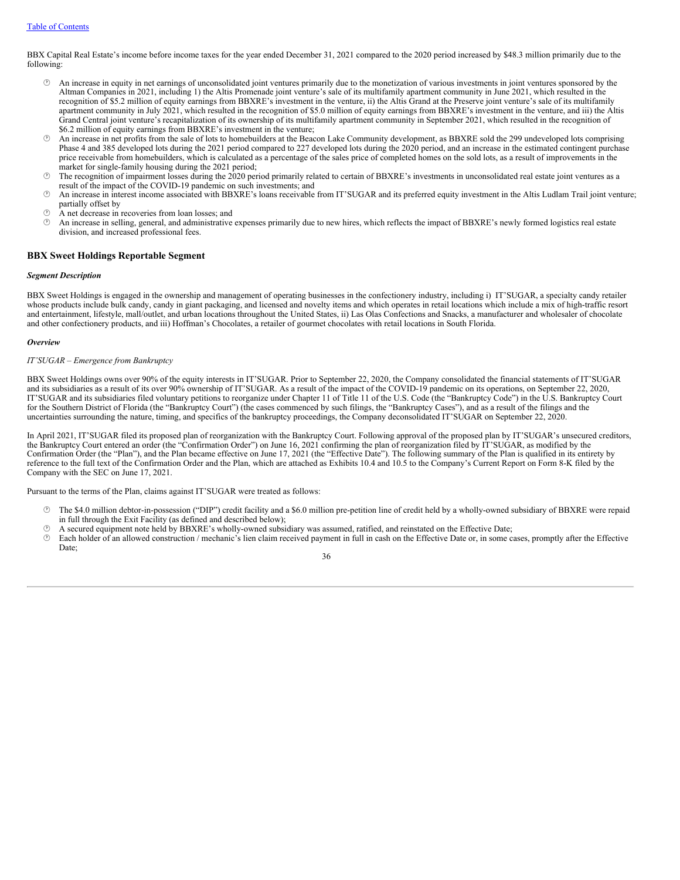BBX Capital Real Estate's income before income taxes for the year ended December 31, 2021 compared to the 2020 period increased by $48.3 million primarily due to the following:

- An increase in equity in net earnings of unconsolidated joint ventures primarily due to the monetization of various investments in joint ventures sponsored by the Altman Companies in 2021, including 1) the Altis Promenade joint venture's sale of its multifamily apartment community in June 2021, which resulted in the recognition of $5.2 million of equity earnings from BBXRE's investment in the venture, ii) the Altis Grand at the Preserve joint venture's sale of its multifamily apartment community in July 2021, which resulted in the recognition of $5.0 million of equity earnings from BBXRE's investment in the venture, and iii) the Altis Grand Central joint venture's recapitalization of its ownership of its multifamily apartment community in September 2021, which resulted in the recognition of $6.2 million of equity earnings from BBXRE's investment in the venture;
- An increase in net profits from the sale of lots to homebuilders at the Beacon Lake Community development, as BBXRE sold the 299 undeveloped lots comprising Phase 4 and 385 developed lots during the 2021 period compared to 227 developed lots during the 2020 period, and an increase in the estimated contingent purchase price receivable from homebuilders, which is calculated as a percentage of the sales price of completed homes on the sold lots, as a result of improvements in the market for single-family housing during the 2021 period;
- The recognition of impairment losses during the 2020 period primarily related to certain of BBXRE's investments in unconsolidated real estate joint ventures as a result of the impact of the COVID-19 pandemic on such investments; and
- An increase in interest income associated with BBXRE's loans receivable from IT'SUGAR and its preferred equity investment in the Altis Ludlam Trail joint venture; partially offset by
- A net decrease in recoveries from loan losses; and
- An increase in selling, general, and administrative expenses primarily due to new hires, which reflects the impact of BBXRE's newly formed logistics real estate division, and increased professional fees.

## BBX Sweet Holdings Reportable Segment

***Segment Description***

BBX Sweet Holdings is engaged in the ownership and management of operating businesses in the confectionery industry, including i) IT'SUGAR, a specialty candy retailer whose products include bulk candy, candy in giant packaging, and licensed and novelty items and which operates in retail locations which include a mix of high-traffic resort and entertainment, lifestyle, mall/outlet, and urban locations throughout the United States, ii) Las Olas Confections and Snacks, a manufacturer and wholesaler of chocolate and other confectionery products, and iii) Hoffman's Chocolates, a retailer of gourmet chocolates with retail locations in South Florida.

***Overview***

*IT'SUGAR – Emergence from Bankruptcy*

BBX Sweet Holdings owns over 90% of the equity interests in IT'SUGAR. Prior to September 22, 2020, the Company consolidated the financial statements of IT'SUGAR and its subsidiaries as a result of its over 90% ownership of IT'SUGAR. As a result of the impact of the COVID-19 pandemic on its operations, on September 22, 2020, IT'SUGAR and its subsidiaries filed voluntary petitions to reorganize under Chapter 11 of Title 11 of the U.S. Code (the "Bankruptcy Code") in the U.S. Bankruptcy Court for the Southern District of Florida (the "Bankruptcy Court") (the cases commenced by such filings, the "Bankruptcy Cases"), and as a result of the filings and the uncertainties surrounding the nature, timing, and specifics of the bankruptcy proceedings, the Company deconsolidated IT'SUGAR on September 22, 2020.

In April 2021, IT'SUGAR filed its proposed plan of reorganization with the Bankruptcy Court. Following approval of the proposed plan by IT'SUGAR's unsecured creditors, the Bankruptcy Court entered an order (the "Confirmation Order") on June 16, 2021 confirming the plan of reorganization filed by IT'SUGAR, as modified by the Confirmation Order (the "Plan"), and the Plan became effective on June 17, 2021 (the "Effective Date"). The following summary of the Plan is qualified in its entirety by reference to the full text of the Confirmation Order and the Plan, which are attached as Exhibits 10.4 and 10.5 to the Company's Current Report on Form 8-K filed by the Company with the SEC on June 17, 2021.

Pursuant to the terms of the Plan, claims against IT'SUGAR were treated as follows:

- The $4.0 million debtor-in-possession ("DIP") credit facility and a $6.0 million pre-petition line of credit held by a wholly-owned subsidiary of BBXRE were repaid in full through the Exit Facility (as defined and described below);
- A secured equipment note held by BBXRE's wholly-owned subsidiary was assumed, ratified, and reinstated on the Effective Date;
- Each holder of an allowed construction / mechanic's lien claim received payment in full in cash on the Effective Date or, in some cases, promptly after the Effective Date;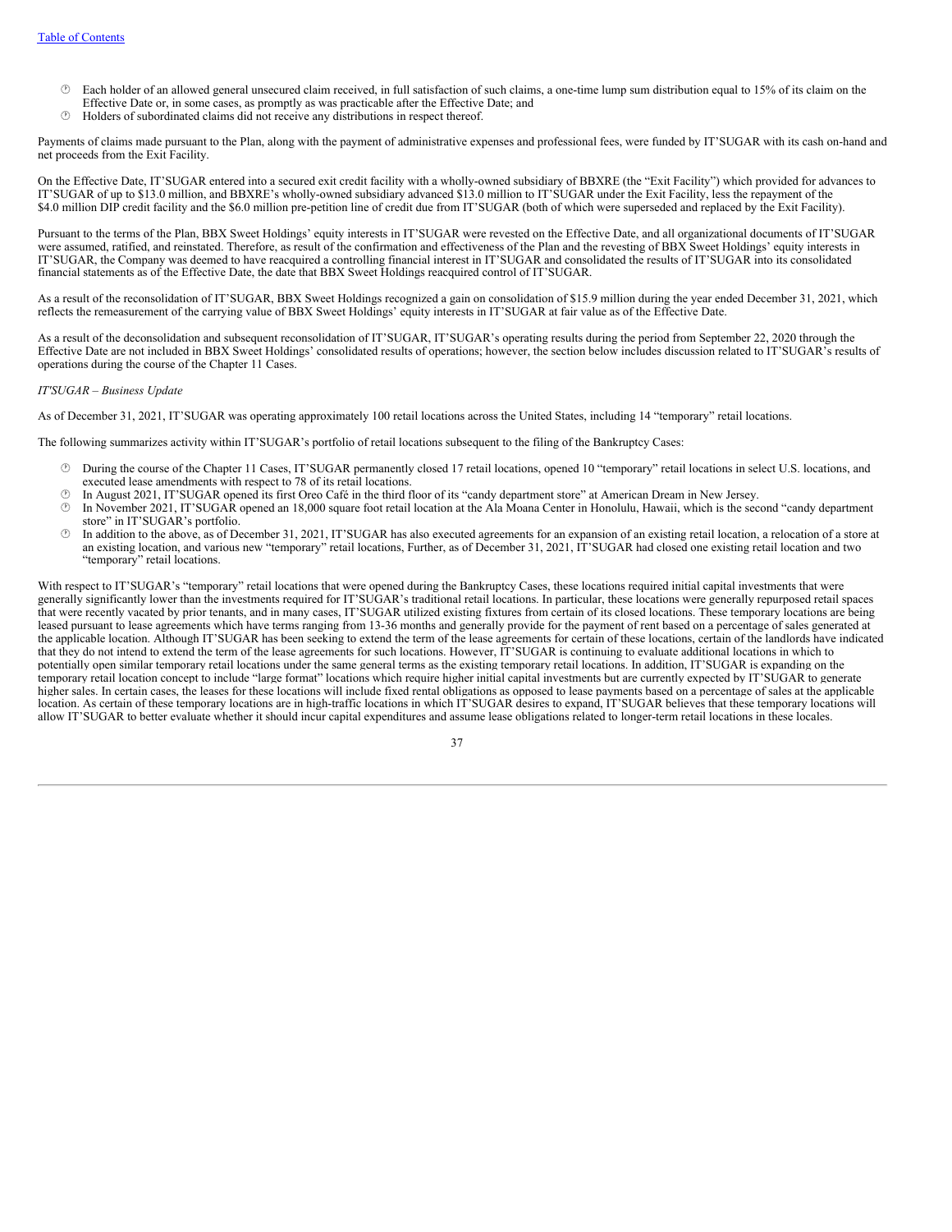- Each holder of an allowed general unsecured claim received, in full satisfaction of such claims, a one-time lump sum distribution equal to 15% of its claim on the Effective Date or, in some cases, as promptly as was practicable after the Effective Date; and
- Holders of subordinated claims did not receive any distributions in respect thereof.

Payments of claims made pursuant to the Plan, along with the payment of administrative expenses and professional fees, were funded by IT'SUGAR with its cash on-hand and net proceeds from the Exit Facility.

On the Effective Date, IT'SUGAR entered into a secured exit credit facility with a wholly-owned subsidiary of BBXRE (the "Exit Facility") which provided for advances to IT'SUGAR of up to $13.0 million, and BBXRE's wholly-owned subsidiary advanced $13.0 million to IT'SUGAR under the Exit Facility, less the repayment of the $4.0 million DIP credit facility and the $6.0 million pre-petition line of credit due from IT'SUGAR (both of which were superseded and replaced by the Exit Facility).

Pursuant to the terms of the Plan, BBX Sweet Holdings' equity interests in IT'SUGAR were revested on the Effective Date, and all organizational documents of IT'SUGAR were assumed, ratified, and reinstated. Therefore, as result of the confirmation and effectiveness of the Plan and the revesting of BBX Sweet Holdings' equity interests in IT'SUGAR, the Company was deemed to have reacquired a controlling financial interest in IT'SUGAR and consolidated the results of IT'SUGAR into its consolidated financial statements as of the Effective Date, the date that BBX Sweet Holdings reacquired control of IT'SUGAR.

As a result of the reconsolidation of IT'SUGAR, BBX Sweet Holdings recognized a gain on consolidation of $15.9 million during the year ended December 31, 2021, which reflects the remeasurement of the carrying value of BBX Sweet Holdings' equity interests in IT'SUGAR at fair value as of the Effective Date.

As a result of the deconsolidation and subsequent reconsolidation of IT'SUGAR, IT'SUGAR's operating results during the period from September 22, 2020 through the Effective Date are not included in BBX Sweet Holdings' consolidated results of operations; however, the section below includes discussion related to IT'SUGAR's results of operations during the course of the Chapter 11 Cases.

*IT'SUGAR – Business Update*

As of December 31, 2021, IT'SUGAR was operating approximately 100 retail locations across the United States, including 14 "temporary" retail locations.

The following summarizes activity within IT'SUGAR's portfolio of retail locations subsequent to the filing of the Bankruptcy Cases:

- During the course of the Chapter 11 Cases, IT'SUGAR permanently closed 17 retail locations, opened 10 "temporary" retail locations in select U.S. locations, and executed lease amendments with respect to 78 of its retail locations.
- In August 2021, IT'SUGAR opened its first Oreo Café in the third floor of its "candy department store" at American Dream in New Jersey.
- In November 2021, IT'SUGAR opened an 18,000 square foot retail location at the Ala Moana Center in Honolulu, Hawaii, which is the second "candy department store" in IT'SUGAR's portfolio.
- In addition to the above, as of December 31, 2021, IT'SUGAR has also executed agreements for an expansion of an existing retail location, a relocation of a store at an existing location, and various new "temporary" retail locations, Further, as of December 31, 2021, IT'SUGAR had closed one existing retail location and two "temporary" retail locations.

With respect to IT'SUGAR's "temporary" retail locations that were opened during the Bankruptcy Cases, these locations required initial capital investments that were generally significantly lower than the investments required for IT'SUGAR's traditional retail locations. In particular, these locations were generally repurposed retail spaces that were recently vacated by prior tenants, and in many cases, IT'SUGAR utilized existing fixtures from certain of its closed locations. These temporary locations are being leased pursuant to lease agreements which have terms ranging from 13-36 months and generally provide for the payment of rent based on a percentage of sales generated at the applicable location. Although IT'SUGAR has been seeking to extend the term of the lease agreements for certain of these locations, certain of the landlords have indicated that they do not intend to extend the term of the lease agreements for such locations. However, IT'SUGAR is continuing to evaluate additional locations in which to potentially open similar temporary retail locations under the same general terms as the existing temporary retail locations. In addition, IT'SUGAR is expanding on the temporary retail location concept to include "large format" locations which require higher initial capital investments but are currently expected by IT'SUGAR to generate higher sales. In certain cases, the leases for these locations will include fixed rental obligations as opposed to lease payments based on a percentage of sales at the applicable location. As certain of these temporary locations are in high-traffic locations in which IT'SUGAR desires to expand, IT'SUGAR believes that these temporary locations will allow IT'SUGAR to better evaluate whether it should incur capital expenditures and assume lease obligations related to longer-term retail locations in these locales.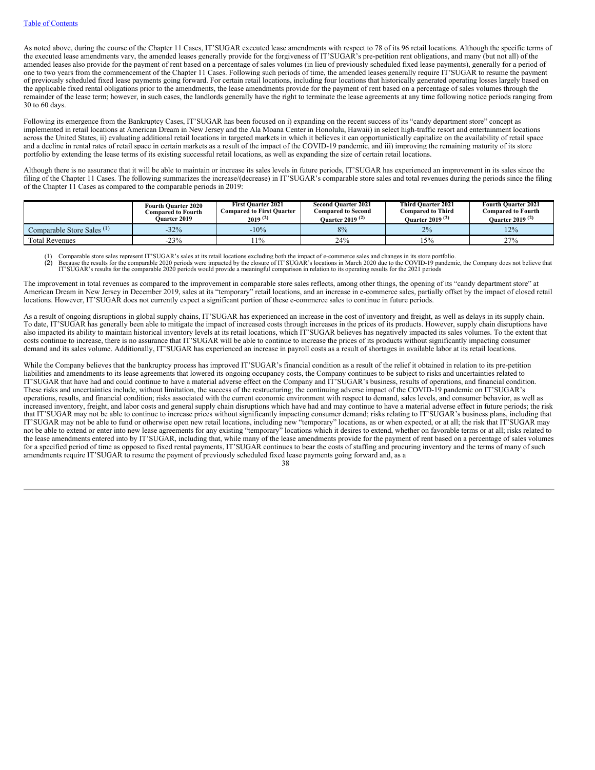As noted above, during the course of the Chapter 11 Cases, IT'SUGAR executed lease amendments with respect to 78 of its 96 retail locations. Although the specific terms of the executed lease amendments vary, the amended leases generally provide for the forgiveness of IT'SUGAR's pre-petition rent obligations, and many (but not all) of the amended leases also provide for the payment of rent based on a percentage of sales volumes (in lieu of previously scheduled fixed lease payments), generally for a period of one to two years from the commencement of the Chapter 11 Cases. Following such periods of time, the amended leases generally require IT'SUGAR to resume the payment of previously scheduled fixed lease payments going forward. For certain retail locations, including four locations that historically generated operating losses largely based on the applicable fixed rental obligations prior to the amendments, the lease amendments provide for the payment of rent based on a percentage of sales volumes through the remainder of the lease term; however, in such cases, the landlords generally have the right to terminate the lease agreements at any time following notice periods ranging from 30 to 60 days.

Following its emergence from the Bankruptcy Cases, IT'SUGAR has been focused on i) expanding on the recent success of its "candy department store" concept as implemented in retail locations at American Dream in New Jersey and the Ala Moana Center in Honolulu, Hawaii) in select high-traffic resort and entertainment locations across the United States, ii) evaluating additional retail locations in targeted markets in which it believes it can opportunistically capitalize on the availability of retail space and a decline in rental rates of retail space in certain markets as a result of the impact of the COVID-19 pandemic, and iii) improving the remaining maturity of its store portfolio by extending the lease terms of its existing successful retail locations, as well as expanding the size of certain retail locations.

Although there is no assurance that it will be able to maintain or increase its sales levels in future periods, IT'SUGAR has experienced an improvement in its sales since the filing of the Chapter 11 Cases. The following summarizes the increase/(decrease) in IT'SUGAR's comparable store sales and total revenues during the periods since the filing of the Chapter 11 Cases as compared to the comparable periods in 2019:

| | Fourth Quarter 2020 Compared to Fourth Quarter 2019 | First Quarter 2021 Compared to First Quarter 2019 (2) | Second Quarter 2021 Compared to Second Quarter 2019 (2) | Third Quarter 2021 Compared to Third Quarter 2019 (2) | Fourth Quarter 2021 Compared to Fourth Quarter 2019 (2) |
|---|---|---|---|---|---|
| Comparable Store Sales (1) | -32% | -10% | 8% | 2% | 12% |
| Total Revenues | -23% | 11% | 24% | 15% | 27% |

(1) Comparable store sales represent IT'SUGAR's sales at its retail locations excluding both the impact of e-commerce sales and changes in its store portfolio.
(2) Because the results for the comparable 2020 periods were impacted by the closure of IT'SUGAR's locations in March 2020 due to the COVID-19 pandemic, the Company does not believe that IT'SUGAR's results for the comparable 2020 periods would provide a meaningful comparison in relation to its operating results for the 2021 periods

The improvement in total revenues as compared to the improvement in comparable store sales reflects, among other things, the opening of its "candy department store" at American Dream in New Jersey in December 2019, sales at its "temporary" retail locations, and an increase in e-commerce sales, partially offset by the impact of closed retail locations. However, IT'SUGAR does not currently expect a significant portion of these e-commerce sales to continue in future periods.

As a result of ongoing disruptions in global supply chains, IT'SUGAR has experienced an increase in the cost of inventory and freight, as well as delays in its supply chain. To date, IT'SUGAR has generally been able to mitigate the impact of increased costs through increases in the prices of its products. However, supply chain disruptions have also impacted its ability to maintain historical inventory levels at its retail locations, which IT'SUGAR believes has negatively impacted its sales volumes. To the extent that costs continue to increase, there is no assurance that IT'SUGAR will be able to continue to increase the prices of its products without significantly impacting consumer demand and its sales volume. Additionally, IT'SUGAR has experienced an increase in payroll costs as a result of shortages in available labor at its retail locations.

While the Company believes that the bankruptcy process has improved IT'SUGAR's financial condition as a result of the relief it obtained in relation to its pre-petition liabilities and amendments to its lease agreements that lowered its ongoing occupancy costs, the Company continues to be subject to risks and uncertainties related to IT'SUGAR that have had and could continue to have a material adverse effect on the Company and IT'SUGAR's business, results of operations, and financial condition. These risks and uncertainties include, without limitation, the success of the restructuring; the continuing adverse impact of the COVID-19 pandemic on IT'SUGAR's operations, results, and financial condition; risks associated with the current economic environment with respect to demand, sales levels, and consumer behavior, as well as increased inventory, freight, and labor costs and general supply chain disruptions which have had and may continue to have a material adverse effect in future periods; the risk that IT'SUGAR may not be able to continue to increase prices without significantly impacting consumer demand; risks relating to IT'SUGAR's business plans, including that IT'SUGAR may not be able to fund or otherwise open new retail locations, including new "temporary" locations, as or when expected, or at all; the risk that IT'SUGAR may not be able to extend or enter into new lease agreements for any existing "temporary" locations which it desires to extend, whether on favorable terms or at all; risks related to the lease amendments entered into by IT'SUGAR, including that, while many of the lease amendments provide for the payment of rent based on a percentage of sales volumes for a specified period of time as opposed to fixed rental payments, IT'SUGAR continues to bear the costs of staffing and procuring inventory and the terms of many of such amendments require IT'SUGAR to resume the payment of previously scheduled fixed lease payments going forward and, as a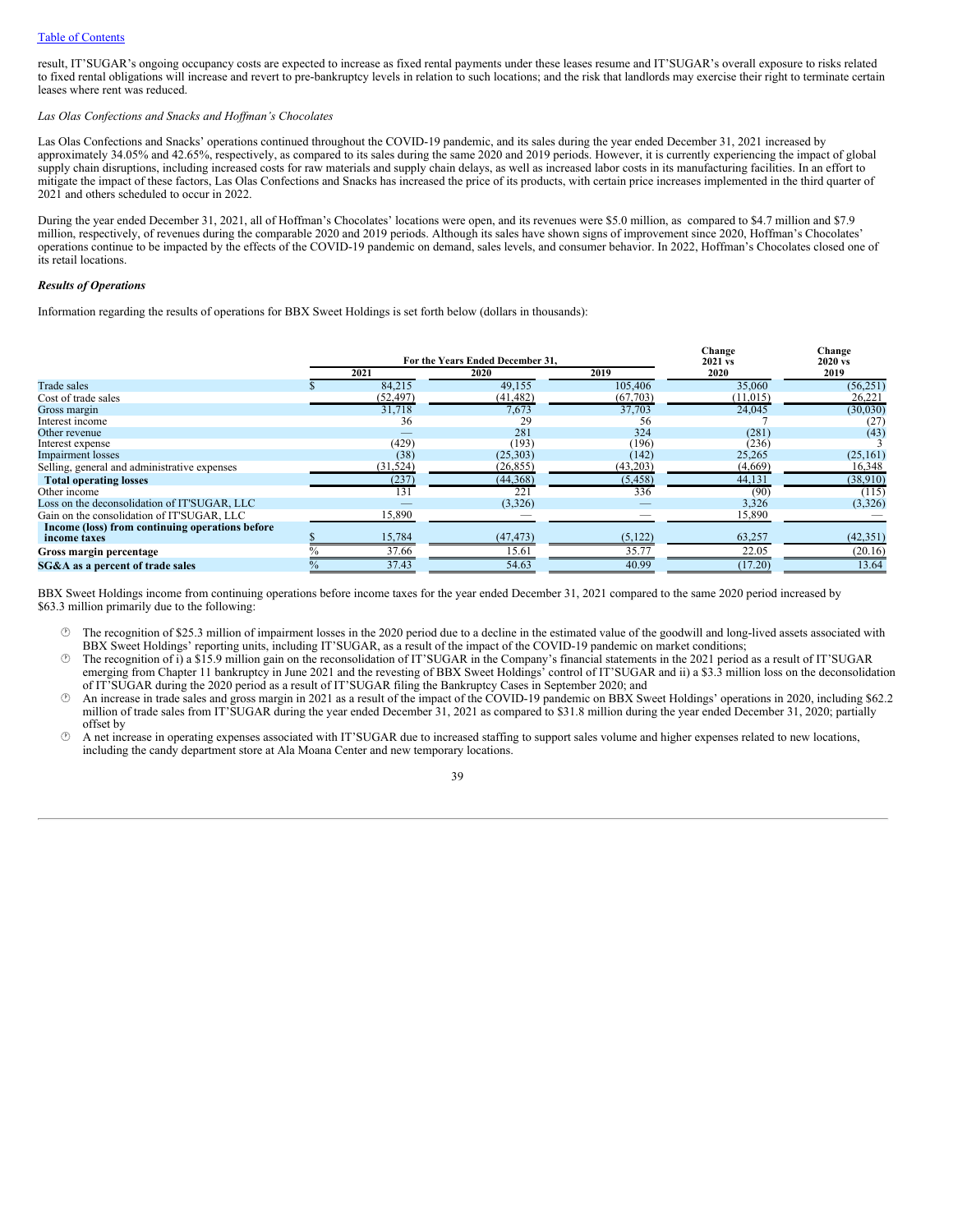result, IT'SUGAR's ongoing occupancy costs are expected to increase as fixed rental payments under these leases resume and IT'SUGAR's overall exposure to risks related to fixed rental obligations will increase and revert to pre-bankruptcy levels in relation to such locations; and the risk that landlords may exercise their right to terminate certain leases where rent was reduced.

*Las Olas Confections and Snacks and Hoffman's Chocolates*

Las Olas Confections and Snacks' operations continued throughout the COVID-19 pandemic, and its sales during the year ended December 31, 2021 increased by approximately 34.05% and 42.65%, respectively, as compared to its sales during the same 2020 and 2019 periods. However, it is currently experiencing the impact of global supply chain disruptions, including increased costs for raw materials and supply chain delays, as well as increased labor costs in its manufacturing facilities. In an effort to mitigate the impact of these factors, Las Olas Confections and Snacks has increased the price of its products, with certain price increases implemented in the third quarter of 2021 and others scheduled to occur in 2022.

During the year ended December 31, 2021, all of Hoffman's Chocolates' locations were open, and its revenues were $5.0 million, as compared to $4.7 million and $7.9 million, respectively, of revenues during the comparable 2020 and 2019 periods. Although its sales have shown signs of improvement since 2020, Hoffman's Chocolates' operations continue to be impacted by the effects of the COVID-19 pandemic on demand, sales levels, and consumer behavior. In 2022, Hoffman's Chocolates closed one of its retail locations.

***Results of Operations***

Information regarding the results of operations for BBX Sweet Holdings is set forth below (dollars in thousands):

| | For the Years Ended December 31, | | | Change 2021 vs | Change 2020 vs |
|---|---|---|---|---|---|
| | 2021 | 2020 | 2019 | 2020 | 2019 |
| Trade sales | $ 84,215 | 49,155 | 105,406 | 35,060 | (56,251) |
| Cost of trade sales | (52,497) | (41,482) | (67,703) | (11,015) | 26,221 |
| Gross margin | 31,718 | 7,673 | 37,703 | 24,045 | (30,030) |
| Interest income | 36 | 29 | 56 | 7 | (27) |
| Other revenue | — | 281 | 324 | (281) | (43) |
| Interest expense | (429) | (193) | (196) | (236) | 3 |
| Impairment losses | (38) | (25,303) | (142) | 25,265 | (25,161) |
| Selling, general and administrative expenses | (31,524) | (26,855) | (43,203) | (4,669) | 16,348 |
| **Total operating losses** | (237) | (44,368) | (5,458) | 44,131 | (38,910) |
| Other income | 131 | 221 | 336 | (90) | (115) |
| Loss on the deconsolidation of IT'SUGAR, LLC | — | (3,326) | — | 3,326 | (3,326) |
| Gain on the consolidation of IT'SUGAR, LLC | 15,890 | — | — | 15,890 | — |
| **Income (loss) from continuing operations before income taxes** | $ 15,784 | (47,473) | (5,122) | 63,257 | (42,351) |
| **Gross margin percentage** | % 37.66 | 15.61 | 35.77 | 22.05 | (20.16) |
| **SG&A as a percent of trade sales** | % 37.43 | 54.63 | 40.99 | (17.20) | 13.64 |

BBX Sweet Holdings income from continuing operations before income taxes for the year ended December 31, 2021 compared to the same 2020 period increased by $63.3 million primarily due to the following:

- The recognition of $25.3 million of impairment losses in the 2020 period due to a decline in the estimated value of the goodwill and long-lived assets associated with BBX Sweet Holdings' reporting units, including IT'SUGAR, as a result of the impact of the COVID-19 pandemic on market conditions;
- The recognition of i) a $15.9 million gain on the reconsolidation of IT'SUGAR in the Company's financial statements in the 2021 period as a result of IT'SUGAR emerging from Chapter 11 bankruptcy in June 2021 and the revesting of BBX Sweet Holdings' control of IT'SUGAR and ii) a $3.3 million loss on the deconsolidation of IT'SUGAR during the 2020 period as a result of IT'SUGAR filing the Bankruptcy Cases in September 2020; and
- An increase in trade sales and gross margin in 2021 as a result of the impact of the COVID-19 pandemic on BBX Sweet Holdings' operations in 2020, including $62.2 million of trade sales from IT'SUGAR during the year ended December 31, 2021 as compared to $31.8 million during the year ended December 31, 2020; partially offset by
- A net increase in operating expenses associated with IT'SUGAR due to increased staffing to support sales volume and higher expenses related to new locations, including the candy department store at Ala Moana Center and new temporary locations.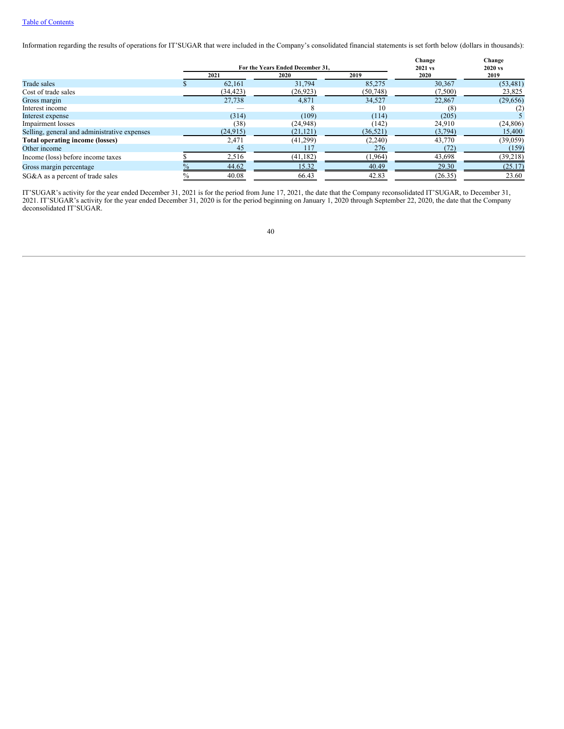Information regarding the results of operations for IT'SUGAR that were included in the Company's consolidated financial statements is set forth below (dollars in thousands):

| | For the Years Ended December 31, | | | Change 2021 vs 2020 | Change 2020 vs 2019 |
|---|---|---|---|---|---|
| | 2021 | 2020 | 2019 | | |
| Trade sales | $ 62,161 | 31,794 | 85,275 | 30,367 | (53,481) |
| Cost of trade sales | (34,423) | (26,923) | (50,748) | (7,500) | 23,825 |
| Gross margin | 27,738 | 4,871 | 34,527 | 22,867 | (29,656) |
| Interest income | — | 8 | 10 | (8) | (2) |
| Interest expense | (314) | (109) | (114) | (205) | 5 |
| Impairment losses | (38) | (24,948) | (142) | 24,910 | (24,806) |
| Selling, general and administrative expenses | (24,915) | (21,121) | (36,521) | (3,794) | 15,400 |
| **Total operating income (losses)** | 2,471 | (41,299) | (2,240) | 43,770 | (39,059) |
| Other income | 45 | 117 | 276 | (72) | (159) |
| Income (loss) before income taxes | $ 2,516 | (41,182) | (1,964) | 43,698 | (39,218) |
| Gross margin percentage | % 44.62 | 15.32 | 40.49 | 29.30 | (25.17) |
| SG&A as a percent of trade sales | % 40.08 | 66.43 | 42.83 | (26.35) | 23.60 |

IT'SUGAR's activity for the year ended December 31, 2021 is for the period from June 17, 2021, the date that the Company reconsolidated IT'SUGAR, to December 31, 2021. IT'SUGAR's activity for the year ended December 31, 2020 is for the period beginning on January 1, 2020 through September 22, 2020, the date that the Company deconsolidated IT'SUGAR.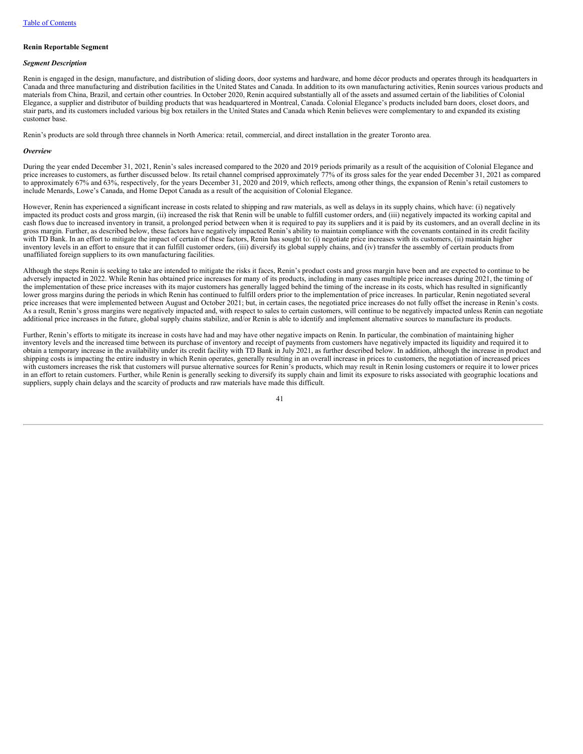**Renin Reportable Segment**

***Segment Description***

Renin is engaged in the design, manufacture, and distribution of sliding doors, door systems and hardware, and home décor products and operates through its headquarters in Canada and three manufacturing and distribution facilities in the United States and Canada. In addition to its own manufacturing activities, Renin sources various products and materials from China, Brazil, and certain other countries. In October 2020, Renin acquired substantially all of the assets and assumed certain of the liabilities of Colonial Elegance, a supplier and distributor of building products that was headquartered in Montreal, Canada. Colonial Elegance's products included barn doors, closet doors, and stair parts, and its customers included various big box retailers in the United States and Canada which Renin believes were complementary to and expanded its existing customer base.

Renin's products are sold through three channels in North America: retail, commercial, and direct installation in the greater Toronto area.

***Overview***

During the year ended December 31, 2021, Renin's sales increased compared to the 2020 and 2019 periods primarily as a result of the acquisition of Colonial Elegance and price increases to customers, as further discussed below. Its retail channel comprised approximately 77% of its gross sales for the year ended December 31, 2021 as compared to approximately 67% and 63%, respectively, for the years December 31, 2020 and 2019, which reflects, among other things, the expansion of Renin's retail customers to include Menards, Lowe's Canada, and Home Depot Canada as a result of the acquisition of Colonial Elegance.

However, Renin has experienced a significant increase in costs related to shipping and raw materials, as well as delays in its supply chains, which have: (i) negatively impacted its product costs and gross margin, (ii) increased the risk that Renin will be unable to fulfill customer orders, and (iii) negatively impacted its working capital and cash flows due to increased inventory in transit, a prolonged period between when it is required to pay its suppliers and it is paid by its customers, and an overall decline in its gross margin. Further, as described below, these factors have negatively impacted Renin's ability to maintain compliance with the covenants contained in its credit facility with TD Bank. In an effort to mitigate the impact of certain of these factors, Renin has sought to: (i) negotiate price increases with its customers, (ii) maintain higher inventory levels in an effort to ensure that it can fulfill customer orders, (iii) diversify its global supply chains, and (iv) transfer the assembly of certain products from unaffiliated foreign suppliers to its own manufacturing facilities.

Although the steps Renin is seeking to take are intended to mitigate the risks it faces, Renin's product costs and gross margin have been and are expected to continue to be adversely impacted in 2022. While Renin has obtained price increases for many of its products, including in many cases multiple price increases during 2021, the timing of the implementation of these price increases with its major customers has generally lagged behind the timing of the increase in its costs, which has resulted in significantly lower gross margins during the periods in which Renin has continued to fulfill orders prior to the implementation of price increases. In particular, Renin negotiated several price increases that were implemented between August and October 2021; but, in certain cases, the negotiated price increases do not fully offset the increase in Renin's costs. As a result, Renin's gross margins were negatively impacted and, with respect to sales to certain customers, will continue to be negatively impacted unless Renin can negotiate additional price increases in the future, global supply chains stabilize, and/or Renin is able to identify and implement alternative sources to manufacture its products.

Further, Renin's efforts to mitigate its increase in costs have had and may have other negative impacts on Renin. In particular, the combination of maintaining higher inventory levels and the increased time between its purchase of inventory and receipt of payments from customers have negatively impacted its liquidity and required it to obtain a temporary increase in the availability under its credit facility with TD Bank in July 2021, as further described below. In addition, although the increase in product and shipping costs is impacting the entire industry in which Renin operates, generally resulting in an overall increase in prices to customers, the negotiation of increased prices with customers increases the risk that customers will pursue alternative sources for Renin's products, which may result in Renin losing customers or require it to lower prices in an effort to retain customers. Further, while Renin is generally seeking to diversify its supply chain and limit its exposure to risks associated with geographic locations and suppliers, supply chain delays and the scarcity of products and raw materials have made this difficult.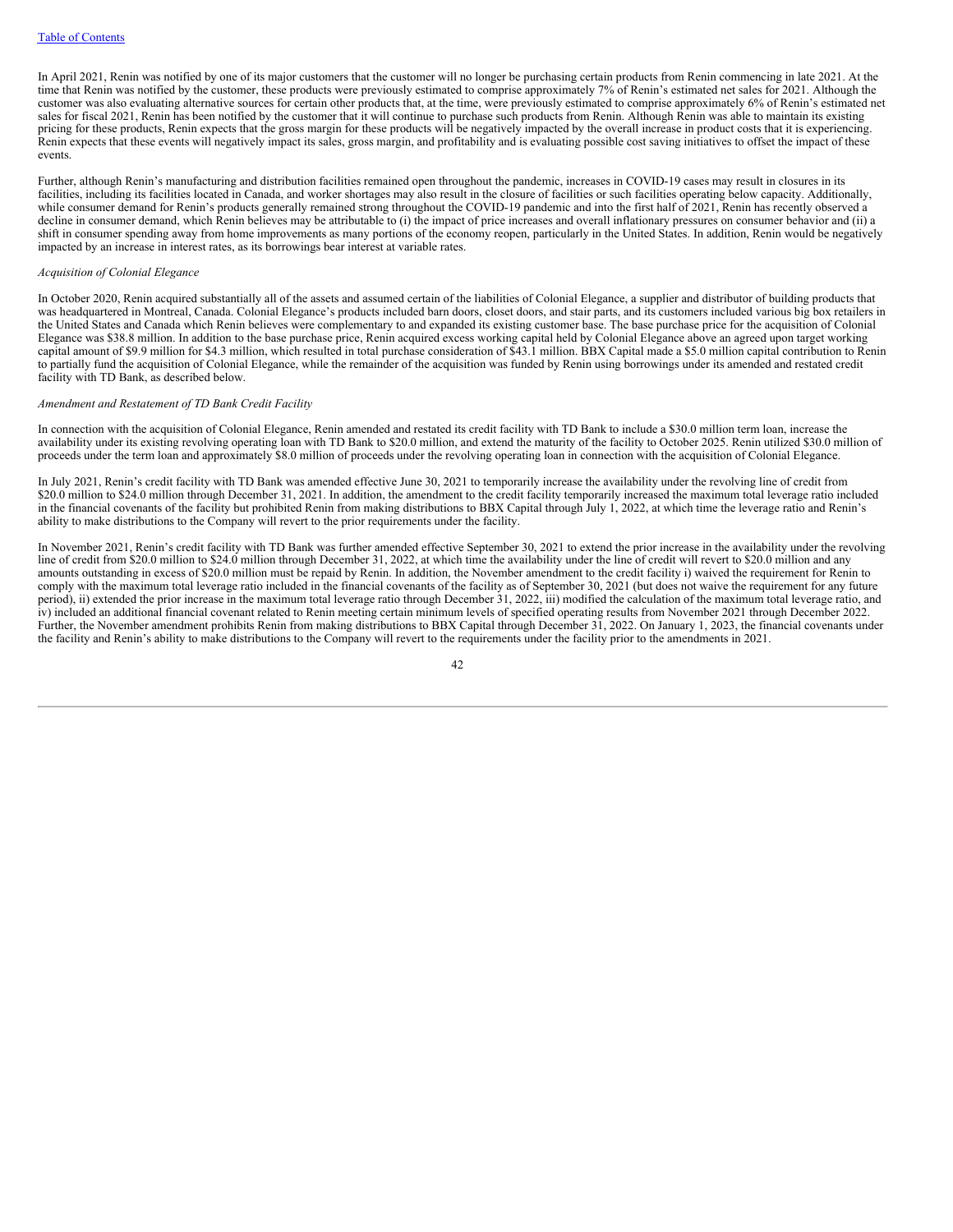In April 2021, Renin was notified by one of its major customers that the customer will no longer be purchasing certain products from Renin commencing in late 2021. At the time that Renin was notified by the customer, these products were previously estimated to comprise approximately 7% of Renin's estimated net sales for 2021. Although the customer was also evaluating alternative sources for certain other products that, at the time, were previously estimated to comprise approximately 6% of Renin's estimated net sales for fiscal 2021, Renin has been notified by the customer that it will continue to purchase such products from Renin. Although Renin was able to maintain its existing pricing for these products, Renin expects that the gross margin for these products will be negatively impacted by the overall increase in product costs that it is experiencing. Renin expects that these events will negatively impact its sales, gross margin, and profitability and is evaluating possible cost saving initiatives to offset the impact of these events.

Further, although Renin's manufacturing and distribution facilities remained open throughout the pandemic, increases in COVID-19 cases may result in closures in its facilities, including its facilities located in Canada, and worker shortages may also result in the closure of facilities or such facilities operating below capacity. Additionally, while consumer demand for Renin's products generally remained strong throughout the COVID-19 pandemic and into the first half of 2021, Renin has recently observed a decline in consumer demand, which Renin believes may be attributable to (i) the impact of price increases and overall inflationary pressures on consumer behavior and (ii) a shift in consumer spending away from home improvements as many portions of the economy reopen, particularly in the United States. In addition, Renin would be negatively impacted by an increase in interest rates, as its borrowings bear interest at variable rates.

*Acquisition of Colonial Elegance*

In October 2020, Renin acquired substantially all of the assets and assumed certain of the liabilities of Colonial Elegance, a supplier and distributor of building products that was headquartered in Montreal, Canada. Colonial Elegance's products included barn doors, closet doors, and stair parts, and its customers included various big box retailers in the United States and Canada which Renin believes were complementary to and expanded its existing customer base. The base purchase price for the acquisition of Colonial Elegance was $38.8 million. In addition to the base purchase price, Renin acquired excess working capital held by Colonial Elegance above an agreed upon target working capital amount of $9.9 million for $4.3 million, which resulted in total purchase consideration of $43.1 million. BBX Capital made a $5.0 million capital contribution to Renin to partially fund the acquisition of Colonial Elegance, while the remainder of the acquisition was funded by Renin using borrowings under its amended and restated credit facility with TD Bank, as described below.

*Amendment and Restatement of TD Bank Credit Facility*

In connection with the acquisition of Colonial Elegance, Renin amended and restated its credit facility with TD Bank to include a $30.0 million term loan, increase the availability under its existing revolving operating loan with TD Bank to $20.0 million, and extend the maturity of the facility to October 2025. Renin utilized $30.0 million of proceeds under the term loan and approximately $8.0 million of proceeds under the revolving operating loan in connection with the acquisition of Colonial Elegance.

In July 2021, Renin's credit facility with TD Bank was amended effective June 30, 2021 to temporarily increase the availability under the revolving line of credit from $20.0 million to $24.0 million through December 31, 2021. In addition, the amendment to the credit facility temporarily increased the maximum total leverage ratio included in the financial covenants of the facility but prohibited Renin from making distributions to BBX Capital through July 1, 2022, at which time the leverage ratio and Renin's ability to make distributions to the Company will revert to the prior requirements under the facility.

In November 2021, Renin's credit facility with TD Bank was further amended effective September 30, 2021 to extend the prior increase in the availability under the revolving line of credit from $20.0 million to $24.0 million through December 31, 2022, at which time the availability under the line of credit will revert to $20.0 million and any amounts outstanding in excess of $20.0 million must be repaid by Renin. In addition, the November amendment to the credit facility i) waived the requirement for Renin to comply with the maximum total leverage ratio included in the financial covenants of the facility as of September 30, 2021 (but does not waive the requirement for any future period), ii) extended the prior increase in the maximum total leverage ratio through December 31, 2022, iii) modified the calculation of the maximum total leverage ratio, and iv) included an additional financial covenant related to Renin meeting certain minimum levels of specified operating results from November 2021 through December 2022. Further, the November amendment prohibits Renin from making distributions to BBX Capital through December 31, 2022. On January 1, 2023, the financial covenants under the facility and Renin's ability to make distributions to the Company will revert to the requirements under the facility prior to the amendments in 2021.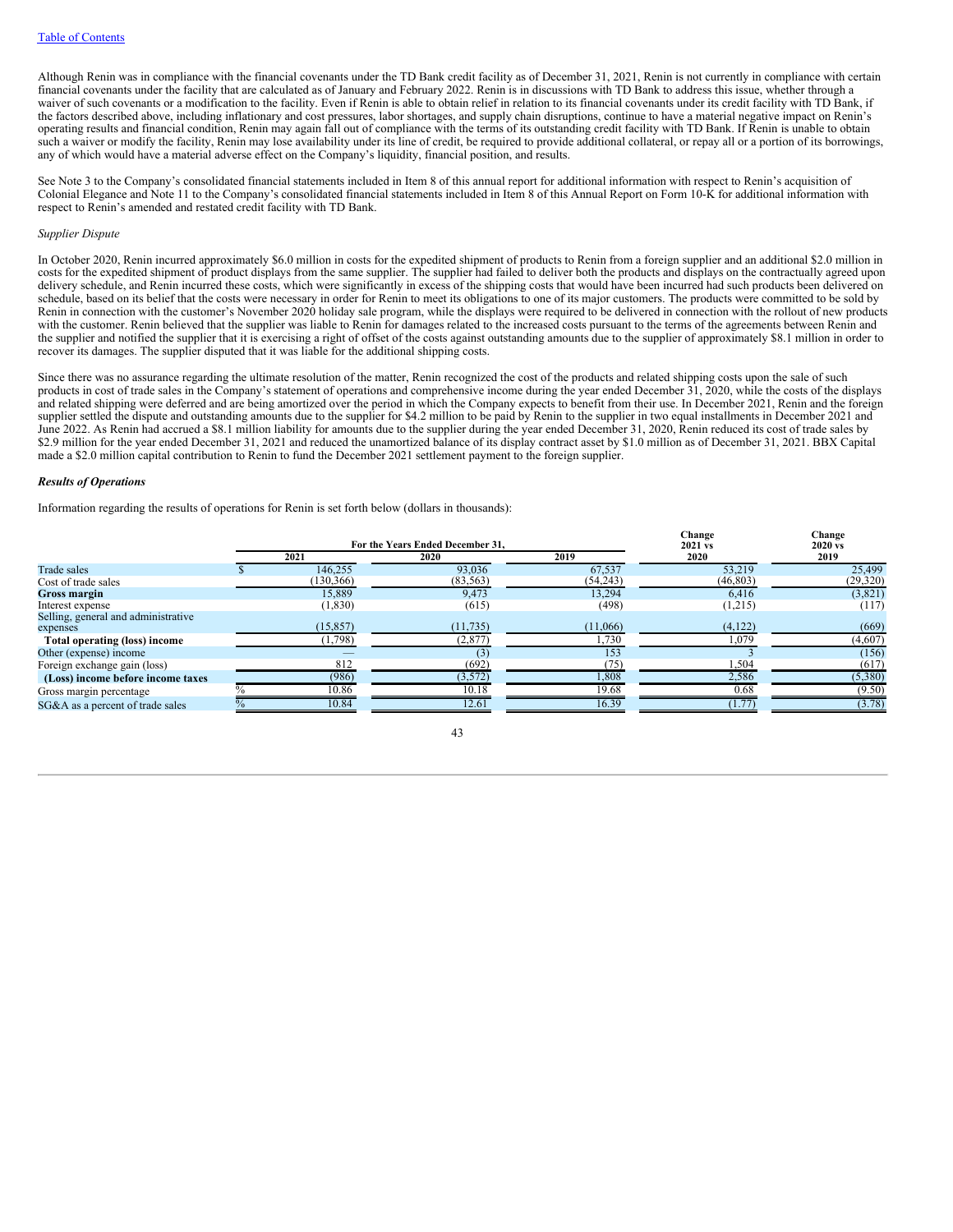Although Renin was in compliance with the financial covenants under the TD Bank credit facility as of December 31, 2021, Renin is not currently in compliance with certain financial covenants under the facility that are calculated as of January and February 2022. Renin is in discussions with TD Bank to address this issue, whether through a waiver of such covenants or a modification to the facility. Even if Renin is able to obtain relief in relation to its financial covenants under its credit facility with TD Bank, if the factors described above, including inflationary and cost pressures, labor shortages, and supply chain disruptions, continue to have a material negative impact on Renin's operating results and financial condition, Renin may again fall out of compliance with the terms of its outstanding credit facility with TD Bank. If Renin is unable to obtain such a waiver or modify the facility, Renin may lose availability under its line of credit, be required to provide additional collateral, or repay all or a portion of its borrowings, any of which would have a material adverse effect on the Company's liquidity, financial position, and results.

See Note 3 to the Company's consolidated financial statements included in Item 8 of this annual report for additional information with respect to Renin's acquisition of Colonial Elegance and Note 11 to the Company's consolidated financial statements included in Item 8 of this Annual Report on Form 10-K for additional information with respect to Renin's amended and restated credit facility with TD Bank.

*Supplier Dispute*

In October 2020, Renin incurred approximately $6.0 million in costs for the expedited shipment of products to Renin from a foreign supplier and an additional $2.0 million in costs for the expedited shipment of product displays from the same supplier. The supplier had failed to deliver both the products and displays on the contractually agreed upon delivery schedule, and Renin incurred these costs, which were significantly in excess of the shipping costs that would have been incurred had such products been delivered on schedule, based on its belief that the costs were necessary in order for Renin to meet its obligations to one of its major customers. The products were committed to be sold by Renin in connection with the customer's November 2020 holiday sale program, while the displays were required to be delivered in connection with the rollout of new products with the customer. Renin believed that the supplier was liable to Renin for damages related to the increased costs pursuant to the terms of the agreements between Renin and the supplier and notified the supplier that it is exercising a right of offset of the costs against outstanding amounts due to the supplier of approximately $8.1 million in order to recover its damages. The supplier disputed that it was liable for the additional shipping costs.

Since there was no assurance regarding the ultimate resolution of the matter, Renin recognized the cost of the products and related shipping costs upon the sale of such products in cost of trade sales in the Company's statement of operations and comprehensive income during the year ended December 31, 2020, while the costs of the displays and related shipping were deferred and are being amortized over the period in which the Company expects to benefit from their use. In December 2021, Renin and the foreign supplier settled the dispute and outstanding amounts due to the supplier for $4.2 million to be paid by Renin to the supplier in two equal installments in December 2021 and June 2022. As Renin had accrued a $8.1 million liability for amounts due to the supplier during the year ended December 31, 2020, Renin reduced its cost of trade sales by $2.9 million for the year ended December 31, 2021 and reduced the unamortized balance of its display contract asset by $1.0 million as of December 31, 2021. BBX Capital made a $2.0 million capital contribution to Renin to fund the December 2021 settlement payment to the foreign supplier.

***Results of Operations***

Information regarding the results of operations for Renin is set forth below (dollars in thousands):

| | For the Years Ended December 31, | | | Change 2021 vs 2020 | Change 2020 vs 2019 |
|---|---|---|---|---|---|
| | 2021 | 2020 | 2019 | | |
| Trade sales | $ 146,255 | 93,036 | 67,537 | 53,219 | 25,499 |
| Cost of trade sales | (130,366) | (83,563) | (54,243) | (46,803) | (29,320) |
| **Gross margin** | 15,889 | 9,473 | 13,294 | 6,416 | (3,821) |
| Interest expense | (1,830) | (615) | (498) | (1,215) | (117) |
| Selling, general and administrative expenses | (15,857) | (11,735) | (11,066) | (4,122) | (669) |
| **Total operating (loss) income** | (1,798) | (2,877) | 1,730 | 1,079 | (4,607) |
| Other (expense) income | — | (3) | 153 | 3 | (156) |
| Foreign exchange gain (loss) | 812 | (692) | (75) | 1,504 | (617) |
| **(Loss) income before income taxes** | (986) | (3,572) | 1,808 | 2,586 | (5,380) |
| Gross margin percentage | % 10.86 | 10.18 | 19.68 | 0.68 | (9.50) |
| SG&A as a percent of trade sales | % 10.84 | 12.61 | 16.39 | (1.77) | (3.78) |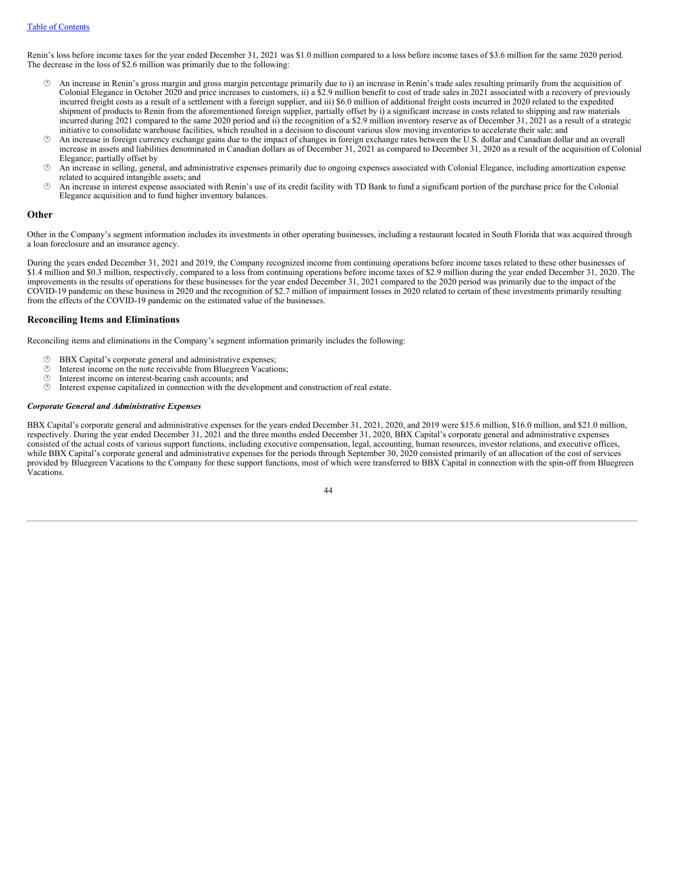Renin's loss before income taxes for the year ended December 31, 2021 was $1.0 million compared to a loss before income taxes of $3.6 million for the same 2020 period. The decrease in the loss of $2.6 million was primarily due to the following:

- An increase in Renin's gross margin and gross margin percentage primarily due to i) an increase in Renin's trade sales resulting primarily from the acquisition of Colonial Elegance in October 2020 and price increases to customers, ii) a $2.9 million benefit to cost of trade sales in 2021 associated with a recovery of previously incurred freight costs as a result of a settlement with a foreign supplier, and iii) $6.0 million of additional freight costs incurred in 2020 related to the expedited shipment of products to Renin from the aforementioned foreign supplier, partially offset by i) a significant increase in costs related to shipping and raw materials incurred during 2021 compared to the same 2020 period and ii) the recognition of a $2.9 million inventory reserve as of December 31, 2021 as a result of a strategic initiative to consolidate warehouse facilities, which resulted in a decision to discount various slow moving inventories to accelerate their sale; and
- An increase in foreign currency exchange gains due to the impact of changes in foreign exchange rates between the U.S. dollar and Canadian dollar and an overall increase in assets and liabilities denominated in Canadian dollars as of December 31, 2021 as compared to December 31, 2020 as a result of the acquisition of Colonial Elegance; partially offset by
- An increase in selling, general, and administrative expenses primarily due to ongoing expenses associated with Colonial Elegance, including amortization expense related to acquired intangible assets; and
- An increase in interest expense associated with Renin's use of its credit facility with TD Bank to fund a significant portion of the purchase price for the Colonial Elegance acquisition and to fund higher inventory balances.

## Other

Other in the Company's segment information includes its investments in other operating businesses, including a restaurant located in South Florida that was acquired through a loan foreclosure and an insurance agency.

During the years ended December 31, 2021 and 2019, the Company recognized income from continuing operations before income taxes related to these other businesses of $1.4 million and $0.3 million, respectively, compared to a loss from continuing operations before income taxes of $2.9 million during the year ended December 31, 2020. The improvements in the results of operations for these businesses for the year ended December 31, 2021 compared to the 2020 period was primarily due to the impact of the COVID-19 pandemic on these business in 2020 and the recognition of $2.7 million of impairment losses in 2020 related to certain of these investments primarily resulting from the effects of the COVID-19 pandemic on the estimated value of the businesses.

## Reconciling Items and Eliminations

Reconciling items and eliminations in the Company's segment information primarily includes the following:

- BBX Capital's corporate general and administrative expenses;
- Interest income on the note receivable from Bluegreen Vacations;
- Interest income on interest-bearing cash accounts; and
- Interest expense capitalized in connection with the development and construction of real estate.

### *Corporate General and Administrative Expenses*

BBX Capital's corporate general and administrative expenses for the years ended December 31, 2021, 2020, and 2019 were $15.6 million, $16.0 million, and $21.0 million, respectively. During the year ended December 31, 2021 and the three months ended December 31, 2020, BBX Capital's corporate general and administrative expenses consisted of the actual costs of various support functions, including executive compensation, legal, accounting, human resources, investor relations, and executive offices, while BBX Capital's corporate general and administrative expenses for the periods through September 30, 2020 consisted primarily of an allocation of the cost of services provided by Bluegreen Vacations to the Company for these support functions, most of which were transferred to BBX Capital in connection with the spin-off from Bluegreen Vacations.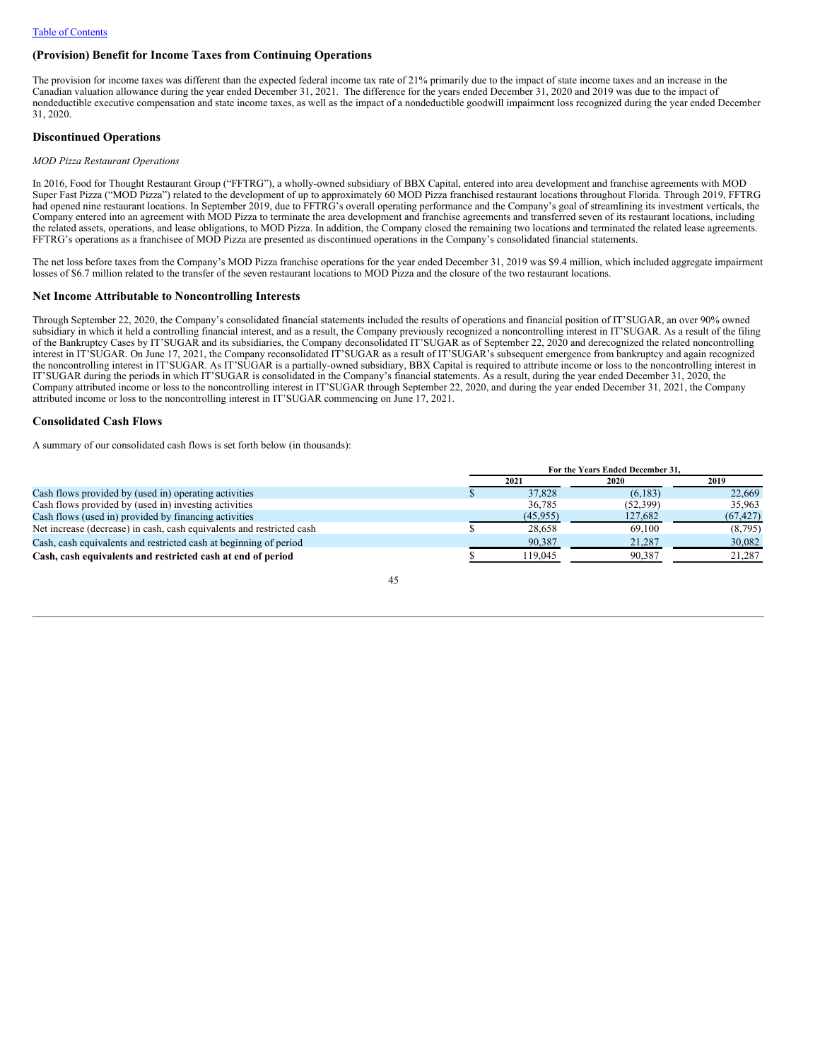## (Provision) Benefit for Income Taxes from Continuing Operations

The provision for income taxes was different than the expected federal income tax rate of 21% primarily due to the impact of state income taxes and an increase in the Canadian valuation allowance during the year ended December 31, 2021. The difference for the years ended December 31, 2020 and 2019 was due to the impact of nondeductible executive compensation and state income taxes, as well as the impact of a nondeductible goodwill impairment loss recognized during the year ended December 31, 2020.

## Discontinued Operations

*MOD Pizza Restaurant Operations*

In 2016, Food for Thought Restaurant Group ("FFTRG"), a wholly-owned subsidiary of BBX Capital, entered into area development and franchise agreements with MOD Super Fast Pizza ("MOD Pizza") related to the development of up to approximately 60 MOD Pizza franchised restaurant locations throughout Florida. Through 2019, FFTRG had opened nine restaurant locations. In September 2019, due to FFTRG's overall operating performance and the Company's goal of streamlining its investment verticals, the Company entered into an agreement with MOD Pizza to terminate the area development and franchise agreements and transferred seven of its restaurant locations, including the related assets, operations, and lease obligations, to MOD Pizza. In addition, the Company closed the remaining two locations and terminated the related lease agreements. FFTRG's operations as a franchisee of MOD Pizza are presented as discontinued operations in the Company's consolidated financial statements.

The net loss before taxes from the Company's MOD Pizza franchise operations for the year ended December 31, 2019 was $9.4 million, which included aggregate impairment losses of $6.7 million related to the transfer of the seven restaurant locations to MOD Pizza and the closure of the two restaurant locations.

## Net Income Attributable to Noncontrolling Interests

Through September 22, 2020, the Company's consolidated financial statements included the results of operations and financial position of IT'SUGAR, an over 90% owned subsidiary in which it held a controlling financial interest, and as a result, the Company previously recognized a noncontrolling interest in IT'SUGAR. As a result of the filing of the Bankruptcy Cases by IT'SUGAR and its subsidiaries, the Company deconsolidated IT'SUGAR as of September 22, 2020 and derecognized the related noncontrolling interest in IT'SUGAR. On June 17, 2021, the Company reconsolidated IT'SUGAR as a result of IT'SUGAR's subsequent emergence from bankruptcy and again recognized the noncontrolling interest in IT'SUGAR. As IT'SUGAR is a partially-owned subsidiary, BBX Capital is required to attribute income or loss to the noncontrolling interest in IT'SUGAR during the periods in which IT'SUGAR is consolidated in the Company's financial statements. As a result, during the year ended December 31, 2020, the Company attributed income or loss to the noncontrolling interest in IT'SUGAR through September 22, 2020, and during the year ended December 31, 2021, the Company attributed income or loss to the noncontrolling interest in IT'SUGAR commencing on June 17, 2021.

## Consolidated Cash Flows

A summary of our consolidated cash flows is set forth below (in thousands):

| | For the Years Ended December 31, | | |
|---|---|---|---|
| | 2021 | 2020 | 2019 |
| Cash flows provided by (used in) operating activities | $ 37,828 | (6,183) | 22,669 |
| Cash flows provided by (used in) investing activities | 36,785 | (52,399) | 35,963 |
| Cash flows (used in) provided by financing activities | (45,955) | 127,682 | (67,427) |
| Net increase (decrease) in cash, cash equivalents and restricted cash | $ 28,658 | 69,100 | (8,795) |
| Cash, cash equivalents and restricted cash at beginning of period | 90,387 | 21,287 | 30,082 |
| **Cash, cash equivalents and restricted cash at end of period** | $ 119,045 | 90,387 | 21,287 |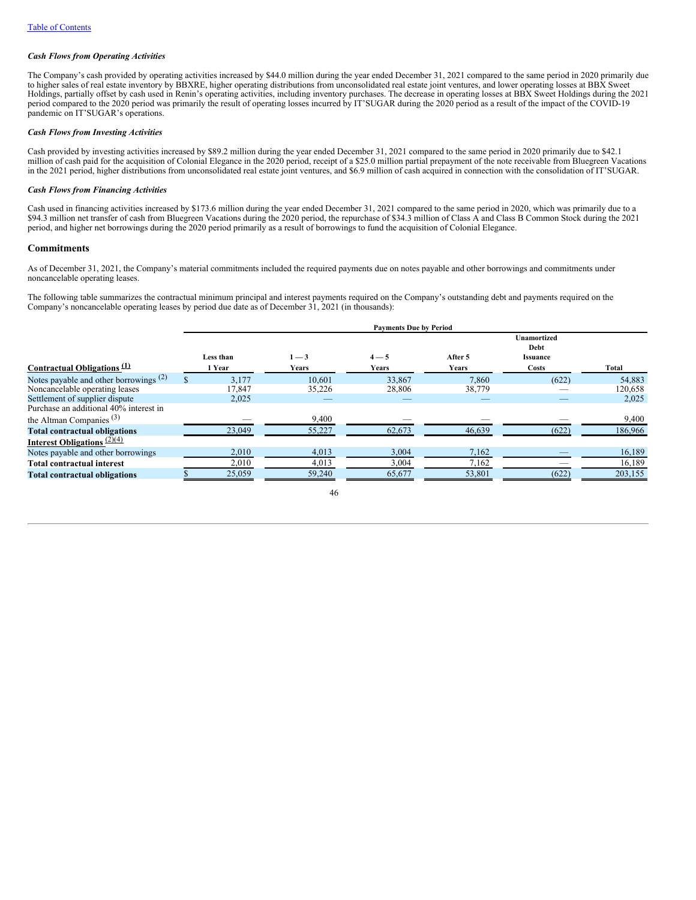*Cash Flows from Operating Activities*

The Company's cash provided by operating activities increased by $44.0 million during the year ended December 31, 2021 compared to the same period in 2020 primarily due to higher sales of real estate inventory by BBXRE, higher operating distributions from unconsolidated real estate joint ventures, and lower operating losses at BBX Sweet Holdings, partially offset by cash used in Renin's operating activities, including inventory purchases. The decrease in operating losses at BBX Sweet Holdings during the 2021 period compared to the 2020 period was primarily the result of operating losses incurred by IT'SUGAR during the 2020 period as a result of the impact of the COVID-19 pandemic on IT'SUGAR's operations.

*Cash Flows from Investing Activities*

Cash provided by investing activities increased by $89.2 million during the year ended December 31, 2021 compared to the same period in 2020 primarily due to $42.1 million of cash paid for the acquisition of Colonial Elegance in the 2020 period, receipt of a $25.0 million partial prepayment of the note receivable from Bluegreen Vacations in the 2021 period, higher distributions from unconsolidated real estate joint ventures, and $6.9 million of cash acquired in connection with the consolidation of IT'SUGAR.

*Cash Flows from Financing Activities*

Cash used in financing activities increased by $173.6 million during the year ended December 31, 2021 compared to the same period in 2020, which was primarily due to a $94.3 million net transfer of cash from Bluegreen Vacations during the 2020 period, the repurchase of $34.3 million of Class A and Class B Common Stock during the 2021 period, and higher net borrowings during the 2020 period primarily as a result of borrowings to fund the acquisition of Colonial Elegance.

## Commitments

As of December 31, 2021, the Company's material commitments included the required payments due on notes payable and other borrowings and commitments under noncancelable operating leases.

The following table summarizes the contractual minimum principal and interest payments required on the Company's outstanding debt and payments required on the Company's noncancelable operating leases by period due date as of December 31, 2021 (in thousands):

| | Payments Due by Period | | | | | |
|---|---|---|---|---|---|---|
| **Contractual Obligations** (1) | **Less than 1 Year** | **1 — 3 Years** | **4 — 5 Years** | **After 5 Years** | **Unamortized Debt Issuance Costs** | **Total** |
| Notes payable and other borrowings (2) | $ 3,177 | 10,601 | 33,867 | 7,860 | (622) | 54,883 |
| Noncancelable operating leases | 17,847 | 35,226 | 28,806 | 38,779 | — | 120,658 |
| Settlement of supplier dispute | 2,025 | — | — | — | — | 2,025 |
| Purchase an additional 40% interest in the Altman Companies (3) | — | 9,400 | — | — | — | 9,400 |
| **Total contractual obligations** | 23,049 | 55,227 | 62,673 | 46,639 | (622) | 186,966 |
| **Interest Obligations** (2)(4) | | | | | | |
| Notes payable and other borrowings | 2,010 | 4,013 | 3,004 | 7,162 | — | 16,189 |
| **Total contractual interest** | 2,010 | 4,013 | 3,004 | 7,162 | — | 16,189 |
| **Total contractual obligations** | $ 25,059 | 59,240 | 65,677 | 53,801 | (622) | 203,155 |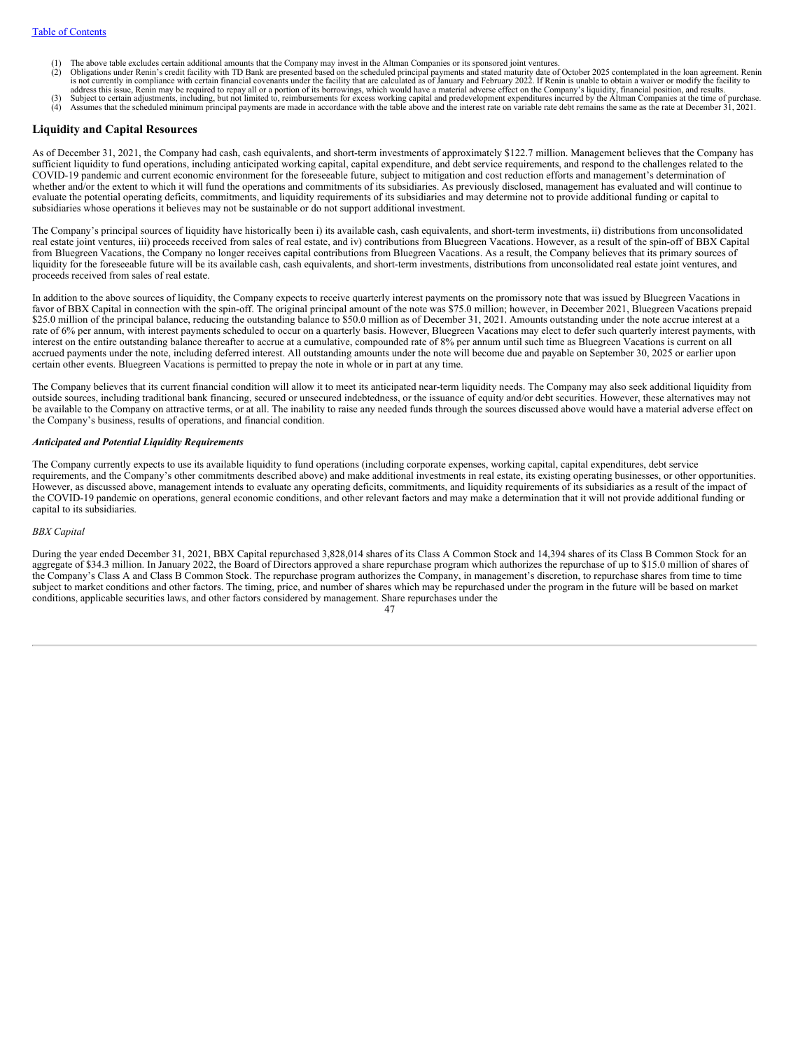(1) The above table excludes certain additional amounts that the Company may invest in the Altman Companies or its sponsored joint ventures.
(2) Obligations under Renin's credit facility with TD Bank are presented based on the scheduled principal payments and stated maturity date of October 2025 contemplated in the loan agreement. Renin is not currently in compliance with certain financial covenants under the facility that are calculated as of January and February 2022. If Renin is unable to obtain a waiver or modify the facility to address this issue, Renin may be required to repay all or a portion of its borrowings, which would have a material adverse effect on the Company's liquidity, financial position, and results.
(3) Subject to certain adjustments, including, but not limited to, reimbursements for excess working capital and predevelopment expenditures incurred by the Altman Companies at the time of purchase.
(4) Assumes that the scheduled minimum principal payments are made in accordance with the table above and the interest rate on variable rate debt remains the same as the rate at December 31, 2021.

## Liquidity and Capital Resources

As of December 31, 2021, the Company had cash, cash equivalents, and short-term investments of approximately $122.7 million. Management believes that the Company has sufficient liquidity to fund operations, including anticipated working capital, capital expenditure, and debt service requirements, and respond to the challenges related to the COVID-19 pandemic and current economic environment for the foreseeable future, subject to mitigation and cost reduction efforts and management's determination of whether and/or the extent to which it will fund the operations and commitments of its subsidiaries. As previously disclosed, management has evaluated and will continue to evaluate the potential operating deficits, commitments, and liquidity requirements of its subsidiaries and may determine not to provide additional funding or capital to subsidiaries whose operations it believes may not be sustainable or do not support additional investment.

The Company's principal sources of liquidity have historically been i) its available cash, cash equivalents, and short-term investments, ii) distributions from unconsolidated real estate joint ventures, iii) proceeds received from sales of real estate, and iv) contributions from Bluegreen Vacations. However, as a result of the spin-off of BBX Capital from Bluegreen Vacations, the Company no longer receives capital contributions from Bluegreen Vacations. As a result, the Company believes that its primary sources of liquidity for the foreseeable future will be its available cash, cash equivalents, and short-term investments, distributions from unconsolidated real estate joint ventures, and proceeds received from sales of real estate.

In addition to the above sources of liquidity, the Company expects to receive quarterly interest payments on the promissory note that was issued by Bluegreen Vacations in favor of BBX Capital in connection with the spin-off. The original principal amount of the note was $75.0 million; however, in December 2021, Bluegreen Vacations prepaid $25.0 million of the principal balance, reducing the outstanding balance to $50.0 million as of December 31, 2021. Amounts outstanding under the note accrue interest at a rate of 6% per annum, with interest payments scheduled to occur on a quarterly basis. However, Bluegreen Vacations may elect to defer such quarterly interest payments, with interest on the entire outstanding balance thereafter to accrue at a cumulative, compounded rate of 8% per annum until such time as Bluegreen Vacations is current on all accrued payments under the note, including deferred interest. All outstanding amounts under the note will become due and payable on September 30, 2025 or earlier upon certain other events. Bluegreen Vacations is permitted to prepay the note in whole or in part at any time.

The Company believes that its current financial condition will allow it to meet its anticipated near-term liquidity needs. The Company may also seek additional liquidity from outside sources, including traditional bank financing, secured or unsecured indebtedness, or the issuance of equity and/or debt securities. However, these alternatives may not be available to the Company on attractive terms, or at all. The inability to raise any needed funds through the sources discussed above would have a material adverse effect on the Company's business, results of operations, and financial condition.

***Anticipated and Potential Liquidity Requirements***

The Company currently expects to use its available liquidity to fund operations (including corporate expenses, working capital, capital expenditures, debt service requirements, and the Company's other commitments described above) and make additional investments in real estate, its existing operating businesses, or other opportunities. However, as discussed above, management intends to evaluate any operating deficits, commitments, and liquidity requirements of its subsidiaries as a result of the impact of the COVID-19 pandemic on operations, general economic conditions, and other relevant factors and may make a determination that it will not provide additional funding or capital to its subsidiaries.

*BBX Capital*

During the year ended December 31, 2021, BBX Capital repurchased 3,828,014 shares of its Class A Common Stock and 14,394 shares of its Class B Common Stock for an aggregate of $34.3 million. In January 2022, the Board of Directors approved a share repurchase program which authorizes the repurchase of up to $15.0 million of shares of the Company's Class A and Class B Common Stock. The repurchase program authorizes the Company, in management's discretion, to repurchase shares from time to time subject to market conditions and other factors. The timing, price, and number of shares which may be repurchased under the program in the future will be based on market conditions, applicable securities laws, and other factors considered by management. Share repurchases under the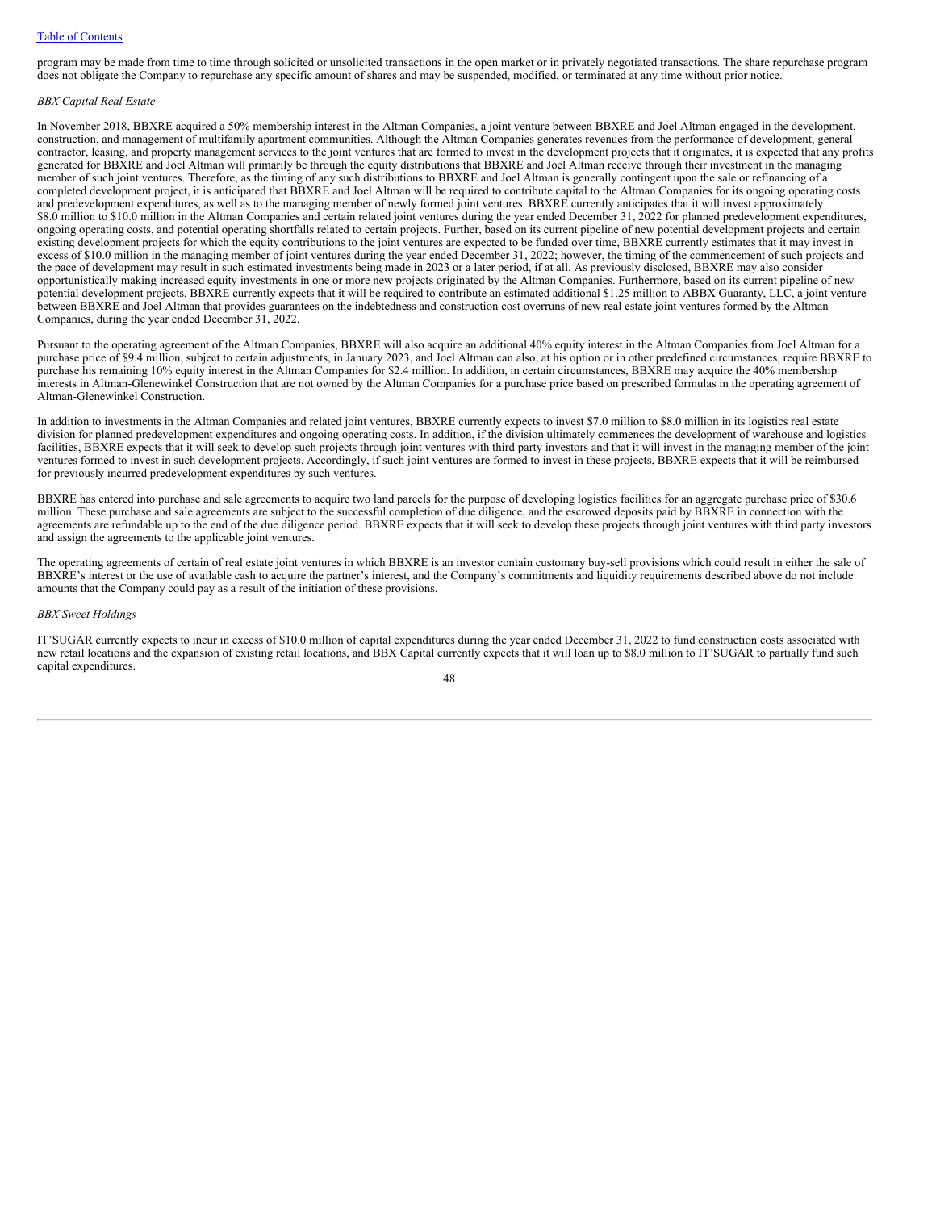program may be made from time to time through solicited or unsolicited transactions in the open market or in privately negotiated transactions. The share repurchase program does not obligate the Company to repurchase any specific amount of shares and may be suspended, modified, or terminated at any time without prior notice.

*BBX Capital Real Estate*

In November 2018, BBXRE acquired a 50% membership interest in the Altman Companies, a joint venture between BBXRE and Joel Altman engaged in the development, construction, and management of multifamily apartment communities. Although the Altman Companies generates revenues from the performance of development, general contractor, leasing, and property management services to the joint ventures that are formed to invest in the development projects that it originates, it is expected that any profits generated for BBXRE and Joel Altman will primarily be through the equity distributions that BBXRE and Joel Altman receive through their investment in the managing member of such joint ventures. Therefore, as the timing of any such distributions to BBXRE and Joel Altman is generally contingent upon the sale or refinancing of a completed development project, it is anticipated that BBXRE and Joel Altman will be required to contribute capital to the Altman Companies for its ongoing operating costs and predevelopment expenditures, as well as to the managing member of newly formed joint ventures. BBXRE currently anticipates that it will invest approximately \$8.0 million to \$10.0 million in the Altman Companies and certain related joint ventures during the year ended December 31, 2022 for planned predevelopment expenditures, ongoing operating costs, and potential operating shortfalls related to certain projects. Further, based on its current pipeline of new potential development projects and certain existing development projects for which the equity contributions to the joint ventures are expected to be funded over time, BBXRE currently estimates that it may invest in excess of \$10.0 million in the managing member of joint ventures during the year ended December 31, 2022; however, the timing of the commencement of such projects and the pace of development may result in such estimated investments being made in 2023 or a later period, if at all. As previously disclosed, BBXRE may also consider opportunistically making increased equity investments in one or more new projects originated by the Altman Companies. Furthermore, based on its current pipeline of new potential development projects, BBXRE currently expects that it will be required to contribute an estimated additional \$1.25 million to ABBX Guaranty, LLC, a joint venture between BBXRE and Joel Altman that provides guarantees on the indebtedness and construction cost overruns of new real estate joint ventures formed by the Altman Companies, during the year ended December 31, 2022.

Pursuant to the operating agreement of the Altman Companies, BBXRE will also acquire an additional 40% equity interest in the Altman Companies from Joel Altman for a purchase price of \$9.4 million, subject to certain adjustments, in January 2023, and Joel Altman can also, at his option or in other predefined circumstances, require BBXRE to purchase his remaining 10% equity interest in the Altman Companies for \$2.4 million. In addition, in certain circumstances, BBXRE may acquire the 40% membership interests in Altman-Glenewinkel Construction that are not owned by the Altman Companies for a purchase price based on prescribed formulas in the operating agreement of Altman-Glenewinkel Construction.

In addition to investments in the Altman Companies and related joint ventures, BBXRE currently expects to invest \$7.0 million to \$8.0 million in its logistics real estate division for planned predevelopment expenditures and ongoing operating costs. In addition, if the division ultimately commences the development of warehouse and logistics facilities, BBXRE expects that it will seek to develop such projects through joint ventures with third party investors and that it will invest in the managing member of the joint ventures formed to invest in such development projects. Accordingly, if such joint ventures are formed to invest in these projects, BBXRE expects that it will be reimbursed for previously incurred predevelopment expenditures by such ventures.

BBXRE has entered into purchase and sale agreements to acquire two land parcels for the purpose of developing logistics facilities for an aggregate purchase price of \$30.6 million. These purchase and sale agreements are subject to the successful completion of due diligence, and the escrowed deposits paid by BBXRE in connection with the agreements are refundable up to the end of the due diligence period. BBXRE expects that it will seek to develop these projects through joint ventures with third party investors and assign the agreements to the applicable joint ventures.

The operating agreements of certain of real estate joint ventures in which BBXRE is an investor contain customary buy-sell provisions which could result in either the sale of BBXRE's interest or the use of available cash to acquire the partner's interest, and the Company's commitments and liquidity requirements described above do not include amounts that the Company could pay as a result of the initiation of these provisions.

*BBX Sweet Holdings*

IT'SUGAR currently expects to incur in excess of \$10.0 million of capital expenditures during the year ended December 31, 2022 to fund construction costs associated with new retail locations and the expansion of existing retail locations, and BBX Capital currently expects that it will loan up to \$8.0 million to IT'SUGAR to partially fund such capital expenditures.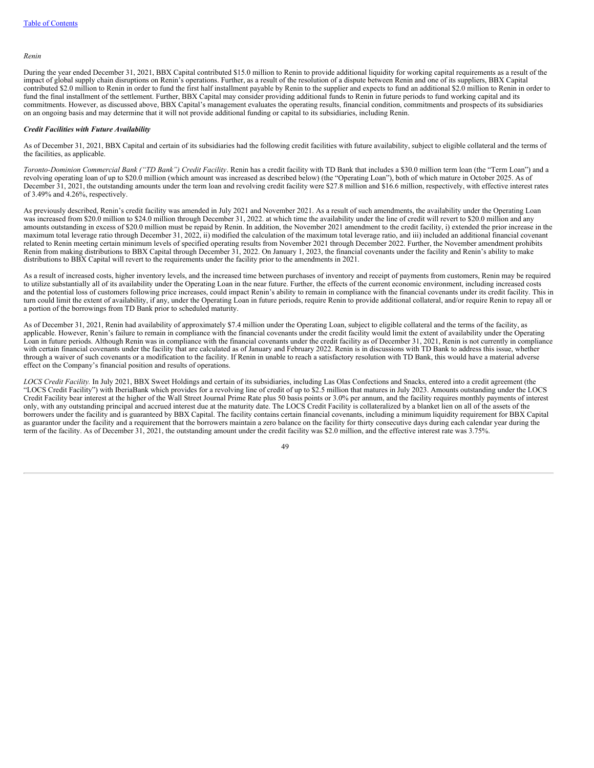*Renin*

During the year ended December 31, 2021, BBX Capital contributed $15.0 million to Renin to provide additional liquidity for working capital requirements as a result of the impact of global supply chain disruptions on Renin's operations. Further, as a result of the resolution of a dispute between Renin and one of its suppliers, BBX Capital contributed $2.0 million to Renin in order to fund the first half installment payable by Renin to the supplier and expects to fund an additional $2.0 million to Renin in order to fund the final installment of the settlement. Further, BBX Capital may consider providing additional funds to Renin in future periods to fund working capital and its commitments. However, as discussed above, BBX Capital's management evaluates the operating results, financial condition, commitments and prospects of its subsidiaries on an ongoing basis and may determine that it will not provide additional funding or capital to its subsidiaries, including Renin.

***Credit Facilities with Future Availability***

As of December 31, 2021, BBX Capital and certain of its subsidiaries had the following credit facilities with future availability, subject to eligible collateral and the terms of the facilities, as applicable.

*Toronto-Dominion Commercial Bank ("TD Bank") Credit Facility*. Renin has a credit facility with TD Bank that includes a $30.0 million term loan (the "Term Loan") and a revolving operating loan of up to $20.0 million (which amount was increased as described below) (the "Operating Loan"), both of which mature in October 2025. As of December 31, 2021, the outstanding amounts under the term loan and revolving credit facility were $27.8 million and $16.6 million, respectively, with effective interest rates of 3.49% and 4.26%, respectively.

As previously described, Renin's credit facility was amended in July 2021 and November 2021. As a result of such amendments, the availability under the Operating Loan was increased from $20.0 million to $24.0 million through December 31, 2022. at which time the availability under the line of credit will revert to $20.0 million and any amounts outstanding in excess of $20.0 million must be repaid by Renin. In addition, the November 2021 amendment to the credit facility, i) extended the prior increase in the maximum total leverage ratio through December 31, 2022, ii) modified the calculation of the maximum total leverage ratio, and iii) included an additional financial covenant related to Renin meeting certain minimum levels of specified operating results from November 2021 through December 2022. Further, the November amendment prohibits Renin from making distributions to BBX Capital through December 31, 2022. On January 1, 2023, the financial covenants under the facility and Renin's ability to make distributions to BBX Capital will revert to the requirements under the facility prior to the amendments in 2021.

As a result of increased costs, higher inventory levels, and the increased time between purchases of inventory and receipt of payments from customers, Renin may be required to utilize substantially all of its availability under the Operating Loan in the near future. Further, the effects of the current economic environment, including increased costs and the potential loss of customers following price increases, could impact Renin's ability to remain in compliance with the financial covenants under its credit facility. This in turn could limit the extent of availability, if any, under the Operating Loan in future periods, require Renin to provide additional collateral, and/or require Renin to repay all or a portion of the borrowings from TD Bank prior to scheduled maturity.

As of December 31, 2021, Renin had availability of approximately $7.4 million under the Operating Loan, subject to eligible collateral and the terms of the facility, as applicable. However, Renin's failure to remain in compliance with the financial covenants under the credit facility would limit the extent of availability under the Operating Loan in future periods. Although Renin was in compliance with the financial covenants under the credit facility as of December 31, 2021, Renin is not currently in compliance with certain financial covenants under the facility that are calculated as of January and February 2022. Renin is in discussions with TD Bank to address this issue, whether through a waiver of such covenants or a modification to the facility. If Renin in unable to reach a satisfactory resolution with TD Bank, this would have a material adverse effect on the Company's financial position and results of operations.

*LOCS Credit Facility.* In July 2021, BBX Sweet Holdings and certain of its subsidiaries, including Las Olas Confections and Snacks, entered into a credit agreement (the "LOCS Credit Facility") with IberiaBank which provides for a revolving line of credit of up to $2.5 million that matures in July 2023. Amounts outstanding under the LOCS Credit Facility bear interest at the higher of the Wall Street Journal Prime Rate plus 50 basis points or 3.0% per annum, and the facility requires monthly payments of interest only, with any outstanding principal and accrued interest due at the maturity date. The LOCS Credit Facility is collateralized by a blanket lien on all of the assets of the borrowers under the facility and is guaranteed by BBX Capital. The facility contains certain financial covenants, including a minimum liquidity requirement for BBX Capital as guarantor under the facility and a requirement that the borrowers maintain a zero balance on the facility for thirty consecutive days during each calendar year during the term of the facility. As of December 31, 2021, the outstanding amount under the credit facility was $2.0 million, and the effective interest rate was 3.75%.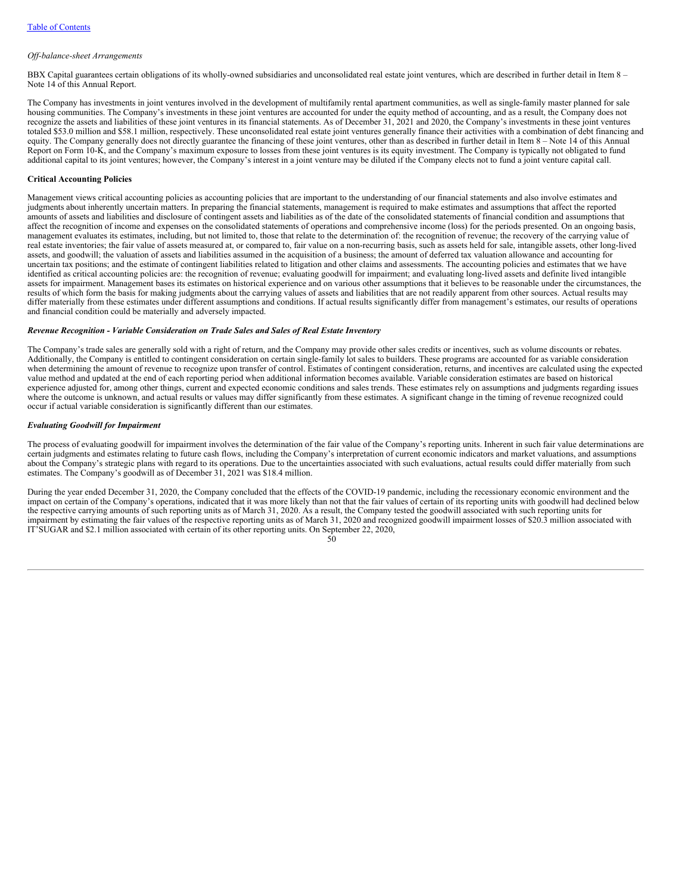*Off-balance-sheet Arrangements*

BBX Capital guarantees certain obligations of its wholly-owned subsidiaries and unconsolidated real estate joint ventures, which are described in further detail in Item 8 – Note 14 of this Annual Report.

The Company has investments in joint ventures involved in the development of multifamily rental apartment communities, as well as single-family master planned for sale housing communities. The Company's investments in these joint ventures are accounted for under the equity method of accounting, and as a result, the Company does not recognize the assets and liabilities of these joint ventures in its financial statements. As of December 31, 2021 and 2020, the Company's investments in these joint ventures totaled $53.0 million and $58.1 million, respectively. These unconsolidated real estate joint ventures generally finance their activities with a combination of debt financing and equity. The Company generally does not directly guarantee the financing of these joint ventures, other than as described in further detail in Item 8 – Note 14 of this Annual Report on Form 10-K, and the Company's maximum exposure to losses from these joint ventures is its equity investment. The Company is typically not obligated to fund additional capital to its joint ventures; however, the Company's interest in a joint venture may be diluted if the Company elects not to fund a joint venture capital call.

**Critical Accounting Policies**

Management views critical accounting policies as accounting policies that are important to the understanding of our financial statements and also involve estimates and judgments about inherently uncertain matters. In preparing the financial statements, management is required to make estimates and assumptions that affect the reported amounts of assets and liabilities and disclosure of contingent assets and liabilities as of the date of the consolidated statements of financial condition and assumptions that affect the recognition of income and expenses on the consolidated statements of operations and comprehensive income (loss) for the periods presented. On an ongoing basis, management evaluates its estimates, including, but not limited to, those that relate to the determination of: the recognition of revenue; the recovery of the carrying value of real estate inventories; the fair value of assets measured at, or compared to, fair value on a non-recurring basis, such as assets held for sale, intangible assets, other long-lived assets, and goodwill; the valuation of assets and liabilities assumed in the acquisition of a business; the amount of deferred tax valuation allowance and accounting for uncertain tax positions; and the estimate of contingent liabilities related to litigation and other claims and assessments. The accounting policies and estimates that we have identified as critical accounting policies are: the recognition of revenue; evaluating goodwill for impairment; and evaluating long-lived assets and definite lived intangible assets for impairment. Management bases its estimates on historical experience and on various other assumptions that it believes to be reasonable under the circumstances, the results of which form the basis for making judgments about the carrying values of assets and liabilities that are not readily apparent from other sources. Actual results may differ materially from these estimates under different assumptions and conditions. If actual results significantly differ from management's estimates, our results of operations and financial condition could be materially and adversely impacted.

***Revenue Recognition - Variable Consideration on Trade Sales and Sales of Real Estate Inventory***

The Company's trade sales are generally sold with a right of return, and the Company may provide other sales credits or incentives, such as volume discounts or rebates. Additionally, the Company is entitled to contingent consideration on certain single-family lot sales to builders. These programs are accounted for as variable consideration when determining the amount of revenue to recognize upon transfer of control. Estimates of contingent consideration, returns, and incentives are calculated using the expected value method and updated at the end of each reporting period when additional information becomes available. Variable consideration estimates are based on historical experience adjusted for, among other things, current and expected economic conditions and sales trends. These estimates rely on assumptions and judgments regarding issues where the outcome is unknown, and actual results or values may differ significantly from these estimates. A significant change in the timing of revenue recognized could occur if actual variable consideration is significantly different than our estimates.

***Evaluating Goodwill for Impairment***

The process of evaluating goodwill for impairment involves the determination of the fair value of the Company's reporting units. Inherent in such fair value determinations are certain judgments and estimates relating to future cash flows, including the Company's interpretation of current economic indicators and market valuations, and assumptions about the Company's strategic plans with regard to its operations. Due to the uncertainties associated with such evaluations, actual results could differ materially from such estimates. The Company's goodwill as of December 31, 2021 was $18.4 million.

During the year ended December 31, 2020, the Company concluded that the effects of the COVID-19 pandemic, including the recessionary economic environment and the impact on certain of the Company's operations, indicated that it was more likely than not that the fair values of certain of its reporting units with goodwill had declined below the respective carrying amounts of such reporting units as of March 31, 2020. As a result, the Company tested the goodwill associated with such reporting units for impairment by estimating the fair values of the respective reporting units as of March 31, 2020 and recognized goodwill impairment losses of $20.3 million associated with IT'SUGAR and $2.1 million associated with certain of its other reporting units. On September 22, 2020,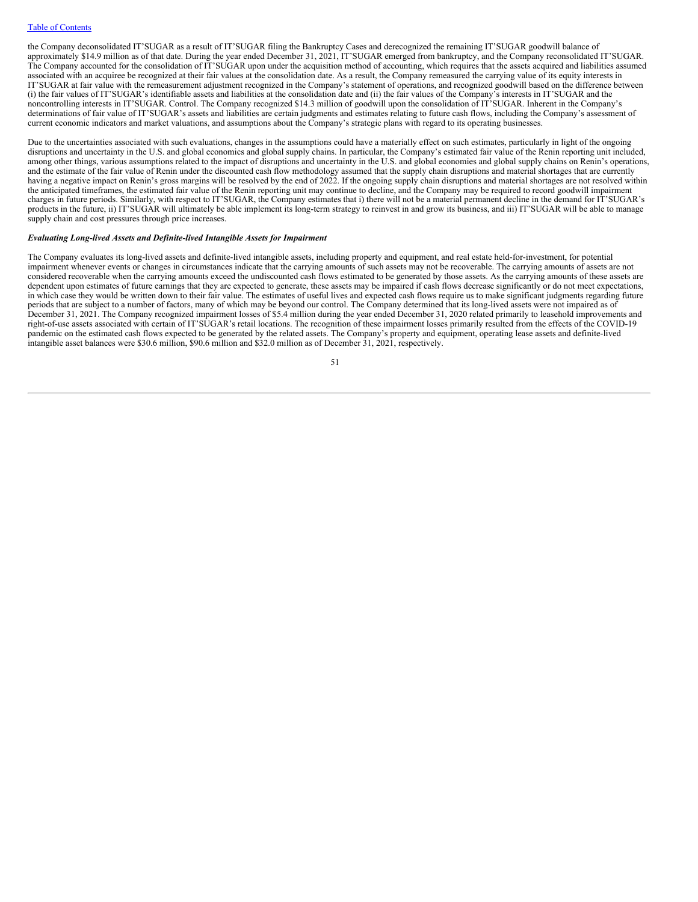the Company deconsolidated IT'SUGAR as a result of IT'SUGAR filing the Bankruptcy Cases and derecognized the remaining IT'SUGAR goodwill balance of approximately $14.9 million as of that date. During the year ended December 31, 2021, IT'SUGAR emerged from bankruptcy, and the Company reconsolidated IT'SUGAR. The Company accounted for the consolidation of IT'SUGAR upon under the acquisition method of accounting, which requires that the assets acquired and liabilities assumed associated with an acquiree be recognized at their fair values at the consolidation date. As a result, the Company remeasured the carrying value of its equity interests in IT'SUGAR at fair value with the remeasurement adjustment recognized in the Company's statement of operations, and recognized goodwill based on the difference between (i) the fair values of IT'SUGAR's identifiable assets and liabilities at the consolidation date and (ii) the fair values of the Company's interests in IT'SUGAR and the noncontrolling interests in IT'SUGAR. Control. The Company recognized $14.3 million of goodwill upon the consolidation of IT'SUGAR. Inherent in the Company's determinations of fair value of IT'SUGAR's assets and liabilities are certain judgments and estimates relating to future cash flows, including the Company's assessment of current economic indicators and market valuations, and assumptions about the Company's strategic plans with regard to its operating businesses.

Due to the uncertainties associated with such evaluations, changes in the assumptions could have a materially effect on such estimates, particularly in light of the ongoing disruptions and uncertainty in the U.S. and global economics and global supply chains. In particular, the Company's estimated fair value of the Renin reporting unit included, among other things, various assumptions related to the impact of disruptions and uncertainty in the U.S. and global economies and global supply chains on Renin's operations, and the estimate of the fair value of Renin under the discounted cash flow methodology assumed that the supply chain disruptions and material shortages that are currently having a negative impact on Renin's gross margins will be resolved by the end of 2022. If the ongoing supply chain disruptions and material shortages are not resolved within the anticipated timeframes, the estimated fair value of the Renin reporting unit may continue to decline, and the Company may be required to record goodwill impairment charges in future periods. Similarly, with respect to IT'SUGAR, the Company estimates that i) there will not be a material permanent decline in the demand for IT'SUGAR's products in the future, ii) IT'SUGAR will ultimately be able implement its long-term strategy to reinvest in and grow its business, and iii) IT'SUGAR will be able to manage supply chain and cost pressures through price increases.

***Evaluating Long-lived Assets and Definite-lived Intangible Assets for Impairment***

The Company evaluates its long-lived assets and definite-lived intangible assets, including property and equipment, and real estate held-for-investment, for potential impairment whenever events or changes in circumstances indicate that the carrying amounts of such assets may not be recoverable. The carrying amounts of assets are not considered recoverable when the carrying amounts exceed the undiscounted cash flows estimated to be generated by those assets. As the carrying amounts of these assets are dependent upon estimates of future earnings that they are expected to generate, these assets may be impaired if cash flows decrease significantly or do not meet expectations, in which case they would be written down to their fair value. The estimates of useful lives and expected cash flows require us to make significant judgments regarding future periods that are subject to a number of factors, many of which may be beyond our control. The Company determined that its long-lived assets were not impaired as of December 31, 2021. The Company recognized impairment losses of $5.4 million during the year ended December 31, 2020 related primarily to leasehold improvements and right-of-use assets associated with certain of IT'SUGAR's retail locations. The recognition of these impairment losses primarily resulted from the effects of the COVID-19 pandemic on the estimated cash flows expected to be generated by the related assets. The Company's property and equipment, operating lease assets and definite-lived intangible asset balances were $30.6 million, $90.6 million and $32.0 million as of December 31, 2021, respectively.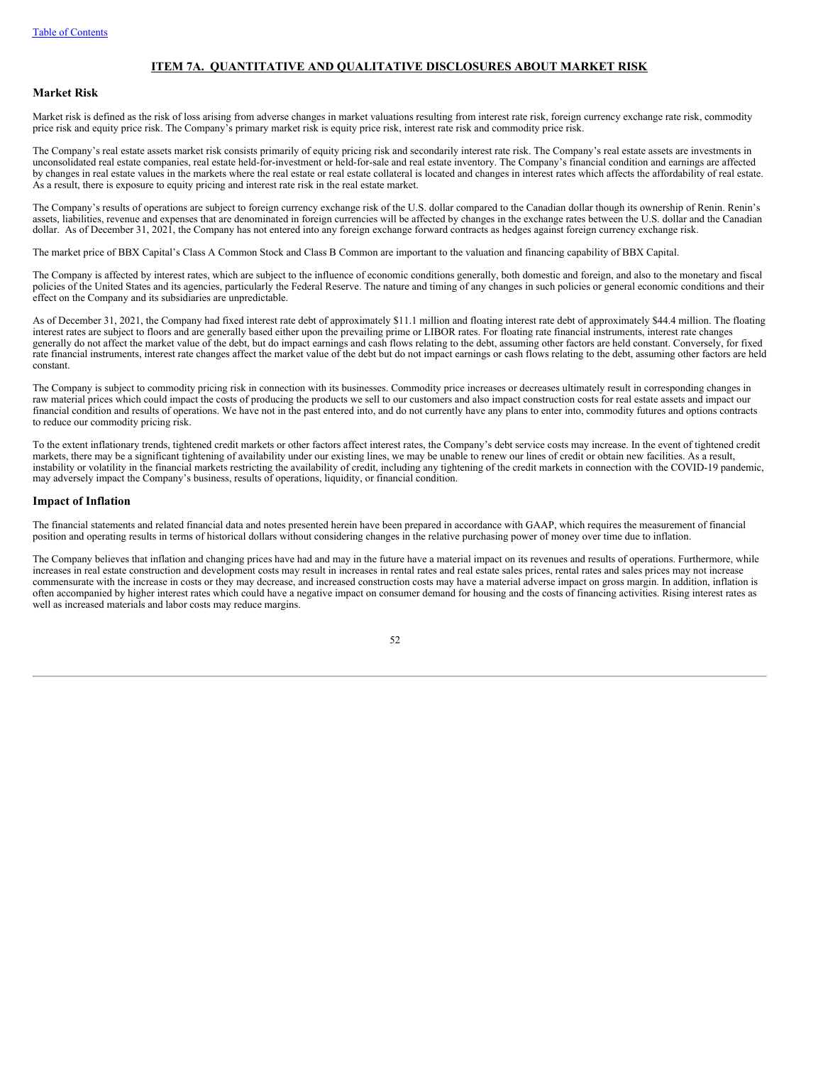## ITEM 7A. QUANTITATIVE AND QUALITATIVE DISCLOSURES ABOUT MARKET RISK

### Market Risk

Market risk is defined as the risk of loss arising from adverse changes in market valuations resulting from interest rate risk, foreign currency exchange rate risk, commodity price risk and equity price risk. The Company's primary market risk is equity price risk, interest rate risk and commodity price risk.

The Company's real estate assets market risk consists primarily of equity pricing risk and secondarily interest rate risk. The Company's real estate assets are investments in unconsolidated real estate companies, real estate held-for-investment or held-for-sale and real estate inventory. The Company's financial condition and earnings are affected by changes in real estate values in the markets where the real estate or real estate collateral is located and changes in interest rates which affects the affordability of real estate. As a result, there is exposure to equity pricing and interest rate risk in the real estate market.

The Company's results of operations are subject to foreign currency exchange risk of the U.S. dollar compared to the Canadian dollar though its ownership of Renin. Renin's assets, liabilities, revenue and expenses that are denominated in foreign currencies will be affected by changes in the exchange rates between the U.S. dollar and the Canadian dollar. As of December 31, 2021, the Company has not entered into any foreign exchange forward contracts as hedges against foreign currency exchange risk.

The market price of BBX Capital's Class A Common Stock and Class B Common are important to the valuation and financing capability of BBX Capital.

The Company is affected by interest rates, which are subject to the influence of economic conditions generally, both domestic and foreign, and also to the monetary and fiscal policies of the United States and its agencies, particularly the Federal Reserve. The nature and timing of any changes in such policies or general economic conditions and their effect on the Company and its subsidiaries are unpredictable.

As of December 31, 2021, the Company had fixed interest rate debt of approximately $11.1 million and floating interest rate debt of approximately $44.4 million. The floating interest rates are subject to floors and are generally based either upon the prevailing prime or LIBOR rates. For floating rate financial instruments, interest rate changes generally do not affect the market value of the debt, but do impact earnings and cash flows relating to the debt, assuming other factors are held constant. Conversely, for fixed rate financial instruments, interest rate changes affect the market value of the debt but do not impact earnings or cash flows relating to the debt, assuming other factors are held constant.

The Company is subject to commodity pricing risk in connection with its businesses. Commodity price increases or decreases ultimately result in corresponding changes in raw material prices which could impact the costs of producing the products we sell to our customers and also impact construction costs for real estate assets and impact our financial condition and results of operations. We have not in the past entered into, and do not currently have any plans to enter into, commodity futures and options contracts to reduce our commodity pricing risk.

To the extent inflationary trends, tightened credit markets or other factors affect interest rates, the Company's debt service costs may increase. In the event of tightened credit markets, there may be a significant tightening of availability under our existing lines, we may be unable to renew our lines of credit or obtain new facilities. As a result, instability or volatility in the financial markets restricting the availability of credit, including any tightening of the credit markets in connection with the COVID-19 pandemic, may adversely impact the Company's business, results of operations, liquidity, or financial condition.

### Impact of Inflation

The financial statements and related financial data and notes presented herein have been prepared in accordance with GAAP, which requires the measurement of financial position and operating results in terms of historical dollars without considering changes in the relative purchasing power of money over time due to inflation.

The Company believes that inflation and changing prices have had and may in the future have a material impact on its revenues and results of operations. Furthermore, while increases in real estate construction and development costs may result in increases in rental rates and real estate sales prices, rental rates and sales prices may not increase commensurate with the increase in costs or they may decrease, and increased construction costs may have a material adverse impact on gross margin. In addition, inflation is often accompanied by higher interest rates which could have a negative impact on consumer demand for housing and the costs of financing activities. Rising interest rates as well as increased materials and labor costs may reduce margins.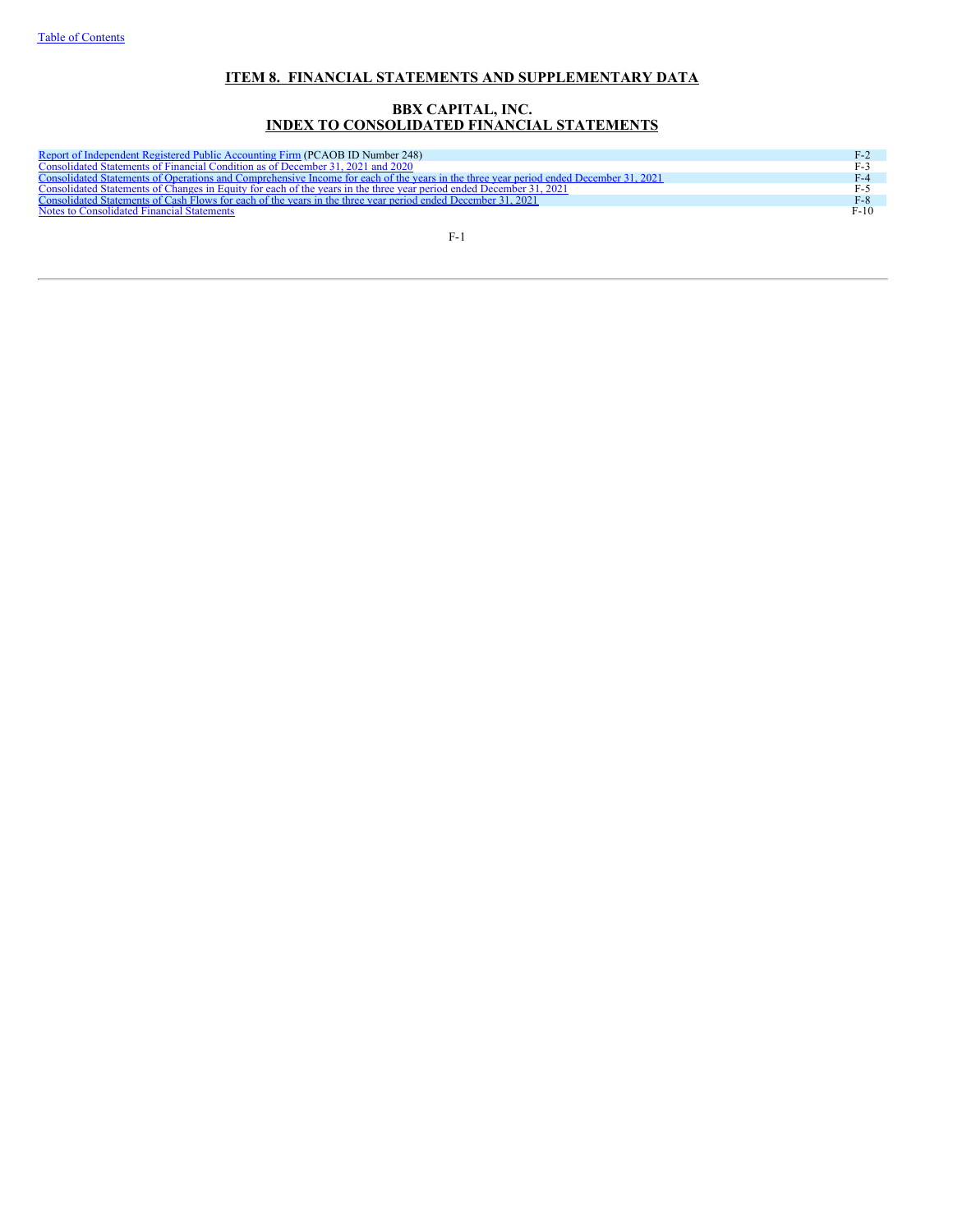# ITEM 8. FINANCIAL STATEMENTS AND SUPPLEMENTARY DATA

## BBX CAPITAL, INC.
## INDEX TO CONSOLIDATED FINANCIAL STATEMENTS

| | |
|---|---|
| Report of Independent Registered Public Accounting Firm (PCAOB ID Number 248) | F-2 |
| Consolidated Statements of Financial Condition as of December 31, 2021 and 2020 | F-3 |
| Consolidated Statements of Operations and Comprehensive Income for each of the years in the three year period ended December 31, 2021 | F-4 |
| Consolidated Statements of Changes in Equity for each of the years in the three year period ended December 31, 2021 | F-5 |
| Consolidated Statements of Cash Flows for each of the years in the three year period ended December 31, 2021 | F-8 |
| Notes to Consolidated Financial Statements | F-10 |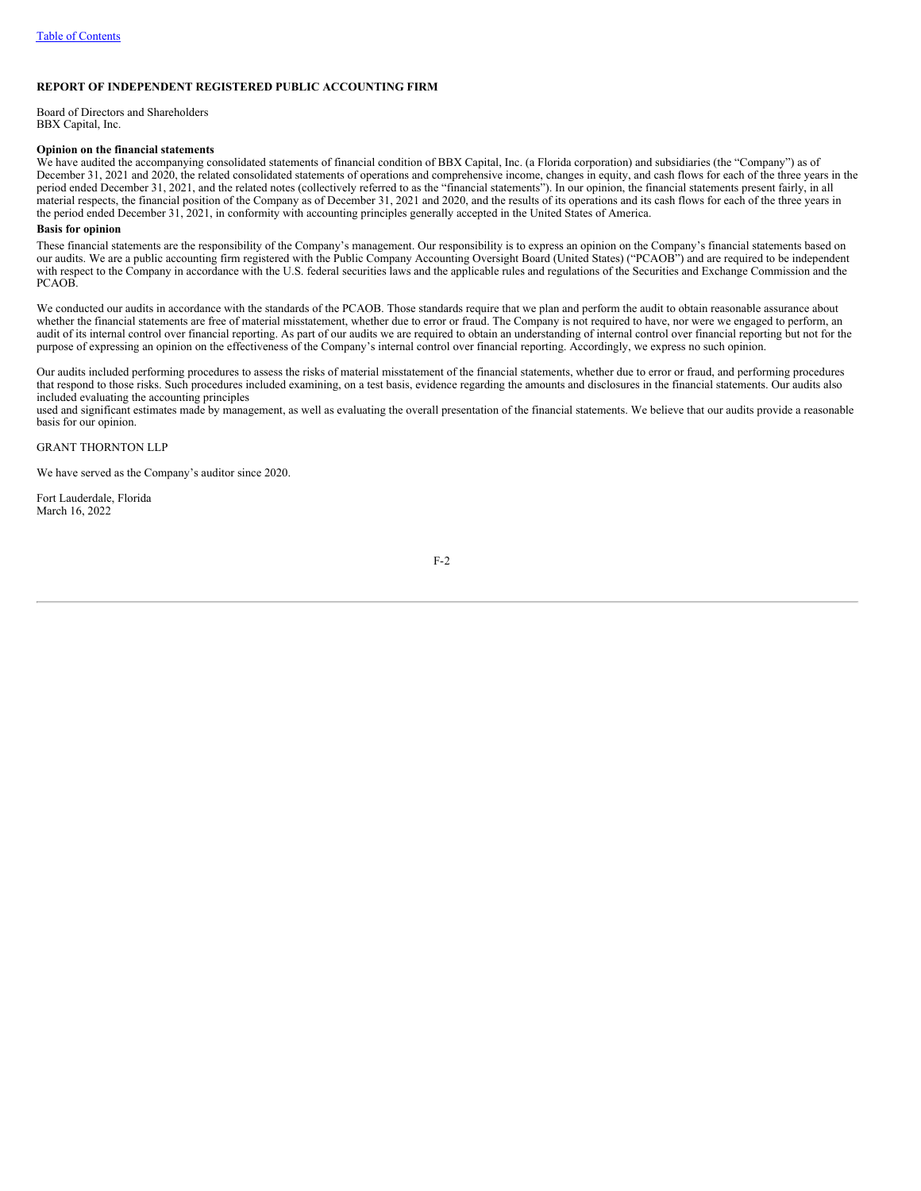## REPORT OF INDEPENDENT REGISTERED PUBLIC ACCOUNTING FIRM

Board of Directors and Shareholders
BBX Capital, Inc.

**Opinion on the financial statements**

We have audited the accompanying consolidated statements of financial condition of BBX Capital, Inc. (a Florida corporation) and subsidiaries (the "Company") as of December 31, 2021 and 2020, the related consolidated statements of operations and comprehensive income, changes in equity, and cash flows for each of the three years in the period ended December 31, 2021, and the related notes (collectively referred to as the "financial statements"). In our opinion, the financial statements present fairly, in all material respects, the financial position of the Company as of December 31, 2021 and 2020, and the results of its operations and its cash flows for each of the three years in the period ended December 31, 2021, in conformity with accounting principles generally accepted in the United States of America.

**Basis for opinion**

These financial statements are the responsibility of the Company's management. Our responsibility is to express an opinion on the Company's financial statements based on our audits. We are a public accounting firm registered with the Public Company Accounting Oversight Board (United States) ("PCAOB") and are required to be independent with respect to the Company in accordance with the U.S. federal securities laws and the applicable rules and regulations of the Securities and Exchange Commission and the PCAOB.

We conducted our audits in accordance with the standards of the PCAOB. Those standards require that we plan and perform the audit to obtain reasonable assurance about whether the financial statements are free of material misstatement, whether due to error or fraud. The Company is not required to have, nor were we engaged to perform, an audit of its internal control over financial reporting. As part of our audits we are required to obtain an understanding of internal control over financial reporting but not for the purpose of expressing an opinion on the effectiveness of the Company's internal control over financial reporting. Accordingly, we express no such opinion.

Our audits included performing procedures to assess the risks of material misstatement of the financial statements, whether due to error or fraud, and performing procedures that respond to those risks. Such procedures included examining, on a test basis, evidence regarding the amounts and disclosures in the financial statements. Our audits also included evaluating the accounting principles used and significant estimates made by management, as well as evaluating the overall presentation of the financial statements. We believe that our audits provide a reasonable basis for our opinion.

GRANT THORNTON LLP

We have served as the Company's auditor since 2020.

Fort Lauderdale, Florida
March 16, 2022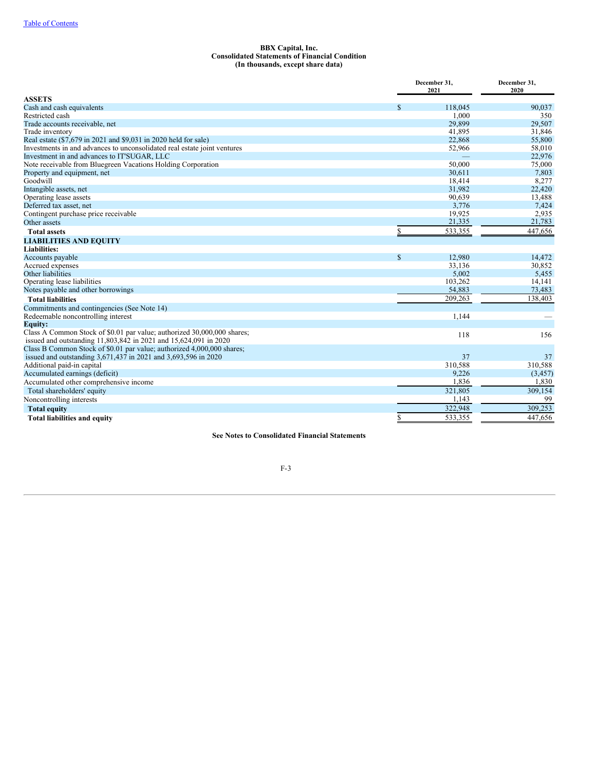**BBX Capital, Inc.**
**Consolidated Statements of Financial Condition**
**(In thousands, except share data)**

| | December 31, 2021 | December 31, 2020 |
|---|---|---|
| **ASSETS** | | |
| Cash and cash equivalents | $ 118,045 | 90,037 |
| Restricted cash | 1,000 | 350 |
| Trade accounts receivable, net | 29,899 | 29,507 |
| Trade inventory | 41,895 | 31,846 |
| Real estate ($7,679 in 2021 and $9,031 in 2020 held for sale) | 22,868 | 55,800 |
| Investments in and advances to unconsolidated real estate joint ventures | 52,966 | 58,010 |
| Investment in and advances to IT'SUGAR, LLC | — | 22,976 |
| Note receivable from Bluegreen Vacations Holding Corporation | 50,000 | 75,000 |
| Property and equipment, net | 30,611 | 7,803 |
| Goodwill | 18,414 | 8,277 |
| Intangible assets, net | 31,982 | 22,420 |
| Operating lease assets | 90,639 | 13,488 |
| Deferred tax asset, net | 3,776 | 7,424 |
| Contingent purchase price receivable | 19,925 | 2,935 |
| Other assets | 21,335 | 21,783 |
| **Total assets** | $ 533,355 | 447,656 |
| **LIABILITIES AND EQUITY** | | |
| **Liabilities:** | | |
| Accounts payable | $ 12,980 | 14,472 |
| Accrued expenses | 33,136 | 30,852 |
| Other liabilities | 5,002 | 5,455 |
| Operating lease liabilities | 103,262 | 14,141 |
| Notes payable and other borrowings | 54,883 | 73,483 |
| **Total liabilities** | 209,263 | 138,403 |
| Commitments and contingencies (See Note 14) | | |
| Redeemable noncontrolling interest | 1,144 | — |
| **Equity:** | | |
| Class A Common Stock of $0.01 par value; authorized 30,000,000 shares; issued and outstanding 11,803,842 in 2021 and 15,624,091 in 2020 | 118 | 156 |
| Class B Common Stock of $0.01 par value; authorized 4,000,000 shares; issued and outstanding 3,671,437 in 2021 and 3,693,596 in 2020 | 37 | 37 |
| Additional paid-in capital | 310,588 | 310,588 |
| Accumulated earnings (deficit) | 9,226 | (3,457) |
| Accumulated other comprehensive income | 1,836 | 1,830 |
| Total shareholders' equity | 321,805 | 309,154 |
| Noncontrolling interests | 1,143 | 99 |
| **Total equity** | 322,948 | 309,253 |
| **Total liabilities and equity** | $ 533,355 | 447,656 |

**See Notes to Consolidated Financial Statements**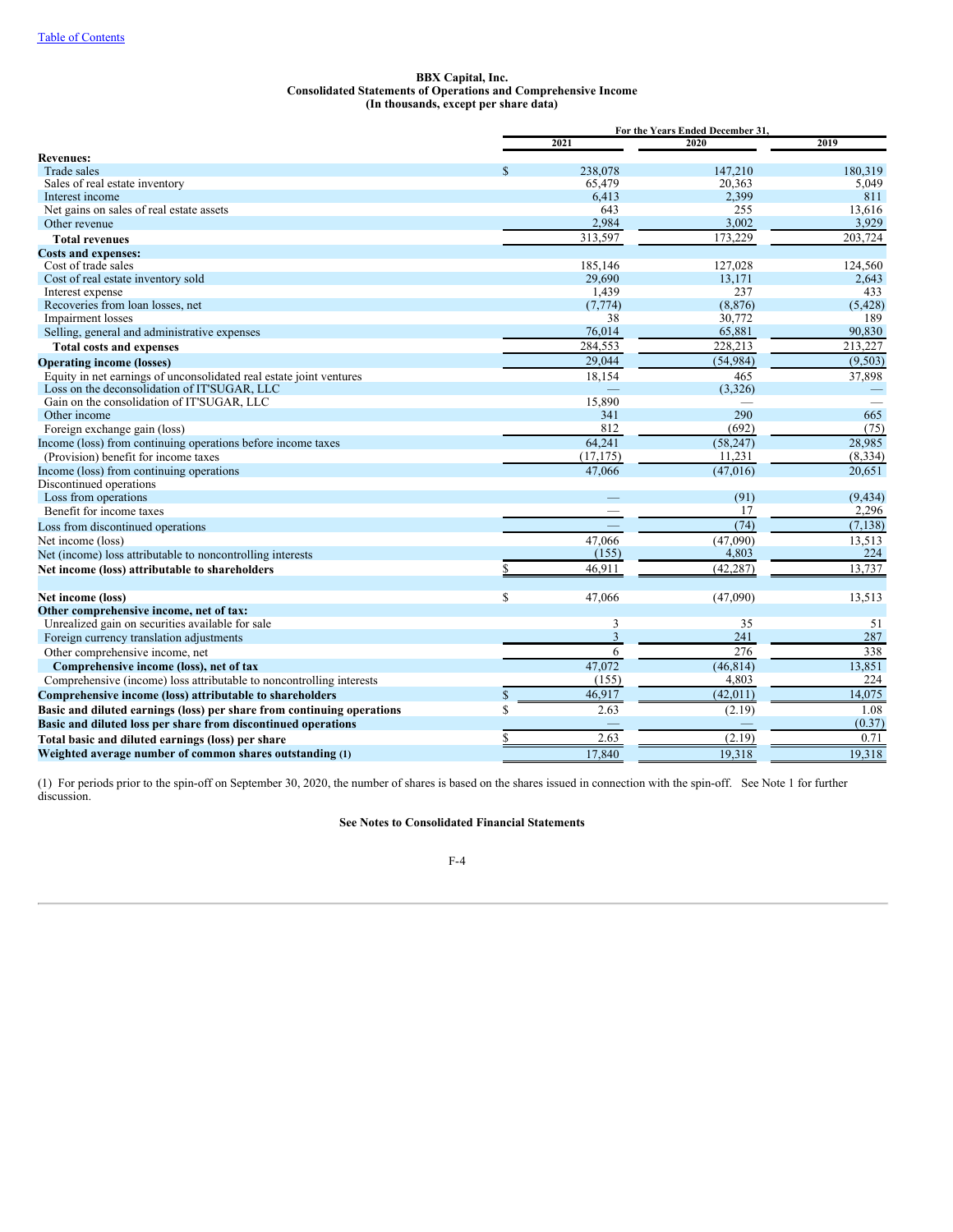Table of Contents

**BBX Capital, Inc.**
**Consolidated Statements of Operations and Comprehensive Income**
**(In thousands, except per share data)**

| | For the Years Ended December 31, | | |
|---|---|---|---|
| | 2021 | 2020 | 2019 |
| **Revenues:** | | | |
| Trade sales | $ 238,078 | 147,210 | 180,319 |
| Sales of real estate inventory | 65,479 | 20,363 | 5,049 |
| Interest income | 6,413 | 2,399 | 811 |
| Net gains on sales of real estate assets | 643 | 255 | 13,616 |
| Other revenue | 2,984 | 3,002 | 3,929 |
| **Total revenues** | 313,597 | 173,229 | 203,724 |
| **Costs and expenses:** | | | |
| Cost of trade sales | 185,146 | 127,028 | 124,560 |
| Cost of real estate inventory sold | 29,690 | 13,171 | 2,643 |
| Interest expense | 1,439 | 237 | 433 |
| Recoveries from loan losses, net | (7,774) | (8,876) | (5,428) |
| Impairment losses | 38 | 30,772 | 189 |
| Selling, general and administrative expenses | 76,014 | 65,881 | 90,830 |
| **Total costs and expenses** | 284,553 | 228,213 | 213,227 |
| **Operating income (losses)** | 29,044 | (54,984) | (9,503) |
| Equity in net earnings of unconsolidated real estate joint ventures | 18,154 | 465 | 37,898 |
| Loss on the deconsolidation of IT'SUGAR, LLC | — | (3,326) | — |
| Gain on the consolidation of IT'SUGAR, LLC | 15,890 | — | — |
| Other income | 341 | 290 | 665 |
| Foreign exchange gain (loss) | 812 | (692) | (75) |
| Income (loss) from continuing operations before income taxes | 64,241 | (58,247) | 28,985 |
| (Provision) benefit for income taxes | (17,175) | 11,231 | (8,334) |
| Income (loss) from continuing operations | 47,066 | (47,016) | 20,651 |
| Discontinued operations | | | |
| Loss from operations | — | (91) | (9,434) |
| Benefit for income taxes | — | 17 | 2,296 |
| Loss from discontinued operations | — | (74) | (7,138) |
| Net income (loss) | 47,066 | (47,090) | 13,513 |
| Net (income) loss attributable to noncontrolling interests | (155) | 4,803 | 224 |
| **Net income (loss) attributable to shareholders** | $ 46,911 | (42,287) | 13,737 |
| | | | |
| **Net income (loss)** | $ 47,066 | (47,090) | 13,513 |
| **Other comprehensive income, net of tax:** | | | |
| Unrealized gain on securities available for sale | 3 | 35 | 51 |
| Foreign currency translation adjustments | 3 | 241 | 287 |
| Other comprehensive income, net | 6 | 276 | 338 |
| **Comprehensive income (loss), net of tax** | 47,072 | (46,814) | 13,851 |
| Comprehensive (income) loss attributable to noncontrolling interests | (155) | 4,803 | 224 |
| **Comprehensive income (loss) attributable to shareholders** | $ 46,917 | (42,011) | 14,075 |
| **Basic and diluted earnings (loss) per share from continuing operations** | $ 2.63 | (2.19) | 1.08 |
| **Basic and diluted loss per share from discontinued operations** | — | — | (0.37) |
| **Total basic and diluted earnings (loss) per share** | $ 2.63 | (2.19) | 0.71 |
| **Weighted average number of common shares outstanding (1)** | 17,840 | 19,318 | 19,318 |

(1) For periods prior to the spin-off on September 30, 2020, the number of shares is based on the shares issued in connection with the spin-off. See Note 1 for further discussion.

**See Notes to Consolidated Financial Statements**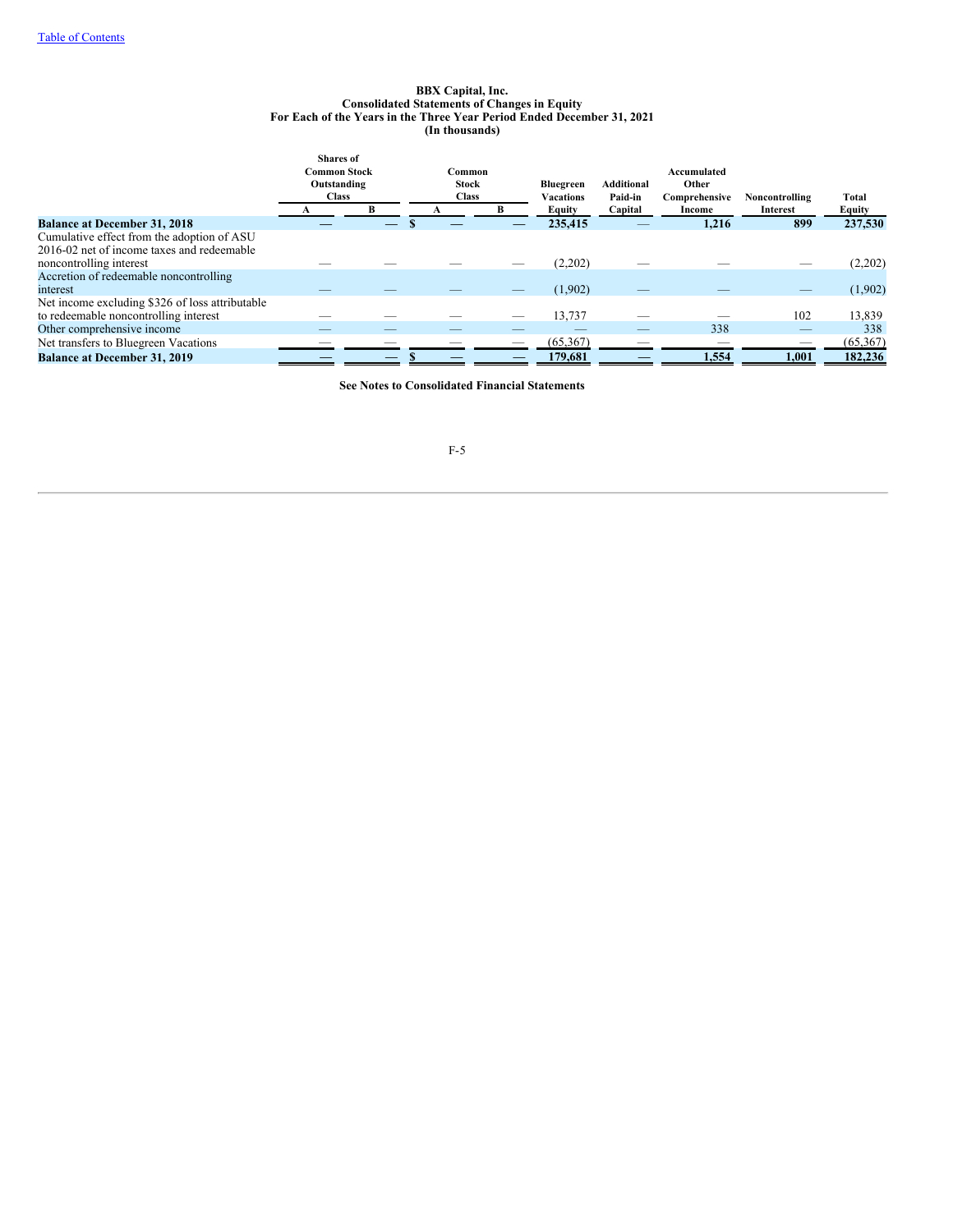Table of Contents

**BBX Capital, Inc.**
**Consolidated Statements of Changes in Equity**
**For Each of the Years in the Three Year Period Ended December 31, 2021**
**(In thousands)**

| | Shares of Common Stock Outstanding Class | | Common Stock Class | | Bluegreen Vacations | Additional Paid-in | Accumulated Other Comprehensive | Noncontrolling | Total |
|---|---|---|---|---|---|---|---|---|---|
| | A | B | A | B | Equity | Capital | Income | Interest | Equity |
| **Balance at December 31, 2018** | — | — | $ — | — | 235,415 | — | 1,216 | 899 | 237,530 |
| Cumulative effect from the adoption of ASU 2016-02 net of income taxes and redeemable noncontrolling interest | — | — | — | — | (2,202) | — | — | — | (2,202) |
| Accretion of redeemable noncontrolling interest | — | — | — | — | (1,902) | — | — | — | (1,902) |
| Net income excluding $326 of loss attributable to redeemable noncontrolling interest | — | — | — | — | 13,737 | — | — | 102 | 13,839 |
| Other comprehensive income | — | — | — | — | — | — | 338 | — | 338 |
| Net transfers to Bluegreen Vacations | — | — | — | — | (65,367) | — | — | — | (65,367) |
| **Balance at December 31, 2019** | — | — | $ — | — | 179,681 | — | 1,554 | 1,001 | 182,236 |

**See Notes to Consolidated Financial Statements**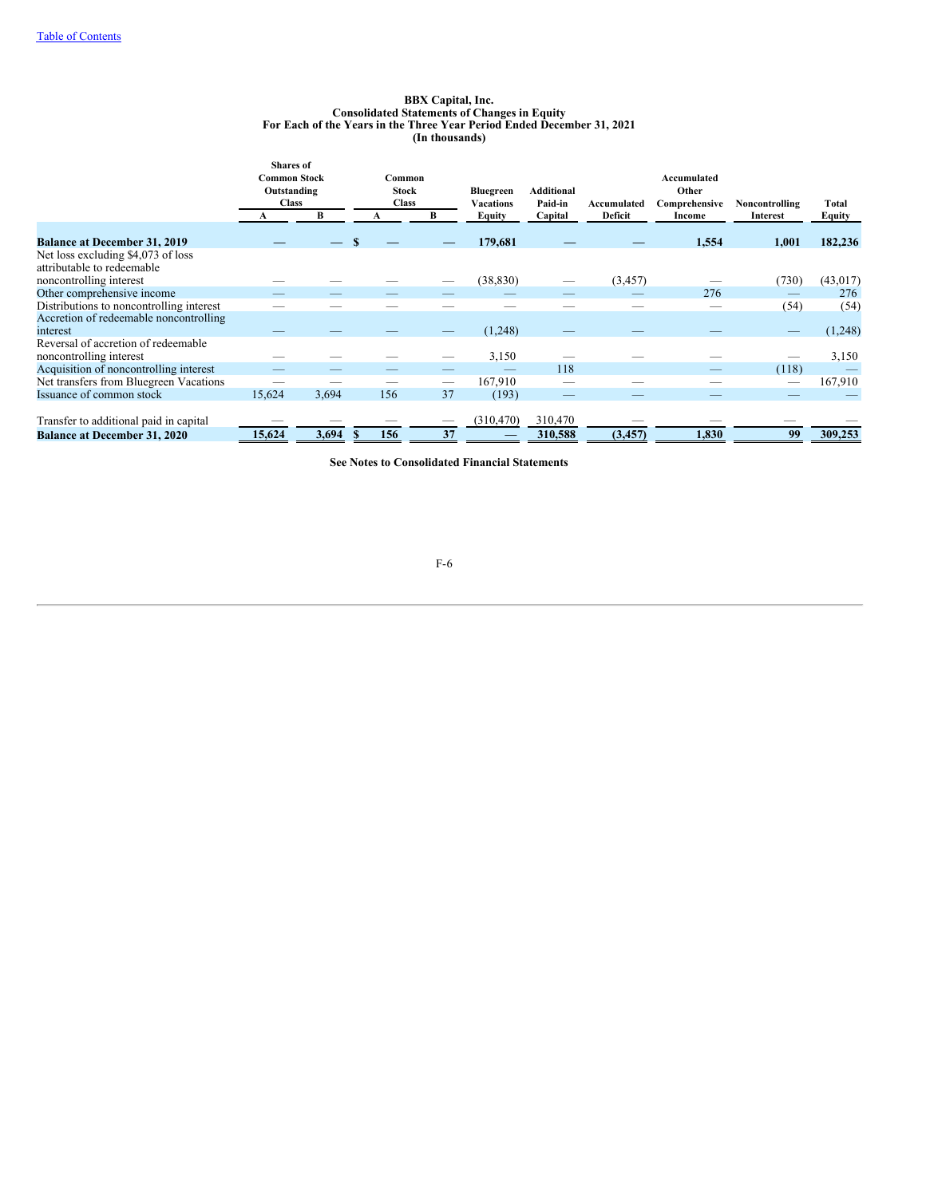[Table of Contents](#)

**BBX Capital, Inc.**
**Consolidated Statements of Changes in Equity**
**For Each of the Years in the Three Year Period Ended December 31, 2021**
**(In thousands)**

| | Shares of Common Stock Outstanding Class | | Common Stock Class | | Bluegreen Vacations Equity | Additional Paid-in Capital | Accumulated Deficit | Accumulated Other Comprehensive Income | Noncontrolling Interest | Total Equity |
|---|---|---|---|---|---|---|---|---|---|---|
| | A | B | A | B | | | | | | |
| **Balance at December 31, 2019** | **—** | **—** | **$ —** | **—** | **179,681** | **—** | **—** | **1,554** | **1,001** | **182,236** |
| Net loss excluding $4,073 of loss attributable to redeemable noncontrolling interest | — | — | — | — | (38,830) | — | (3,457) | — | (730) | (43,017) |
| Other comprehensive income | — | — | — | — | — | — | — | 276 | — | 276 |
| Distributions to noncontrolling interest | — | — | — | — | — | — | — | — | (54) | (54) |
| Accretion of redeemable noncontrolling interest | — | — | — | — | (1,248) | — | — | — | — | (1,248) |
| Reversal of accretion of redeemable noncontrolling interest | — | — | — | — | 3,150 | — | — | — | — | 3,150 |
| Acquisition of noncontrolling interest | — | — | — | — | — | 118 | — | — | (118) | — |
| Net transfers from Bluegreen Vacations | — | — | — | — | 167,910 | — | — | — | — | 167,910 |
| Issuance of common stock | 15,624 | 3,694 | 156 | 37 | (193) | — | — | — | — | — |
| Transfer to additional paid in capital | — | — | — | — | (310,470) | 310,470 | — | — | — | — |
| **Balance at December 31, 2020** | **15,624** | **3,694** | **$ 156** | **37** | **—** | **310,588** | **(3,457)** | **1,830** | **99** | **309,253** |

**See Notes to Consolidated Financial Statements**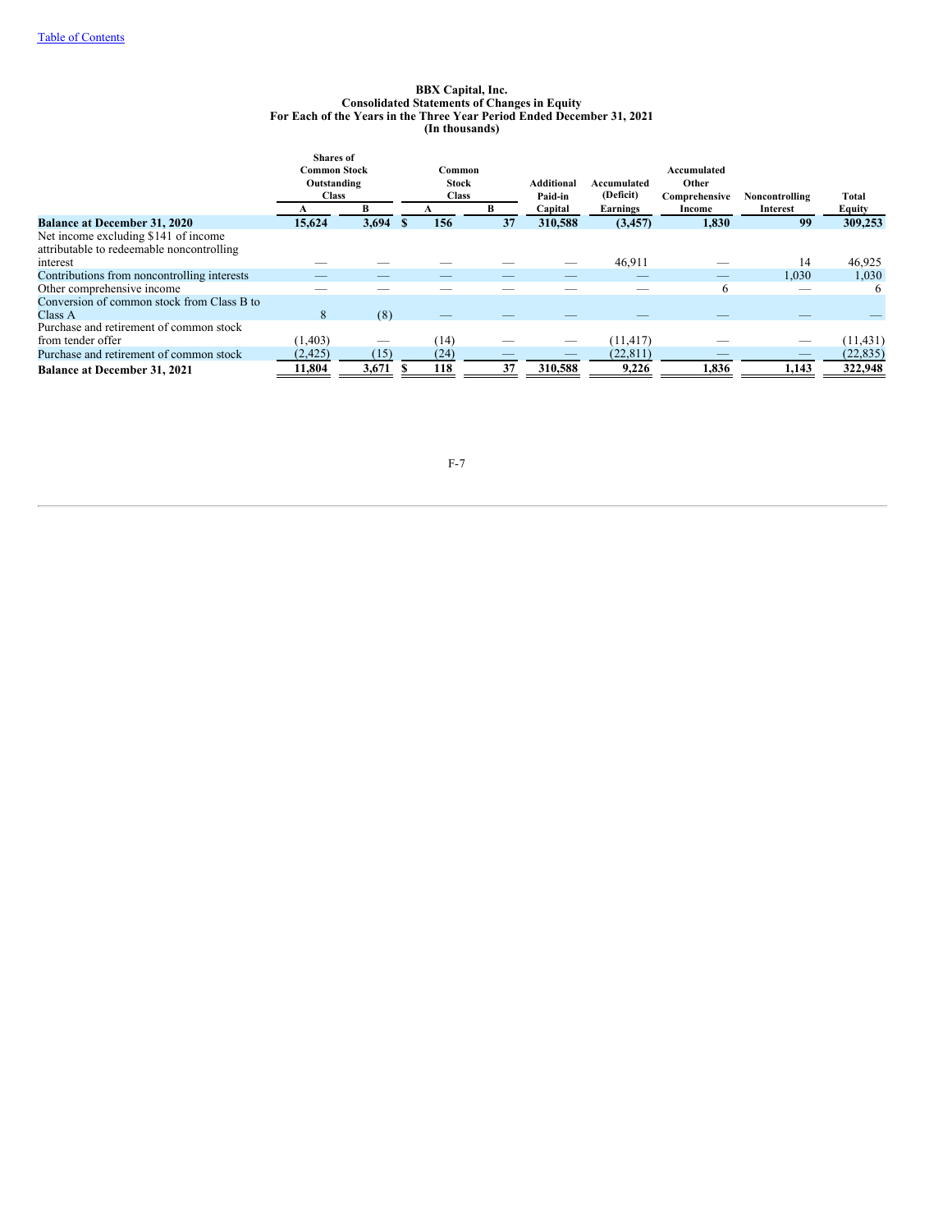**BBX Capital, Inc.**
**Consolidated Statements of Changes in Equity**
**For Each of the Years in the Three Year Period Ended December 31, 2021**
**(In thousands)**

| | Shares of Common Stock Outstanding Class | | Common Stock Class | | Additional Paid-in Capital | Accumulated (Deficit) Earnings | Accumulated Other Comprehensive Income | Noncontrolling Interest | Total Equity |
|---|---|---|---|---|---|---|---|---|---|
| | A | B | A | B | | | | | |
| **Balance at December 31, 2020** | **15,624** | **3,694** | **$ 156** | **37** | **310,588** | **(3,457)** | **1,830** | **99** | **309,253** |
| Net income excluding $141 of income attributable to redeemable noncontrolling interest | — | — | — | — | — | 46,911 | — | 14 | 46,925 |
| Contributions from noncontrolling interests | — | — | — | — | — | — | — | 1,030 | 1,030 |
| Other comprehensive income | — | — | — | — | — | — | 6 | — | 6 |
| Conversion of common stock from Class B to Class A | 8 | (8) | — | — | — | — | — | — | — |
| Purchase and retirement of common stock from tender offer | (1,403) | — | (14) | — | — | (11,417) | — | — | (11,431) |
| Purchase and retirement of common stock | (2,425) | (15) | (24) | — | — | (22,811) | — | — | (22,835) |
| **Balance at December 31, 2021** | **11,804** | **3,671** | **$ 118** | **37** | **310,588** | **9,226** | **1,836** | **1,143** | **322,948** |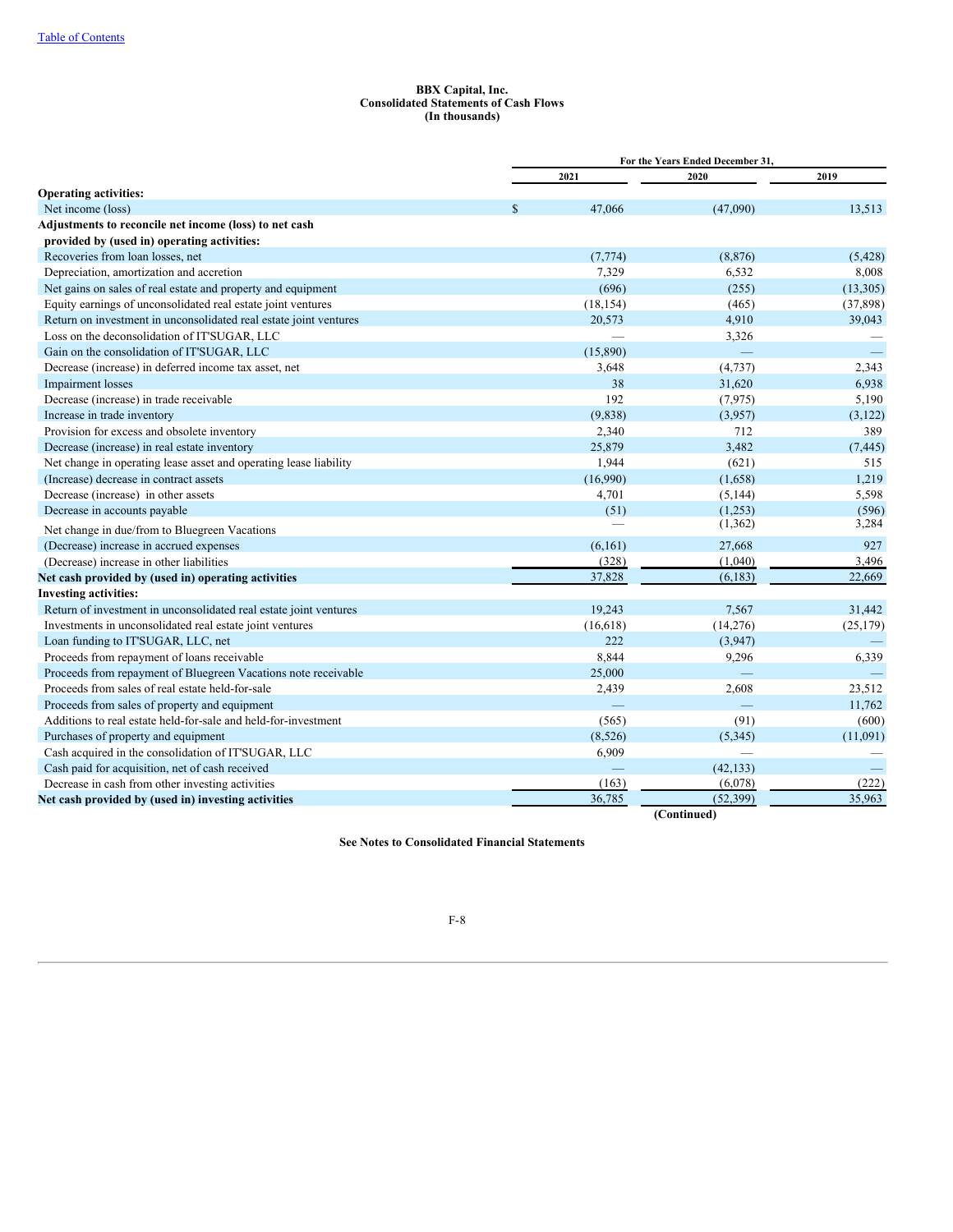**BBX Capital, Inc.**
**Consolidated Statements of Cash Flows**
**(In thousands)**

| | For the Years Ended December 31, | | |
|---|---|---|---|
| | 2021 | 2020 | 2019 |
| **Operating activities:** | | | |
| Net income (loss) | $ 47,066 | (47,090) | 13,513 |
| **Adjustments to reconcile net income (loss) to net cash provided by (used in) operating activities:** | | | |
| Recoveries from loan losses, net | (7,774) | (8,876) | (5,428) |
| Depreciation, amortization and accretion | 7,329 | 6,532 | 8,008 |
| Net gains on sales of real estate and property and equipment | (696) | (255) | (13,305) |
| Equity earnings of unconsolidated real estate joint ventures | (18,154) | (465) | (37,898) |
| Return on investment in unconsolidated real estate joint ventures | 20,573 | 4,910 | 39,043 |
| Loss on the deconsolidation of IT'SUGAR, LLC | — | 3,326 | — |
| Gain on the consolidation of IT'SUGAR, LLC | (15,890) | — | — |
| Decrease (increase) in deferred income tax asset, net | 3,648 | (4,737) | 2,343 |
| Impairment losses | 38 | 31,620 | 6,938 |
| Decrease (increase) in trade receivable | 192 | (7,975) | 5,190 |
| Increase in trade inventory | (9,838) | (3,957) | (3,122) |
| Provision for excess and obsolete inventory | 2,340 | 712 | 389 |
| Decrease (increase) in real estate inventory | 25,879 | 3,482 | (7,445) |
| Net change in operating lease asset and operating lease liability | 1,944 | (621) | 515 |
| (Increase) decrease in contract assets | (16,990) | (1,658) | 1,219 |
| Decrease (increase) in other assets | 4,701 | (5,144) | 5,598 |
| Decrease in accounts payable | (51) | (1,253) | (596) |
| Net change in due/from to Bluegreen Vacations | — | (1,362) | 3,284 |
| (Decrease) increase in accrued expenses | (6,161) | 27,668 | 927 |
| (Decrease) increase in other liabilities | (328) | (1,040) | 3,496 |
| **Net cash provided by (used in) operating activities** | 37,828 | (6,183) | 22,669 |
| **Investing activities:** | | | |
| Return of investment in unconsolidated real estate joint ventures | 19,243 | 7,567 | 31,442 |
| Investments in unconsolidated real estate joint ventures | (16,618) | (14,276) | (25,179) |
| Loan funding to IT'SUGAR, LLC, net | 222 | (3,947) | — |
| Proceeds from repayment of loans receivable | 8,844 | 9,296 | 6,339 |
| Proceeds from repayment of Bluegreen Vacations note receivable | 25,000 | — | — |
| Proceeds from sales of real estate held-for-sale | 2,439 | 2,608 | 23,512 |
| Proceeds from sales of property and equipment | — | — | 11,762 |
| Additions to real estate held-for-sale and held-for-investment | (565) | (91) | (600) |
| Purchases of property and equipment | (8,526) | (5,345) | (11,091) |
| Cash acquired in the consolidation of IT'SUGAR, LLC | 6,909 | — | — |
| Cash paid for acquisition, net of cash received | — | (42,133) | — |
| Decrease in cash from other investing activities | (163) | (6,078) | (222) |
| **Net cash provided by (used in) investing activities** | 36,785 | (52,399) | 35,963 |

**(Continued)**

**See Notes to Consolidated Financial Statements**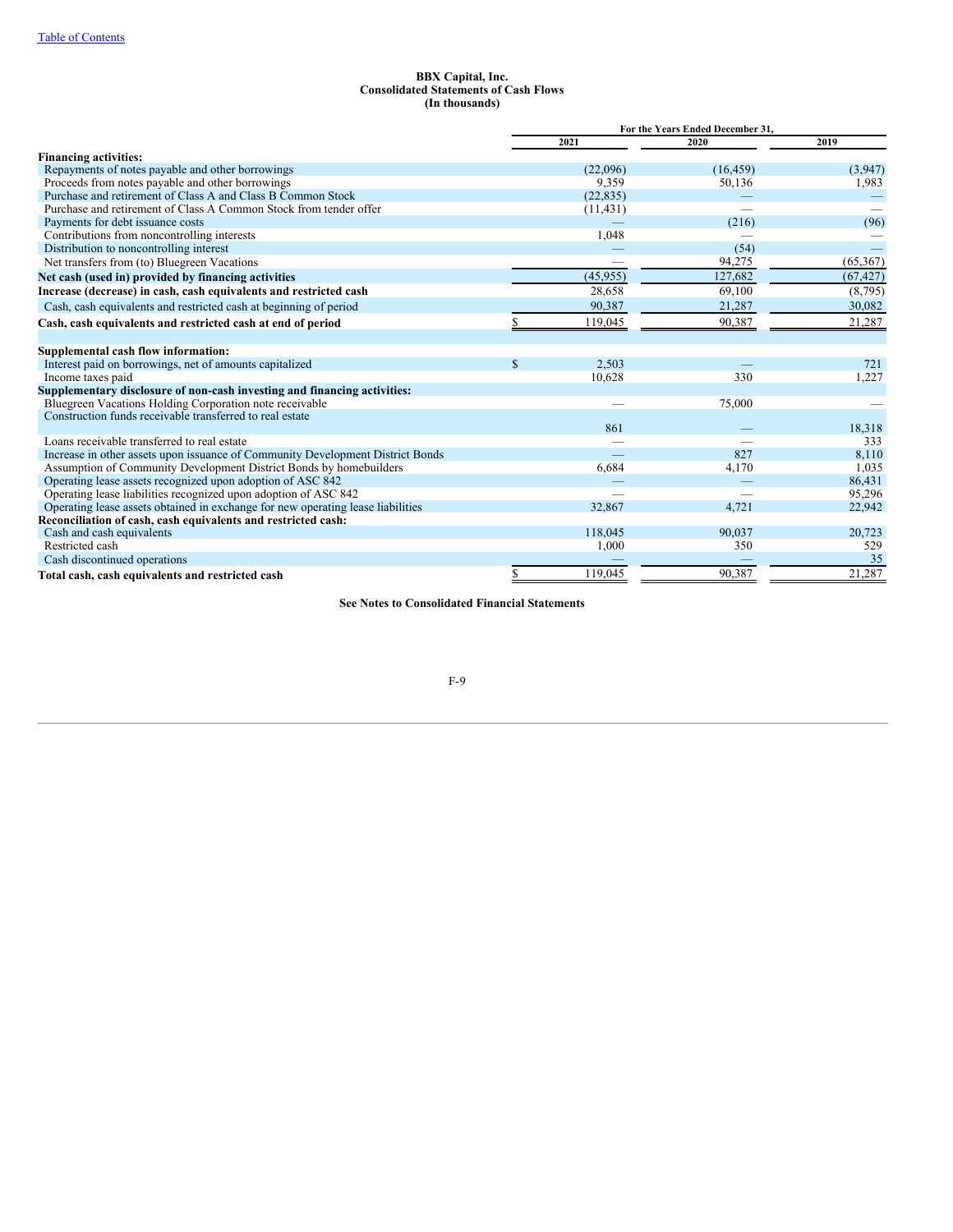**BBX Capital, Inc.**
**Consolidated Statements of Cash Flows**
**(In thousands)**

| | For the Years Ended December 31, | | |
|---|---|---|---|
| | 2021 | 2020 | 2019 |
| **Financing activities:** | | | |
| Repayments of notes payable and other borrowings | (22,096) | (16,459) | (3,947) |
| Proceeds from notes payable and other borrowings | 9,359 | 50,136 | 1,983 |
| Purchase and retirement of Class A and Class B Common Stock | (22,835) | — | — |
| Purchase and retirement of Class A Common Stock from tender offer | (11,431) | — | — |
| Payments for debt issuance costs | — | (216) | (96) |
| Contributions from noncontrolling interests | 1,048 | — | — |
| Distribution to noncontrolling interest | — | (54) | — |
| Net transfers from (to) Bluegreen Vacations | — | 94,275 | (65,367) |
| **Net cash (used in) provided by financing activities** | (45,955) | 127,682 | (67,427) |
| **Increase (decrease) in cash, cash equivalents and restricted cash** | 28,658 | 69,100 | (8,795) |
| Cash, cash equivalents and restricted cash at beginning of period | 90,387 | 21,287 | 30,082 |
| **Cash, cash equivalents and restricted cash at end of period** | $ 119,045 | 90,387 | 21,287 |
| | | | |
| **Supplemental cash flow information:** | | | |
| Interest paid on borrowings, net of amounts capitalized | $ 2,503 | — | 721 |
| Income taxes paid | 10,628 | 330 | 1,227 |
| **Supplementary disclosure of non-cash investing and financing activities:** | | | |
| Bluegreen Vacations Holding Corporation note receivable | — | 75,000 | — |
| Construction funds receivable transferred to real estate | 861 | — | 18,318 |
| Loans receivable transferred to real estate | — | — | 333 |
| Increase in other assets upon issuance of Community Development District Bonds | — | 827 | 8,110 |
| Assumption of Community Development District Bonds by homebuilders | 6,684 | 4,170 | 1,035 |
| Operating lease assets recognized upon adoption of ASC 842 | — | — | 86,431 |
| Operating lease liabilities recognized upon adoption of ASC 842 | — | — | 95,296 |
| Operating lease assets obtained in exchange for new operating lease liabilities | 32,867 | 4,721 | 22,942 |
| **Reconciliation of cash, cash equivalents and restricted cash:** | | | |
| Cash and cash equivalents | 118,045 | 90,037 | 20,723 |
| Restricted cash | 1,000 | 350 | 529 |
| Cash discontinued operations | — | — | 35 |
| **Total cash, cash equivalents and restricted cash** | $ 119,045 | 90,387 | 21,287 |

**See Notes to Consolidated Financial Statements**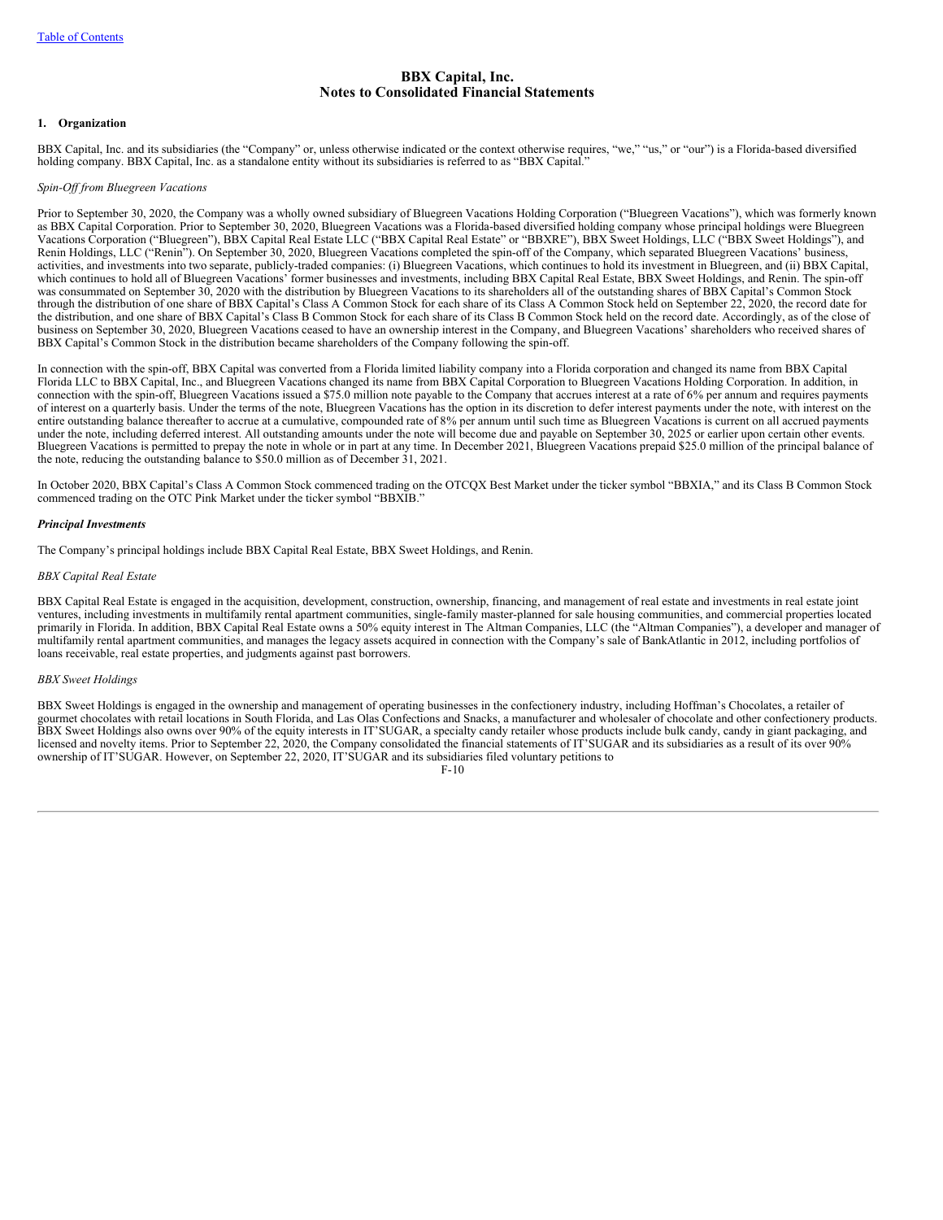# BBX Capital, Inc.
# Notes to Consolidated Financial Statements

## 1. Organization

BBX Capital, Inc. and its subsidiaries (the "Company" or, unless otherwise indicated or the context otherwise requires, "we," "us," or "our") is a Florida-based diversified holding company. BBX Capital, Inc. as a standalone entity without its subsidiaries is referred to as "BBX Capital."

*Spin-Off from Bluegreen Vacations*

Prior to September 30, 2020, the Company was a wholly owned subsidiary of Bluegreen Vacations Holding Corporation ("Bluegreen Vacations"), which was formerly known as BBX Capital Corporation. Prior to September 30, 2020, Bluegreen Vacations was a Florida-based diversified holding company whose principal holdings were Bluegreen Vacations Corporation ("Bluegreen"), BBX Capital Real Estate LLC ("BBX Capital Real Estate" or "BBXRE"), BBX Sweet Holdings, LLC ("BBX Sweet Holdings"), and Renin Holdings, LLC ("Renin"). On September 30, 2020, Bluegreen Vacations completed the spin-off of the Company, which separated Bluegreen Vacations' business, activities, and investments into two separate, publicly-traded companies: (i) Bluegreen Vacations, which continues to hold its investment in Bluegreen, and (ii) BBX Capital, which continues to hold all of Bluegreen Vacations' former businesses and investments, including BBX Capital Real Estate, BBX Sweet Holdings, and Renin. The spin-off was consummated on September 30, 2020 with the distribution by Bluegreen Vacations to its shareholders all of the outstanding shares of BBX Capital's Common Stock through the distribution of one share of BBX Capital's Class A Common Stock for each share of its Class A Common Stock held on September 22, 2020, the record date for the distribution, and one share of BBX Capital's Class B Common Stock for each share of its Class B Common Stock held on the record date. Accordingly, as of the close of business on September 30, 2020, Bluegreen Vacations ceased to have an ownership interest in the Company, and Bluegreen Vacations' shareholders who received shares of BBX Capital's Common Stock in the distribution became shareholders of the Company following the spin-off.

In connection with the spin-off, BBX Capital was converted from a Florida limited liability company into a Florida corporation and changed its name from BBX Capital Florida LLC to BBX Capital, Inc., and Bluegreen Vacations changed its name from BBX Capital Corporation to Bluegreen Vacations Holding Corporation. In addition, in connection with the spin-off, Bluegreen Vacations issued a $75.0 million note payable to the Company that accrues interest at a rate of 6% per annum and requires payments of interest on a quarterly basis. Under the terms of the note, Bluegreen Vacations has the option in its discretion to defer interest payments under the note, with interest on the entire outstanding balance thereafter to accrue at a cumulative, compounded rate of 8% per annum until such time as Bluegreen Vacations is current on all accrued payments under the note, including deferred interest. All outstanding amounts under the note will become due and payable on September 30, 2025 or earlier upon certain other events. Bluegreen Vacations is permitted to prepay the note in whole or in part at any time. In December 2021, Bluegreen Vacations prepaid $25.0 million of the principal balance of the note, reducing the outstanding balance to $50.0 million as of December 31, 2021.

In October 2020, BBX Capital's Class A Common Stock commenced trading on the OTCQX Best Market under the ticker symbol "BBXIA," and its Class B Common Stock commenced trading on the OTC Pink Market under the ticker symbol "BBXIB."

***Principal Investments***

The Company's principal holdings include BBX Capital Real Estate, BBX Sweet Holdings, and Renin.

*BBX Capital Real Estate*

BBX Capital Real Estate is engaged in the acquisition, development, construction, ownership, financing, and management of real estate and investments in real estate joint ventures, including investments in multifamily rental apartment communities, single-family master-planned for sale housing communities, and commercial properties located primarily in Florida. In addition, BBX Capital Real Estate owns a 50% equity interest in The Altman Companies, LLC (the "Altman Companies"), a developer and manager of multifamily rental apartment communities, and manages the legacy assets acquired in connection with the Company's sale of BankAtlantic in 2012, including portfolios of loans receivable, real estate properties, and judgments against past borrowers.

*BBX Sweet Holdings*

BBX Sweet Holdings is engaged in the ownership and management of operating businesses in the confectionery industry, including Hoffman's Chocolates, a retailer of gourmet chocolates with retail locations in South Florida, and Las Olas Confections and Snacks, a manufacturer and wholesaler of chocolate and other confectionery products. BBX Sweet Holdings also owns over 90% of the equity interests in IT'SUGAR, a specialty candy retailer whose products include bulk candy, candy in giant packaging, and licensed and novelty items. Prior to September 22, 2020, the Company consolidated the financial statements of IT'SUGAR and its subsidiaries as a result of its over 90% ownership of IT'SUGAR. However, on September 22, 2020, IT'SUGAR and its subsidiaries filed voluntary petitions to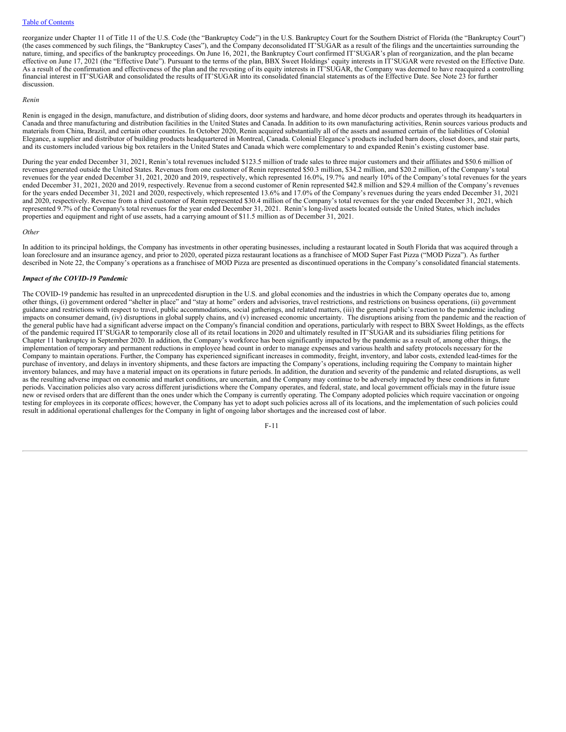reorganize under Chapter 11 of Title 11 of the U.S. Code (the "Bankruptcy Code") in the U.S. Bankruptcy Court for the Southern District of Florida (the "Bankruptcy Court") (the cases commenced by such filings, the "Bankruptcy Cases"), and the Company deconsolidated IT'SUGAR as a result of the filings and the uncertainties surrounding the nature, timing, and specifics of the bankruptcy proceedings. On June 16, 2021, the Bankruptcy Court confirmed IT'SUGAR's plan of reorganization, and the plan became effective on June 17, 2021 (the "Effective Date"). Pursuant to the terms of the plan, BBX Sweet Holdings' equity interests in IT'SUGAR were revested on the Effective Date. As a result of the confirmation and effectiveness of the plan and the revesting of its equity interests in IT'SUGAR, the Company was deemed to have reacquired a controlling financial interest in IT'SUGAR and consolidated the results of IT'SUGAR into its consolidated financial statements as of the Effective Date. See Note 23 for further discussion.

*Renin*

Renin is engaged in the design, manufacture, and distribution of sliding doors, door systems and hardware, and home décor products and operates through its headquarters in Canada and three manufacturing and distribution facilities in the United States and Canada. In addition to its own manufacturing activities, Renin sources various products and materials from China, Brazil, and certain other countries. In October 2020, Renin acquired substantially all of the assets and assumed certain of the liabilities of Colonial Elegance, a supplier and distributor of building products headquartered in Montreal, Canada. Colonial Elegance's products included barn doors, closet doors, and stair parts, and its customers included various big box retailers in the United States and Canada which were complementary to and expanded Renin's existing customer base.

During the year ended December 31, 2021, Renin's total revenues included $123.5 million of trade sales to three major customers and their affiliates and $50.6 million of revenues generated outside the United States. Revenues from one customer of Renin represented $50.3 million, $34.2 million, and $20.2 million, of the Company's total revenues for the year ended December 31, 2021, 2020 and 2019, respectively, which represented 16.0%, 19.7% and nearly 10% of the Company's total revenues for the years ended December 31, 2021, 2020 and 2019, respectively. Revenue from a second customer of Renin represented $42.8 million and $29.4 million of the Company's revenues for the years ended December 31, 2021 and 2020, respectively, which represented 13.6% and 17.0% of the Company's revenues during the years ended December 31, 2021 and 2020, respectively. Revenue from a third customer of Renin represented $30.4 million of the Company's total revenues for the year ended December 31, 2021, which represented 9.7% of the Company's total revenues for the year ended December 31, 2021. Renin's long-lived assets located outside the United States, which includes properties and equipment and right of use assets, had a carrying amount of $11.5 million as of December 31, 2021.

*Other*

In addition to its principal holdings, the Company has investments in other operating businesses, including a restaurant located in South Florida that was acquired through a loan foreclosure and an insurance agency, and prior to 2020, operated pizza restaurant locations as a franchisee of MOD Super Fast Pizza ("MOD Pizza"). As further described in Note 22, the Company's operations as a franchisee of MOD Pizza are presented as discontinued operations in the Company's consolidated financial statements.

***Impact of the COVID-19 Pandemic***

The COVID-19 pandemic has resulted in an unprecedented disruption in the U.S. and global economies and the industries in which the Company operates due to, among other things, (i) government ordered "shelter in place" and "stay at home" orders and advisories, travel restrictions, and restrictions on business operations, (ii) government guidance and restrictions with respect to travel, public accommodations, social gatherings, and related matters, (iii) the general public's reaction to the pandemic including impacts on consumer demand, (iv) disruptions in global supply chains, and (v) increased economic uncertainty. The disruptions arising from the pandemic and the reaction of the general public have had a significant adverse impact on the Company's financial condition and operations, particularly with respect to BBX Sweet Holdings, as the effects of the pandemic required IT'SUGAR to temporarily close all of its retail locations in 2020 and ultimately resulted in IT'SUGAR and its subsidiaries filing petitions for Chapter 11 bankruptcy in September 2020. In addition, the Company's workforce has been significantly impacted by the pandemic as a result of, among other things, the implementation of temporary and permanent reductions in employee head count in order to manage expenses and various health and safety protocols necessary for the Company to maintain operations. Further, the Company has experienced significant increases in commodity, freight, inventory, and labor costs, extended lead-times for the purchase of inventory, and delays in inventory shipments, and these factors are impacting the Company's operations, including requiring the Company to maintain higher inventory balances, and may have a material impact on its operations in future periods. In addition, the duration and severity of the pandemic and related disruptions, as well as the resulting adverse impact on economic and market conditions, are uncertain, and the Company may continue to be adversely impacted by these conditions in future periods. Vaccination policies also vary across different jurisdictions where the Company operates, and federal, state, and local government officials may in the future issue new or revised orders that are different than the ones under which the Company is currently operating. The Company adopted policies which require vaccination or ongoing testing for employees in its corporate offices; however, the Company has yet to adopt such policies across all of its locations, and the implementation of such policies could result in additional operational challenges for the Company in light of ongoing labor shortages and the increased cost of labor.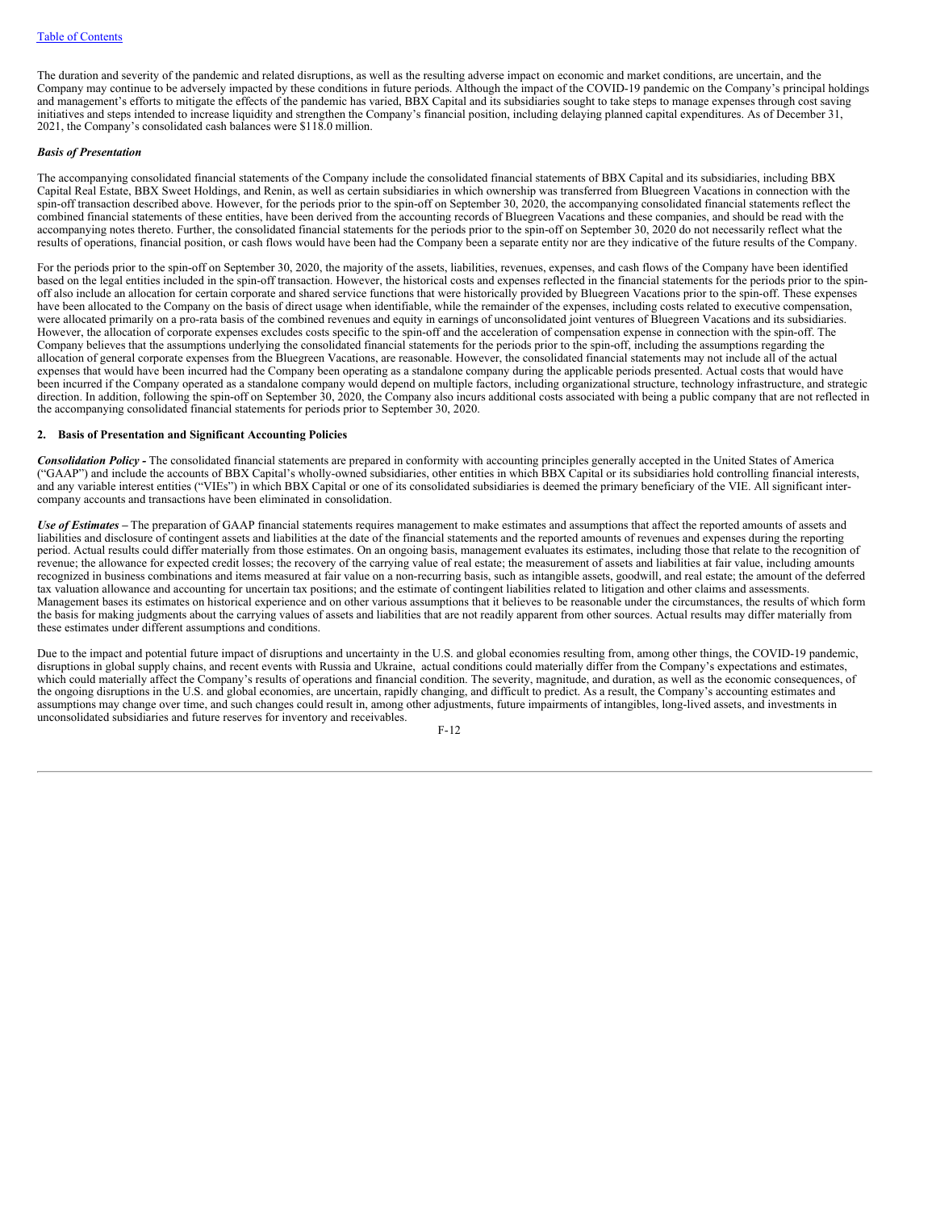The duration and severity of the pandemic and related disruptions, as well as the resulting adverse impact on economic and market conditions, are uncertain, and the Company may continue to be adversely impacted by these conditions in future periods. Although the impact of the COVID-19 pandemic on the Company's principal holdings and management's efforts to mitigate the effects of the pandemic has varied, BBX Capital and its subsidiaries sought to take steps to manage expenses through cost saving initiatives and steps intended to increase liquidity and strengthen the Company's financial position, including delaying planned capital expenditures. As of December 31, 2021, the Company's consolidated cash balances were $118.0 million.

***Basis of Presentation***

The accompanying consolidated financial statements of the Company include the consolidated financial statements of BBX Capital and its subsidiaries, including BBX Capital Real Estate, BBX Sweet Holdings, and Renin, as well as certain subsidiaries in which ownership was transferred from Bluegreen Vacations in connection with the spin-off transaction described above. However, for the periods prior to the spin-off on September 30, 2020, the accompanying consolidated financial statements reflect the combined financial statements of these entities, have been derived from the accounting records of Bluegreen Vacations and these companies, and should be read with the accompanying notes thereto. Further, the consolidated financial statements for the periods prior to the spin-off on September 30, 2020 do not necessarily reflect what the results of operations, financial position, or cash flows would have been had the Company been a separate entity nor are they indicative of the future results of the Company.

For the periods prior to the spin-off on September 30, 2020, the majority of the assets, liabilities, revenues, expenses, and cash flows of the Company have been identified based on the legal entities included in the spin-off transaction. However, the historical costs and expenses reflected in the financial statements for the periods prior to the spin-off also include an allocation for certain corporate and shared service functions that were historically provided by Bluegreen Vacations prior to the spin-off. These expenses have been allocated to the Company on the basis of direct usage when identifiable, while the remainder of the expenses, including costs related to executive compensation, were allocated primarily on a pro-rata basis of the combined revenues and equity in earnings of unconsolidated joint ventures of Bluegreen Vacations and its subsidiaries. However, the allocation of corporate expenses excludes costs specific to the spin-off and the acceleration of compensation expense in connection with the spin-off. The Company believes that the assumptions underlying the consolidated financial statements for the periods prior to the spin-off, including the assumptions regarding the allocation of general corporate expenses from the Bluegreen Vacations, are reasonable. However, the consolidated financial statements may not include all of the actual expenses that would have been incurred had the Company been operating as a standalone company during the applicable periods presented. Actual costs that would have been incurred if the Company operated as a standalone company would depend on multiple factors, including organizational structure, technology infrastructure, and strategic direction. In addition, following the spin-off on September 30, 2020, the Company also incurs additional costs associated with being a public company that are not reflected in the accompanying consolidated financial statements for periods prior to September 30, 2020.

**2. Basis of Presentation and Significant Accounting Policies**

***Consolidation Policy*** **-** The consolidated financial statements are prepared in conformity with accounting principles generally accepted in the United States of America ("GAAP") and include the accounts of BBX Capital's wholly-owned subsidiaries, other entities in which BBX Capital or its subsidiaries hold controlling financial interests, and any variable interest entities ("VIEs") in which BBX Capital or one of its consolidated subsidiaries is deemed the primary beneficiary of the VIE. All significant inter-company accounts and transactions have been eliminated in consolidation.

***Use of Estimates*** **–** The preparation of GAAP financial statements requires management to make estimates and assumptions that affect the reported amounts of assets and liabilities and disclosure of contingent assets and liabilities at the date of the financial statements and the reported amounts of revenues and expenses during the reporting period. Actual results could differ materially from those estimates. On an ongoing basis, management evaluates its estimates, including those that relate to the recognition of revenue; the allowance for expected credit losses; the recovery of the carrying value of real estate; the measurement of assets and liabilities at fair value, including amounts recognized in business combinations and items measured at fair value on a non-recurring basis, such as intangible assets, goodwill, and real estate; the amount of the deferred tax valuation allowance and accounting for uncertain tax positions; and the estimate of contingent liabilities related to litigation and other claims and assessments. Management bases its estimates on historical experience and on other various assumptions that it believes to be reasonable under the circumstances, the results of which form the basis for making judgments about the carrying values of assets and liabilities that are not readily apparent from other sources. Actual results may differ materially from these estimates under different assumptions and conditions.

Due to the impact and potential future impact of disruptions and uncertainty in the U.S. and global economies resulting from, among other things, the COVID-19 pandemic, disruptions in global supply chains, and recent events with Russia and Ukraine, actual conditions could materially differ from the Company's expectations and estimates, which could materially affect the Company's results of operations and financial condition. The severity, magnitude, and duration, as well as the economic consequences, of the ongoing disruptions in the U.S. and global economies, are uncertain, rapidly changing, and difficult to predict. As a result, the Company's accounting estimates and assumptions may change over time, and such changes could result in, among other adjustments, future impairments of intangibles, long-lived assets, and investments in unconsolidated subsidiaries and future reserves for inventory and receivables.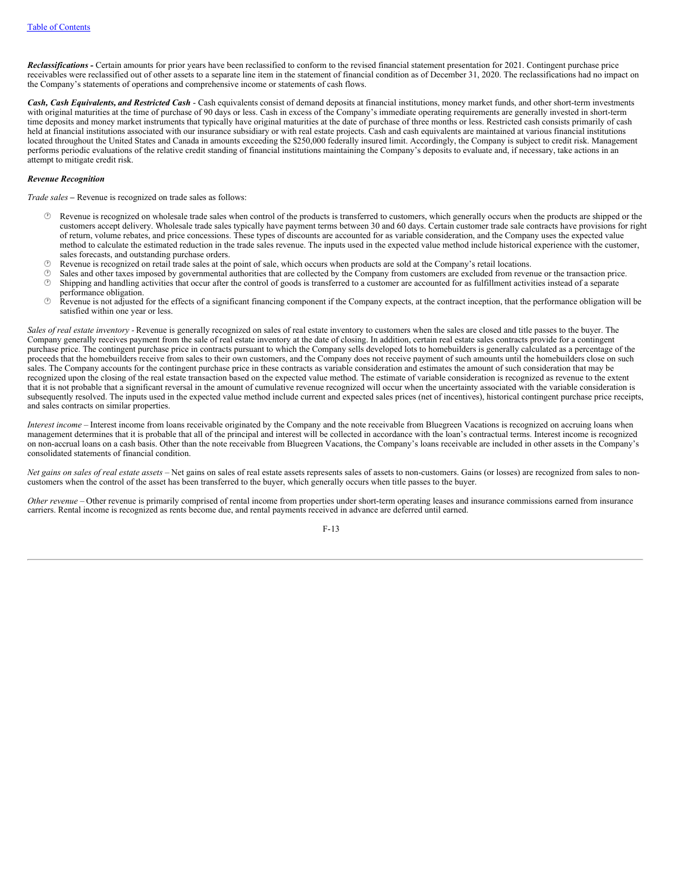**Reclassifications -** Certain amounts for prior years have been reclassified to conform to the revised financial statement presentation for 2021. Contingent purchase price receivables were reclassified out of other assets to a separate line item in the statement of financial condition as of December 31, 2020. The reclassifications had no impact on the Company's statements of operations and comprehensive income or statements of cash flows.

***Cash, Cash Equivalents, and Restricted Cash*** - Cash equivalents consist of demand deposits at financial institutions, money market funds, and other short-term investments with original maturities at the time of purchase of 90 days or less. Cash in excess of the Company's immediate operating requirements are generally invested in short-term time deposits and money market instruments that typically have original maturities at the date of purchase of three months or less. Restricted cash consists primarily of cash held at financial institutions associated with our insurance subsidiary or with real estate projects. Cash and cash equivalents are maintained at various financial institutions located throughout the United States and Canada in amounts exceeding the $250,000 federally insured limit. Accordingly, the Company is subject to credit risk. Management performs periodic evaluations of the relative credit standing of financial institutions maintaining the Company's deposits to evaluate and, if necessary, take actions in an attempt to mitigate credit risk.

***Revenue Recognition***

*Trade sales* **–** Revenue is recognized on trade sales as follows:

- Revenue is recognized on wholesale trade sales when control of the products is transferred to customers, which generally occurs when the products are shipped or the customers accept delivery. Wholesale trade sales typically have payment terms between 30 and 60 days. Certain customer trade sale contracts have provisions for right of return, volume rebates, and price concessions. These types of discounts are accounted for as variable consideration, and the Company uses the expected value method to calculate the estimated reduction in the trade sales revenue. The inputs used in the expected value method include historical experience with the customer, sales forecasts, and outstanding purchase orders.
- Revenue is recognized on retail trade sales at the point of sale, which occurs when products are sold at the Company's retail locations.
- Sales and other taxes imposed by governmental authorities that are collected by the Company from customers are excluded from revenue or the transaction price.
- Shipping and handling activities that occur after the control of goods is transferred to a customer are accounted for as fulfillment activities instead of a separate performance obligation.
- Revenue is not adjusted for the effects of a significant financing component if the Company expects, at the contract inception, that the performance obligation will be satisfied within one year or less.

*Sales of real estate inventory* - Revenue is generally recognized on sales of real estate inventory to customers when the sales are closed and title passes to the buyer. The Company generally receives payment from the sale of real estate inventory at the date of closing. In addition, certain real estate sales contracts provide for a contingent purchase price. The contingent purchase price in contracts pursuant to which the Company sells developed lots to homebuilders is generally calculated as a percentage of the proceeds that the homebuilders receive from sales to their own customers, and the Company does not receive payment of such amounts until the homebuilders close on such sales. The Company accounts for the contingent purchase price in these contracts as variable consideration and estimates the amount of such consideration that may be recognized upon the closing of the real estate transaction based on the expected value method. The estimate of variable consideration is recognized as revenue to the extent that it is not probable that a significant reversal in the amount of cumulative revenue recognized will occur when the uncertainty associated with the variable consideration is subsequently resolved. The inputs used in the expected value method include current and expected sales prices (net of incentives), historical contingent purchase price receipts, and sales contracts on similar properties.

*Interest income* – Interest income from loans receivable originated by the Company and the note receivable from Bluegreen Vacations is recognized on accruing loans when management determines that it is probable that all of the principal and interest will be collected in accordance with the loan's contractual terms. Interest income is recognized on non-accrual loans on a cash basis. Other than the note receivable from Bluegreen Vacations, the Company's loans receivable are included in other assets in the Company's consolidated statements of financial condition.

*Net gains on sales of real estate assets* – Net gains on sales of real estate assets represents sales of assets to non-customers. Gains (or losses) are recognized from sales to non-customers when the control of the asset has been transferred to the buyer, which generally occurs when title passes to the buyer.

*Other revenue* – Other revenue is primarily comprised of rental income from properties under short-term operating leases and insurance commissions earned from insurance carriers. Rental income is recognized as rents become due, and rental payments received in advance are deferred until earned.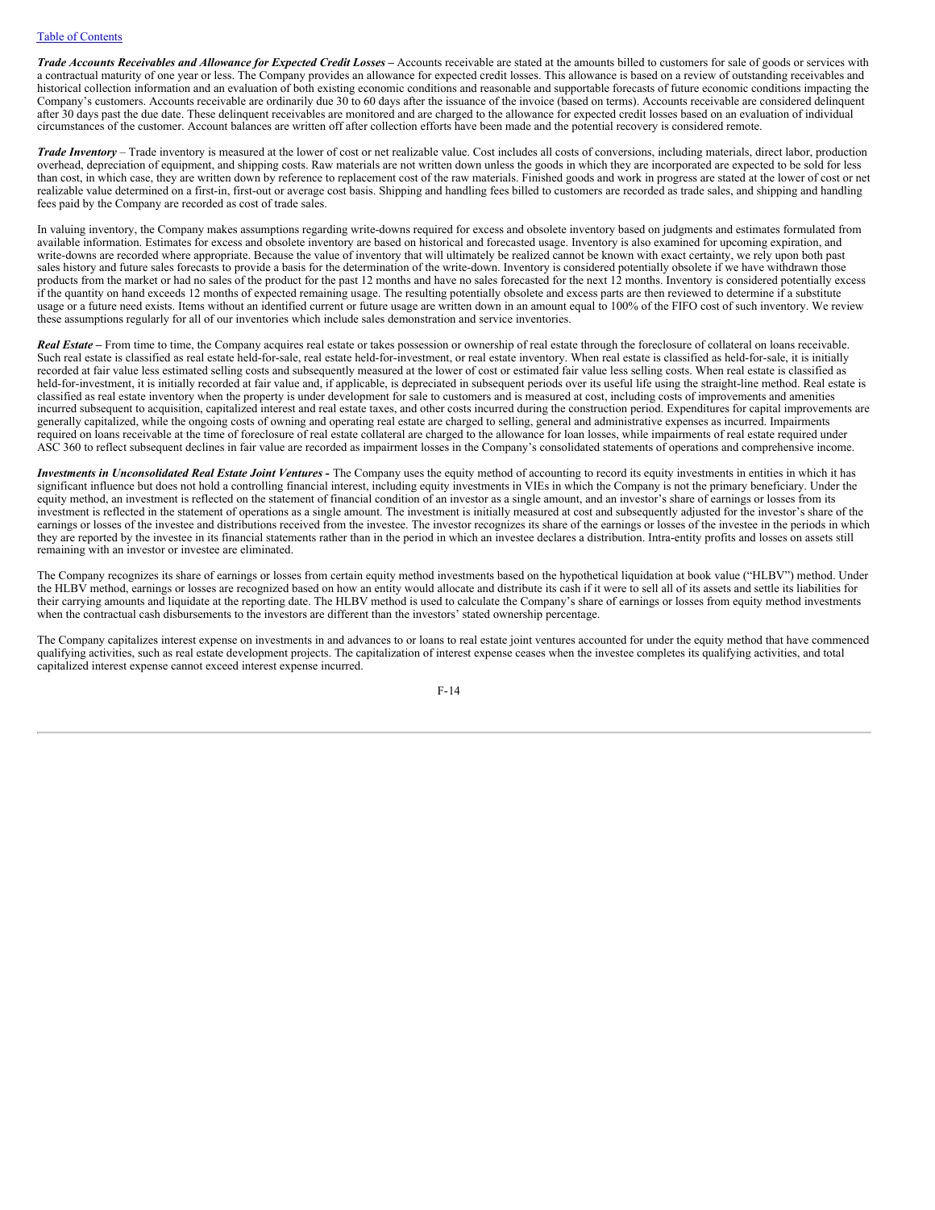***Trade Accounts Receivables and Allowance for Expected Credit Losses –*** Accounts receivable are stated at the amounts billed to customers for sale of goods or services with a contractual maturity of one year or less. The Company provides an allowance for expected credit losses. This allowance is based on a review of outstanding receivables and historical collection information and an evaluation of both existing economic conditions and reasonable and supportable forecasts of future economic conditions impacting the Company's customers. Accounts receivable are ordinarily due 30 to 60 days after the issuance of the invoice (based on terms). Accounts receivable are considered delinquent after 30 days past the due date. These delinquent receivables are monitored and are charged to the allowance for expected credit losses based on an evaluation of individual circumstances of the customer. Account balances are written off after collection efforts have been made and the potential recovery is considered remote.

***Trade Inventory*** – Trade inventory is measured at the lower of cost or net realizable value. Cost includes all costs of conversions, including materials, direct labor, production overhead, depreciation of equipment, and shipping costs. Raw materials are not written down unless the goods in which they are incorporated are expected to be sold for less than cost, in which case, they are written down by reference to replacement cost of the raw materials. Finished goods and work in progress are stated at the lower of cost or net realizable value determined on a first-in, first-out or average cost basis. Shipping and handling fees billed to customers are recorded as trade sales, and shipping and handling fees paid by the Company are recorded as cost of trade sales.

In valuing inventory, the Company makes assumptions regarding write-downs required for excess and obsolete inventory based on judgments and estimates formulated from available information. Estimates for excess and obsolete inventory are based on historical and forecasted usage. Inventory is also examined for upcoming expiration, and write-downs are recorded where appropriate. Because the value of inventory that will ultimately be realized cannot be known with exact certainty, we rely upon both past sales history and future sales forecasts to provide a basis for the determination of the write-down. Inventory is considered potentially obsolete if we have withdrawn those products from the market or had no sales of the product for the past 12 months and have no sales forecasted for the next 12 months. Inventory is considered potentially excess if the quantity on hand exceeds 12 months of expected remaining usage. The resulting potentially obsolete and excess parts are then reviewed to determine if a substitute usage or a future need exists. Items without an identified current or future usage are written down in an amount equal to 100% of the FIFO cost of such inventory. We review these assumptions regularly for all of our inventories which include sales demonstration and service inventories.

***Real Estate –*** From time to time, the Company acquires real estate or takes possession or ownership of real estate through the foreclosure of collateral on loans receivable. Such real estate is classified as real estate held-for-sale, real estate held-for-investment, or real estate inventory. When real estate is classified as held-for-sale, it is initially recorded at fair value less estimated selling costs and subsequently measured at the lower of cost or estimated fair value less selling costs. When real estate is classified as held-for-investment, it is initially recorded at fair value and, if applicable, is depreciated in subsequent periods over its useful life using the straight-line method. Real estate is classified as real estate inventory when the property is under development for sale to customers and is measured at cost, including costs of improvements and amenities incurred subsequent to acquisition, capitalized interest and real estate taxes, and other costs incurred during the construction period. Expenditures for capital improvements are generally capitalized, while the ongoing costs of owning and operating real estate are charged to selling, general and administrative expenses as incurred. Impairments required on loans receivable at the time of foreclosure of real estate collateral are charged to the allowance for loan losses, while impairments of real estate required under ASC 360 to reflect subsequent declines in fair value are recorded as impairment losses in the Company's consolidated statements of operations and comprehensive income.

***Investments in Unconsolidated Real Estate Joint Ventures -*** The Company uses the equity method of accounting to record its equity investments in entities in which it has significant influence but does not hold a controlling financial interest, including equity investments in VIEs in which the Company is not the primary beneficiary. Under the equity method, an investment is reflected on the statement of financial condition of an investor as a single amount, and an investor's share of earnings or losses from its investment is reflected in the statement of operations as a single amount. The investment is initially measured at cost and subsequently adjusted for the investor's share of the earnings or losses of the investee and distributions received from the investee. The investor recognizes its share of the earnings or losses of the investee in the periods in which they are reported by the investee in its financial statements rather than in the period in which an investee declares a distribution. Intra-entity profits and losses on assets still remaining with an investor or investee are eliminated.

The Company recognizes its share of earnings or losses from certain equity method investments based on the hypothetical liquidation at book value ("HLBV") method. Under the HLBV method, earnings or losses are recognized based on how an entity would allocate and distribute its cash if it were to sell all of its assets and settle its liabilities for their carrying amounts and liquidate at the reporting date. The HLBV method is used to calculate the Company's share of earnings or losses from equity method investments when the contractual cash disbursements to the investors are different than the investors' stated ownership percentage.

The Company capitalizes interest expense on investments in and advances to or loans to real estate joint ventures accounted for under the equity method that have commenced qualifying activities, such as real estate development projects. The capitalization of interest expense ceases when the investee completes its qualifying activities, and total capitalized interest expense cannot exceed interest expense incurred.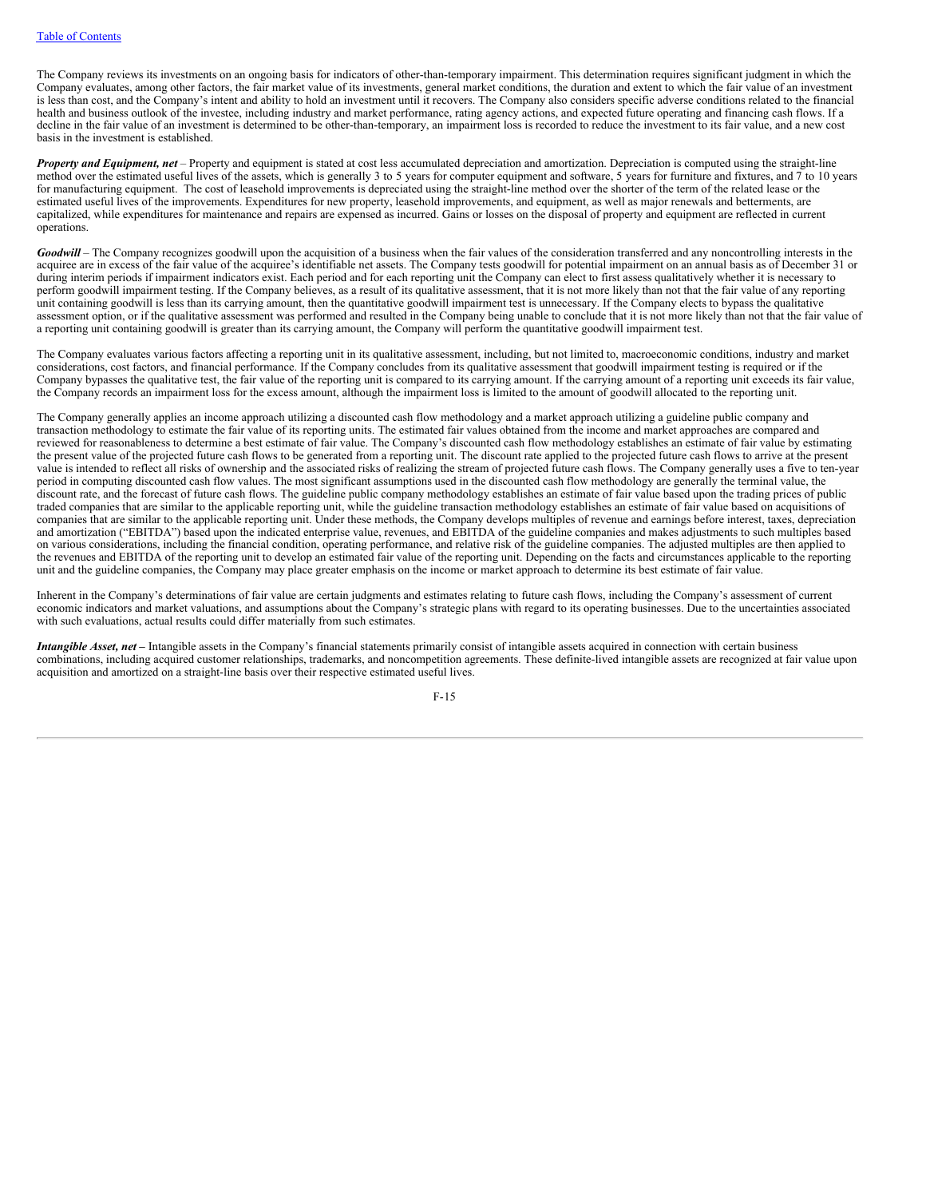The Company reviews its investments on an ongoing basis for indicators of other-than-temporary impairment. This determination requires significant judgment in which the Company evaluates, among other factors, the fair market value of its investments, general market conditions, the duration and extent to which the fair value of an investment is less than cost, and the Company's intent and ability to hold an investment until it recovers. The Company also considers specific adverse conditions related to the financial health and business outlook of the investee, including industry and market performance, rating agency actions, and expected future operating and financing cash flows. If a decline in the fair value of an investment is determined to be other-than-temporary, an impairment loss is recorded to reduce the investment to its fair value, and a new cost basis in the investment is established.

***Property and Equipment, net*** – Property and equipment is stated at cost less accumulated depreciation and amortization. Depreciation is computed using the straight-line method over the estimated useful lives of the assets, which is generally 3 to 5 years for computer equipment and software, 5 years for furniture and fixtures, and 7 to 10 years for manufacturing equipment. The cost of leasehold improvements is depreciated using the straight-line method over the shorter of the term of the related lease or the estimated useful lives of the improvements. Expenditures for new property, leasehold improvements, and equipment, as well as major renewals and betterments, are capitalized, while expenditures for maintenance and repairs are expensed as incurred. Gains or losses on the disposal of property and equipment are reflected in current operations.

***Goodwill*** – The Company recognizes goodwill upon the acquisition of a business when the fair values of the consideration transferred and any noncontrolling interests in the acquiree are in excess of the fair value of the acquiree's identifiable net assets. The Company tests goodwill for potential impairment on an annual basis as of December 31 or during interim periods if impairment indicators exist. Each period and for each reporting unit the Company can elect to first assess qualitatively whether it is necessary to perform goodwill impairment testing. If the Company believes, as a result of its qualitative assessment, that it is not more likely than not that the fair value of any reporting unit containing goodwill is less than its carrying amount, then the quantitative goodwill impairment test is unnecessary. If the Company elects to bypass the qualitative assessment option, or if the qualitative assessment was performed and resulted in the Company being unable to conclude that it is not more likely than not that the fair value of a reporting unit containing goodwill is greater than its carrying amount, the Company will perform the quantitative goodwill impairment test.

The Company evaluates various factors affecting a reporting unit in its qualitative assessment, including, but not limited to, macroeconomic conditions, industry and market considerations, cost factors, and financial performance. If the Company concludes from its qualitative assessment that goodwill impairment testing is required or if the Company bypasses the qualitative test, the fair value of the reporting unit is compared to its carrying amount. If the carrying amount of a reporting unit exceeds its fair value, the Company records an impairment loss for the excess amount, although the impairment loss is limited to the amount of goodwill allocated to the reporting unit.

The Company generally applies an income approach utilizing a discounted cash flow methodology and a market approach utilizing a guideline public company and transaction methodology to estimate the fair value of its reporting units. The estimated fair values obtained from the income and market approaches are compared and reviewed for reasonableness to determine a best estimate of fair value. The Company's discounted cash flow methodology establishes an estimate of fair value by estimating the present value of the projected future cash flows to be generated from a reporting unit. The discount rate applied to the projected future cash flows to arrive at the present value is intended to reflect all risks of ownership and the associated risks of realizing the stream of projected future cash flows. The Company generally uses a five to ten-year period in computing discounted cash flow values. The most significant assumptions used in the discounted cash flow methodology are generally the terminal value, the discount rate, and the forecast of future cash flows. The guideline public company methodology establishes an estimate of fair value based upon the trading prices of public traded companies that are similar to the applicable reporting unit, while the guideline transaction methodology establishes an estimate of fair value based on acquisitions of companies that are similar to the applicable reporting unit. Under these methods, the Company develops multiples of revenue and earnings before interest, taxes, depreciation and amortization ("EBITDA") based upon the indicated enterprise value, revenues, and EBITDA of the guideline companies and makes adjustments to such multiples based on various considerations, including the financial condition, operating performance, and relative risk of the guideline companies. The adjusted multiples are then applied to the revenues and EBITDA of the reporting unit to develop an estimated fair value of the reporting unit. Depending on the facts and circumstances applicable to the reporting unit and the guideline companies, the Company may place greater emphasis on the income or market approach to determine its best estimate of fair value.

Inherent in the Company's determinations of fair value are certain judgments and estimates relating to future cash flows, including the Company's assessment of current economic indicators and market valuations, and assumptions about the Company's strategic plans with regard to its operating businesses. Due to the uncertainties associated with such evaluations, actual results could differ materially from such estimates.

***Intangible Asset, net –*** Intangible assets in the Company's financial statements primarily consist of intangible assets acquired in connection with certain business combinations, including acquired customer relationships, trademarks, and noncompetition agreements. These definite-lived intangible assets are recognized at fair value upon acquisition and amortized on a straight-line basis over their respective estimated useful lives.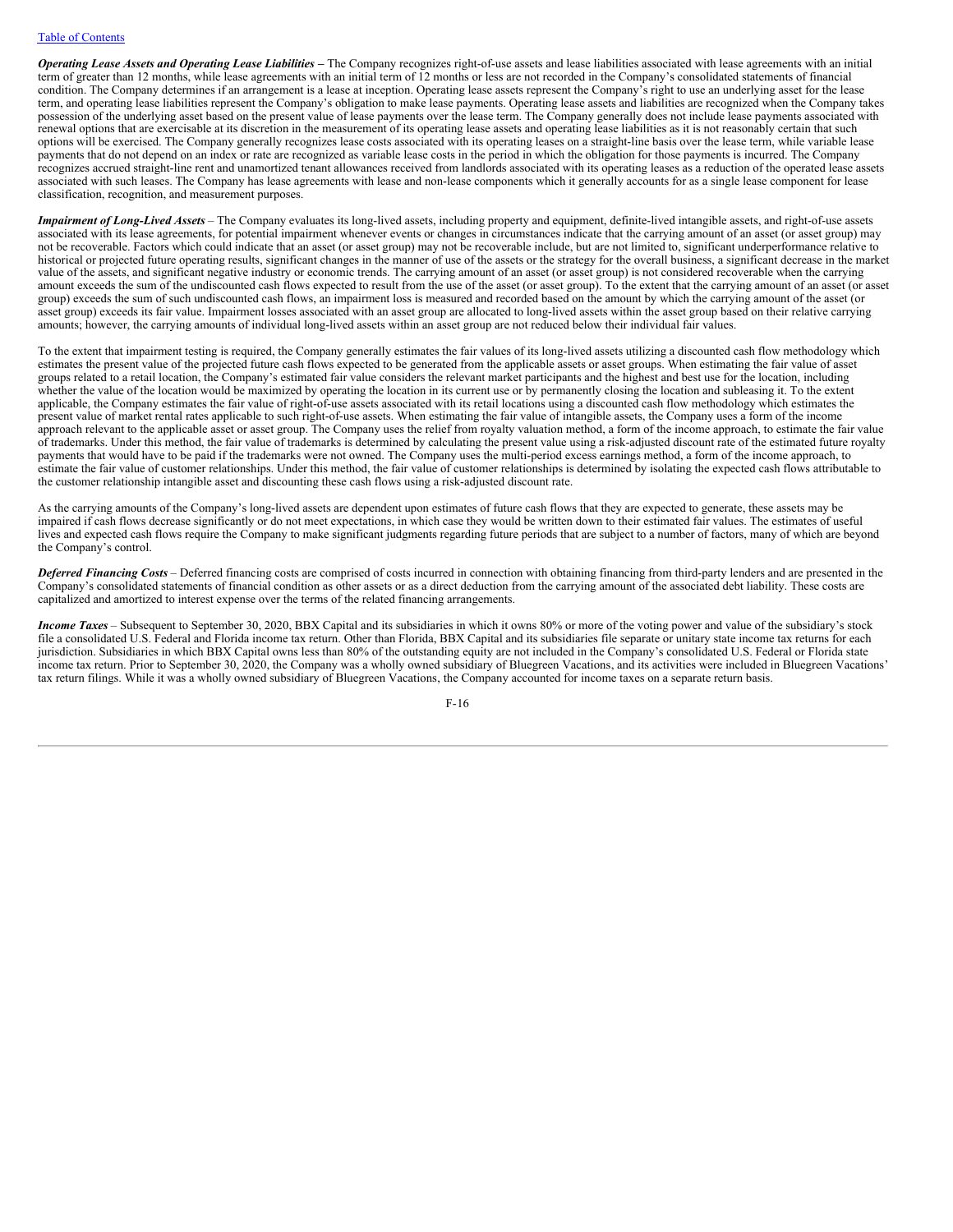***Operating Lease Assets and Operating Lease Liabilities*** – The Company recognizes right-of-use assets and lease liabilities associated with lease agreements with an initial term of greater than 12 months, while lease agreements with an initial term of 12 months or less are not recorded in the Company's consolidated statements of financial condition. The Company determines if an arrangement is a lease at inception. Operating lease assets represent the Company's right to use an underlying asset for the lease term, and operating lease liabilities represent the Company's obligation to make lease payments. Operating lease assets and liabilities are recognized when the Company takes possession of the underlying asset based on the present value of lease payments over the lease term. The Company generally does not include lease payments associated with renewal options that are exercisable at its discretion in the measurement of its operating lease assets and operating lease liabilities as it is not reasonably certain that such options will be exercised. The Company generally recognizes lease costs associated with its operating leases on a straight-line basis over the lease term, while variable lease payments that do not depend on an index or rate are recognized as variable lease costs in the period in which the obligation for those payments is incurred. The Company recognizes accrued straight-line rent and unamortized tenant allowances received from landlords associated with its operating leases as a reduction of the operated lease assets associated with such leases. The Company has lease agreements with lease and non-lease components which it generally accounts for as a single lease component for lease classification, recognition, and measurement purposes.

***Impairment of Long-Lived Assets*** – The Company evaluates its long-lived assets, including property and equipment, definite-lived intangible assets, and right-of-use assets associated with its lease agreements, for potential impairment whenever events or changes in circumstances indicate that the carrying amount of an asset (or asset group) may not be recoverable. Factors which could indicate that an asset (or asset group) may not be recoverable include, but are not limited to, significant underperformance relative to historical or projected future operating results, significant changes in the manner of use of the assets or the strategy for the overall business, a significant decrease in the market value of the assets, and significant negative industry or economic trends. The carrying amount of an asset (or asset group) is not considered recoverable when the carrying amount exceeds the sum of the undiscounted cash flows expected to result from the use of the asset (or asset group). To the extent that the carrying amount of an asset (or asset group) exceeds the sum of such undiscounted cash flows, an impairment loss is measured and recorded based on the amount by which the carrying amount of the asset (or asset group) exceeds its fair value. Impairment losses associated with an asset group are allocated to long-lived assets within the asset group based on their relative carrying amounts; however, the carrying amounts of individual long-lived assets within an asset group are not reduced below their individual fair values.

To the extent that impairment testing is required, the Company generally estimates the fair values of its long-lived assets utilizing a discounted cash flow methodology which estimates the present value of the projected future cash flows expected to be generated from the applicable assets or asset groups. When estimating the fair value of asset groups related to a retail location, the Company's estimated fair value considers the relevant market participants and the highest and best use for the location, including whether the value of the location would be maximized by operating the location in its current use or by permanently closing the location and subleasing it. To the extent applicable, the Company estimates the fair value of right-of-use assets associated with its retail locations using a discounted cash flow methodology which estimates the present value of market rental rates applicable to such right-of-use assets. When estimating the fair value of intangible assets, the Company uses a form of the income approach relevant to the applicable asset or asset group. The Company uses the relief from royalty valuation method, a form of the income approach, to estimate the fair value of trademarks. Under this method, the fair value of trademarks is determined by calculating the present value using a risk-adjusted discount rate of the estimated future royalty payments that would have to be paid if the trademarks were not owned. The Company uses the multi-period excess earnings method, a form of the income approach, to estimate the fair value of customer relationships. Under this method, the fair value of customer relationships is determined by isolating the expected cash flows attributable to the customer relationship intangible asset and discounting these cash flows using a risk-adjusted discount rate.

As the carrying amounts of the Company's long-lived assets are dependent upon estimates of future cash flows that they are expected to generate, these assets may be impaired if cash flows decrease significantly or do not meet expectations, in which case they would be written down to their estimated fair values. The estimates of useful lives and expected cash flows require the Company to make significant judgments regarding future periods that are subject to a number of factors, many of which are beyond the Company's control.

***Deferred Financing Costs*** – Deferred financing costs are comprised of costs incurred in connection with obtaining financing from third-party lenders and are presented in the Company's consolidated statements of financial condition as other assets or as a direct deduction from the carrying amount of the associated debt liability. These costs are capitalized and amortized to interest expense over the terms of the related financing arrangements.

***Income Taxes*** – Subsequent to September 30, 2020, BBX Capital and its subsidiaries in which it owns 80% or more of the voting power and value of the subsidiary's stock file a consolidated U.S. Federal and Florida income tax return. Other than Florida, BBX Capital and its subsidiaries file separate or unitary state income tax returns for each jurisdiction. Subsidiaries in which BBX Capital owns less than 80% of the outstanding equity are not included in the Company's consolidated U.S. Federal or Florida state income tax return. Prior to September 30, 2020, the Company was a wholly owned subsidiary of Bluegreen Vacations, and its activities were included in Bluegreen Vacations' tax return filings. While it was a wholly owned subsidiary of Bluegreen Vacations, the Company accounted for income taxes on a separate return basis.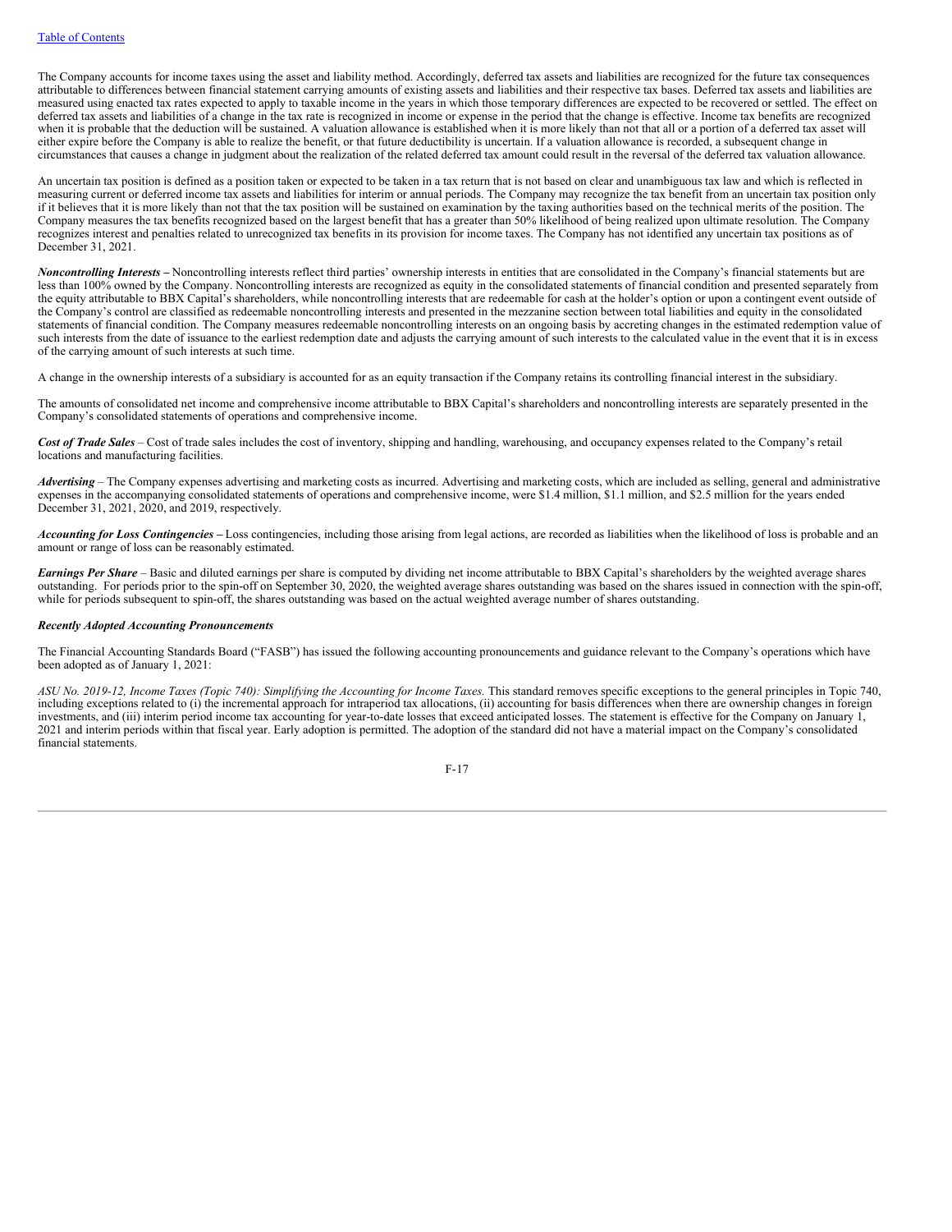The Company accounts for income taxes using the asset and liability method. Accordingly, deferred tax assets and liabilities are recognized for the future tax consequences attributable to differences between financial statement carrying amounts of existing assets and liabilities and their respective tax bases. Deferred tax assets and liabilities are measured using enacted tax rates expected to apply to taxable income in the years in which those temporary differences are expected to be recovered or settled. The effect on deferred tax assets and liabilities of a change in the tax rate is recognized in income or expense in the period that the change is effective. Income tax benefits are recognized when it is probable that the deduction will be sustained. A valuation allowance is established when it is more likely than not that all or a portion of a deferred tax asset will either expire before the Company is able to realize the benefit, or that future deductibility is uncertain. If a valuation allowance is recorded, a subsequent change in circumstances that causes a change in judgment about the realization of the related deferred tax amount could result in the reversal of the deferred tax valuation allowance.

An uncertain tax position is defined as a position taken or expected to be taken in a tax return that is not based on clear and unambiguous tax law and which is reflected in measuring current or deferred income tax assets and liabilities for interim or annual periods. The Company may recognize the tax benefit from an uncertain tax position only if it believes that it is more likely than not that the tax position will be sustained on examination by the taxing authorities based on the technical merits of the position. The Company measures the tax benefits recognized based on the largest benefit that has a greater than 50% likelihood of being realized upon ultimate resolution. The Company recognizes interest and penalties related to unrecognized tax benefits in its provision for income taxes. The Company has not identified any uncertain tax positions as of December 31, 2021.

***Noncontrolling Interests –*** Noncontrolling interests reflect third parties' ownership interests in entities that are consolidated in the Company's financial statements but are less than 100% owned by the Company. Noncontrolling interests are recognized as equity in the consolidated statements of financial condition and presented separately from the equity attributable to BBX Capital's shareholders, while noncontrolling interests that are redeemable for cash at the holder's option or upon a contingent event outside of the Company's control are classified as redeemable noncontrolling interests and presented in the mezzanine section between total liabilities and equity in the consolidated statements of financial condition. The Company measures redeemable noncontrolling interests on an ongoing basis by accreting changes in the estimated redemption value of such interests from the date of issuance to the earliest redemption date and adjusts the carrying amount of such interests to the calculated value in the event that it is in excess of the carrying amount of such interests at such time.

A change in the ownership interests of a subsidiary is accounted for as an equity transaction if the Company retains its controlling financial interest in the subsidiary.

The amounts of consolidated net income and comprehensive income attributable to BBX Capital's shareholders and noncontrolling interests are separately presented in the Company's consolidated statements of operations and comprehensive income.

***Cost of Trade Sales*** – Cost of trade sales includes the cost of inventory, shipping and handling, warehousing, and occupancy expenses related to the Company's retail locations and manufacturing facilities.

***Advertising*** – The Company expenses advertising and marketing costs as incurred. Advertising and marketing costs, which are included as selling, general and administrative expenses in the accompanying consolidated statements of operations and comprehensive income, were $1.4 million, $1.1 million, and $2.5 million for the years ended December 31, 2021, 2020, and 2019, respectively.

***Accounting for Loss Contingencies –*** Loss contingencies, including those arising from legal actions, are recorded as liabilities when the likelihood of loss is probable and an amount or range of loss can be reasonably estimated.

***Earnings Per Share*** – Basic and diluted earnings per share is computed by dividing net income attributable to BBX Capital's shareholders by the weighted average shares outstanding. For periods prior to the spin-off on September 30, 2020, the weighted average shares outstanding was based on the shares issued in connection with the spin-off, while for periods subsequent to spin-off, the shares outstanding was based on the actual weighted average number of shares outstanding.

***Recently Adopted Accounting Pronouncements***

The Financial Accounting Standards Board ("FASB") has issued the following accounting pronouncements and guidance relevant to the Company's operations which have been adopted as of January 1, 2021:

*ASU No. 2019-12, Income Taxes (Topic 740): Simplifying the Accounting for Income Taxes.* This standard removes specific exceptions to the general principles in Topic 740, including exceptions related to (i) the incremental approach for intraperiod tax allocations, (ii) accounting for basis differences when there are ownership changes in foreign investments, and (iii) interim period income tax accounting for year-to-date losses that exceed anticipated losses. The statement is effective for the Company on January 1, 2021 and interim periods within that fiscal year. Early adoption is permitted. The adoption of the standard did not have a material impact on the Company's consolidated financial statements.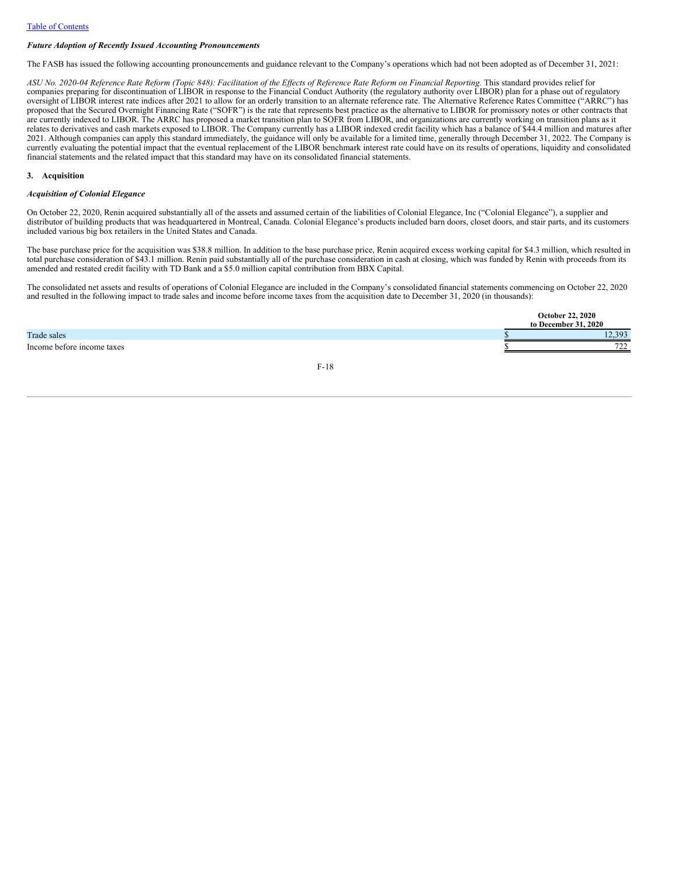### *Future Adoption of Recently Issued Accounting Pronouncements*

The FASB has issued the following accounting pronouncements and guidance relevant to the Company's operations which had not been adopted as of December 31, 2021:

*ASU No. 2020-04 Reference Rate Reform (Topic 848): Facilitation of the Effects of Reference Rate Reform on Financial Reporting.* This standard provides relief for companies preparing for discontinuation of LIBOR in response to the Financial Conduct Authority (the regulatory authority over LIBOR) plan for a phase out of regulatory oversight of LIBOR interest rate indices after 2021 to allow for an orderly transition to an alternate reference rate. The Alternative Reference Rates Committee ("ARRC") has proposed that the Secured Overnight Financing Rate ("SOFR") is the rate that represents best practice as the alternative to LIBOR for promissory notes or other contracts that are currently indexed to LIBOR. The ARRC has proposed a market transition plan to SOFR from LIBOR, and organizations are currently working on transition plans as it relates to derivatives and cash markets exposed to LIBOR. The Company currently has a LIBOR indexed credit facility which has a balance of $44.4 million and matures after 2021. Although companies can apply this standard immediately, the guidance will only be available for a limited time, generally through December 31, 2022. The Company is currently evaluating the potential impact that the eventual replacement of the LIBOR benchmark interest rate could have on its results of operations, liquidity and consolidated financial statements and the related impact that this standard may have on its consolidated financial statements.

## 3. Acquisition

### *Acquisition of Colonial Elegance*

On October 22, 2020, Renin acquired substantially all of the assets and assumed certain of the liabilities of Colonial Elegance, Inc ("Colonial Elegance"), a supplier and distributor of building products that was headquartered in Montreal, Canada. Colonial Elegance's products included barn doors, closet doors, and stair parts, and its customers included various big box retailers in the United States and Canada.

The base purchase price for the acquisition was $38.8 million. In addition to the base purchase price, Renin acquired excess working capital for $4.3 million, which resulted in total purchase consideration of $43.1 million. Renin paid substantially all of the purchase consideration in cash at closing, which was funded by Renin with proceeds from its amended and restated credit facility with TD Bank and a $5.0 million capital contribution from BBX Capital.

The consolidated net assets and results of operations of Colonial Elegance are included in the Company's consolidated financial statements commencing on October 22, 2020 and resulted in the following impact to trade sales and income before income taxes from the acquisition date to December 31, 2020 (in thousands):

| | October 22, 2020 to December 31, 2020 |
|---|---|
| Trade sales | $ 12,393 |
| Income before income taxes | $ 722 |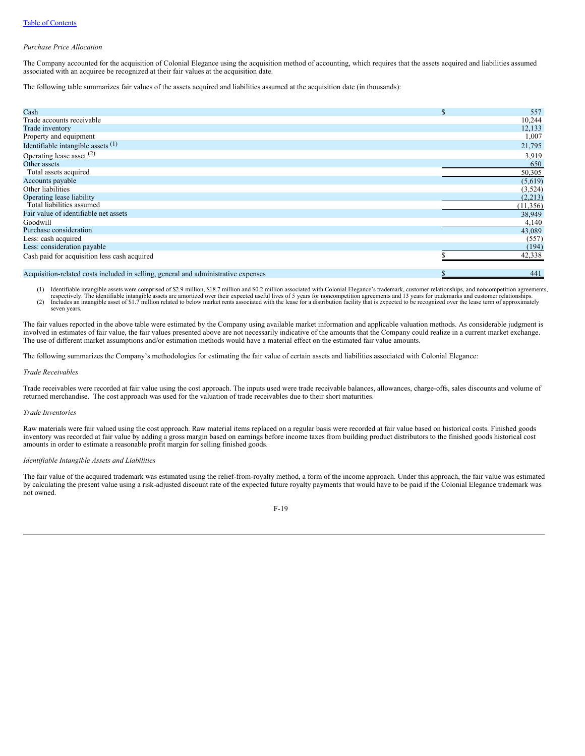*Purchase Price Allocation*

The Company accounted for the acquisition of Colonial Elegance using the acquisition method of accounting, which requires that the assets acquired and liabilities assumed associated with an acquiree be recognized at their fair values at the acquisition date.

The following table summarizes fair values of the assets acquired and liabilities assumed at the acquisition date (in thousands):

| | |
|---|---|
| Cash | $ 557 |
| Trade accounts receivable | 10,244 |
| Trade inventory | 12,133 |
| Property and equipment | 1,007 |
| Identifiable intangible assets (1) | 21,795 |
| Operating lease asset (2) | 3,919 |
| Other assets | 650 |
| Total assets acquired | 50,305 |
| Accounts payable | (5,619) |
| Other liabilities | (3,524) |
| Operating lease liability | (2,213) |
| Total liabilities assumed | (11,356) |
| Fair value of identifiable net assets | 38,949 |
| Goodwill | 4,140 |
| Purchase consideration | 43,089 |
| Less: cash acquired | (557) |
| Less: consideration payable | (194) |
| Cash paid for acquisition less cash acquired | $ 42,338 |
| | |
| Acquisition-related costs included in selling, general and administrative expenses | $ 441 |

(1) Identifiable intangible assets were comprised of $2.9 million, $18.7 million and $0.2 million associated with Colonial Elegance's trademark, customer relationships, and noncompetition agreements, respectively. The identifiable intangible assets are amortized over their expected useful lives of 5 years for noncompetition agreements and 13 years for trademarks and customer relationships.

(2) Includes an intangible asset of $1.7 million related to below market rents associated with the lease for a distribution facility that is expected to be recognized over the lease term of approximately seven years.

The fair values reported in the above table were estimated by the Company using available market information and applicable valuation methods. As considerable judgment is involved in estimates of fair value, the fair values presented above are not necessarily indicative of the amounts that the Company could realize in a current market exchange. The use of different market assumptions and/or estimation methods would have a material effect on the estimated fair value amounts.

The following summarizes the Company's methodologies for estimating the fair value of certain assets and liabilities associated with Colonial Elegance:

*Trade Receivables*

Trade receivables were recorded at fair value using the cost approach. The inputs used were trade receivable balances, allowances, charge-offs, sales discounts and volume of returned merchandise. The cost approach was used for the valuation of trade receivables due to their short maturities.

*Trade Inventories*

Raw materials were fair valued using the cost approach. Raw material items replaced on a regular basis were recorded at fair value based on historical costs. Finished goods inventory was recorded at fair value by adding a gross margin based on earnings before income taxes from building product distributors to the finished goods historical cost amounts in order to estimate a reasonable profit margin for selling finished goods.

*Identifiable Intangible Assets and Liabilities*

The fair value of the acquired trademark was estimated using the relief-from-royalty method, a form of the income approach. Under this approach, the fair value was estimated by calculating the present value using a risk-adjusted discount rate of the expected future royalty payments that would have to be paid if the Colonial Elegance trademark was not owned.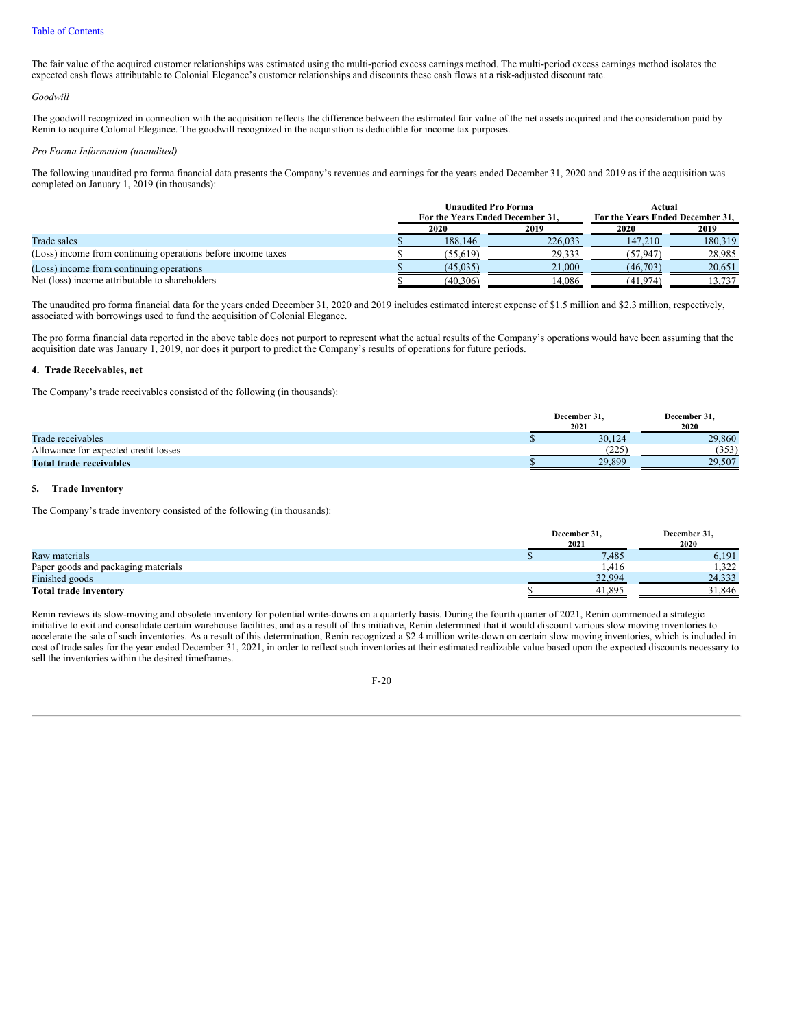The fair value of the acquired customer relationships was estimated using the multi-period excess earnings method. The multi-period excess earnings method isolates the expected cash flows attributable to Colonial Elegance's customer relationships and discounts these cash flows at a risk-adjusted discount rate.

*Goodwill*

The goodwill recognized in connection with the acquisition reflects the difference between the estimated fair value of the net assets acquired and the consideration paid by Renin to acquire Colonial Elegance. The goodwill recognized in the acquisition is deductible for income tax purposes.

*Pro Forma Information (unaudited)*

The following unaudited pro forma financial data presents the Company's revenues and earnings for the years ended December 31, 2020 and 2019 as if the acquisition was completed on January 1, 2019 (in thousands):

| | Unaudited Pro Forma For the Years Ended December 31, | | Actual For the Years Ended December 31, | |
|---|---|---|---|---|
| | 2020 | 2019 | 2020 | 2019 |
| Trade sales | $ 188,146 | 226,033 | 147,210 | 180,319 |
| (Loss) income from continuing operations before income taxes | $ (55,619) | 29,333 | (57,947) | 28,985 |
| (Loss) income from continuing operations | $ (45,035) | 21,000 | (46,703) | 20,651 |
| Net (loss) income attributable to shareholders | $ (40,306) | 14,086 | (41,974) | 13,737 |

The unaudited pro forma financial data for the years ended December 31, 2020 and 2019 includes estimated interest expense of $1.5 million and $2.3 million, respectively, associated with borrowings used to fund the acquisition of Colonial Elegance.

The pro forma financial data reported in the above table does not purport to represent what the actual results of the Company's operations would have been assuming that the acquisition date was January 1, 2019, nor does it purport to predict the Company's results of operations for future periods.

### 4. Trade Receivables, net

The Company's trade receivables consisted of the following (in thousands):

| | December 31, 2021 | December 31, 2020 |
|---|---|---|
| Trade receivables | $ 30,124 | 29,860 |
| Allowance for expected credit losses | (225) | (353) |
| **Total trade receivables** | $ 29,899 | 29,507 |

### 5. Trade Inventory

The Company's trade inventory consisted of the following (in thousands):

| | December 31, 2021 | December 31, 2020 |
|---|---|---|
| Raw materials | $ 7,485 | 6,191 |
| Paper goods and packaging materials | 1,416 | 1,322 |
| Finished goods | 32,994 | 24,333 |
| **Total trade inventory** | $ 41,895 | 31,846 |

Renin reviews its slow-moving and obsolete inventory for potential write-downs on a quarterly basis. During the fourth quarter of 2021, Renin commenced a strategic initiative to exit and consolidate certain warehouse facilities, and as a result of this initiative, Renin determined that it would discount various slow moving inventories to accelerate the sale of such inventories. As a result of this determination, Renin recognized a $2.4 million write-down on certain slow moving inventories, which is included in cost of trade sales for the year ended December 31, 2021, in order to reflect such inventories at their estimated realizable value based upon the expected discounts necessary to sell the inventories within the desired timeframes.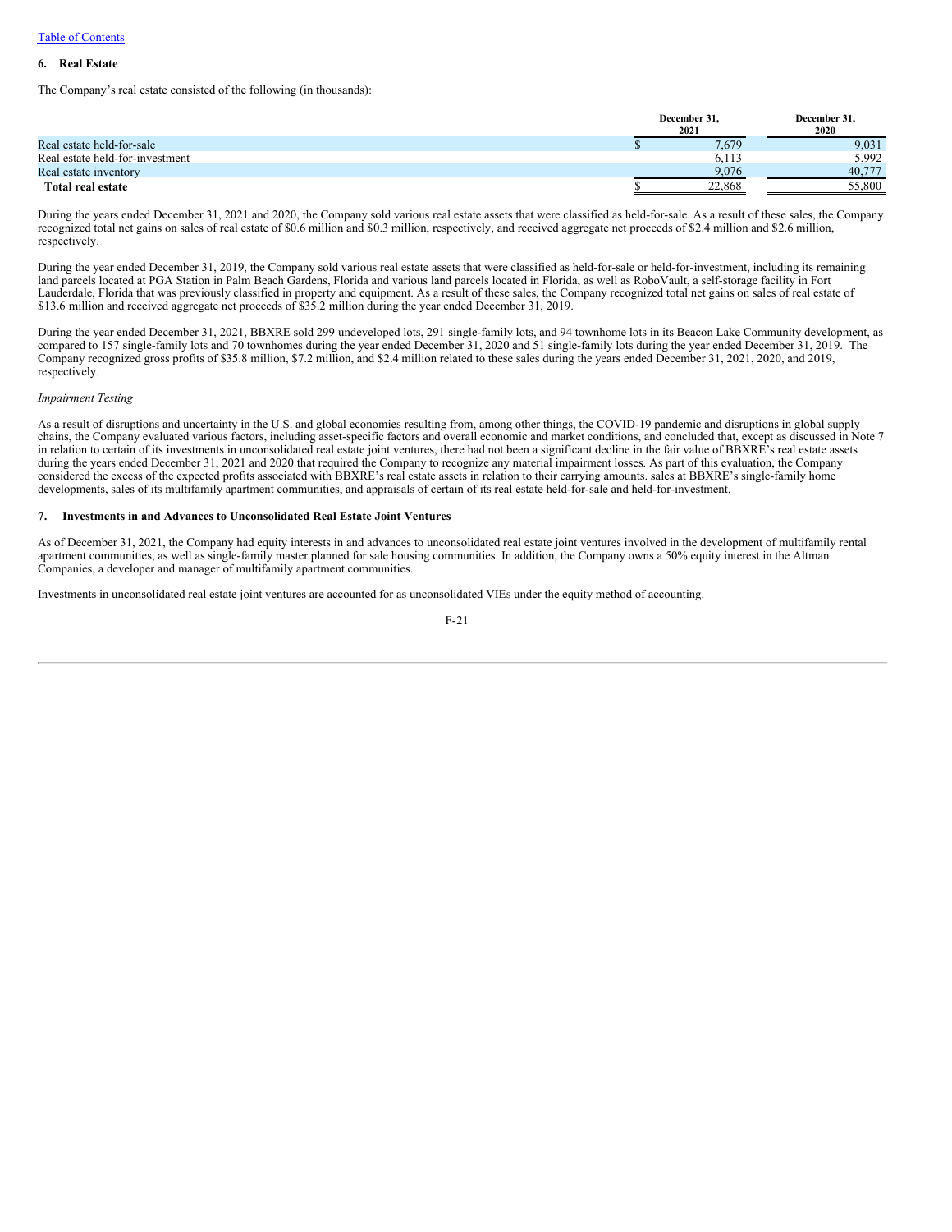## 6. Real Estate

The Company's real estate consisted of the following (in thousands):

| | December 31, 2021 | December 31, 2020 |
|---|---|---|
| Real estate held-for-sale | $ 7,679 | 9,031 |
| Real estate held-for-investment | 6,113 | 5,992 |
| Real estate inventory | 9,076 | 40,777 |
| **Total real estate** | $ 22,868 | 55,800 |

During the years ended December 31, 2021 and 2020, the Company sold various real estate assets that were classified as held-for-sale. As a result of these sales, the Company recognized total net gains on sales of real estate of $0.6 million and $0.3 million, respectively, and received aggregate net proceeds of $2.4 million and $2.6 million, respectively.

During the year ended December 31, 2019, the Company sold various real estate assets that were classified as held-for-sale or held-for-investment, including its remaining land parcels located at PGA Station in Palm Beach Gardens, Florida and various land parcels located in Florida, as well as RoboVault, a self-storage facility in Fort Lauderdale, Florida that was previously classified in property and equipment. As a result of these sales, the Company recognized total net gains on sales of real estate of $13.6 million and received aggregate net proceeds of $35.2 million during the year ended December 31, 2019.

During the year ended December 31, 2021, BBXRE sold 299 undeveloped lots, 291 single-family lots, and 94 townhome lots in its Beacon Lake Community development, as compared to 157 single-family lots and 70 townhomes during the year ended December 31, 2020 and 51 single-family lots during the year ended December 31, 2019. The Company recognized gross profits of $35.8 million, $7.2 million, and $2.4 million related to these sales during the years ended December 31, 2021, 2020, and 2019, respectively.

*Impairment Testing*

As a result of disruptions and uncertainty in the U.S. and global economies resulting from, among other things, the COVID-19 pandemic and disruptions in global supply chains, the Company evaluated various factors, including asset-specific factors and overall economic and market conditions, and concluded that, except as discussed in Note 7 in relation to certain of its investments in unconsolidated real estate joint ventures, there had not been a significant decline in the fair value of BBXRE's real estate assets during the years ended December 31, 2021 and 2020 that required the Company to recognize any material impairment losses. As part of this evaluation, the Company considered the excess of the expected profits associated with BBXRE's real estate assets in relation to their carrying amounts. sales at BBXRE's single-family home developments, sales of its multifamily apartment communities, and appraisals of certain of its real estate held-for-sale and held-for-investment.

## 7. Investments in and Advances to Unconsolidated Real Estate Joint Ventures

As of December 31, 2021, the Company had equity interests in and advances to unconsolidated real estate joint ventures involved in the development of multifamily rental apartment communities, as well as single-family master planned for sale housing communities. In addition, the Company owns a 50% equity interest in the Altman Companies, a developer and manager of multifamily apartment communities.

Investments in unconsolidated real estate joint ventures are accounted for as unconsolidated VIEs under the equity method of accounting.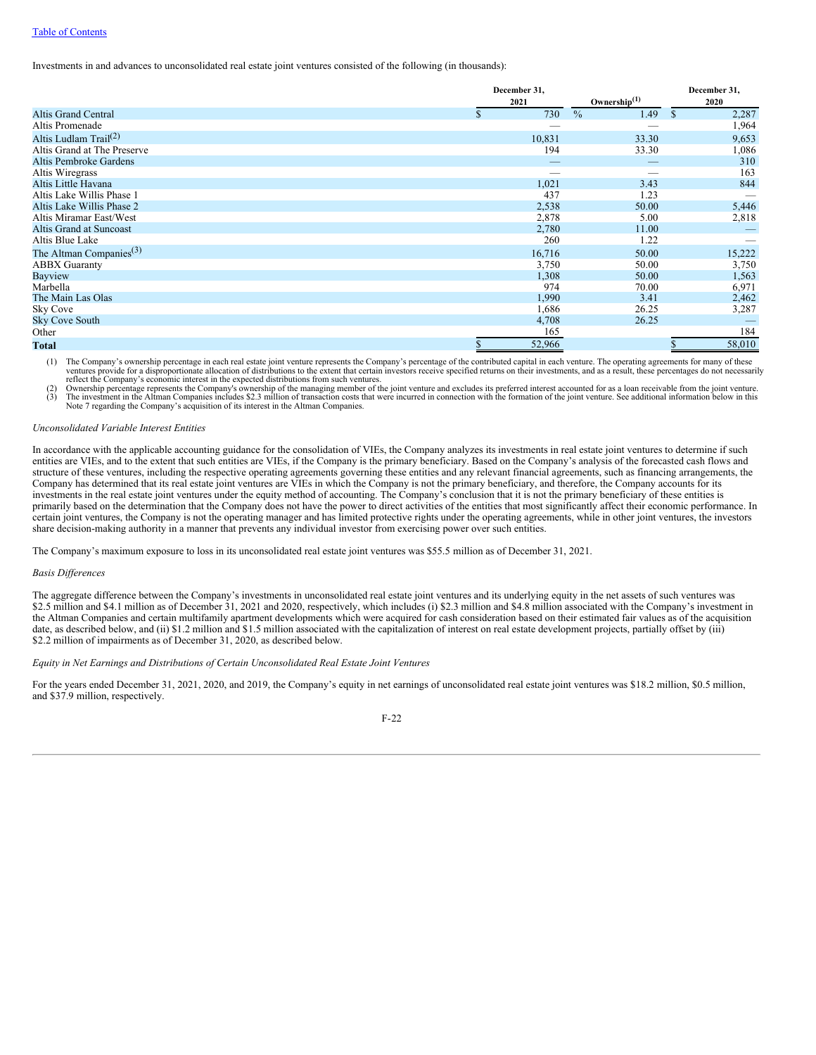Table of Contents

Investments in and advances to unconsolidated real estate joint ventures consisted of the following (in thousands):

| | December 31, 2021 | Ownership[(1)] | December 31, 2020 |
|---|---|---|---|
| Altis Grand Central | $ 730 | 1.49 % | $ 2,287 |
| Altis Promenade | — | — | 1,964 |
| Altis Ludlam Trail[(2)] | 10,831 | 33.30 | 9,653 |
| Altis Grand at The Preserve | 194 | 33.30 | 1,086 |
| Altis Pembroke Gardens | — | — | 310 |
| Altis Wiregrass | — | — | 163 |
| Altis Little Havana | 1,021 | 3.43 | 844 |
| Altis Lake Willis Phase 1 | 437 | 1.23 | — |
| Altis Lake Willis Phase 2 | 2,538 | 50.00 | 5,446 |
| Altis Miramar East/West | 2,878 | 5.00 | 2,818 |
| Altis Grand at Suncoast | 2,780 | 11.00 | — |
| Altis Blue Lake | 260 | 1.22 | — |
| The Altman Companies[(3)] | 16,716 | 50.00 | 15,222 |
| ABBX Guaranty | 3,750 | 50.00 | 3,750 |
| Bayview | 1,308 | 50.00 | 1,563 |
| Marbella | 974 | 70.00 | 6,971 |
| The Main Las Olas | 1,990 | 3.41 | 2,462 |
| Sky Cove | 1,686 | 26.25 | 3,287 |
| Sky Cove South | 4,708 | 26.25 | — |
| Other | 165 | | 184 |
| **Total** | $ 52,966 | | $ 58,010 |

(1) The Company's ownership percentage in each real estate joint venture represents the Company's percentage of the contributed capital in each venture. The operating agreements for many of these ventures provide for a disproportionate allocation of distributions to the extent that certain investors receive specified returns on their investments, and as a result, these percentages do not necessarily reflect the Company's economic interest in the expected distributions from such ventures.

(2) Ownership percentage represents the Company's ownership of the managing member of the joint venture and excludes its preferred interest accounted for as a loan receivable from the joint venture.

(3) The investment in the Altman Companies includes $2.3 million of transaction costs that were incurred in connection with the formation of the joint venture. See additional information below in this Note 7 regarding the Company's acquisition of its interest in the Altman Companies.

*Unconsolidated Variable Interest Entities*

In accordance with the applicable accounting guidance for the consolidation of VIEs, the Company analyzes its investments in real estate joint ventures to determine if such entities are VIEs, and to the extent that such entities are VIEs, if the Company is the primary beneficiary. Based on the Company's analysis of the forecasted cash flows and structure of these ventures, including the respective operating agreements governing these entities and any relevant financial agreements, such as financing arrangements, the Company has determined that its real estate joint ventures are VIEs in which the Company is not the primary beneficiary, and therefore, the Company accounts for its investments in the real estate joint ventures under the equity method of accounting. The Company's conclusion that it is not the primary beneficiary of these entities is primarily based on the determination that the Company does not have the power to direct activities of the entities that most significantly affect their economic performance. In certain joint ventures, the Company is not the operating manager and has limited protective rights under the operating agreements, while in other joint ventures, the investors share decision-making authority in a manner that prevents any individual investor from exercising power over such entities.

The Company's maximum exposure to loss in its unconsolidated real estate joint ventures was $55.5 million as of December 31, 2021.

*Basis Differences*

The aggregate difference between the Company's investments in unconsolidated real estate joint ventures and its underlying equity in the net assets of such ventures was $2.5 million and $4.1 million as of December 31, 2021 and 2020, respectively, which includes (i) $2.3 million and $4.8 million associated with the Company's investment in the Altman Companies and certain multifamily apartment developments which were acquired for cash consideration based on their estimated fair values as of the acquisition date, as described below, and (ii) $1.2 million and $1.5 million associated with the capitalization of interest on real estate development projects, partially offset by (iii) $2.2 million of impairments as of December 31, 2020, as described below.

*Equity in Net Earnings and Distributions of Certain Unconsolidated Real Estate Joint Ventures*

For the years ended December 31, 2021, 2020, and 2019, the Company's equity in net earnings of unconsolidated real estate joint ventures was $18.2 million, $0.5 million, and $37.9 million, respectively.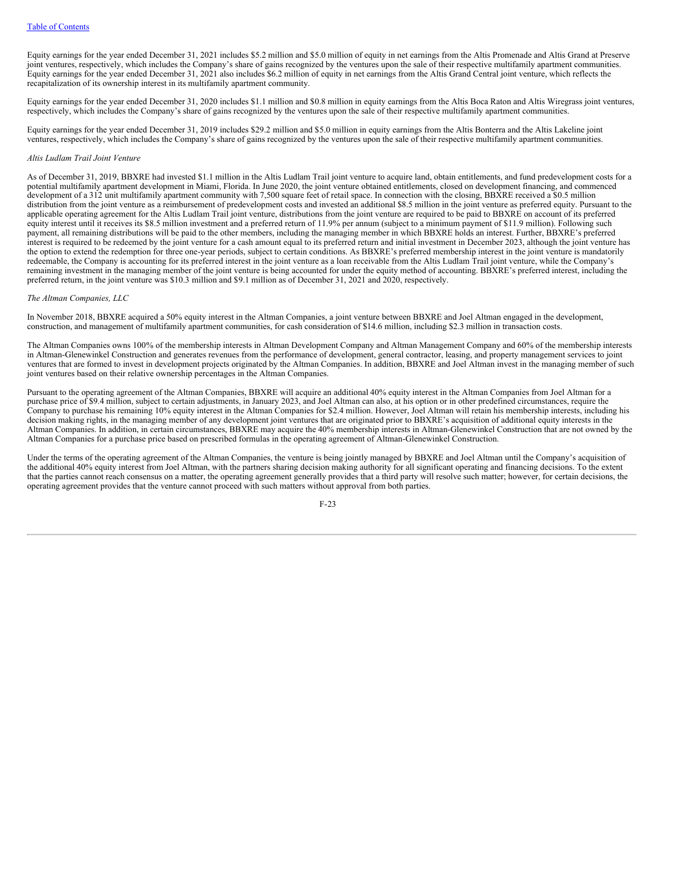Equity earnings for the year ended December 31, 2021 includes $5.2 million and $5.0 million of equity in net earnings from the Altis Promenade and Altis Grand at Preserve joint ventures, respectively, which includes the Company's share of gains recognized by the ventures upon the sale of their respective multifamily apartment communities. Equity earnings for the year ended December 31, 2021 also includes $6.2 million of equity in net earnings from the Altis Grand Central joint venture, which reflects the recapitalization of its ownership interest in its multifamily apartment community.

Equity earnings for the year ended December 31, 2020 includes $1.1 million and $0.8 million in equity earnings from the Altis Boca Raton and Altis Wiregrass joint ventures, respectively, which includes the Company's share of gains recognized by the ventures upon the sale of their respective multifamily apartment communities.

Equity earnings for the year ended December 31, 2019 includes $29.2 million and $5.0 million in equity earnings from the Altis Bonterra and the Altis Lakeline joint ventures, respectively, which includes the Company's share of gains recognized by the ventures upon the sale of their respective multifamily apartment communities.

*Altis Ludlam Trail Joint Venture*

As of December 31, 2019, BBXRE had invested $1.1 million in the Altis Ludlam Trail joint venture to acquire land, obtain entitlements, and fund predevelopment costs for a potential multifamily apartment development in Miami, Florida. In June 2020, the joint venture obtained entitlements, closed on development financing, and commenced development of a 312 unit multifamily apartment community with 7,500 square feet of retail space. In connection with the closing, BBXRE received a $0.5 million distribution from the joint venture as a reimbursement of predevelopment costs and invested an additional $8.5 million in the joint venture as preferred equity. Pursuant to the applicable operating agreement for the Altis Ludlam Trail joint venture, distributions from the joint venture are required to be paid to BBXRE on account of its preferred equity interest until it receives its $8.5 million investment and a preferred return of 11.9% per annum (subject to a minimum payment of $11.9 million). Following such payment, all remaining distributions will be paid to the other members, including the managing member in which BBXRE holds an interest. Further, BBXRE's preferred interest is required to be redeemed by the joint venture for a cash amount equal to its preferred return and initial investment in December 2023, although the joint venture has the option to extend the redemption for three one-year periods, subject to certain conditions. As BBXRE's preferred membership interest in the joint venture is mandatorily redeemable, the Company is accounting for its preferred interest in the joint venture as a loan receivable from the Altis Ludlam Trail joint venture, while the Company's remaining investment in the managing member of the joint venture is being accounted for under the equity method of accounting. BBXRE's preferred interest, including the preferred return, in the joint venture was $10.3 million and $9.1 million as of December 31, 2021 and 2020, respectively.

*The Altman Companies, LLC*

In November 2018, BBXRE acquired a 50% equity interest in the Altman Companies, a joint venture between BBXRE and Joel Altman engaged in the development, construction, and management of multifamily apartment communities, for cash consideration of $14.6 million, including $2.3 million in transaction costs.

The Altman Companies owns 100% of the membership interests in Altman Development Company and Altman Management Company and 60% of the membership interests in Altman-Glenewinkel Construction and generates revenues from the performance of development, general contractor, leasing, and property management services to joint ventures that are formed to invest in development projects originated by the Altman Companies. In addition, BBXRE and Joel Altman invest in the managing member of such joint ventures based on their relative ownership percentages in the Altman Companies.

Pursuant to the operating agreement of the Altman Companies, BBXRE will acquire an additional 40% equity interest in the Altman Companies from Joel Altman for a purchase price of $9.4 million, subject to certain adjustments, in January 2023, and Joel Altman can also, at his option or in other predefined circumstances, require the Company to purchase his remaining 10% equity interest in the Altman Companies for $2.4 million. However, Joel Altman will retain his membership interests, including his decision making rights, in the managing member of any development joint ventures that are originated prior to BBXRE's acquisition of additional equity interests in the Altman Companies. In addition, in certain circumstances, BBXRE may acquire the 40% membership interests in Altman-Glenewinkel Construction that are not owned by the Altman Companies for a purchase price based on prescribed formulas in the operating agreement of Altman-Glenewinkel Construction.

Under the terms of the operating agreement of the Altman Companies, the venture is being jointly managed by BBXRE and Joel Altman until the Company's acquisition of the additional 40% equity interest from Joel Altman, with the partners sharing decision making authority for all significant operating and financing decisions. To the extent that the parties cannot reach consensus on a matter, the operating agreement generally provides that a third party will resolve such matter; however, for certain decisions, the operating agreement provides that the venture cannot proceed with such matters without approval from both parties.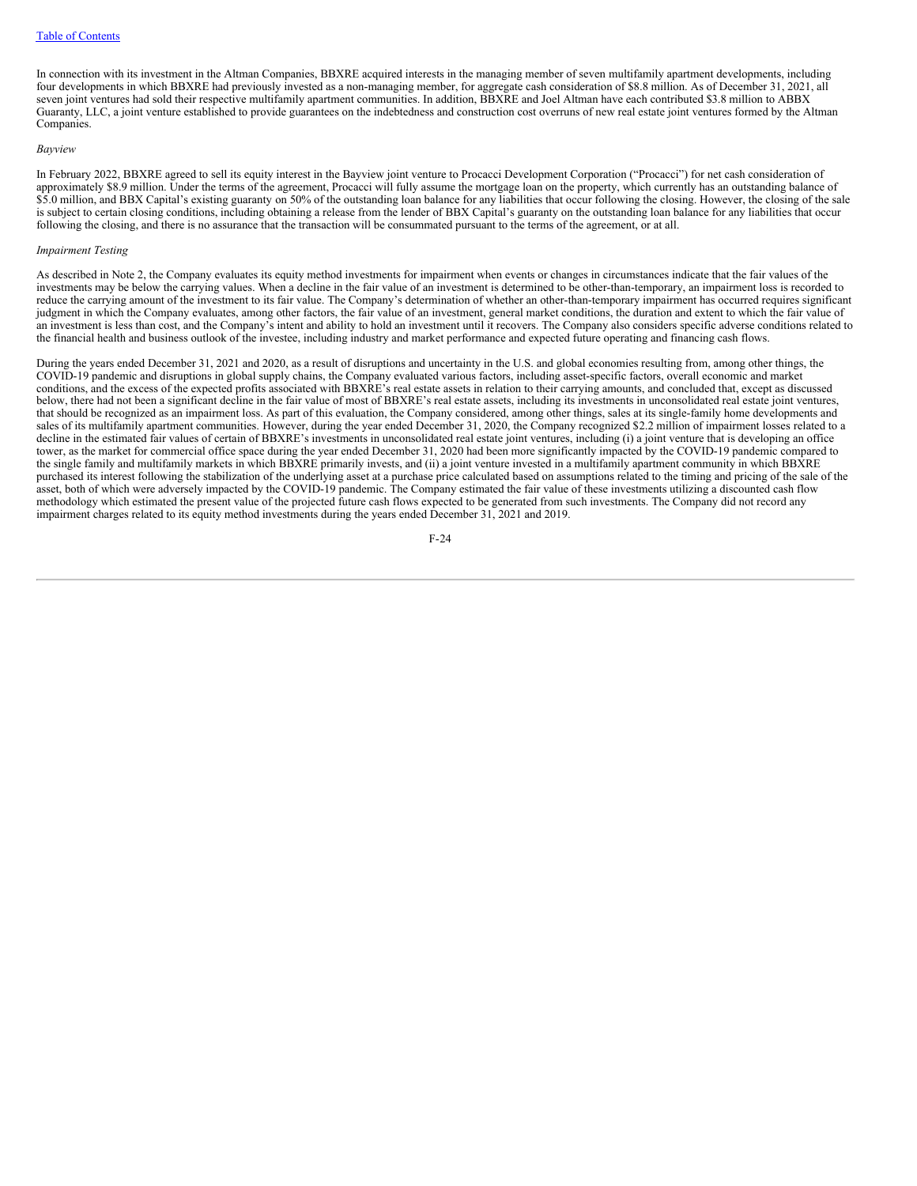In connection with its investment in the Altman Companies, BBXRE acquired interests in the managing member of seven multifamily apartment developments, including four developments in which BBXRE had previously invested as a non-managing member, for aggregate cash consideration of $8.8 million. As of December 31, 2021, all seven joint ventures had sold their respective multifamily apartment communities. In addition, BBXRE and Joel Altman have each contributed $3.8 million to ABBX Guaranty, LLC, a joint venture established to provide guarantees on the indebtedness and construction cost overruns of new real estate joint ventures formed by the Altman Companies.

*Bayview*

In February 2022, BBXRE agreed to sell its equity interest in the Bayview joint venture to Procacci Development Corporation ("Procacci") for net cash consideration of approximately $8.9 million. Under the terms of the agreement, Procacci will fully assume the mortgage loan on the property, which currently has an outstanding balance of $5.0 million, and BBX Capital's existing guaranty on 50% of the outstanding loan balance for any liabilities that occur following the closing. However, the closing of the sale is subject to certain closing conditions, including obtaining a release from the lender of BBX Capital's guaranty on the outstanding loan balance for any liabilities that occur following the closing, and there is no assurance that the transaction will be consummated pursuant to the terms of the agreement, or at all.

*Impairment Testing*

As described in Note 2, the Company evaluates its equity method investments for impairment when events or changes in circumstances indicate that the fair values of the investments may be below the carrying values. When a decline in the fair value of an investment is determined to be other-than-temporary, an impairment loss is recorded to reduce the carrying amount of the investment to its fair value. The Company's determination of whether an other-than-temporary impairment has occurred requires significant judgment in which the Company evaluates, among other factors, the fair value of an investment, general market conditions, the duration and extent to which the fair value of an investment is less than cost, and the Company's intent and ability to hold an investment until it recovers. The Company also considers specific adverse conditions related to the financial health and business outlook of the investee, including industry and market performance and expected future operating and financing cash flows.

During the years ended December 31, 2021 and 2020, as a result of disruptions and uncertainty in the U.S. and global economies resulting from, among other things, the COVID-19 pandemic and disruptions in global supply chains, the Company evaluated various factors, including asset-specific factors, overall economic and market conditions, and the excess of the expected profits associated with BBXRE's real estate assets in relation to their carrying amounts, and concluded that, except as discussed below, there had not been a significant decline in the fair value of most of BBXRE's real estate assets, including its investments in unconsolidated real estate joint ventures, that should be recognized as an impairment loss. As part of this evaluation, the Company considered, among other things, sales at its single-family home developments and sales of its multifamily apartment communities. However, during the year ended December 31, 2020, the Company recognized $2.2 million of impairment losses related to a decline in the estimated fair values of certain of BBXRE's investments in unconsolidated real estate joint ventures, including (i) a joint venture that is developing an office tower, as the market for commercial office space during the year ended December 31, 2020 had been more significantly impacted by the COVID-19 pandemic compared to the single family and multifamily markets in which BBXRE primarily invests, and (ii) a joint venture invested in a multifamily apartment community in which BBXRE purchased its interest following the stabilization of the underlying asset at a purchase price calculated based on assumptions related to the timing and pricing of the sale of the asset, both of which were adversely impacted by the COVID-19 pandemic. The Company estimated the fair value of these investments utilizing a discounted cash flow methodology which estimated the present value of the projected future cash flows expected to be generated from such investments. The Company did not record any impairment charges related to its equity method investments during the years ended December 31, 2021 and 2019.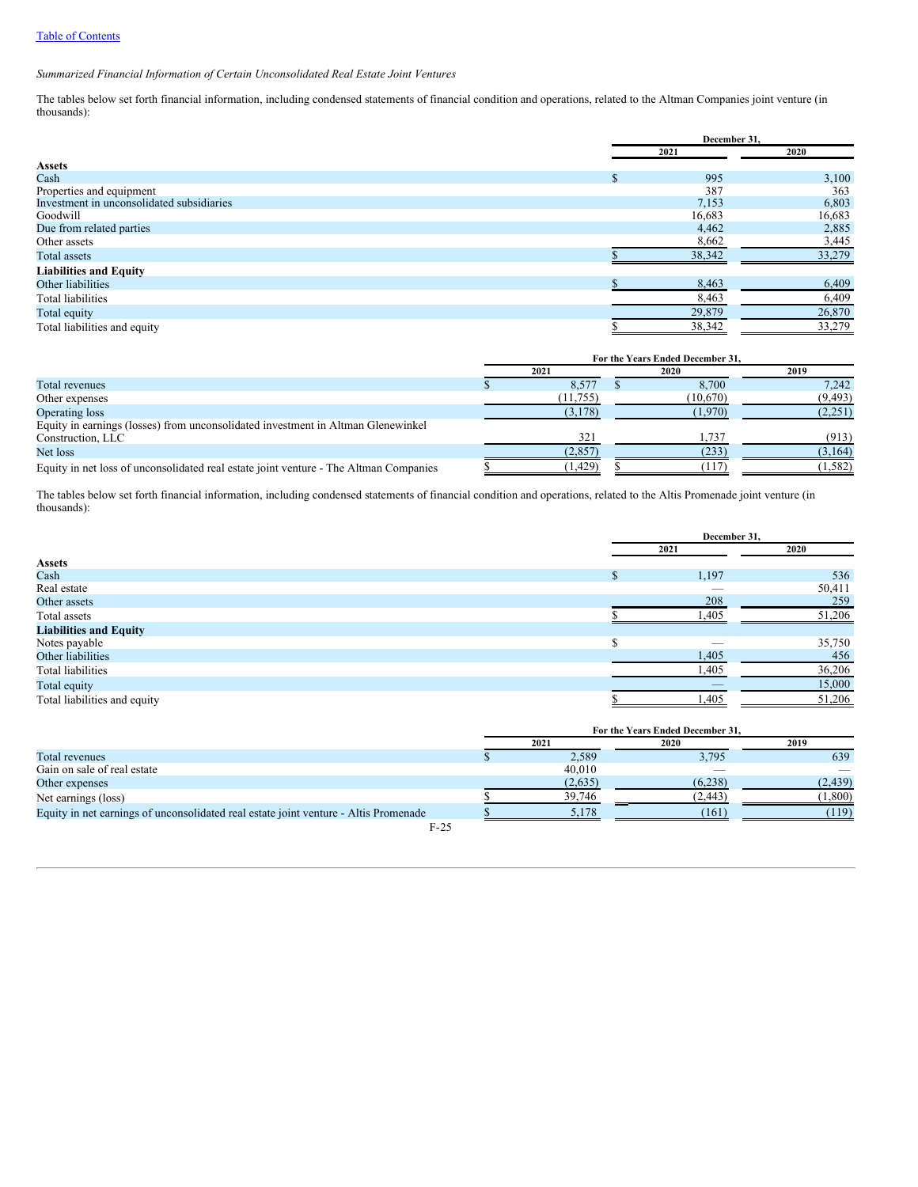*Summarized Financial Information of Certain Unconsolidated Real Estate Joint Ventures*

The tables below set forth financial information, including condensed statements of financial condition and operations, related to the Altman Companies joint venture (in thousands):

| | December 31, | |
|---|---|---|
| | 2021 | 2020 |
| **Assets** | | |
| Cash | $ 995 | 3,100 |
| Properties and equipment | 387 | 363 |
| Investment in unconsolidated subsidiaries | 7,153 | 6,803 |
| Goodwill | 16,683 | 16,683 |
| Due from related parties | 4,462 | 2,885 |
| Other assets | 8,662 | 3,445 |
| Total assets | $ 38,342 | 33,279 |
| **Liabilities and Equity** | | |
| Other liabilities | $ 8,463 | 6,409 |
| Total liabilities | 8,463 | 6,409 |
| Total equity | 29,879 | 26,870 |
| Total liabilities and equity | $ 38,342 | 33,279 |

| | For the Years Ended December 31, | | |
|---|---|---|---|
| | 2021 | 2020 | 2019 |
| Total revenues | $ 8,577 | $ 8,700 | 7,242 |
| Other expenses | (11,755) | (10,670) | (9,493) |
| Operating loss | (3,178) | (1,970) | (2,251) |
| Equity in earnings (losses) from unconsolidated investment in Altman Glenewinkel Construction, LLC | 321 | 1,737 | (913) |
| Net loss | (2,857) | (233) | (3,164) |
| Equity in net loss of unconsolidated real estate joint venture - The Altman Companies | $ (1,429) | $ (117) | (1,582) |

The tables below set forth financial information, including condensed statements of financial condition and operations, related to the Altis Promenade joint venture (in thousands):

| | December 31, | |
|---|---|---|
| | 2021 | 2020 |
| **Assets** | | |
| Cash | $ 1,197 | 536 |
| Real estate | — | 50,411 |
| Other assets | 208 | 259 |
| Total assets | $ 1,405 | 51,206 |
| **Liabilities and Equity** | | |
| Notes payable | $ — | 35,750 |
| Other liabilities | 1,405 | 456 |
| Total liabilities | 1,405 | 36,206 |
| Total equity | — | 15,000 |
| Total liabilities and equity | $ 1,405 | 51,206 |

| | For the Years Ended December 31, | | |
|---|---|---|---|
| | 2021 | 2020 | 2019 |
| Total revenues | $ 2,589 | 3,795 | 639 |
| Gain on sale of real estate | 40,010 | — | — |
| Other expenses | (2,635) | (6,238) | (2,439) |
| Net earnings (loss) | $ 39,746 | (2,443) | (1,800) |
| Equity in net earnings of unconsolidated real estate joint venture - Altis Promenade | $ 5,178 | (161) | (119) |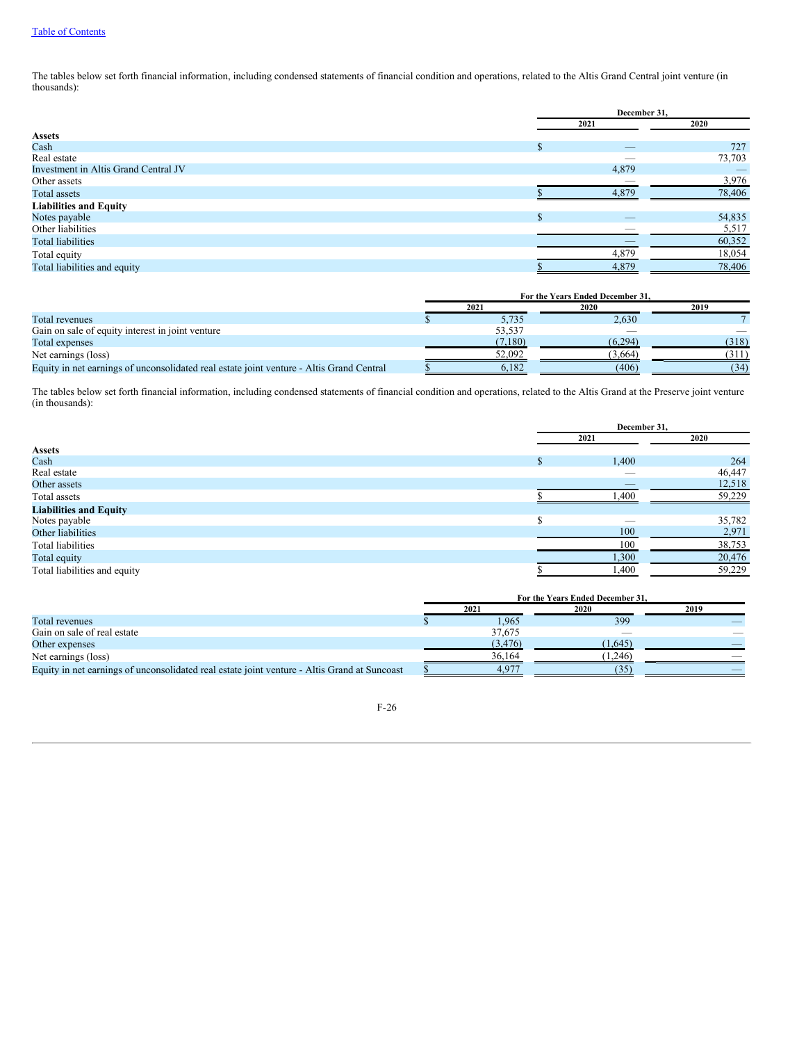The tables below set forth financial information, including condensed statements of financial condition and operations, related to the Altis Grand Central joint venture (in thousands):

| | December 31, | |
|---|---|---|
| | 2021 | 2020 |
| **Assets** | | |
| Cash | $ — | 727 |
| Real estate | — | 73,703 |
| Investment in Altis Grand Central JV | 4,879 | — |
| Other assets | — | 3,976 |
| Total assets | $ 4,879 | 78,406 |
| **Liabilities and Equity** | | |
| Notes payable | $ — | 54,835 |
| Other liabilities | — | 5,517 |
| Total liabilities | — | 60,352 |
| Total equity | 4,879 | 18,054 |
| Total liabilities and equity | $ 4,879 | 78,406 |

| | For the Years Ended December 31, | | |
|---|---|---|---|
| | 2021 | 2020 | 2019 |
| Total revenues | $ 5,735 | 2,630 | 7 |
| Gain on sale of equity interest in joint venture | 53,537 | — | — |
| Total expenses | (7,180) | (6,294) | (318) |
| Net earnings (loss) | 52,092 | (3,664) | (311) |
| Equity in net earnings of unconsolidated real estate joint venture - Altis Grand Central | $ 6,182 | (406) | (34) |

The tables below set forth financial information, including condensed statements of financial condition and operations, related to the Altis Grand at the Preserve joint venture (in thousands):

| | December 31, | |
|---|---|---|
| | 2021 | 2020 |
| **Assets** | | |
| Cash | $ 1,400 | 264 |
| Real estate | — | 46,447 |
| Other assets | — | 12,518 |
| Total assets | $ 1,400 | 59,229 |
| **Liabilities and Equity** | | |
| Notes payable | $ — | 35,782 |
| Other liabilities | 100 | 2,971 |
| Total liabilities | 100 | 38,753 |
| Total equity | 1,300 | 20,476 |
| Total liabilities and equity | $ 1,400 | 59,229 |

| | For the Years Ended December 31, | | |
|---|---|---|---|
| | 2021 | 2020 | 2019 |
| Total revenues | $ 1,965 | 399 | — |
| Gain on sale of real estate | 37,675 | — | — |
| Other expenses | (3,476) | (1,645) | — |
| Net earnings (loss) | 36,164 | (1,246) | — |
| Equity in net earnings of unconsolidated real estate joint venture - Altis Grand at Suncoast | $ 4,977 | (35) | — |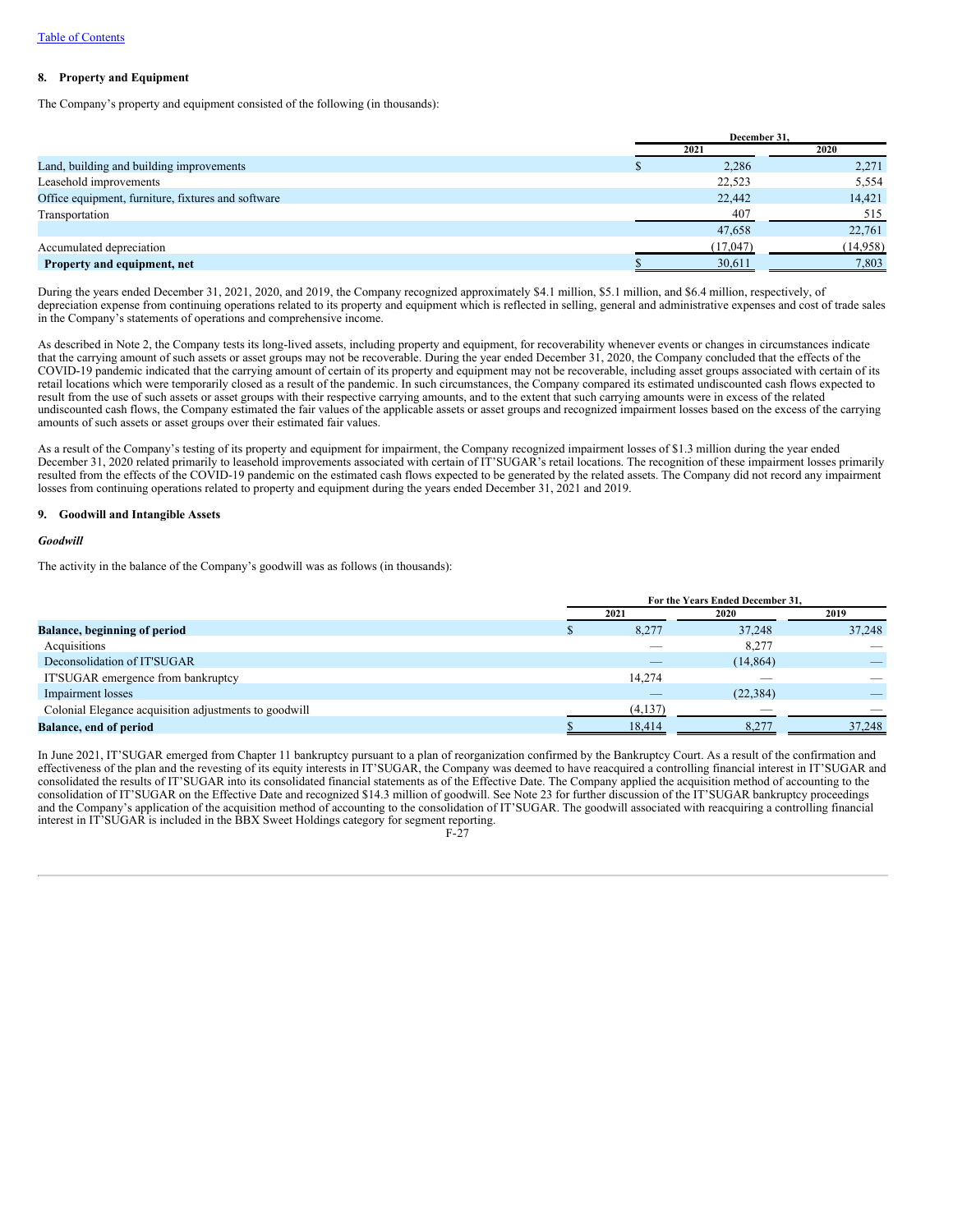## 8. Property and Equipment

The Company's property and equipment consisted of the following (in thousands):

| | December 31, | |
|---|---|---|
| | 2021 | 2020 |
| Land, building and building improvements | $ 2,286 | 2,271 |
| Leasehold improvements | 22,523 | 5,554 |
| Office equipment, furniture, fixtures and software | 22,442 | 14,421 |
| Transportation | 407 | 515 |
| | 47,658 | 22,761 |
| Accumulated depreciation | (17,047) | (14,958) |
| **Property and equipment, net** | $ 30,611 | 7,803 |

During the years ended December 31, 2021, 2020, and 2019, the Company recognized approximately $4.1 million, $5.1 million, and $6.4 million, respectively, of depreciation expense from continuing operations related to its property and equipment which is reflected in selling, general and administrative expenses and cost of trade sales in the Company's statements of operations and comprehensive income.

As described in Note 2, the Company tests its long-lived assets, including property and equipment, for recoverability whenever events or changes in circumstances indicate that the carrying amount of such assets or asset groups may not be recoverable. During the year ended December 31, 2020, the Company concluded that the effects of the COVID-19 pandemic indicated that the carrying amount of certain of its property and equipment may not be recoverable, including asset groups associated with certain of its retail locations which were temporarily closed as a result of the pandemic. In such circumstances, the Company compared its estimated undiscounted cash flows expected to result from the use of such assets or asset groups with their respective carrying amounts, and to the extent that such carrying amounts were in excess of the related undiscounted cash flows, the Company estimated the fair values of the applicable assets or asset groups and recognized impairment losses based on the excess of the carrying amounts of such assets or asset groups over their estimated fair values.

As a result of the Company's testing of its property and equipment for impairment, the Company recognized impairment losses of $1.3 million during the year ended December 31, 2020 related primarily to leasehold improvements associated with certain of IT'SUGAR's retail locations. The recognition of these impairment losses primarily resulted from the effects of the COVID-19 pandemic on the estimated cash flows expected to be generated by the related assets. The Company did not record any impairment losses from continuing operations related to property and equipment during the years ended December 31, 2021 and 2019.

## 9. Goodwill and Intangible Assets

### *Goodwill*

The activity in the balance of the Company's goodwill was as follows (in thousands):

| | For the Years Ended December 31, | | |
|---|---|---|---|
| | 2021 | 2020 | 2019 |
| **Balance, beginning of period** | $ 8,277 | 37,248 | 37,248 |
| Acquisitions | — | 8,277 | — |
| Deconsolidation of IT'SUGAR | — | (14,864) | — |
| IT'SUGAR emergence from bankruptcy | 14,274 | — | — |
| Impairment losses | — | (22,384) | — |
| Colonial Elegance acquisition adjustments to goodwill | (4,137) | — | — |
| **Balance, end of period** | $ 18,414 | 8,277 | 37,248 |

In June 2021, IT'SUGAR emerged from Chapter 11 bankruptcy pursuant to a plan of reorganization confirmed by the Bankruptcy Court. As a result of the confirmation and effectiveness of the plan and the revesting of its equity interests in IT'SUGAR, the Company was deemed to have reacquired a controlling financial interest in IT'SUGAR and consolidated the results of IT'SUGAR into its consolidated financial statements as of the Effective Date. The Company applied the acquisition method of accounting to the consolidation of IT'SUGAR on the Effective Date and recognized $14.3 million of goodwill. See Note 23 for further discussion of the IT'SUGAR bankruptcy proceedings and the Company's application of the acquisition method of accounting to the consolidation of IT'SUGAR. The goodwill associated with reacquiring a controlling financial interest in IT'SUGAR is included in the BBX Sweet Holdings category for segment reporting.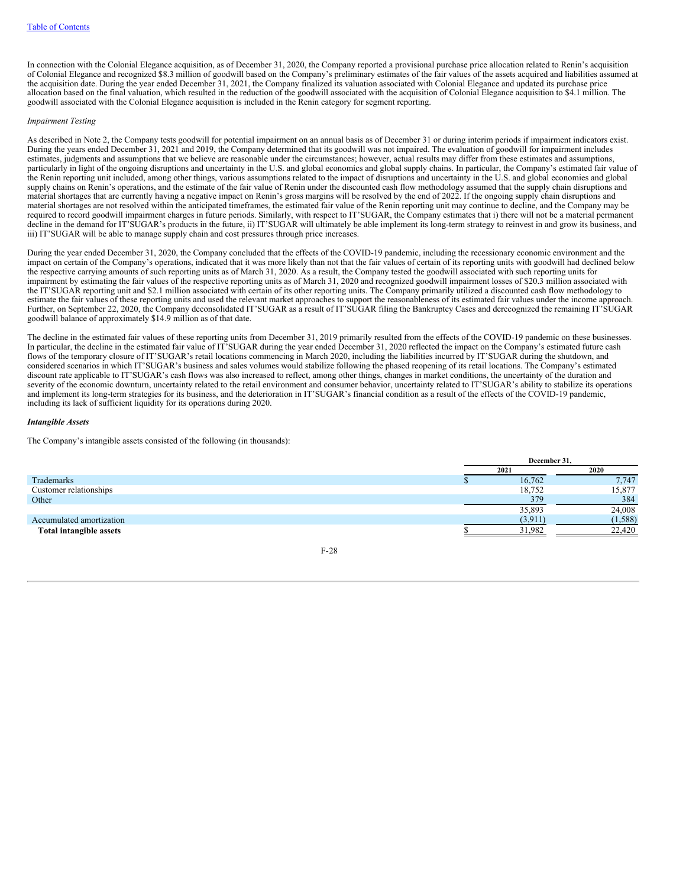In connection with the Colonial Elegance acquisition, as of December 31, 2020, the Company reported a provisional purchase price allocation related to Renin's acquisition of Colonial Elegance and recognized $8.3 million of goodwill based on the Company's preliminary estimates of the fair values of the assets acquired and liabilities assumed at the acquisition date. During the year ended December 31, 2021, the Company finalized its valuation associated with Colonial Elegance and updated its purchase price allocation based on the final valuation, which resulted in the reduction of the goodwill associated with the acquisition of Colonial Elegance acquisition to $4.1 million. The goodwill associated with the Colonial Elegance acquisition is included in the Renin category for segment reporting.

*Impairment Testing*

As described in Note 2, the Company tests goodwill for potential impairment on an annual basis as of December 31 or during interim periods if impairment indicators exist. During the years ended December 31, 2021 and 2019, the Company determined that its goodwill was not impaired. The evaluation of goodwill for impairment includes estimates, judgments and assumptions that we believe are reasonable under the circumstances; however, actual results may differ from these estimates and assumptions, particularly in light of the ongoing disruptions and uncertainty in the U.S. and global economics and global supply chains. In particular, the Company's estimated fair value of the Renin reporting unit included, among other things, various assumptions related to the impact of disruptions and uncertainty in the U.S. and global economies and global supply chains on Renin's operations, and the estimate of the fair value of Renin under the discounted cash flow methodology assumed that the supply chain disruptions and material shortages that are currently having a negative impact on Renin's gross margins will be resolved by the end of 2022. If the ongoing supply chain disruptions and material shortages are not resolved within the anticipated timeframes, the estimated fair value of the Renin reporting unit may continue to decline, and the Company may be required to record goodwill impairment charges in future periods. Similarly, with respect to IT'SUGAR, the Company estimates that i) there will not be a material permanent decline in the demand for IT'SUGAR's products in the future, ii) IT'SUGAR will ultimately be able implement its long-term strategy to reinvest in and grow its business, and iii) IT'SUGAR will be able to manage supply chain and cost pressures through price increases.

During the year ended December 31, 2020, the Company concluded that the effects of the COVID-19 pandemic, including the recessionary economic environment and the impact on certain of the Company's operations, indicated that it was more likely than not that the fair values of certain of its reporting units with goodwill had declined below the respective carrying amounts of such reporting units as of March 31, 2020. As a result, the Company tested the goodwill associated with such reporting units for impairment by estimating the fair values of the respective reporting units as of March 31, 2020 and recognized goodwill impairment losses of $20.3 million associated with the IT'SUGAR reporting unit and $2.1 million associated with certain of its other reporting units. The Company primarily utilized a discounted cash flow methodology to estimate the fair values of these reporting units and used the relevant market approaches to support the reasonableness of its estimated fair values under the income approach. Further, on September 22, 2020, the Company deconsolidated IT'SUGAR as a result of IT'SUGAR filing the Bankruptcy Cases and derecognized the remaining IT'SUGAR goodwill balance of approximately $14.9 million as of that date.

The decline in the estimated fair values of these reporting units from December 31, 2019 primarily resulted from the effects of the COVID-19 pandemic on these businesses. In particular, the decline in the estimated fair value of IT'SUGAR during the year ended December 31, 2020 reflected the impact on the Company's estimated future cash flows of the temporary closure of IT'SUGAR's retail locations commencing in March 2020, including the liabilities incurred by IT'SUGAR during the shutdown, and considered scenarios in which IT'SUGAR's business and sales volumes would stabilize following the phased reopening of its retail locations. The Company's estimated discount rate applicable to IT'SUGAR's cash flows was also increased to reflect, among other things, changes in market conditions, the uncertainty of the duration and severity of the economic downturn, uncertainty related to the retail environment and consumer behavior, uncertainty related to IT'SUGAR's ability to stabilize its operations and implement its long-term strategies for its business, and the deterioration in IT'SUGAR's financial condition as a result of the effects of the COVID-19 pandemic, including its lack of sufficient liquidity for its operations during 2020.

***Intangible Assets***

The Company's intangible assets consisted of the following (in thousands):

| | December 31, | |
|---|---|---|
| | 2021 | 2020 |
| Trademarks | $ 16,762 | 7,747 |
| Customer relationships | 18,752 | 15,877 |
| Other | 379 | 384 |
| | 35,893 | 24,008 |
| Accumulated amortization | (3,911) | (1,588) |
| **Total intangible assets** | $ 31,982 | 22,420 |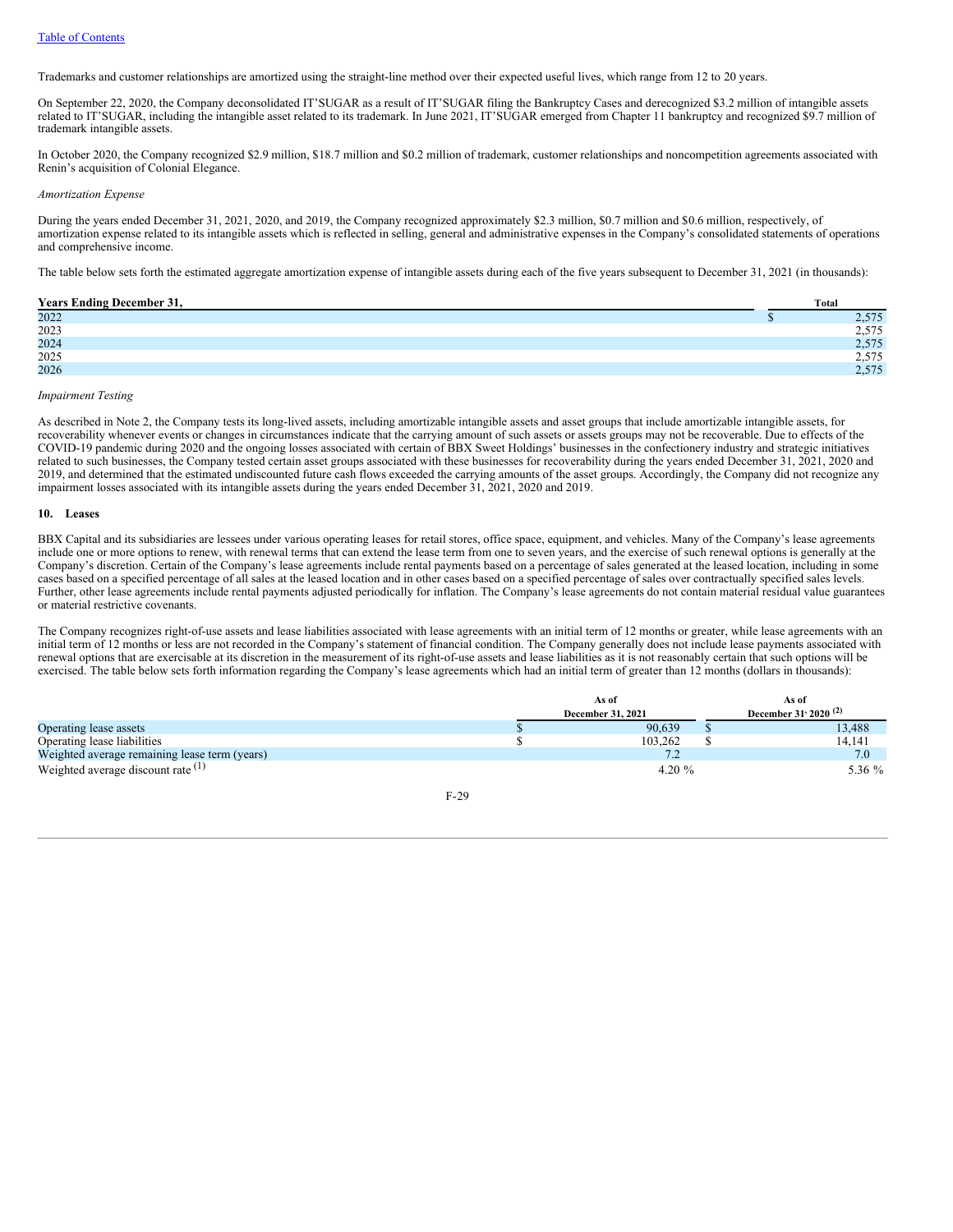Trademarks and customer relationships are amortized using the straight-line method over their expected useful lives, which range from 12 to 20 years.

On September 22, 2020, the Company deconsolidated IT'SUGAR as a result of IT'SUGAR filing the Bankruptcy Cases and derecognized $3.2 million of intangible assets related to IT'SUGAR, including the intangible asset related to its trademark. In June 2021, IT'SUGAR emerged from Chapter 11 bankruptcy and recognized $9.7 million of trademark intangible assets.

In October 2020, the Company recognized $2.9 million, $18.7 million and $0.2 million of trademark, customer relationships and noncompetition agreements associated with Renin's acquisition of Colonial Elegance.

*Amortization Expense*

During the years ended December 31, 2021, 2020, and 2019, the Company recognized approximately $2.3 million, $0.7 million and $0.6 million, respectively, of amortization expense related to its intangible assets which is reflected in selling, general and administrative expenses in the Company's consolidated statements of operations and comprehensive income.

The table below sets forth the estimated aggregate amortization expense of intangible assets during each of the five years subsequent to December 31, 2021 (in thousands):

| Years Ending December 31, | Total |
|---|---|
| 2022 | $ 2,575 |
| 2023 | 2,575 |
| 2024 | 2,575 |
| 2025 | 2,575 |
| 2026 | 2,575 |

*Impairment Testing*

As described in Note 2, the Company tests its long-lived assets, including amortizable intangible assets and asset groups that include amortizable intangible assets, for recoverability whenever events or changes in circumstances indicate that the carrying amount of such assets or assets groups may not be recoverable. Due to effects of the COVID-19 pandemic during 2020 and the ongoing losses associated with certain of BBX Sweet Holdings' businesses in the confectionery industry and strategic initiatives related to such businesses, the Company tested certain asset groups associated with these businesses for recoverability during the years ended December 31, 2021, 2020 and 2019, and determined that the estimated undiscounted future cash flows exceeded the carrying amounts of the asset groups. Accordingly, the Company did not recognize any impairment losses associated with its intangible assets during the years ended December 31, 2021, 2020 and 2019.

## 10. Leases

BBX Capital and its subsidiaries are lessees under various operating leases for retail stores, office space, equipment, and vehicles. Many of the Company's lease agreements include one or more options to renew, with renewal terms that can extend the lease term from one to seven years, and the exercise of such renewal options is generally at the Company's discretion. Certain of the Company's lease agreements include rental payments based on a percentage of sales generated at the leased location, including in some cases based on a specified percentage of all sales at the leased location and in other cases based on a specified percentage of sales over contractually specified sales levels. Further, other lease agreements include rental payments adjusted periodically for inflation. The Company's lease agreements do not contain material residual value guarantees or material restrictive covenants.

The Company recognizes right-of-use assets and lease liabilities associated with lease agreements with an initial term of 12 months or greater, while lease agreements with an initial term of 12 months or less are not recorded in the Company's statement of financial condition. The Company generally does not include lease payments associated with renewal options that are exercisable at its discretion in the measurement of its right-of-use assets and lease liabilities as it is not reasonably certain that such options will be exercised. The table below sets forth information regarding the Company's lease agreements which had an initial term of greater than 12 months (dollars in thousands):

| | As of December 31, 2021 | As of December 31, 2020 (2) |
|---|---|---|
| Operating lease assets | $ 90,639 | $ 13,488 |
| Operating lease liabilities | $ 103,262 | $ 14,141 |
| Weighted average remaining lease term (years) | 7.2 | 7.0 |
| Weighted average discount rate (1) | 4.20 % | 5.36 % |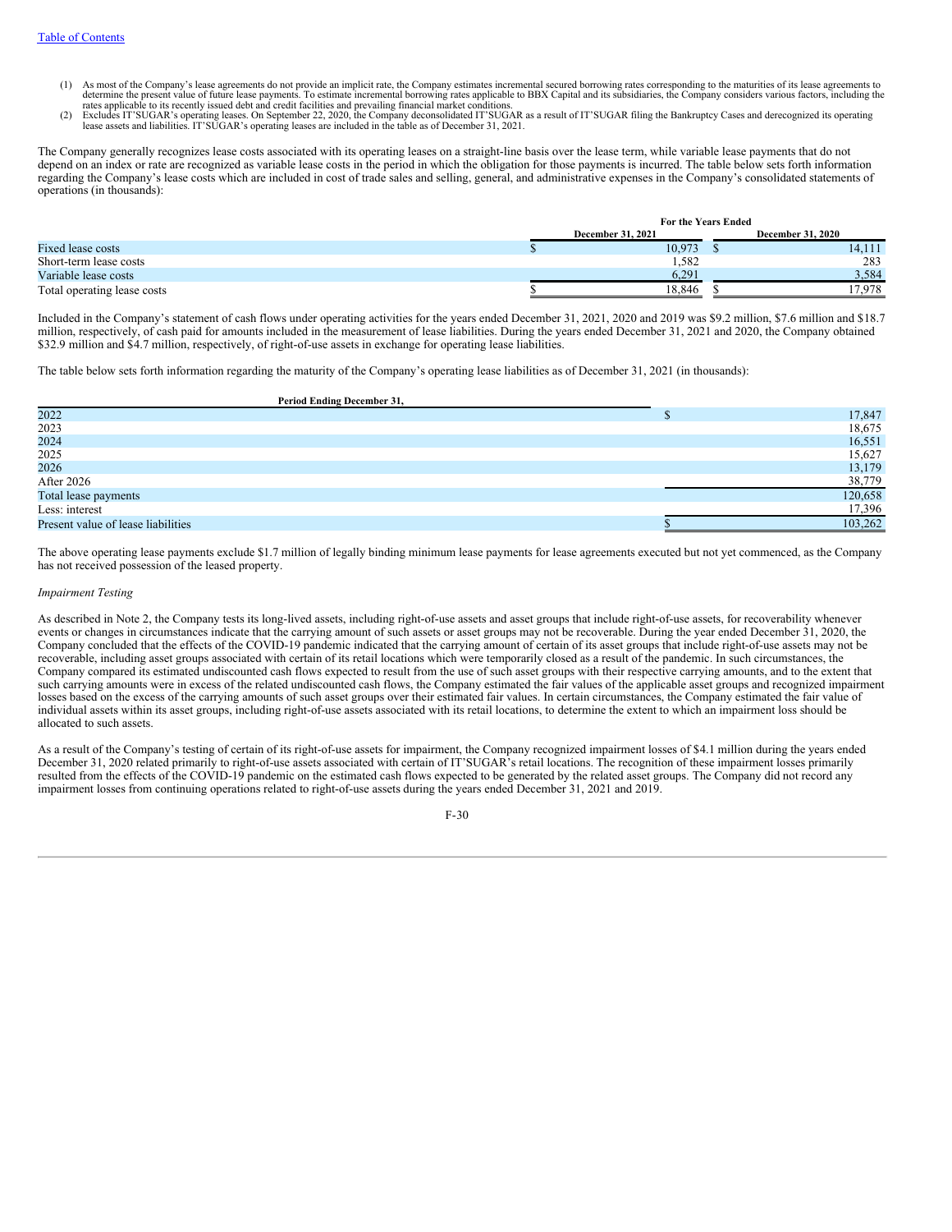(1) As most of the Company's lease agreements do not provide an implicit rate, the Company estimates incremental secured borrowing rates corresponding to the maturities of its lease agreements to determine the present value of future lease payments. To estimate incremental borrowing rates applicable to BBX Capital and its subsidiaries, the Company considers various factors, including the rates applicable to its recently issued debt and credit facilities and prevailing financial market conditions.

(2) Excludes IT'SUGAR's operating leases. On September 22, 2020, the Company deconsolidated IT'SUGAR as a result of IT'SUGAR filing the Bankruptcy Cases and derecognized its operating lease assets and liabilities. IT'SUGAR's operating leases are included in the table as of December 31, 2021.

The Company generally recognizes lease costs associated with its operating leases on a straight-line basis over the lease term, while variable lease payments that do not depend on an index or rate are recognized as variable lease costs in the period in which the obligation for those payments is incurred. The table below sets forth information regarding the Company's lease costs which are included in cost of trade sales and selling, general, and administrative expenses in the Company's consolidated statements of operations (in thousands):

| | For the Years Ended | |
|---|---|---|
| | December 31, 2021 | December 31, 2020 |
| Fixed lease costs | $ 10,973 | $ 14,111 |
| Short-term lease costs | 1,582 | 283 |
| Variable lease costs | 6,291 | 3,584 |
| Total operating lease costs | $ 18,846 | $ 17,978 |

Included in the Company's statement of cash flows under operating activities for the years ended December 31, 2021, 2020 and 2019 was $9.2 million, $7.6 million and $18.7 million, respectively, of cash paid for amounts included in the measurement of lease liabilities. During the years ended December 31, 2021 and 2020, the Company obtained $32.9 million and $4.7 million, respectively, of right-of-use assets in exchange for operating lease liabilities.

The table below sets forth information regarding the maturity of the Company's operating lease liabilities as of December 31, 2021 (in thousands):

| Period Ending December 31, | |
|---|---|
| 2022 | $ 17,847 |
| 2023 | 18,675 |
| 2024 | 16,551 |
| 2025 | 15,627 |
| 2026 | 13,179 |
| After 2026 | 38,779 |
| Total lease payments | 120,658 |
| Less: interest | 17,396 |
| Present value of lease liabilities | $ 103,262 |

The above operating lease payments exclude $1.7 million of legally binding minimum lease payments for lease agreements executed but not yet commenced, as the Company has not received possession of the leased property.

*Impairment Testing*

As described in Note 2, the Company tests its long-lived assets, including right-of-use assets and asset groups that include right-of-use assets, for recoverability whenever events or changes in circumstances indicate that the carrying amount of such assets or asset groups may not be recoverable. During the year ended December 31, 2020, the Company concluded that the effects of the COVID-19 pandemic indicated that the carrying amount of certain of its asset groups that include right-of-use assets may not be recoverable, including asset groups associated with certain of its retail locations which were temporarily closed as a result of the pandemic. In such circumstances, the Company compared its estimated undiscounted cash flows expected to result from the use of such asset groups with their respective carrying amounts, and to the extent that such carrying amounts were in excess of the related undiscounted cash flows, the Company estimated the fair values of the applicable asset groups and recognized impairment losses based on the excess of the carrying amounts of such asset groups over their estimated fair values. In certain circumstances, the Company estimated the fair value of individual assets within its asset groups, including right-of-use assets associated with its retail locations, to determine the extent to which an impairment loss should be allocated to such assets.

As a result of the Company's testing of certain of its right-of-use assets for impairment, the Company recognized impairment losses of $4.1 million during the years ended December 31, 2020 related primarily to right-of-use assets associated with certain of IT'SUGAR's retail locations. The recognition of these impairment losses primarily resulted from the effects of the COVID-19 pandemic on the estimated cash flows expected to be generated by the related asset groups. The Company did not record any impairment losses from continuing operations related to right-of-use assets during the years ended December 31, 2021 and 2019.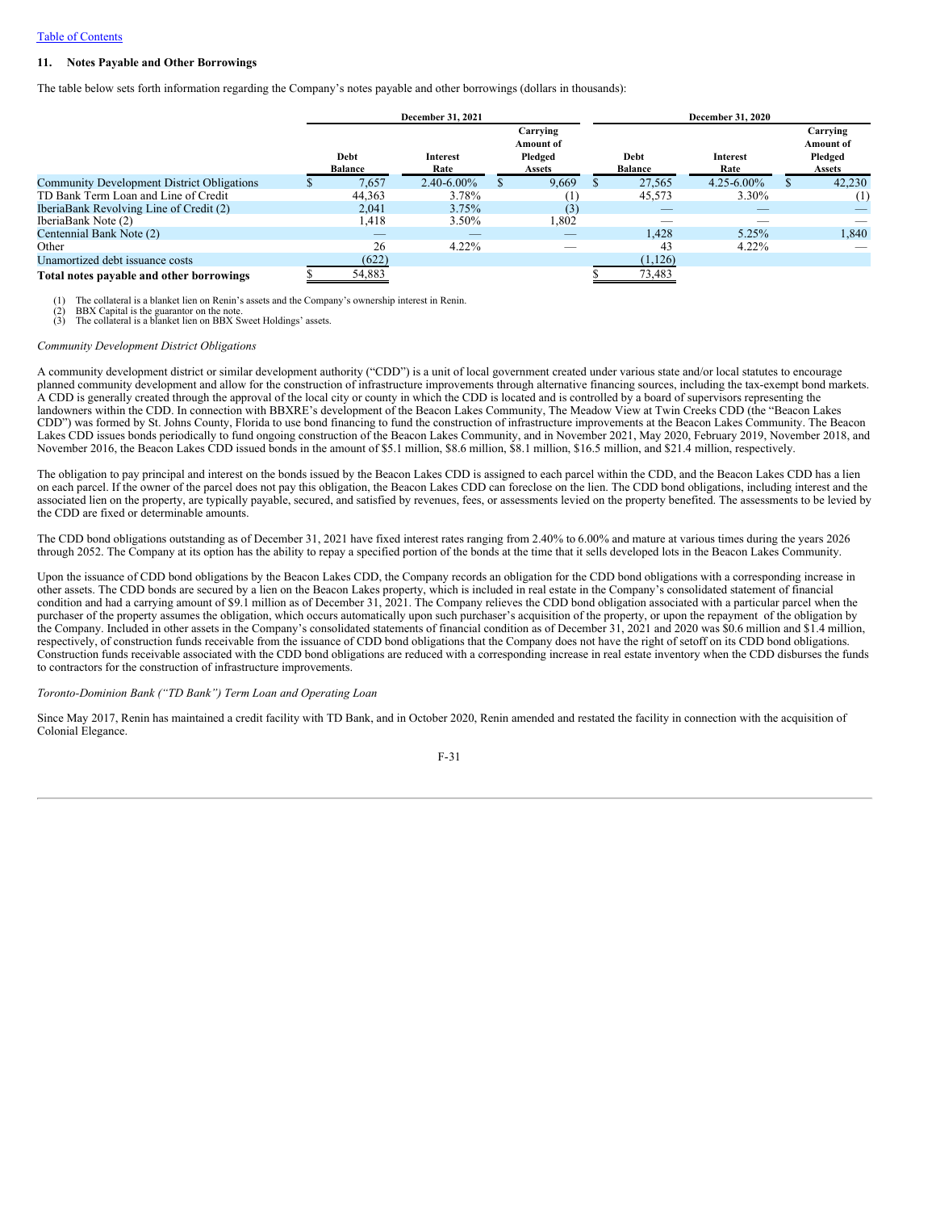## 11. Notes Payable and Other Borrowings

The table below sets forth information regarding the Company's notes payable and other borrowings (dollars in thousands):

| | December 31, 2021 | | | December 31, 2020 | | |
|---|---|---|---|---|---|---|
| | Debt Balance | Interest Rate | Carrying Amount of Pledged Assets | Debt Balance | Interest Rate | Carrying Amount of Pledged Assets |
| Community Development District Obligations | $ 7,657 | 2.40-6.00% | $ 9,669 | $ 27,565 | 4.25-6.00% | $ 42,230 |
| TD Bank Term Loan and Line of Credit | 44,363 | 3.78% | (1) | 45,573 | 3.30% | (1) |
| IberiaBank Revolving Line of Credit (2) | 2,041 | 3.75% | (3) | — | — | — |
| IberiaBank Note (2) | 1,418 | 3.50% | 1,802 | — | — | — |
| Centennial Bank Note (2) | — | — | — | 1,428 | 5.25% | 1,840 |
| Other | 26 | 4.22% | — | 43 | 4.22% | — |
| Unamortized debt issuance costs | (622) | | | (1,126) | | |
| **Total notes payable and other borrowings** | $ 54,883 | | | $ 73,483 | | |

(1) The collateral is a blanket lien on Renin's assets and the Company's ownership interest in Renin.
(2) BBX Capital is the guarantor on the note.
(3) The collateral is a blanket lien on BBX Sweet Holdings' assets.

*Community Development District Obligations*

A community development district or similar development authority ("CDD") is a unit of local government created under various state and/or local statutes to encourage planned community development and allow for the construction of infrastructure improvements through alternative financing sources, including the tax-exempt bond markets. A CDD is generally created through the approval of the local city or county in which the CDD is located and is controlled by a board of supervisors representing the landowners within the CDD. In connection with BBXRE's development of the Beacon Lakes Community, The Meadow View at Twin Creeks CDD (the "Beacon Lakes CDD") was formed by St. Johns County, Florida to use bond financing to fund the construction of infrastructure improvements at the Beacon Lakes Community. The Beacon Lakes CDD issues bonds periodically to fund ongoing construction of the Beacon Lakes Community, and in November 2021, May 2020, February 2019, November 2018, and November 2016, the Beacon Lakes CDD issued bonds in the amount of $5.1 million, $8.6 million, $8.1 million, $16.5 million, and $21.4 million, respectively.

The obligation to pay principal and interest on the bonds issued by the Beacon Lakes CDD is assigned to each parcel within the CDD, and the Beacon Lakes CDD has a lien on each parcel. If the owner of the parcel does not pay this obligation, the Beacon Lakes CDD can foreclose on the lien. The CDD bond obligations, including interest and the associated lien on the property, are typically payable, secured, and satisfied by revenues, fees, or assessments levied on the property benefited. The assessments to be levied by the CDD are fixed or determinable amounts.

The CDD bond obligations outstanding as of December 31, 2021 have fixed interest rates ranging from 2.40% to 6.00% and mature at various times during the years 2026 through 2052. The Company at its option has the ability to repay a specified portion of the bonds at the time that it sells developed lots in the Beacon Lakes Community.

Upon the issuance of CDD bond obligations by the Beacon Lakes CDD, the Company records an obligation for the CDD bond obligations with a corresponding increase in other assets. The CDD bonds are secured by a lien on the Beacon Lakes property, which is included in real estate in the Company's consolidated statement of financial condition and had a carrying amount of $9.1 million as of December 31, 2021. The Company relieves the CDD bond obligation associated with a particular parcel when the purchaser of the property assumes the obligation, which occurs automatically upon such purchaser's acquisition of the property, or upon the repayment of the obligation by the Company. Included in other assets in the Company's consolidated statements of financial condition as of December 31, 2021 and 2020 was $0.6 million and $1.4 million, respectively, of construction funds receivable from the issuance of CDD bond obligations that the Company does not have the right of setoff on its CDD bond obligations. Construction funds receivable associated with the CDD bond obligations are reduced with a corresponding increase in real estate inventory when the CDD disburses the funds to contractors for the construction of infrastructure improvements.

*Toronto-Dominion Bank ("TD Bank") Term Loan and Operating Loan*

Since May 2017, Renin has maintained a credit facility with TD Bank, and in October 2020, Renin amended and restated the facility in connection with the acquisition of Colonial Elegance.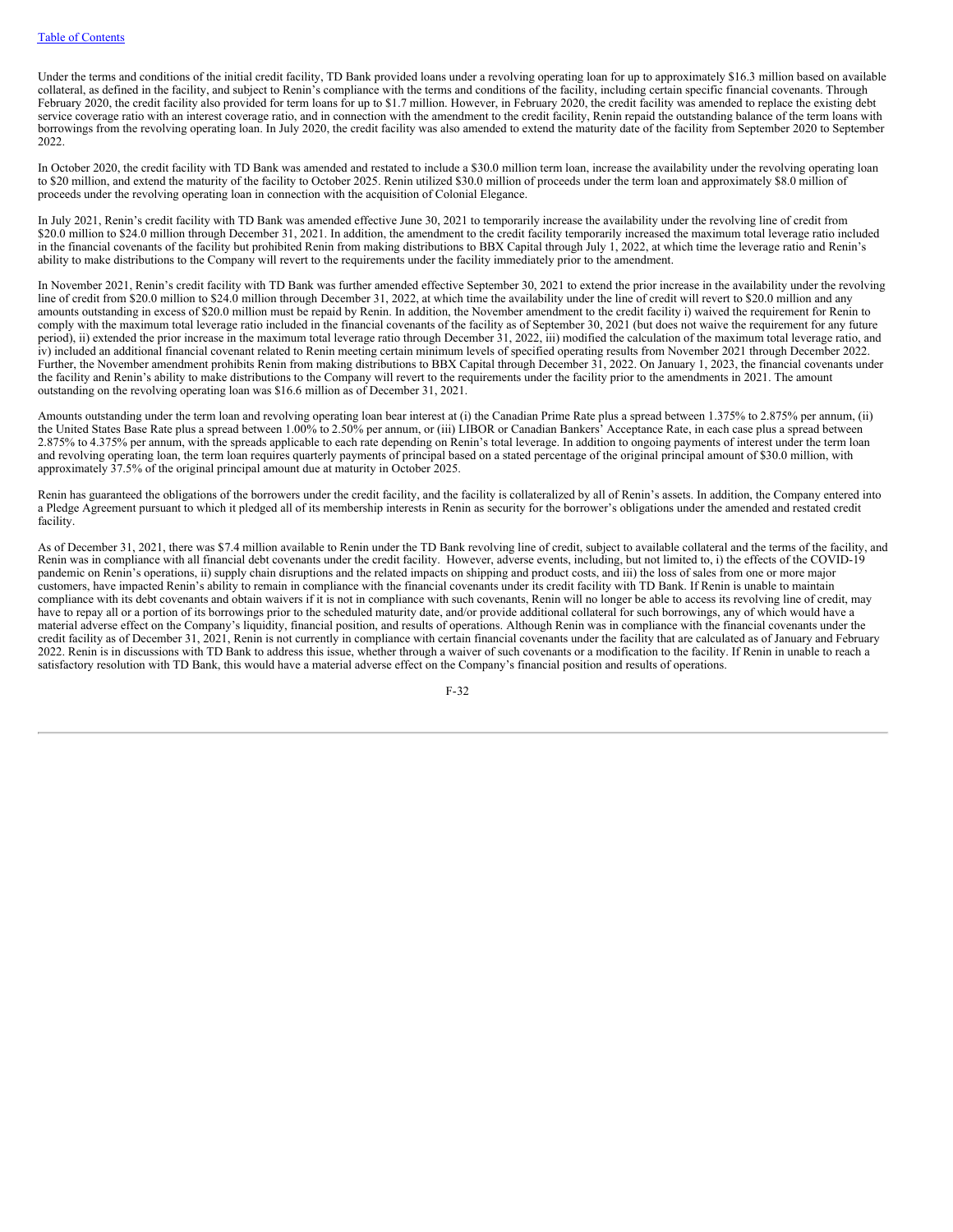Under the terms and conditions of the initial credit facility, TD Bank provided loans under a revolving operating loan for up to approximately $16.3 million based on available collateral, as defined in the facility, and subject to Renin's compliance with the terms and conditions of the facility, including certain specific financial covenants. Through February 2020, the credit facility also provided for term loans for up to $1.7 million. However, in February 2020, the credit facility was amended to replace the existing debt service coverage ratio with an interest coverage ratio, and in connection with the amendment to the credit facility, Renin repaid the outstanding balance of the term loans with borrowings from the revolving operating loan. In July 2020, the credit facility was also amended to extend the maturity date of the facility from September 2020 to September 2022.

In October 2020, the credit facility with TD Bank was amended and restated to include a $30.0 million term loan, increase the availability under the revolving operating loan to $20 million, and extend the maturity of the facility to October 2025. Renin utilized $30.0 million of proceeds under the term loan and approximately $8.0 million of proceeds under the revolving operating loan in connection with the acquisition of Colonial Elegance.

In July 2021, Renin's credit facility with TD Bank was amended effective June 30, 2021 to temporarily increase the availability under the revolving line of credit from $20.0 million to $24.0 million through December 31, 2021. In addition, the amendment to the credit facility temporarily increased the maximum total leverage ratio included in the financial covenants of the facility but prohibited Renin from making distributions to BBX Capital through July 1, 2022, at which time the leverage ratio and Renin's ability to make distributions to the Company will revert to the requirements under the facility immediately prior to the amendment.

In November 2021, Renin's credit facility with TD Bank was further amended effective September 30, 2021 to extend the prior increase in the availability under the revolving line of credit from $20.0 million to $24.0 million through December 31, 2022, at which time the availability under the line of credit will revert to $20.0 million and any amounts outstanding in excess of $20.0 million must be repaid by Renin. In addition, the November amendment to the credit facility i) waived the requirement for Renin to comply with the maximum total leverage ratio included in the financial covenants of the facility as of September 30, 2021 (but does not waive the requirement for any future period), ii) extended the prior increase in the maximum total leverage ratio through December 31, 2022, iii) modified the calculation of the maximum total leverage ratio, and iv) included an additional financial covenant related to Renin meeting certain minimum levels of specified operating results from November 2021 through December 2022. Further, the November amendment prohibits Renin from making distributions to BBX Capital through December 31, 2022. On January 1, 2023, the financial covenants under the facility and Renin's ability to make distributions to the Company will revert to the requirements under the facility prior to the amendments in 2021. The amount outstanding on the revolving operating loan was $16.6 million as of December 31, 2021.

Amounts outstanding under the term loan and revolving operating loan bear interest at (i) the Canadian Prime Rate plus a spread between 1.375% to 2.875% per annum, (ii) the United States Base Rate plus a spread between 1.00% to 2.50% per annum, or (iii) LIBOR or Canadian Bankers' Acceptance Rate, in each case plus a spread between 2.875% to 4.375% per annum, with the spreads applicable to each rate depending on Renin's total leverage. In addition to ongoing payments of interest under the term loan and revolving operating loan, the term loan requires quarterly payments of principal based on a stated percentage of the original principal amount of $30.0 million, with approximately 37.5% of the original principal amount due at maturity in October 2025.

Renin has guaranteed the obligations of the borrowers under the credit facility, and the facility is collateralized by all of Renin's assets. In addition, the Company entered into a Pledge Agreement pursuant to which it pledged all of its membership interests in Renin as security for the borrower's obligations under the amended and restated credit facility.

As of December 31, 2021, there was $7.4 million available to Renin under the TD Bank revolving line of credit, subject to available collateral and the terms of the facility, and Renin was in compliance with all financial debt covenants under the credit facility. However, adverse events, including, but not limited to, i) the effects of the COVID-19 pandemic on Renin's operations, ii) supply chain disruptions and the related impacts on shipping and product costs, and iii) the loss of sales from one or more major customers, have impacted Renin's ability to remain in compliance with the financial covenants under its credit facility with TD Bank. If Renin is unable to maintain compliance with its debt covenants and obtain waivers if it is not in compliance with such covenants, Renin will no longer be able to access its revolving line of credit, may have to repay all or a portion of its borrowings prior to the scheduled maturity date, and/or provide additional collateral for such borrowings, any of which would have a material adverse effect on the Company's liquidity, financial position, and results of operations. Although Renin was in compliance with the financial covenants under the credit facility as of December 31, 2021, Renin is not currently in compliance with certain financial covenants under the facility that are calculated as of January and February 2022. Renin is in discussions with TD Bank to address this issue, whether through a waiver of such covenants or a modification to the facility. If Renin in unable to reach a satisfactory resolution with TD Bank, this would have a material adverse effect on the Company's financial position and results of operations.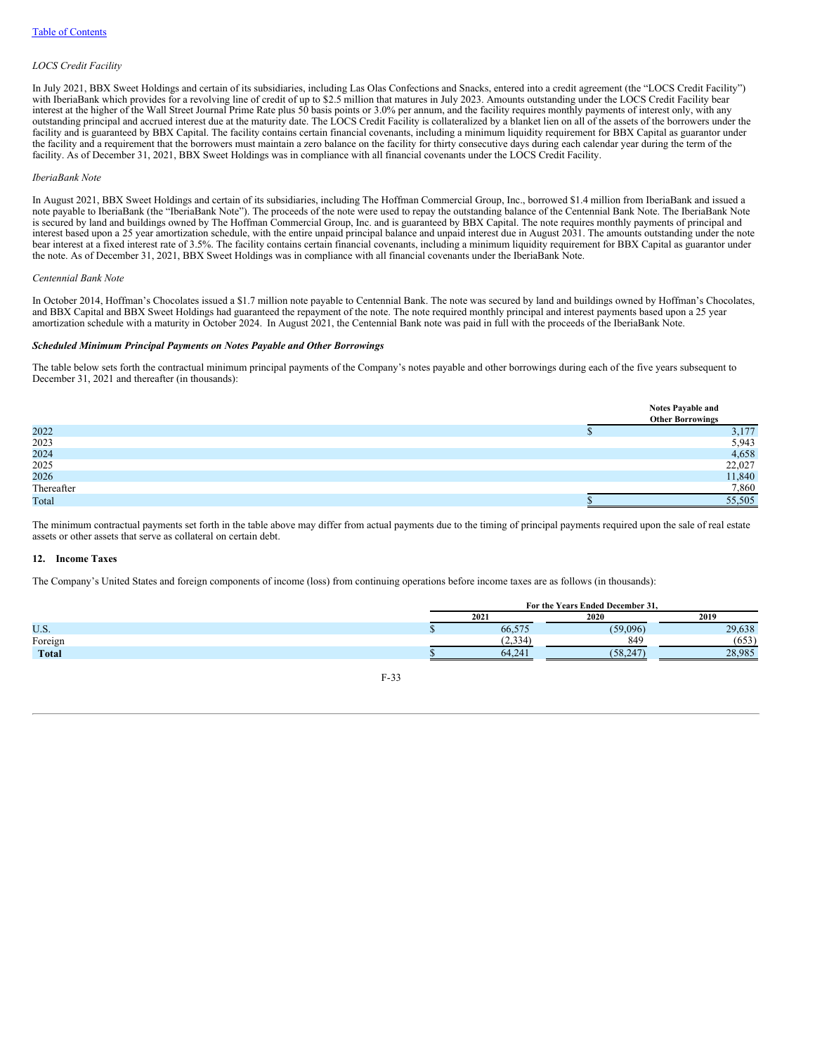*LOCS Credit Facility*

In July 2021, BBX Sweet Holdings and certain of its subsidiaries, including Las Olas Confections and Snacks, entered into a credit agreement (the "LOCS Credit Facility") with IberiaBank which provides for a revolving line of credit of up to $2.5 million that matures in July 2023. Amounts outstanding under the LOCS Credit Facility bear interest at the higher of the Wall Street Journal Prime Rate plus 50 basis points or 3.0% per annum, and the facility requires monthly payments of interest only, with any outstanding principal and accrued interest due at the maturity date. The LOCS Credit Facility is collateralized by a blanket lien on all of the assets of the borrowers under the facility and is guaranteed by BBX Capital. The facility contains certain financial covenants, including a minimum liquidity requirement for BBX Capital as guarantor under the facility and a requirement that the borrowers must maintain a zero balance on the facility for thirty consecutive days during each calendar year during the term of the facility. As of December 31, 2021, BBX Sweet Holdings was in compliance with all financial covenants under the LOCS Credit Facility.

*IberiaBank Note*

In August 2021, BBX Sweet Holdings and certain of its subsidiaries, including The Hoffman Commercial Group, Inc., borrowed $1.4 million from IberiaBank and issued a note payable to IberiaBank (the "IberiaBank Note"). The proceeds of the note were used to repay the outstanding balance of the Centennial Bank Note. The IberiaBank Note is secured by land and buildings owned by The Hoffman Commercial Group, Inc. and is guaranteed by BBX Capital. The note requires monthly payments of principal and interest based upon a 25 year amortization schedule, with the entire unpaid principal balance and unpaid interest due in August 2031. The amounts outstanding under the note bear interest at a fixed interest rate of 3.5%. The facility contains certain financial covenants, including a minimum liquidity requirement for BBX Capital as guarantor under the note. As of December 31, 2021, BBX Sweet Holdings was in compliance with all financial covenants under the IberiaBank Note.

*Centennial Bank Note*

In October 2014, Hoffman's Chocolates issued a $1.7 million note payable to Centennial Bank. The note was secured by land and buildings owned by Hoffman's Chocolates, and BBX Capital and BBX Sweet Holdings had guaranteed the repayment of the note. The note required monthly principal and interest payments based upon a 25 year amortization schedule with a maturity in October 2024. In August 2021, the Centennial Bank note was paid in full with the proceeds of the IberiaBank Note.

***Scheduled Minimum Principal Payments on Notes Payable and Other Borrowings***

The table below sets forth the contractual minimum principal payments of the Company's notes payable and other borrowings during each of the five years subsequent to December 31, 2021 and thereafter (in thousands):

| | Notes Payable and Other Borrowings |
|---|---|
| 2022 | $ 3,177 |
| 2023 | 5,943 |
| 2024 | 4,658 |
| 2025 | 22,027 |
| 2026 | 11,840 |
| Thereafter | 7,860 |
| Total | $ 55,505 |

The minimum contractual payments set forth in the table above may differ from actual payments due to the timing of principal payments required upon the sale of real estate assets or other assets that serve as collateral on certain debt.

## 12. Income Taxes

The Company's United States and foreign components of income (loss) from continuing operations before income taxes are as follows (in thousands):

| | For the Years Ended December 31, | | |
|---|---|---|---|
| | 2021 | 2020 | 2019 |
| U.S. | $ 66,575 | (59,096) | 29,638 |
| Foreign | (2,334) | 849 | (653) |
| **Total** | $ 64,241 | (58,247) | 28,985 |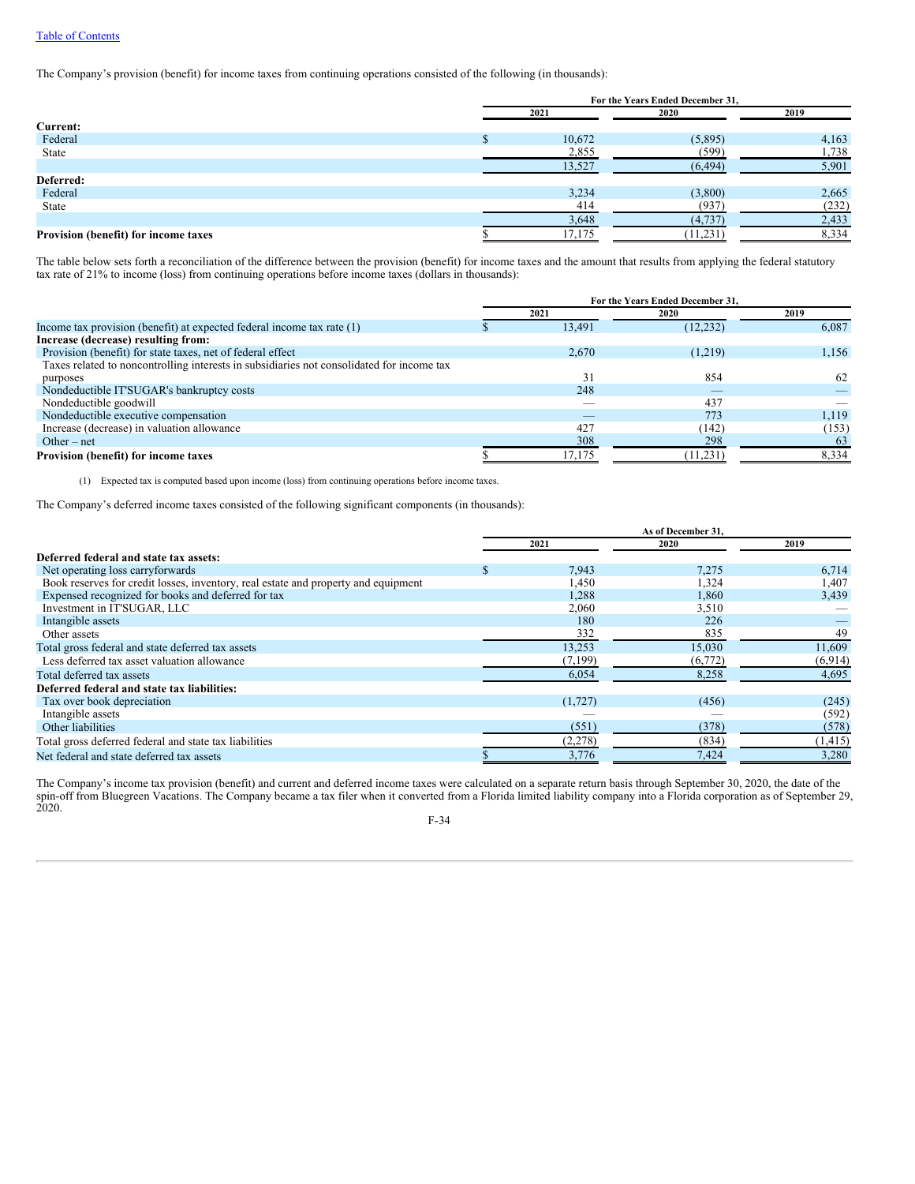The Company's provision (benefit) for income taxes from continuing operations consisted of the following (in thousands):

| | For the Years Ended December 31, | | |
|---|---|---|---|
| | 2021 | 2020 | 2019 |
| **Current:** | | | |
| Federal | $ 10,672 | (5,895) | 4,163 |
| State | 2,855 | (599) | 1,738 |
| | 13,527 | (6,494) | 5,901 |
| **Deferred:** | | | |
| Federal | 3,234 | (3,800) | 2,665 |
| State | 414 | (937) | (232) |
| | 3,648 | (4,737) | 2,433 |
| **Provision (benefit) for income taxes** | $ 17,175 | (11,231) | 8,334 |

The table below sets forth a reconciliation of the difference between the provision (benefit) for income taxes and the amount that results from applying the federal statutory tax rate of 21% to income (loss) from continuing operations before income taxes (dollars in thousands):

| | For the Years Ended December 31, | | |
|---|---|---|---|
| | 2021 | 2020 | 2019 |
| Income tax provision (benefit) at expected federal income tax rate (1) | $ 13,491 | (12,232) | 6,087 |
| **Increase (decrease) resulting from:** | | | |
| Provision (benefit) for state taxes, net of federal effect | 2,670 | (1,219) | 1,156 |
| Taxes related to noncontrolling interests in subsidiaries not consolidated for income tax purposes | 31 | 854 | 62 |
| Nondeductible IT'SUGAR's bankruptcy costs | 248 | — | — |
| Nondeductible goodwill | — | 437 | — |
| Nondeductible executive compensation | — | 773 | 1,119 |
| Increase (decrease) in valuation allowance | 427 | (142) | (153) |
| Other – net | 308 | 298 | 63 |
| **Provision (benefit) for income taxes** | $ 17,175 | (11,231) | 8,334 |

(1) Expected tax is computed based upon income (loss) from continuing operations before income taxes.

The Company's deferred income taxes consisted of the following significant components (in thousands):

| | As of December 31, | | |
|---|---|---|---|
| | 2021 | 2020 | 2019 |
| **Deferred federal and state tax assets:** | | | |
| Net operating loss carryforwards | $ 7,943 | 7,275 | 6,714 |
| Book reserves for credit losses, inventory, real estate and property and equipment | 1,450 | 1,324 | 1,407 |
| Expensed recognized for books and deferred for tax | 1,288 | 1,860 | 3,439 |
| Investment in IT'SUGAR, LLC | 2,060 | 3,510 | — |
| Intangible assets | 180 | 226 | — |
| Other assets | 332 | 835 | 49 |
| Total gross federal and state deferred tax assets | 13,253 | 15,030 | 11,609 |
| Less deferred tax asset valuation allowance | (7,199) | (6,772) | (6,914) |
| Total deferred tax assets | 6,054 | 8,258 | 4,695 |
| **Deferred federal and state tax liabilities:** | | | |
| Tax over book depreciation | (1,727) | (456) | (245) |
| Intangible assets | — | — | (592) |
| Other liabilities | (551) | (378) | (578) |
| Total gross deferred federal and state tax liabilities | (2,278) | (834) | (1,415) |
| Net federal and state deferred tax assets | $ 3,776 | 7,424 | 3,280 |

The Company's income tax provision (benefit) and current and deferred income taxes were calculated on a separate return basis through September 30, 2020, the date of the spin-off from Bluegreen Vacations. The Company became a tax filer when it converted from a Florida limited liability company into a Florida corporation as of September 29, 2020.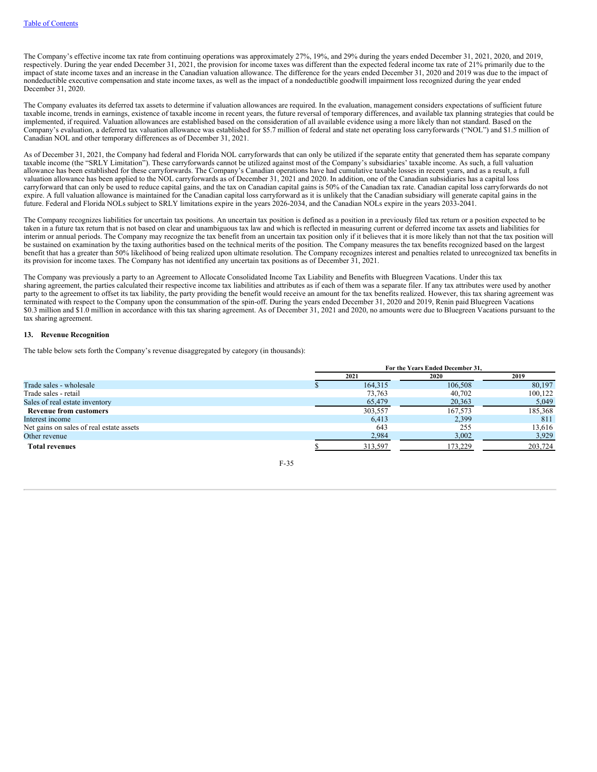The Company's effective income tax rate from continuing operations was approximately 27%, 19%, and 29% during the years ended December 31, 2021, 2020, and 2019, respectively. During the year ended December 31, 2021, the provision for income taxes was different than the expected federal income tax rate of 21% primarily due to the impact of state income taxes and an increase in the Canadian valuation allowance. The difference for the years ended December 31, 2020 and 2019 was due to the impact of nondeductible executive compensation and state income taxes, as well as the impact of a nondeductible goodwill impairment loss recognized during the year ended December 31, 2020.

The Company evaluates its deferred tax assets to determine if valuation allowances are required. In the evaluation, management considers expectations of sufficient future taxable income, trends in earnings, existence of taxable income in recent years, the future reversal of temporary differences, and available tax planning strategies that could be implemented, if required. Valuation allowances are established based on the consideration of all available evidence using a more likely than not standard. Based on the Company's evaluation, a deferred tax valuation allowance was established for $5.7 million of federal and state net operating loss carryforwards ("NOL") and $1.5 million of Canadian NOL and other temporary differences as of December 31, 2021.

As of December 31, 2021, the Company had federal and Florida NOL carryforwards that can only be utilized if the separate entity that generated them has separate company taxable income (the "SRLY Limitation"). These carryforwards cannot be utilized against most of the Company's subsidiaries' taxable income. As such, a full valuation allowance has been established for these carryforwards. The Company's Canadian operations have had cumulative taxable losses in recent years, and as a result, a full valuation allowance has been applied to the NOL carryforwards as of December 31, 2021 and 2020. In addition, one of the Canadian subsidiaries has a capital loss carryforward that can only be used to reduce capital gains, and the tax on Canadian capital gains is 50% of the Canadian tax rate. Canadian capital loss carryforwards do not expire. A full valuation allowance is maintained for the Canadian capital loss carryforward as it is unlikely that the Canadian subsidiary will generate capital gains in the future. Federal and Florida NOLs subject to SRLY limitations expire in the years 2026-2034, and the Canadian NOLs expire in the years 2033-2041.

The Company recognizes liabilities for uncertain tax positions. An uncertain tax position is defined as a position in a previously filed tax return or a position expected to be taken in a future tax return that is not based on clear and unambiguous tax law and which is reflected in measuring current or deferred income tax assets and liabilities for interim or annual periods. The Company may recognize the tax benefit from an uncertain tax position only if it believes that it is more likely than not that the tax position will be sustained on examination by the taxing authorities based on the technical merits of the position. The Company measures the tax benefits recognized based on the largest benefit that has a greater than 50% likelihood of being realized upon ultimate resolution. The Company recognizes interest and penalties related to unrecognized tax benefits in its provision for income taxes. The Company has not identified any uncertain tax positions as of December 31, 2021.

The Company was previously a party to an Agreement to Allocate Consolidated Income Tax Liability and Benefits with Bluegreen Vacations. Under this tax sharing agreement, the parties calculated their respective income tax liabilities and attributes as if each of them was a separate filer. If any tax attributes were used by another party to the agreement to offset its tax liability, the party providing the benefit would receive an amount for the tax benefits realized. However, this tax sharing agreement was terminated with respect to the Company upon the consummation of the spin-off. During the years ended December 31, 2020 and 2019, Renin paid Bluegreen Vacations $0.3 million and $1.0 million in accordance with this tax sharing agreement. As of December 31, 2021 and 2020, no amounts were due to Bluegreen Vacations pursuant to the tax sharing agreement.

## 13. Revenue Recognition

The table below sets forth the Company's revenue disaggregated by category (in thousands):

| | For the Years Ended December 31, | | |
|---|---|---|---|
| | 2021 | 2020 | 2019 |
| Trade sales - wholesale | $ 164,315 | 106,508 | 80,197 |
| Trade sales - retail | 73,763 | 40,702 | 100,122 |
| Sales of real estate inventory | 65,479 | 20,363 | 5,049 |
| **Revenue from customers** | 303,557 | 167,573 | 185,368 |
| Interest income | 6,413 | 2,399 | 811 |
| Net gains on sales of real estate assets | 643 | 255 | 13,616 |
| Other revenue | 2,984 | 3,002 | 3,929 |
| **Total revenues** | $ 313,597 | 173,229 | 203,724 |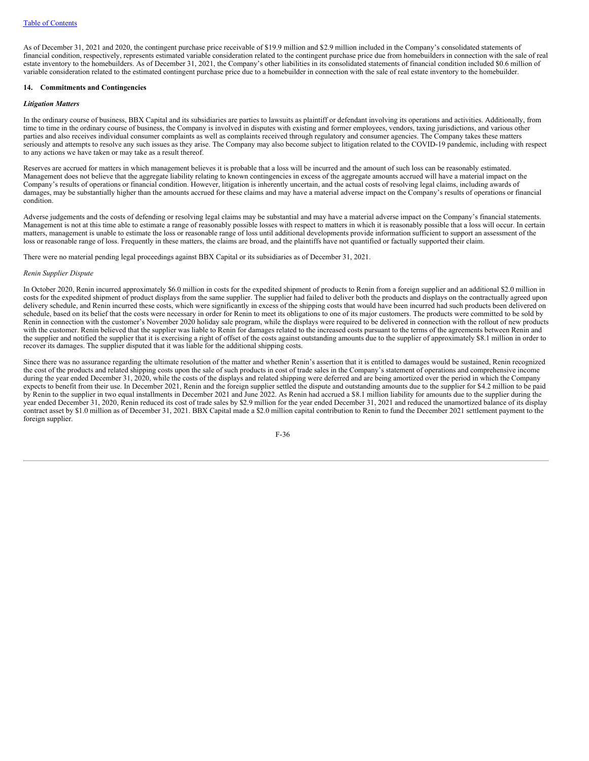As of December 31, 2021 and 2020, the contingent purchase price receivable of $19.9 million and $2.9 million included in the Company's consolidated statements of financial condition, respectively, represents estimated variable consideration related to the contingent purchase price due from homebuilders in connection with the sale of real estate inventory to the homebuilders. As of December 31, 2021, the Company's other liabilities in its consolidated statements of financial condition included $0.6 million of variable consideration related to the estimated contingent purchase price due to a homebuilder in connection with the sale of real estate inventory to the homebuilder.

## 14. Commitments and Contingencies

### *Litigation Matters*

In the ordinary course of business, BBX Capital and its subsidiaries are parties to lawsuits as plaintiff or defendant involving its operations and activities. Additionally, from time to time in the ordinary course of business, the Company is involved in disputes with existing and former employees, vendors, taxing jurisdictions, and various other parties and also receives individual consumer complaints as well as complaints received through regulatory and consumer agencies. The Company takes these matters seriously and attempts to resolve any such issues as they arise. The Company may also become subject to litigation related to the COVID-19 pandemic, including with respect to any actions we have taken or may take as a result thereof.

Reserves are accrued for matters in which management believes it is probable that a loss will be incurred and the amount of such loss can be reasonably estimated. Management does not believe that the aggregate liability relating to known contingencies in excess of the aggregate amounts accrued will have a material impact on the Company's results of operations or financial condition. However, litigation is inherently uncertain, and the actual costs of resolving legal claims, including awards of damages, may be substantially higher than the amounts accrued for these claims and may have a material adverse impact on the Company's results of operations or financial condition.

Adverse judgements and the costs of defending or resolving legal claims may be substantial and may have a material adverse impact on the Company's financial statements. Management is not at this time able to estimate a range of reasonably possible losses with respect to matters in which it is reasonably possible that a loss will occur. In certain matters, management is unable to estimate the loss or reasonable range of loss until additional developments provide information sufficient to support an assessment of the loss or reasonable range of loss. Frequently in these matters, the claims are broad, and the plaintiffs have not quantified or factually supported their claim.

There were no material pending legal proceedings against BBX Capital or its subsidiaries as of December 31, 2021.

*Renin Supplier Dispute*

In October 2020, Renin incurred approximately $6.0 million in costs for the expedited shipment of products to Renin from a foreign supplier and an additional $2.0 million in costs for the expedited shipment of product displays from the same supplier. The supplier had failed to deliver both the products and displays on the contractually agreed upon delivery schedule, and Renin incurred these costs, which were significantly in excess of the shipping costs that would have been incurred had such products been delivered on schedule, based on its belief that the costs were necessary in order for Renin to meet its obligations to one of its major customers. The products were committed to be sold by Renin in connection with the customer's November 2020 holiday sale program, while the displays were required to be delivered in connection with the rollout of new products with the customer. Renin believed that the supplier was liable to Renin for damages related to the increased costs pursuant to the terms of the agreements between Renin and the supplier and notified the supplier that it is exercising a right of offset of the costs against outstanding amounts due to the supplier of approximately $8.1 million in order to recover its damages. The supplier disputed that it was liable for the additional shipping costs.

Since there was no assurance regarding the ultimate resolution of the matter and whether Renin's assertion that it is entitled to damages would be sustained, Renin recognized the cost of the products and related shipping costs upon the sale of such products in cost of trade sales in the Company's statement of operations and comprehensive income during the year ended December 31, 2020, while the costs of the displays and related shipping were deferred and are being amortized over the period in which the Company expects to benefit from their use. In December 2021, Renin and the foreign supplier settled the dispute and outstanding amounts due to the supplier for $4.2 million to be paid by Renin to the supplier in two equal installments in December 2021 and June 2022. As Renin had accrued a $8.1 million liability for amounts due to the supplier during the year ended December 31, 2020, Renin reduced its cost of trade sales by $2.9 million for the year ended December 31, 2021 and reduced the unamortized balance of its display contract asset by $1.0 million as of December 31, 2021. BBX Capital made a $2.0 million capital contribution to Renin to fund the December 2021 settlement payment to the foreign supplier.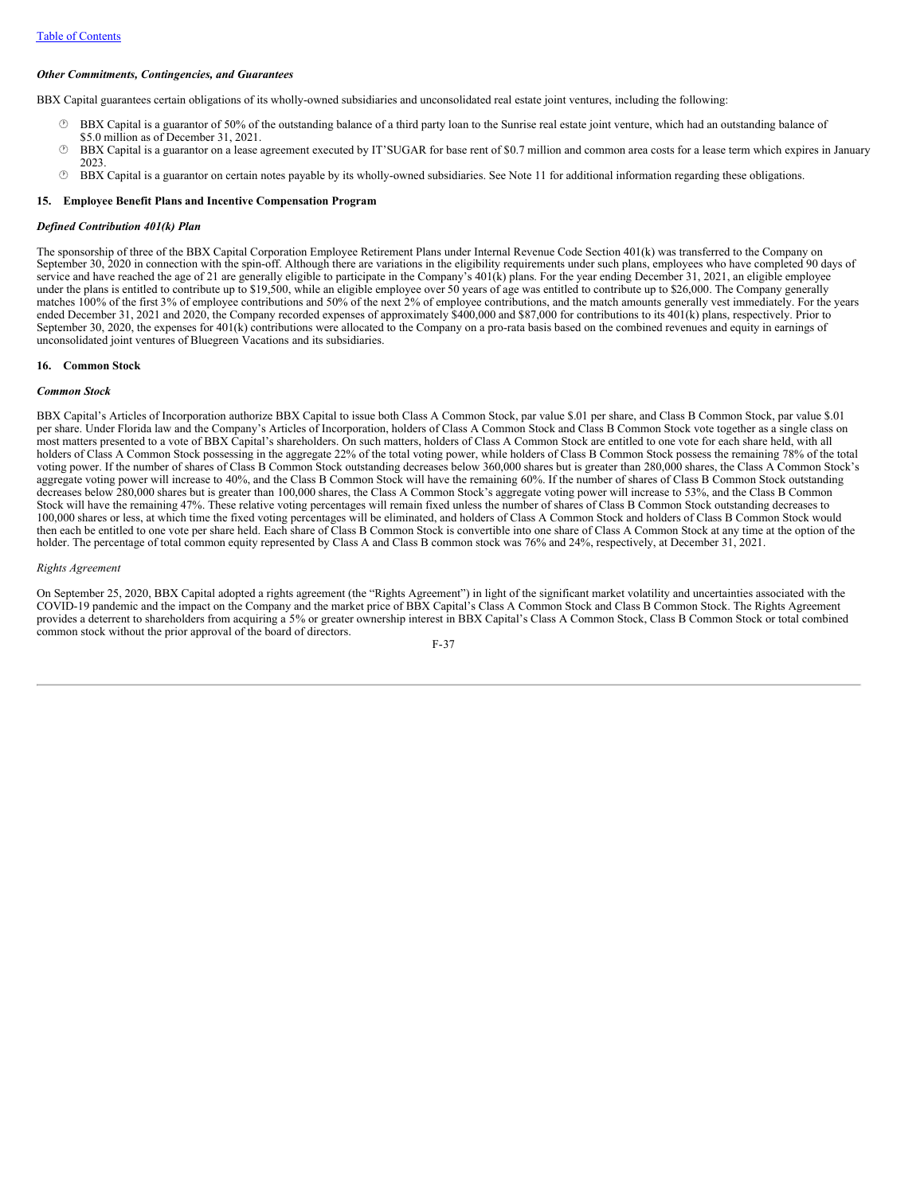### *Other Commitments, Contingencies, and Guarantees*

BBX Capital guarantees certain obligations of its wholly-owned subsidiaries and unconsolidated real estate joint ventures, including the following:

- BBX Capital is a guarantor of 50% of the outstanding balance of a third party loan to the Sunrise real estate joint venture, which had an outstanding balance of $5.0 million as of December 31, 2021.
- BBX Capital is a guarantor on a lease agreement executed by IT'SUGAR for base rent of $0.7 million and common area costs for a lease term which expires in January 2023.
- BBX Capital is a guarantor on certain notes payable by its wholly-owned subsidiaries. See Note 11 for additional information regarding these obligations.

## 15. Employee Benefit Plans and Incentive Compensation Program

### *Defined Contribution 401(k) Plan*

The sponsorship of three of the BBX Capital Corporation Employee Retirement Plans under Internal Revenue Code Section 401(k) was transferred to the Company on September 30, 2020 in connection with the spin-off. Although there are variations in the eligibility requirements under such plans, employees who have completed 90 days of service and have reached the age of 21 are generally eligible to participate in the Company's 401(k) plans. For the year ending December 31, 2021, an eligible employee under the plans is entitled to contribute up to $19,500, while an eligible employee over 50 years of age was entitled to contribute up to $26,000. The Company generally matches 100% of the first 3% of employee contributions and 50% of the next 2% of employee contributions, and the match amounts generally vest immediately. For the years ended December 31, 2021 and 2020, the Company recorded expenses of approximately $400,000 and $87,000 for contributions to its 401(k) plans, respectively. Prior to September 30, 2020, the expenses for 401(k) contributions were allocated to the Company on a pro-rata basis based on the combined revenues and equity in earnings of unconsolidated joint ventures of Bluegreen Vacations and its subsidiaries.

## 16. Common Stock

### *Common Stock*

BBX Capital's Articles of Incorporation authorize BBX Capital to issue both Class A Common Stock, par value $.01 per share, and Class B Common Stock, par value $.01 per share. Under Florida law and the Company's Articles of Incorporation, holders of Class A Common Stock and Class B Common Stock vote together as a single class on most matters presented to a vote of BBX Capital's shareholders. On such matters, holders of Class A Common Stock are entitled to one vote for each share held, with all holders of Class A Common Stock possessing in the aggregate 22% of the total voting power, while holders of Class B Common Stock possess the remaining 78% of the total voting power. If the number of shares of Class B Common Stock outstanding decreases below 360,000 shares but is greater than 280,000 shares, the Class A Common Stock's aggregate voting power will increase to 40%, and the Class B Common Stock will have the remaining 60%. If the number of shares of Class B Common Stock outstanding decreases below 280,000 shares but is greater than 100,000 shares, the Class A Common Stock's aggregate voting power will increase to 53%, and the Class B Common Stock will have the remaining 47%. These relative voting percentages will remain fixed unless the number of shares of Class B Common Stock outstanding decreases to 100,000 shares or less, at which time the fixed voting percentages will be eliminated, and holders of Class A Common Stock and holders of Class B Common Stock would then each be entitled to one vote per share held. Each share of Class B Common Stock is convertible into one share of Class A Common Stock at any time at the option of the holder. The percentage of total common equity represented by Class A and Class B common stock was 76% and 24%, respectively, at December 31, 2021.

*Rights Agreement*

On September 25, 2020, BBX Capital adopted a rights agreement (the "Rights Agreement") in light of the significant market volatility and uncertainties associated with the COVID-19 pandemic and the impact on the Company and the market price of BBX Capital's Class A Common Stock and Class B Common Stock. The Rights Agreement provides a deterrent to shareholders from acquiring a 5% or greater ownership interest in BBX Capital's Class A Common Stock, Class B Common Stock or total combined common stock without the prior approval of the board of directors.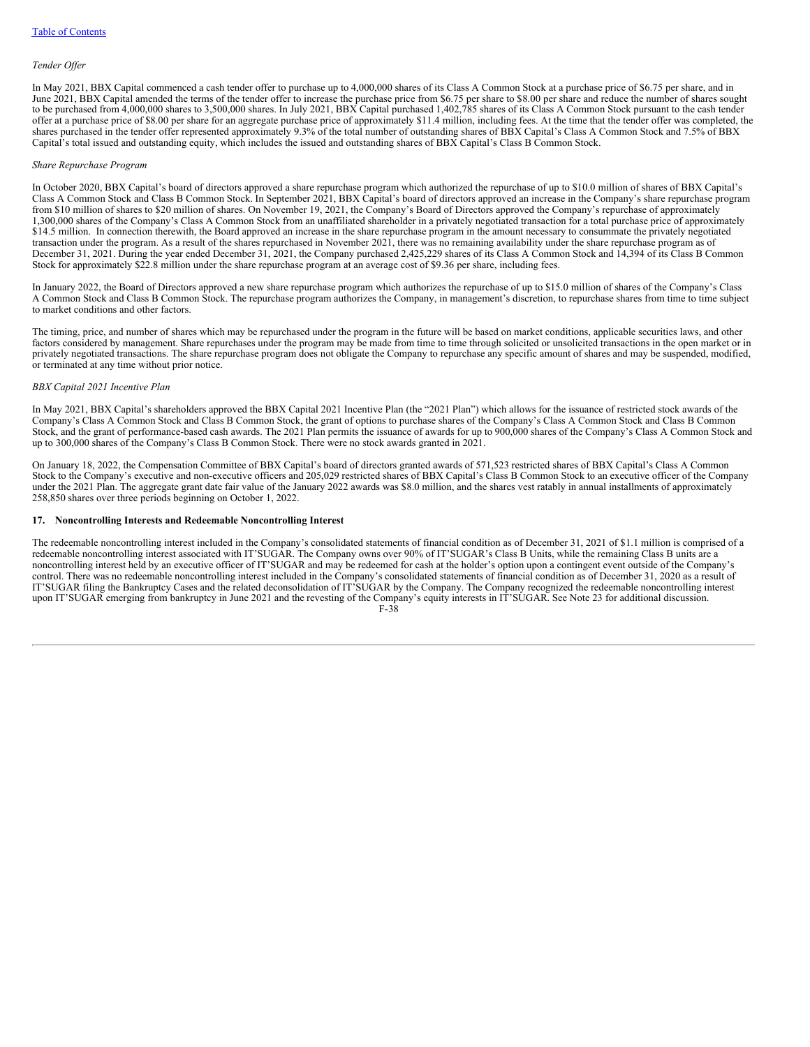*Tender Offer*

In May 2021, BBX Capital commenced a cash tender offer to purchase up to 4,000,000 shares of its Class A Common Stock at a purchase price of $6.75 per share, and in June 2021, BBX Capital amended the terms of the tender offer to increase the purchase price from $6.75 per share to $8.00 per share and reduce the number of shares sought to be purchased from 4,000,000 shares to 3,500,000 shares. In July 2021, BBX Capital purchased 1,402,785 shares of its Class A Common Stock pursuant to the cash tender offer at a purchase price of $8.00 per share for an aggregate purchase price of approximately $11.4 million, including fees. At the time that the tender offer was completed, the shares purchased in the tender offer represented approximately 9.3% of the total number of outstanding shares of BBX Capital's Class A Common Stock and 7.5% of BBX Capital's total issued and outstanding equity, which includes the issued and outstanding shares of BBX Capital's Class B Common Stock.

*Share Repurchase Program*

In October 2020, BBX Capital's board of directors approved a share repurchase program which authorized the repurchase of up to $10.0 million of shares of BBX Capital's Class A Common Stock and Class B Common Stock. In September 2021, BBX Capital's board of directors approved an increase in the Company's share repurchase program from $10 million of shares to $20 million of shares. On November 19, 2021, the Company's Board of Directors approved the Company's repurchase of approximately 1,300,000 shares of the Company's Class A Common Stock from an unaffiliated shareholder in a privately negotiated transaction for a total purchase price of approximately $14.5 million. In connection therewith, the Board approved an increase in the share repurchase program in the amount necessary to consummate the privately negotiated transaction under the program. As a result of the shares repurchased in November 2021, there was no remaining availability under the share repurchase program as of December 31, 2021. During the year ended December 31, 2021, the Company purchased 2,425,229 shares of its Class A Common Stock and 14,394 of its Class B Common Stock for approximately $22.8 million under the share repurchase program at an average cost of $9.36 per share, including fees.

In January 2022, the Board of Directors approved a new share repurchase program which authorizes the repurchase of up to $15.0 million of shares of the Company's Class A Common Stock and Class B Common Stock. The repurchase program authorizes the Company, in management's discretion, to repurchase shares from time to time subject to market conditions and other factors.

The timing, price, and number of shares which may be repurchased under the program in the future will be based on market conditions, applicable securities laws, and other factors considered by management. Share repurchases under the program may be made from time to time through solicited or unsolicited transactions in the open market or in privately negotiated transactions. The share repurchase program does not obligate the Company to repurchase any specific amount of shares and may be suspended, modified, or terminated at any time without prior notice.

*BBX Capital 2021 Incentive Plan*

In May 2021, BBX Capital's shareholders approved the BBX Capital 2021 Incentive Plan (the "2021 Plan") which allows for the issuance of restricted stock awards of the Company's Class A Common Stock and Class B Common Stock, the grant of options to purchase shares of the Company's Class A Common Stock and Class B Common Stock, and the grant of performance-based cash awards. The 2021 Plan permits the issuance of awards for up to 900,000 shares of the Company's Class A Common Stock and up to 300,000 shares of the Company's Class B Common Stock. There were no stock awards granted in 2021.

On January 18, 2022, the Compensation Committee of BBX Capital's board of directors granted awards of 571,523 restricted shares of BBX Capital's Class A Common Stock to the Company's executive and non-executive officers and 205,029 restricted shares of BBX Capital's Class B Common Stock to an executive officer of the Company under the 2021 Plan. The aggregate grant date fair value of the January 2022 awards was $8.0 million, and the shares vest ratably in annual installments of approximately 258,850 shares over three periods beginning on October 1, 2022.

## 17. Noncontrolling Interests and Redeemable Noncontrolling Interest

The redeemable noncontrolling interest included in the Company's consolidated statements of financial condition as of December 31, 2021 of $1.1 million is comprised of a redeemable noncontrolling interest associated with IT'SUGAR. The Company owns over 90% of IT'SUGAR's Class B Units, while the remaining Class B units are a noncontrolling interest held by an executive officer of IT'SUGAR and may be redeemed for cash at the holder's option upon a contingent event outside of the Company's control. There was no redeemable noncontrolling interest included in the Company's consolidated statements of financial condition as of December 31, 2020 as a result of IT'SUGAR filing the Bankruptcy Cases and the related deconsolidation of IT'SUGAR by the Company. The Company recognized the redeemable noncontrolling interest upon IT'SUGAR emerging from bankruptcy in June 2021 and the revesting of the Company's equity interests in IT'SUGAR. See Note 23 for additional discussion.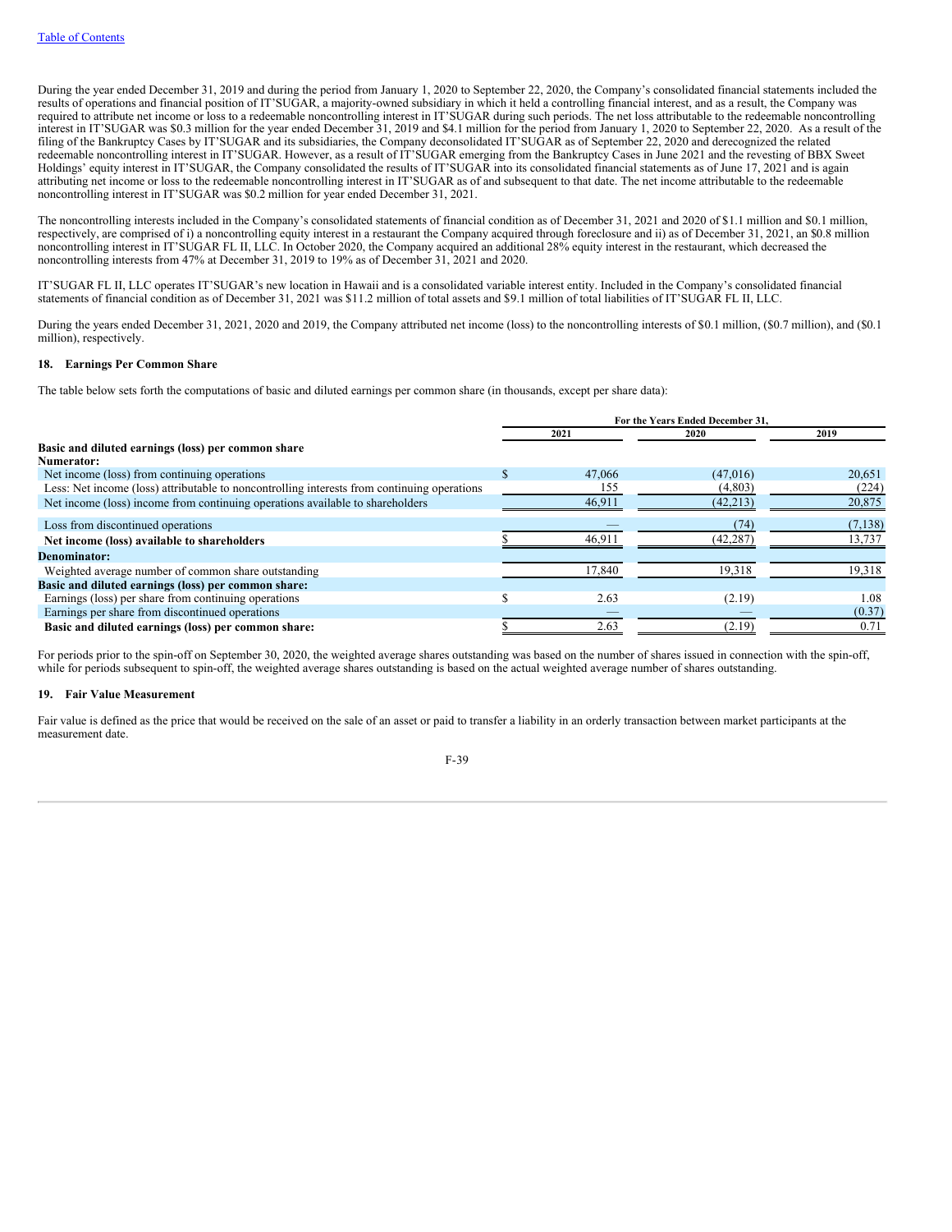During the year ended December 31, 2019 and during the period from January 1, 2020 to September 22, 2020, the Company's consolidated financial statements included the results of operations and financial position of IT'SUGAR, a majority-owned subsidiary in which it held a controlling financial interest, and as a result, the Company was required to attribute net income or loss to a redeemable noncontrolling interest in IT'SUGAR during such periods. The net loss attributable to the redeemable noncontrolling interest in IT'SUGAR was $0.3 million for the year ended December 31, 2019 and $4.1 million for the period from January 1, 2020 to September 22, 2020. As a result of the filing of the Bankruptcy Cases by IT'SUGAR and its subsidiaries, the Company deconsolidated IT'SUGAR as of September 22, 2020 and derecognized the related redeemable noncontrolling interest in IT'SUGAR. However, as a result of IT'SUGAR emerging from the Bankruptcy Cases in June 2021 and the revesting of BBX Sweet Holdings' equity interest in IT'SUGAR, the Company consolidated the results of IT'SUGAR into its consolidated financial statements as of June 17, 2021 and is again attributing net income or loss to the redeemable noncontrolling interest in IT'SUGAR as of and subsequent to that date. The net income attributable to the redeemable noncontrolling interest in IT'SUGAR was $0.2 million for year ended December 31, 2021.

The noncontrolling interests included in the Company's consolidated statements of financial condition as of December 31, 2021 and 2020 of $1.1 million and $0.1 million, respectively, are comprised of i) a noncontrolling equity interest in a restaurant the Company acquired through foreclosure and ii) as of December 31, 2021, an $0.8 million noncontrolling interest in IT'SUGAR FL II, LLC. In October 2020, the Company acquired an additional 28% equity interest in the restaurant, which decreased the noncontrolling interests from 47% at December 31, 2019 to 19% as of December 31, 2021 and 2020.

IT'SUGAR FL II, LLC operates IT'SUGAR's new location in Hawaii and is a consolidated variable interest entity. Included in the Company's consolidated financial statements of financial condition as of December 31, 2021 was $11.2 million of total assets and $9.1 million of total liabilities of IT'SUGAR FL II, LLC.

During the years ended December 31, 2021, 2020 and 2019, the Company attributed net income (loss) to the noncontrolling interests of $0.1 million, ($0.7 million), and ($0.1 million), respectively.

### 18. Earnings Per Common Share

The table below sets forth the computations of basic and diluted earnings per common share (in thousands, except per share data):

| | For the Years Ended December 31, | | |
|---|---|---|---|
| | 2021 | 2020 | 2019 |
| **Basic and diluted earnings (loss) per common share** | | | |
| **Numerator:** | | | |
| Net income (loss) from continuing operations | $ 47,066 | (47,016) | 20,651 |
| Less: Net income (loss) attributable to noncontrolling interests from continuing operations | 155 | (4,803) | (224) |
| Net income (loss) income from continuing operations available to shareholders | 46,911 | (42,213) | 20,875 |
| Loss from discontinued operations | — | (74) | (7,138) |
| **Net income (loss) available to shareholders** | $ 46,911 | (42,287) | 13,737 |
| **Denominator:** | | | |
| Weighted average number of common share outstanding | 17,840 | 19,318 | 19,318 |
| **Basic and diluted earnings (loss) per common share:** | | | |
| Earnings (loss) per share from continuing operations | $ 2.63 | (2.19) | 1.08 |
| Earnings per share from discontinued operations | — | — | (0.37) |
| **Basic and diluted earnings (loss) per common share:** | $ 2.63 | (2.19) | 0.71 |

For periods prior to the spin-off on September 30, 2020, the weighted average shares outstanding was based on the number of shares issued in connection with the spin-off, while for periods subsequent to spin-off, the weighted average shares outstanding is based on the actual weighted average number of shares outstanding.

### 19. Fair Value Measurement

Fair value is defined as the price that would be received on the sale of an asset or paid to transfer a liability in an orderly transaction between market participants at the measurement date.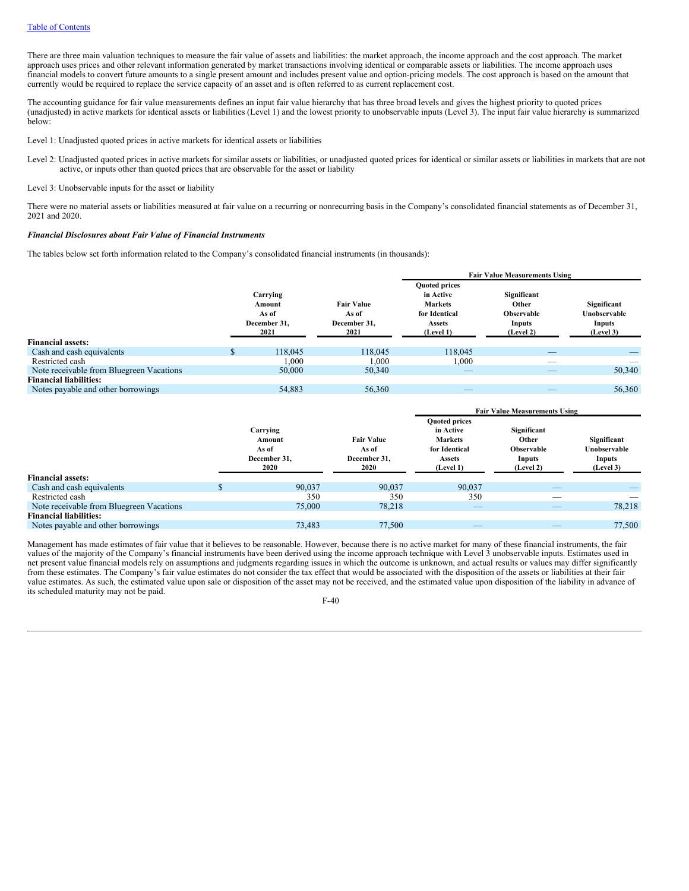There are three main valuation techniques to measure the fair value of assets and liabilities: the market approach, the income approach and the cost approach. The market approach uses prices and other relevant information generated by market transactions involving identical or comparable assets or liabilities. The income approach uses financial models to convert future amounts to a single present amount and includes present value and option-pricing models. The cost approach is based on the amount that currently would be required to replace the service capacity of an asset and is often referred to as current replacement cost.

The accounting guidance for fair value measurements defines an input fair value hierarchy that has three broad levels and gives the highest priority to quoted prices (unadjusted) in active markets for identical assets or liabilities (Level 1) and the lowest priority to unobservable inputs (Level 3). The input fair value hierarchy is summarized below:

Level 1: Unadjusted quoted prices in active markets for identical assets or liabilities

Level 2: Unadjusted quoted prices in active markets for similar assets or liabilities, or unadjusted quoted prices for identical or similar assets or liabilities in markets that are not active, or inputs other than quoted prices that are observable for the asset or liability

Level 3: Unobservable inputs for the asset or liability

There were no material assets or liabilities measured at fair value on a recurring or nonrecurring basis in the Company's consolidated financial statements as of December 31, 2021 and 2020.

***Financial Disclosures about Fair Value of Financial Instruments***

The tables below set forth information related to the Company's consolidated financial instruments (in thousands):

| | Carrying Amount As of December 31, 2021 | Fair Value As of December 31, 2021 | Fair Value Measurements Using | | |
|---|---|---|---|---|---|
| | | | Quoted prices in Active Markets for Identical Assets (Level 1) | Significant Other Observable Inputs (Level 2) | Significant Unobservable Inputs (Level 3) |
| **Financial assets:** | | | | | |
| Cash and cash equivalents | $ 118,045 | 118,045 | 118,045 | — | — |
| Restricted cash | 1,000 | 1,000 | 1,000 | — | — |
| Note receivable from Bluegreen Vacations | 50,000 | 50,340 | — | — | 50,340 |
| **Financial liabilities:** | | | | | |
| Notes payable and other borrowings | 54,883 | 56,360 | — | — | 56,360 |

| | Carrying Amount As of December 31, 2020 | Fair Value As of December 31, 2020 | Fair Value Measurements Using | | |
|---|---|---|---|---|---|
| | | | Quoted prices in Active Markets for Identical Assets (Level 1) | Significant Other Observable Inputs (Level 2) | Significant Unobservable Inputs (Level 3) |
| **Financial assets:** | | | | | |
| Cash and cash equivalents | $ 90,037 | 90,037 | 90,037 | — | — |
| Restricted cash | 350 | 350 | 350 | — | — |
| Note receivable from Bluegreen Vacations | 75,000 | 78,218 | — | — | 78,218 |
| **Financial liabilities:** | | | | | |
| Notes payable and other borrowings | 73,483 | 77,500 | — | — | 77,500 |

Management has made estimates of fair value that it believes to be reasonable. However, because there is no active market for many of these financial instruments, the fair values of the majority of the Company's financial instruments have been derived using the income approach technique with Level 3 unobservable inputs. Estimates used in net present value financial models rely on assumptions and judgments regarding issues in which the outcome is unknown, and actual results or values may differ significantly from these estimates. The Company's fair value estimates do not consider the tax effect that would be associated with the disposition of the assets or liabilities at their fair value estimates. As such, the estimated value upon sale or disposition of the asset may not be received, and the estimated value upon disposition of the liability in advance of its scheduled maturity may not be paid.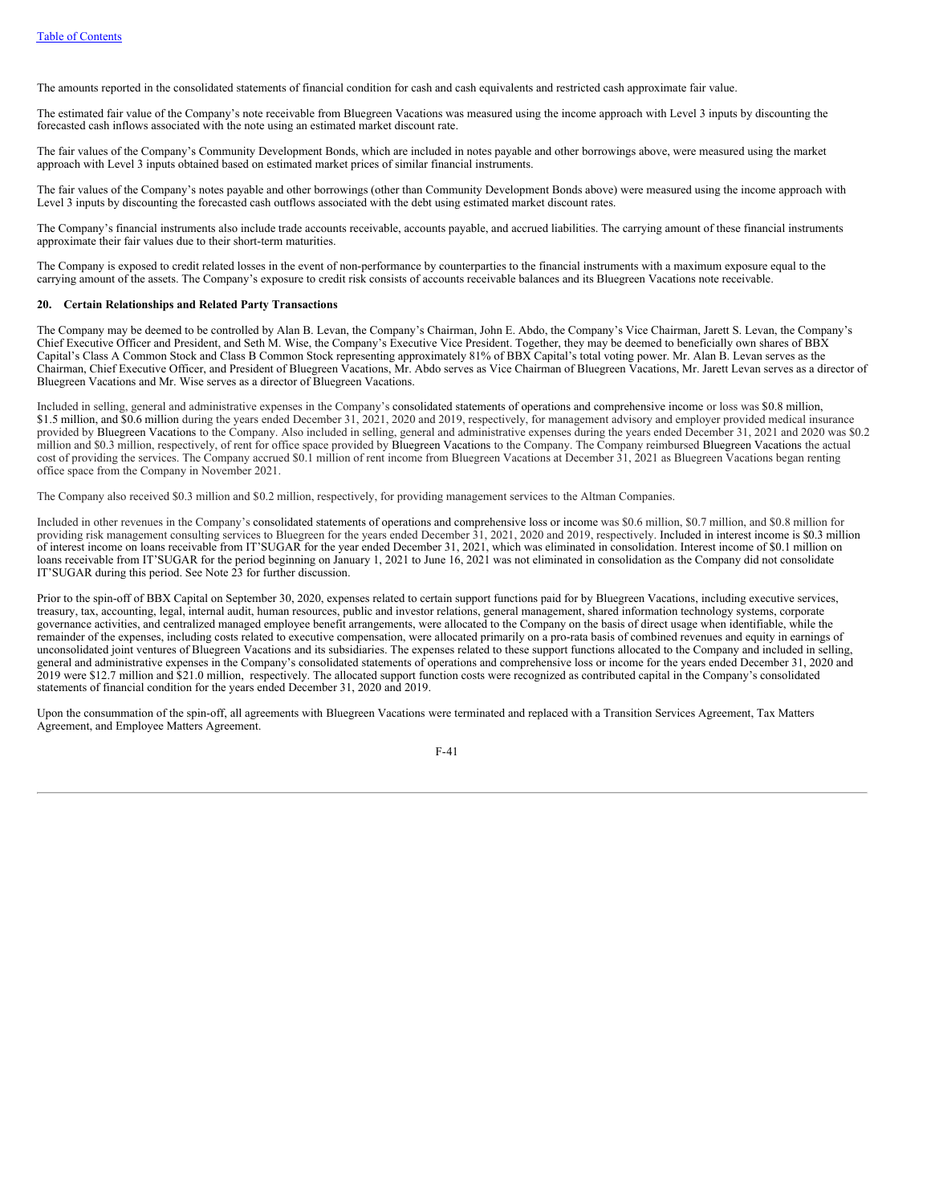The amounts reported in the consolidated statements of financial condition for cash and cash equivalents and restricted cash approximate fair value.

The estimated fair value of the Company's note receivable from Bluegreen Vacations was measured using the income approach with Level 3 inputs by discounting the forecasted cash inflows associated with the note using an estimated market discount rate.

The fair values of the Company's Community Development Bonds, which are included in notes payable and other borrowings above, were measured using the market approach with Level 3 inputs obtained based on estimated market prices of similar financial instruments.

The fair values of the Company's notes payable and other borrowings (other than Community Development Bonds above) were measured using the income approach with Level 3 inputs by discounting the forecasted cash outflows associated with the debt using estimated market discount rates.

The Company's financial instruments also include trade accounts receivable, accounts payable, and accrued liabilities. The carrying amount of these financial instruments approximate their fair values due to their short-term maturities.

The Company is exposed to credit related losses in the event of non-performance by counterparties to the financial instruments with a maximum exposure equal to the carrying amount of the assets. The Company's exposure to credit risk consists of accounts receivable balances and its Bluegreen Vacations note receivable.

**20. Certain Relationships and Related Party Transactions**

The Company may be deemed to be controlled by Alan B. Levan, the Company's Chairman, John E. Abdo, the Company's Vice Chairman, Jarett S. Levan, the Company's Chief Executive Officer and President, and Seth M. Wise, the Company's Executive Vice President. Together, they may be deemed to beneficially own shares of BBX Capital's Class A Common Stock and Class B Common Stock representing approximately 81% of BBX Capital's total voting power. Mr. Alan B. Levan serves as the Chairman, Chief Executive Officer, and President of Bluegreen Vacations, Mr. Abdo serves as Vice Chairman of Bluegreen Vacations, Mr. Jarett Levan serves as a director of Bluegreen Vacations and Mr. Wise serves as a director of Bluegreen Vacations.

Included in selling, general and administrative expenses in the Company's consolidated statements of operations and comprehensive income or loss was $0.8 million, $1.5 million, and $0.6 million during the years ended December 31, 2021, 2020 and 2019, respectively, for management advisory and employer provided medical insurance provided by Bluegreen Vacations to the Company. Also included in selling, general and administrative expenses during the years ended December 31, 2021 and 2020 was $0.2 million and $0.3 million, respectively, of rent for office space provided by Bluegreen Vacations to the Company. The Company reimbursed Bluegreen Vacations the actual cost of providing the services. The Company accrued $0.1 million of rent income from Bluegreen Vacations at December 31, 2021 as Bluegreen Vacations began renting office space from the Company in November 2021.

The Company also received $0.3 million and $0.2 million, respectively, for providing management services to the Altman Companies.

Included in other revenues in the Company's consolidated statements of operations and comprehensive loss or income was $0.6 million, $0.7 million, and $0.8 million for providing risk management consulting services to Bluegreen for the years ended December 31, 2021, 2020 and 2019, respectively. Included in interest income is $0.3 million of interest income on loans receivable from IT'SUGAR for the year ended December 31, 2021, which was eliminated in consolidation. Interest income of $0.1 million on loans receivable from IT'SUGAR for the period beginning on January 1, 2021 to June 16, 2021 was not eliminated in consolidation as the Company did not consolidate IT'SUGAR during this period. See Note 23 for further discussion.

Prior to the spin-off of BBX Capital on September 30, 2020, expenses related to certain support functions paid for by Bluegreen Vacations, including executive services, treasury, tax, accounting, legal, internal audit, human resources, public and investor relations, general management, shared information technology systems, corporate governance activities, and centralized managed employee benefit arrangements, were allocated to the Company on the basis of direct usage when identifiable, while the remainder of the expenses, including costs related to executive compensation, were allocated primarily on a pro-rata basis of combined revenues and equity in earnings of unconsolidated joint ventures of Bluegreen Vacations and its subsidiaries. The expenses related to these support functions allocated to the Company and included in selling, general and administrative expenses in the Company's consolidated statements of operations and comprehensive loss or income for the years ended December 31, 2020 and 2019 were $12.7 million and $21.0 million, respectively. The allocated support function costs were recognized as contributed capital in the Company's consolidated statements of financial condition for the years ended December 31, 2020 and 2019.

Upon the consummation of the spin-off, all agreements with Bluegreen Vacations were terminated and replaced with a Transition Services Agreement, Tax Matters Agreement, and Employee Matters Agreement.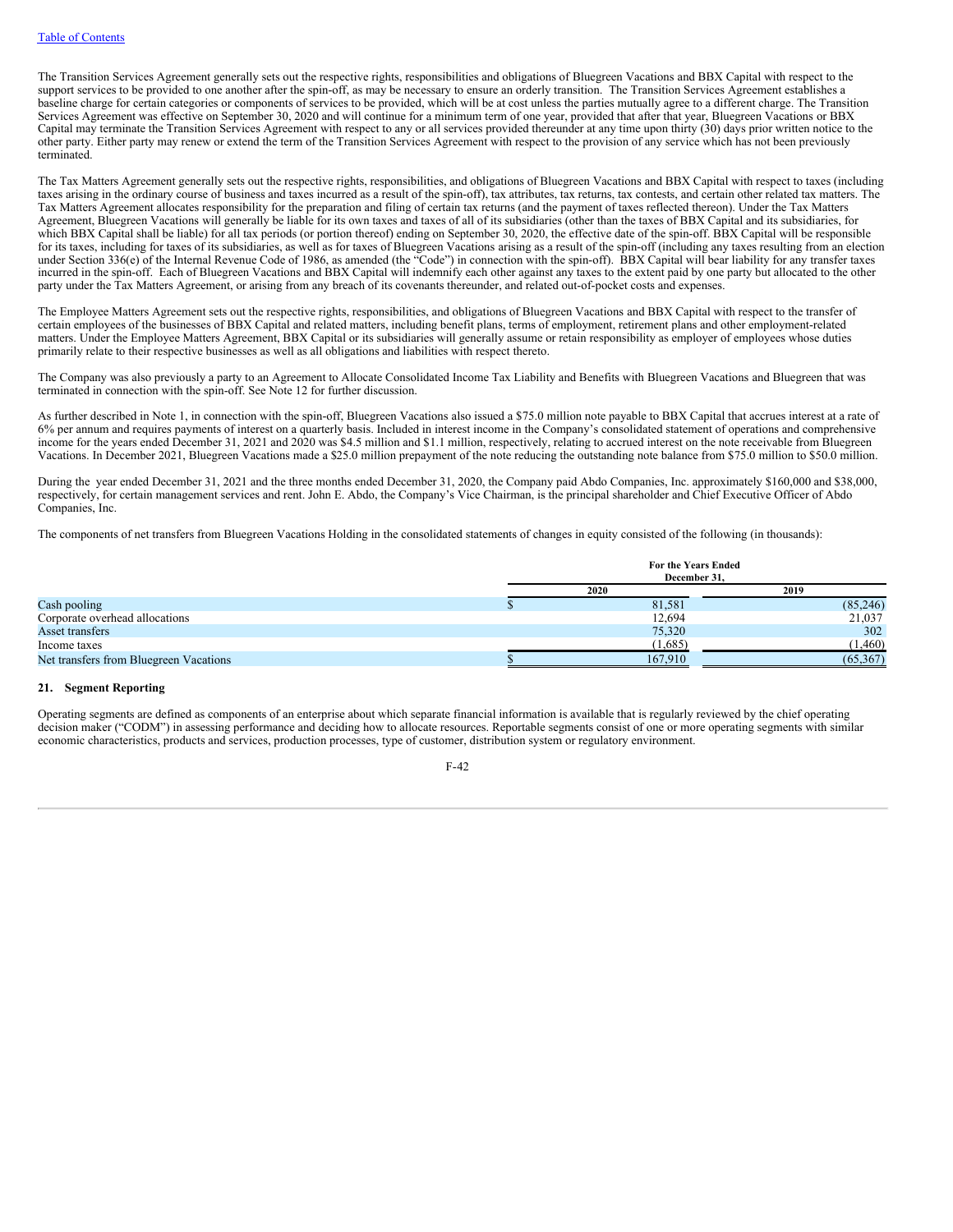The Transition Services Agreement generally sets out the respective rights, responsibilities and obligations of Bluegreen Vacations and BBX Capital with respect to the support services to be provided to one another after the spin-off, as may be necessary to ensure an orderly transition. The Transition Services Agreement establishes a baseline charge for certain categories or components of services to be provided, which will be at cost unless the parties mutually agree to a different charge. The Transition Services Agreement was effective on September 30, 2020 and will continue for a minimum term of one year, provided that after that year, Bluegreen Vacations or BBX Capital may terminate the Transition Services Agreement with respect to any or all services provided thereunder at any time upon thirty (30) days prior written notice to the other party. Either party may renew or extend the term of the Transition Services Agreement with respect to the provision of any service which has not been previously terminated.

The Tax Matters Agreement generally sets out the respective rights, responsibilities, and obligations of Bluegreen Vacations and BBX Capital with respect to taxes (including taxes arising in the ordinary course of business and taxes incurred as a result of the spin-off), tax attributes, tax returns, tax contests, and certain other related tax matters. The Tax Matters Agreement allocates responsibility for the preparation and filing of certain tax returns (and the payment of taxes reflected thereon). Under the Tax Matters Agreement, Bluegreen Vacations will generally be liable for its own taxes and taxes of all of its subsidiaries (other than the taxes of BBX Capital and its subsidiaries, for which BBX Capital shall be liable) for all tax periods (or portion thereof) ending on September 30, 2020, the effective date of the spin-off. BBX Capital will be responsible for its taxes, including for taxes of its subsidiaries, as well as for taxes of Bluegreen Vacations arising as a result of the spin-off (including any taxes resulting from an election under Section 336(e) of the Internal Revenue Code of 1986, as amended (the "Code") in connection with the spin-off). BBX Capital will bear liability for any transfer taxes incurred in the spin-off. Each of Bluegreen Vacations and BBX Capital will indemnify each other against any taxes to the extent paid by one party but allocated to the other party under the Tax Matters Agreement, or arising from any breach of its covenants thereunder, and related out-of-pocket costs and expenses.

The Employee Matters Agreement sets out the respective rights, responsibilities, and obligations of Bluegreen Vacations and BBX Capital with respect to the transfer of certain employees of the businesses of BBX Capital and related matters, including benefit plans, terms of employment, retirement plans and other employment-related matters. Under the Employee Matters Agreement, BBX Capital or its subsidiaries will generally assume or retain responsibility as employer of employees whose duties primarily relate to their respective businesses as well as all obligations and liabilities with respect thereto.

The Company was also previously a party to an Agreement to Allocate Consolidated Income Tax Liability and Benefits with Bluegreen Vacations and Bluegreen that was terminated in connection with the spin-off. See Note 12 for further discussion.

As further described in Note 1, in connection with the spin-off, Bluegreen Vacations also issued a $75.0 million note payable to BBX Capital that accrues interest at a rate of 6% per annum and requires payments of interest on a quarterly basis. Included in interest income in the Company's consolidated statement of operations and comprehensive income for the years ended December 31, 2021 and 2020 was $4.5 million and $1.1 million, respectively, relating to accrued interest on the note receivable from Bluegreen Vacations. In December 2021, Bluegreen Vacations made a $25.0 million prepayment of the note reducing the outstanding note balance from $75.0 million to $50.0 million.

During the year ended December 31, 2021 and the three months ended December 31, 2020, the Company paid Abdo Companies, Inc. approximately $160,000 and $38,000, respectively, for certain management services and rent. John E. Abdo, the Company's Vice Chairman, is the principal shareholder and Chief Executive Officer of Abdo Companies, Inc.

The components of net transfers from Bluegreen Vacations Holding in the consolidated statements of changes in equity consisted of the following (in thousands):

| | For the Years Ended December 31, | |
|---|---|---|
| | 2020 | 2019 |
| Cash pooling | $ 81,581 | (85,246) |
| Corporate overhead allocations | 12,694 | 21,037 |
| Asset transfers | 75,320 | 302 |
| Income taxes | (1,685) | (1,460) |
| Net transfers from Bluegreen Vacations | $ 167,910 | (65,367) |

## 21. Segment Reporting

Operating segments are defined as components of an enterprise about which separate financial information is available that is regularly reviewed by the chief operating decision maker ("CODM") in assessing performance and deciding how to allocate resources. Reportable segments consist of one or more operating segments with similar economic characteristics, products and services, production processes, type of customer, distribution system or regulatory environment.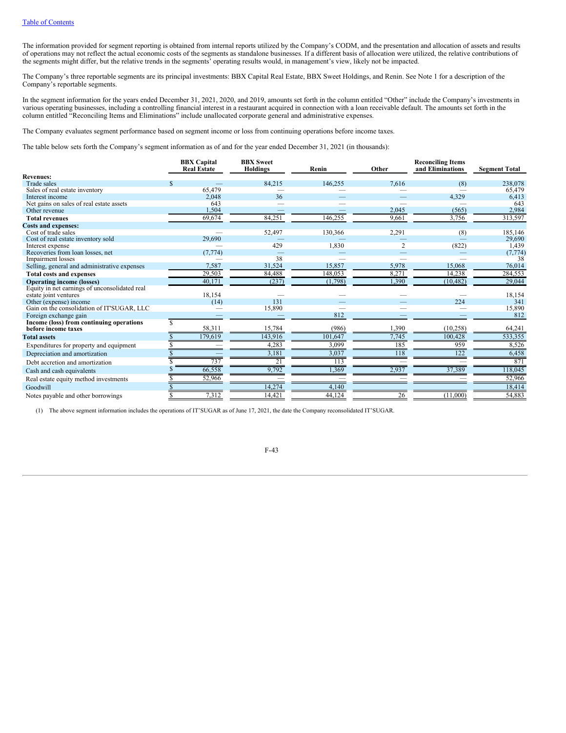The information provided for segment reporting is obtained from internal reports utilized by the Company's CODM, and the presentation and allocation of assets and results of operations may not reflect the actual economic costs of the segments as standalone businesses. If a different basis of allocation were utilized, the relative contributions of the segments might differ, but the relative trends in the segments' operating results would, in management's view, likely not be impacted.

The Company's three reportable segments are its principal investments: BBX Capital Real Estate, BBX Sweet Holdings, and Renin. See Note 1 for a description of the Company's reportable segments.

In the segment information for the years ended December 31, 2021, 2020, and 2019, amounts set forth in the column entitled "Other" include the Company's investments in various operating businesses, including a controlling financial interest in a restaurant acquired in connection with a loan receivable default. The amounts set forth in the column entitled "Reconciling Items and Eliminations" include unallocated corporate general and administrative expenses.

The Company evaluates segment performance based on segment income or loss from continuing operations before income taxes.

The table below sets forth the Company's segment information as of and for the year ended December 31, 2021 (in thousands):

| | BBX Capital Real Estate | BBX Sweet Holdings | Renin | Other | Reconciling Items and Eliminations | Segment Total |
|---|---|---|---|---|---|---|
| **Revenues:** | | | | | | |
| Trade sales | $ — | 84,215 | 146,255 | 7,616 | (8) | 238,078 |
| Sales of real estate inventory | 65,479 | — | — | — | — | 65,479 |
| Interest income | 2,048 | 36 | — | — | 4,329 | 6,413 |
| Net gains on sales of real estate assets | 643 | — | — | — | — | 643 |
| Other revenue | 1,504 | — | — | 2,045 | (565) | 2,984 |
| **Total revenues** | 69,674 | 84,251 | 146,255 | 9,661 | 3,756 | 313,597 |
| **Costs and expenses:** | | | | | | |
| Cost of trade sales | — | 52,497 | 130,366 | 2,291 | (8) | 185,146 |
| Cost of real estate inventory sold | 29,690 | — | — | — | — | 29,690 |
| Interest expense | — | 429 | 1,830 | 2 | (822) | 1,439 |
| Recoveries from loan losses, net | (7,774) | — | — | — | — | (7,774) |
| Impairment losses | — | 38 | — | — | — | 38 |
| Selling, general and administrative expenses | 7,587 | 31,524 | 15,857 | 5,978 | 15,068 | 76,014 |
| **Total costs and expenses** | 29,503 | 84,488 | 148,053 | 8,271 | 14,238 | 284,553 |
| **Operating income (losses)** | 40,171 | (237) | (1,798) | 1,390 | (10,482) | 29,044 |
| Equity in net earnings of unconsolidated real estate joint ventures | 18,154 | — | — | — | — | 18,154 |
| Other (expense) income | (14) | 131 | — | — | 224 | 341 |
| Gain on the consolidation of IT'SUGAR, LLC | — | 15,890 | — | — | — | 15,890 |
| Foreign exchange gain | — | — | 812 | — | — | 812 |
| **Income (loss) from continuing operations before income taxes** | $ 58,311 | 15,784 | (986) | 1,390 | (10,258) | 64,241 |
| **Total assets** | $ 179,619 | 143,916 | 101,647 | 7,745 | 100,428 | 533,355 |
| Expenditures for property and equipment | $ — | 4,283 | 3,099 | 185 | 959 | 8,526 |
| Depreciation and amortization | $ — | 3,181 | 3,037 | 118 | 122 | 6,458 |
| Debt accretion and amortization | $ 737 | 21 | 113 | — | — | 871 |
| Cash and cash equivalents | $ 66,558 | 9,792 | 1,369 | 2,937 | 37,389 | 118,045 |
| Real estate equity method investments | $ 52,966 | — | — | — | — | 52,966 |
| Goodwill | $ | 14,274 | 4,140 | | | 18,414 |
| Notes payable and other borrowings | $ 7,312 | 14,421 | 44,124 | 26 | (11,000) | 54,883 |

(1) The above segment information includes the operations of IT'SUGAR as of June 17, 2021, the date the Company reconsolidated IT'SUGAR.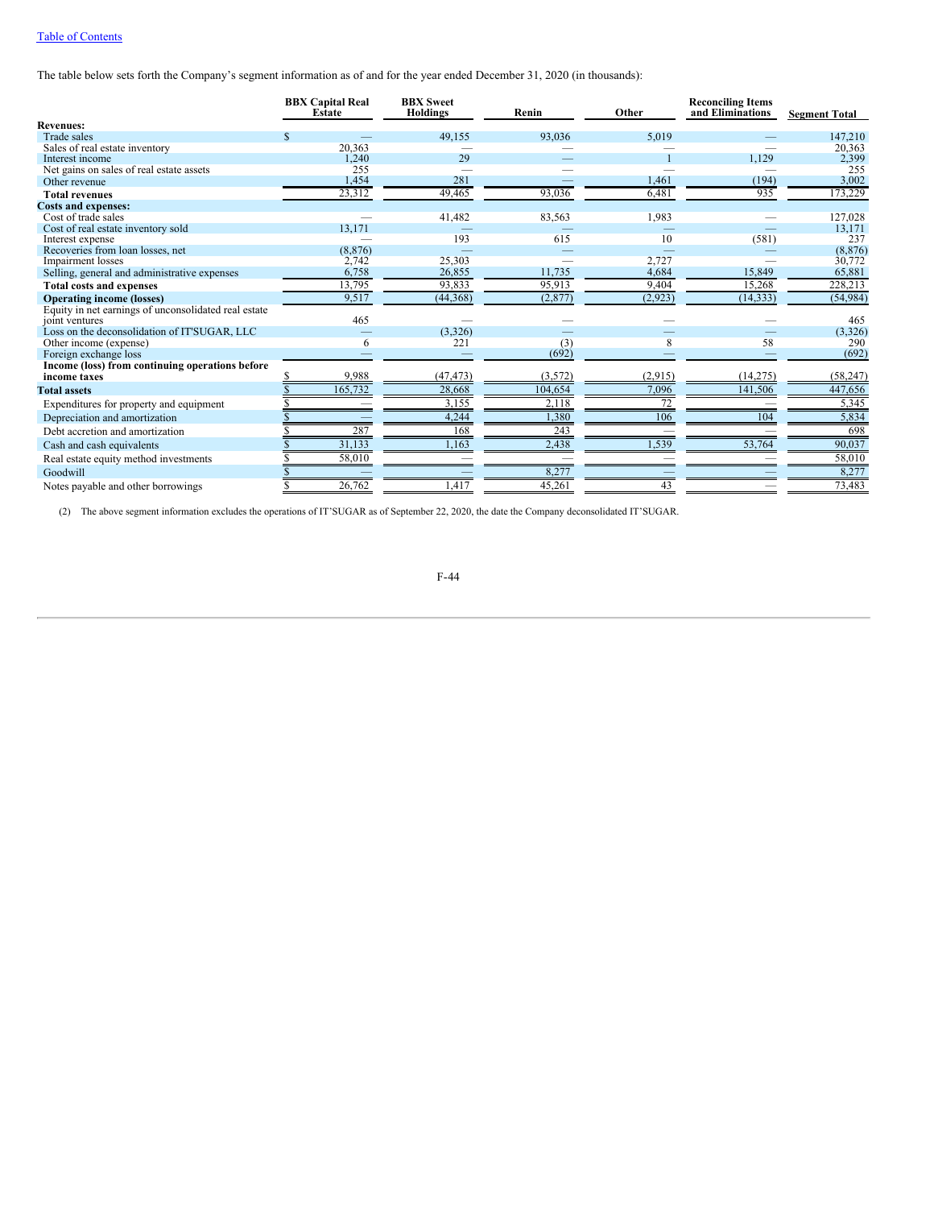The table below sets forth the Company's segment information as of and for the year ended December 31, 2020 (in thousands):

| | BBX Capital Real Estate | BBX Sweet Holdings | Renin | Other | Reconciling Items and Eliminations | Segment Total |
|---|---|---|---|---|---|---|
| **Revenues:** | | | | | | |
| Trade sales | $ — | 49,155 | 93,036 | 5,019 | — | 147,210 |
| Sales of real estate inventory | 20,363 | — | — | — | — | 20,363 |
| Interest income | 1,240 | 29 | — | 1 | 1,129 | 2,399 |
| Net gains on sales of real estate assets | 255 | — | — | — | — | 255 |
| Other revenue | 1,454 | 281 | — | 1,461 | (194) | 3,002 |
| **Total revenues** | 23,312 | 49,465 | 93,036 | 6,481 | 935 | 173,229 |
| **Costs and expenses:** | | | | | | |
| Cost of trade sales | — | 41,482 | 83,563 | 1,983 | — | 127,028 |
| Cost of real estate inventory sold | 13,171 | — | — | — | — | 13,171 |
| Interest expense | — | 193 | 615 | 10 | (581) | 237 |
| Recoveries from loan losses, net | (8,876) | — | — | — | — | (8,876) |
| Impairment losses | 2,742 | 25,303 | — | 2,727 | — | 30,772 |
| Selling, general and administrative expenses | 6,758 | 26,855 | 11,735 | 4,684 | 15,849 | 65,881 |
| **Total costs and expenses** | 13,795 | 93,833 | 95,913 | 9,404 | 15,268 | 228,213 |
| **Operating income (losses)** | 9,517 | (44,368) | (2,877) | (2,923) | (14,333) | (54,984) |
| Equity in net earnings of unconsolidated real estate joint ventures | 465 | — | — | — | — | 465 |
| Loss on the deconsolidation of IT'SUGAR, LLC | — | (3,326) | — | — | — | (3,326) |
| Other income (expense) | 6 | 221 | (3) | 8 | 58 | 290 |
| Foreign exchange loss | — | — | (692) | — | — | (692) |
| **Income (loss) from continuing operations before income taxes** | $ 9,988 | (47,473) | (3,572) | (2,915) | (14,275) | (58,247) |
| **Total assets** | $ 165,732 | 28,668 | 104,654 | 7,096 | 141,506 | 447,656 |
| Expenditures for property and equipment | $ — | 3,155 | 2,118 | 72 | — | 5,345 |
| Depreciation and amortization | $ — | 4,244 | 1,380 | 106 | 104 | 5,834 |
| Debt accretion and amortization | $ 287 | 168 | 243 | — | — | 698 |
| Cash and cash equivalents | $ 31,133 | 1,163 | 2,438 | 1,539 | 53,764 | 90,037 |
| Real estate equity method investments | $ 58,010 | — | — | — | — | 58,010 |
| Goodwill | $ — | — | 8,277 | — | — | 8,277 |
| Notes payable and other borrowings | $ 26,762 | 1,417 | 45,261 | 43 | — | 73,483 |

(2) The above segment information excludes the operations of IT'SUGAR as of September 22, 2020, the date the Company deconsolidated IT'SUGAR.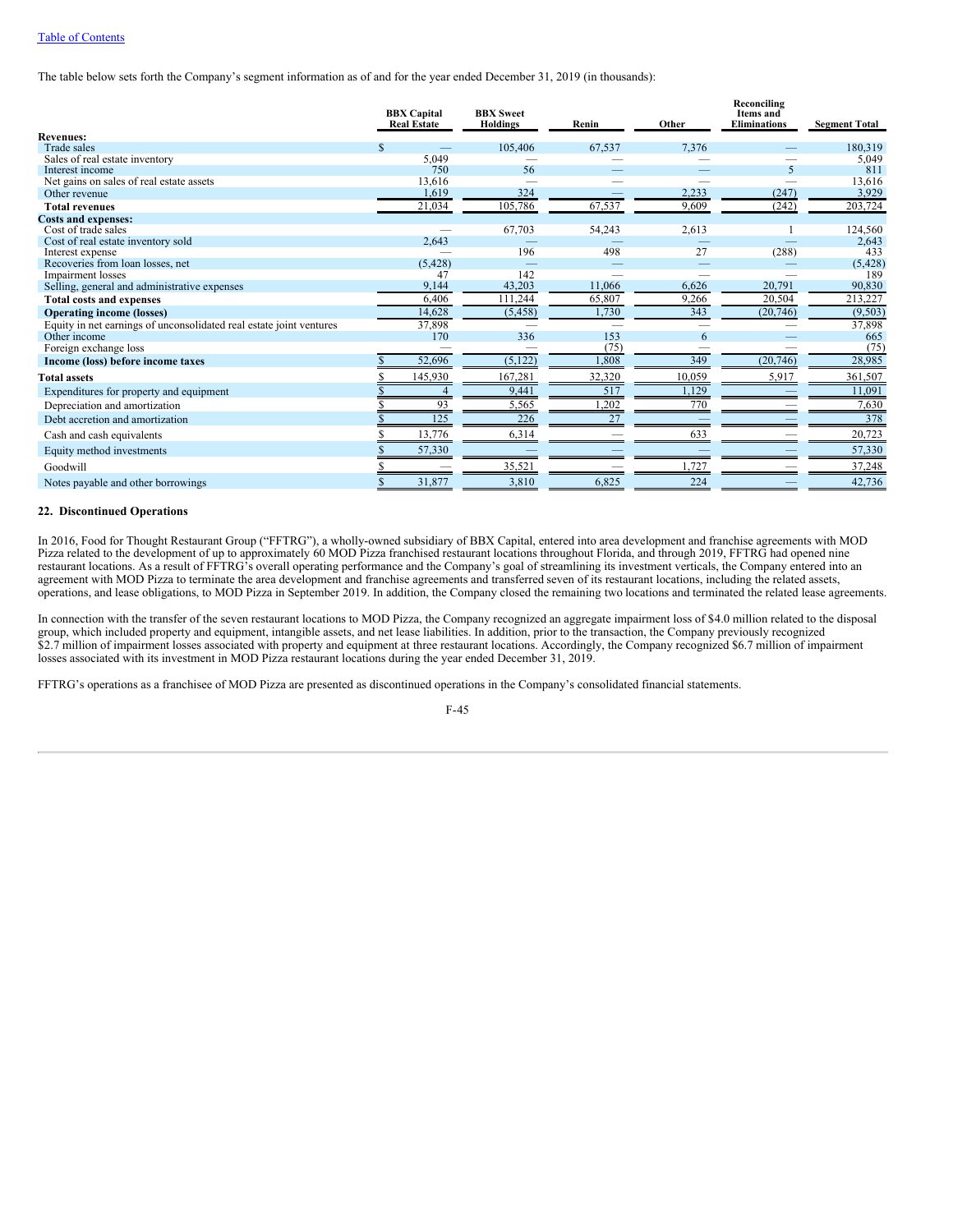The table below sets forth the Company's segment information as of and for the year ended December 31, 2019 (in thousands):

| | BBX Capital Real Estate | BBX Sweet Holdings | Renin | Other | Reconciling Items and Eliminations | Segment Total |
|---|---|---|---|---|---|---|
| **Revenues:** | | | | | | |
| Trade sales | $ — | 105,406 | 67,537 | 7,376 | — | 180,319 |
| Sales of real estate inventory | 5,049 | — | — | — | — | 5,049 |
| Interest income | 750 | 56 | — | — | 5 | 811 |
| Net gains on sales of real estate assets | 13,616 | — | — | — | — | 13,616 |
| Other revenue | 1,619 | 324 | — | 2,233 | (247) | 3,929 |
| **Total revenues** | 21,034 | 105,786 | 67,537 | 9,609 | (242) | 203,724 |
| **Costs and expenses:** | | | | | | |
| Cost of trade sales | — | 67,703 | 54,243 | 2,613 | 1 | 124,560 |
| Cost of real estate inventory sold | 2,643 | — | — | — | — | 2,643 |
| Interest expense | — | 196 | 498 | 27 | (288) | 433 |
| Recoveries from loan losses, net | (5,428) | — | — | — | — | (5,428) |
| Impairment losses | 47 | 142 | — | — | — | 189 |
| Selling, general and administrative expenses | 9,144 | 43,203 | 11,066 | 6,626 | 20,791 | 90,830 |
| **Total costs and expenses** | 6,406 | 111,244 | 65,807 | 9,266 | 20,504 | 213,227 |
| **Operating income (losses)** | 14,628 | (5,458) | 1,730 | 343 | (20,746) | (9,503) |
| Equity in net earnings of unconsolidated real estate joint ventures | 37,898 | — | — | — | — | 37,898 |
| Other income | 170 | 336 | 153 | 6 | — | 665 |
| Foreign exchange loss | — | — | (75) | — | — | (75) |
| **Income (loss) before income taxes** | $ 52,696 | (5,122) | 1,808 | 349 | (20,746) | 28,985 |
| **Total assets** | $ 145,930 | 167,281 | 32,320 | 10,059 | 5,917 | 361,507 |
| Expenditures for property and equipment | $ 4 | 9,441 | 517 | 1,129 | — | 11,091 |
| Depreciation and amortization | $ 93 | 5,565 | 1,202 | 770 | — | 7,630 |
| Debt accretion and amortization | $ 125 | 226 | 27 | — | — | 378 |
| Cash and cash equivalents | $ 13,776 | 6,314 | — | 633 | — | 20,723 |
| Equity method investments | $ 57,330 | — | — | — | — | 57,330 |
| Goodwill | $ — | 35,521 | — | 1,727 | — | 37,248 |
| Notes payable and other borrowings | $ 31,877 | 3,810 | 6,825 | 224 | — | 42,736 |

## 22. Discontinued Operations

In 2016, Food for Thought Restaurant Group ("FFTRG"), a wholly-owned subsidiary of BBX Capital, entered into area development and franchise agreements with MOD Pizza related to the development of up to approximately 60 MOD Pizza franchised restaurant locations throughout Florida, and through 2019, FFTRG had opened nine restaurant locations. As a result of FFTRG's overall operating performance and the Company's goal of streamlining its investment verticals, the Company entered into an agreement with MOD Pizza to terminate the area development and franchise agreements and transferred seven of its restaurant locations, including the related assets, operations, and lease obligations, to MOD Pizza in September 2019. In addition, the Company closed the remaining two locations and terminated the related lease agreements.

In connection with the transfer of the seven restaurant locations to MOD Pizza, the Company recognized an aggregate impairment loss of $4.0 million related to the disposal group, which included property and equipment, intangible assets, and net lease liabilities. In addition, prior to the transaction, the Company previously recognized $2.7 million of impairment losses associated with property and equipment at three restaurant locations. Accordingly, the Company recognized $6.7 million of impairment losses associated with its investment in MOD Pizza restaurant locations during the year ended December 31, 2019.

FFTRG's operations as a franchisee of MOD Pizza are presented as discontinued operations in the Company's consolidated financial statements.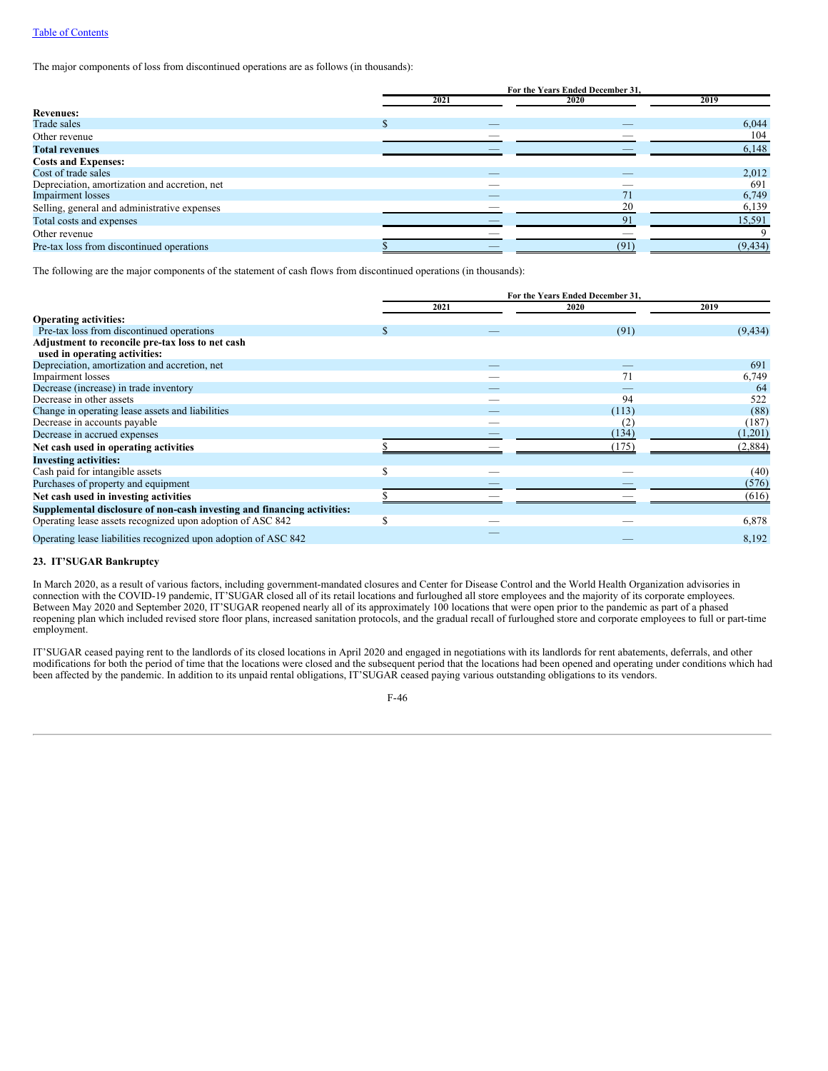The major components of loss from discontinued operations are as follows (in thousands):

| | For the Years Ended December 31, | | |
|---|---|---|---|
| | 2021 | 2020 | 2019 |
| **Revenues:** | | | |
| Trade sales | $ — | — | 6,044 |
| Other revenue | — | — | 104 |
| **Total revenues** | — | — | 6,148 |
| **Costs and Expenses:** | | | |
| Cost of trade sales | — | — | 2,012 |
| Depreciation, amortization and accretion, net | — | — | 691 |
| Impairment losses | — | 71 | 6,749 |
| Selling, general and administrative expenses | — | 20 | 6,139 |
| Total costs and expenses | — | 91 | 15,591 |
| Other revenue | — | — | 9 |
| Pre-tax loss from discontinued operations | $ — | (91) | (9,434) |

The following are the major components of the statement of cash flows from discontinued operations (in thousands):

| | For the Years Ended December 31, | | |
|---|---|---|---|
| | 2021 | 2020 | 2019 |
| **Operating activities:** | | | |
| Pre-tax loss from discontinued operations | $ — | (91) | (9,434) |
| **Adjustment to reconcile pre-tax loss to net cash used in operating activities:** | | | |
| Depreciation, amortization and accretion, net | — | — | 691 |
| Impairment losses | — | 71 | 6,749 |
| Decrease (increase) in trade inventory | — | — | 64 |
| Decrease in other assets | — | 94 | 522 |
| Change in operating lease assets and liabilities | — | (113) | (88) |
| Decrease in accounts payable | — | (2) | (187) |
| Decrease in accrued expenses | — | (134) | (1,201) |
| **Net cash used in operating activities** | $ — | (175) | (2,884) |
| **Investing activities:** | | | |
| Cash paid for intangible assets | $ — | — | (40) |
| Purchases of property and equipment | — | — | (576) |
| **Net cash used in investing activities** | $ — | — | (616) |
| **Supplemental disclosure of non-cash investing and financing activities:** | | | |
| Operating lease assets recognized upon adoption of ASC 842 | $ — | — | 6,878 |
| Operating lease liabilities recognized upon adoption of ASC 842 | — | — | 8,192 |

## 23. IT'SUGAR Bankruptcy

In March 2020, as a result of various factors, including government-mandated closures and Center for Disease Control and the World Health Organization advisories in connection with the COVID-19 pandemic, IT'SUGAR closed all of its retail locations and furloughed all store employees and the majority of its corporate employees. Between May 2020 and September 2020, IT'SUGAR reopened nearly all of its approximately 100 locations that were open prior to the pandemic as part of a phased reopening plan which included revised store floor plans, increased sanitation protocols, and the gradual recall of furloughed store and corporate employees to full or part-time employment.

IT'SUGAR ceased paying rent to the landlords of its closed locations in April 2020 and engaged in negotiations with its landlords for rent abatements, deferrals, and other modifications for both the period of time that the locations were closed and the subsequent period that the locations had been opened and operating under conditions which had been affected by the pandemic. In addition to its unpaid rental obligations, IT'SUGAR ceased paying various outstanding obligations to its vendors.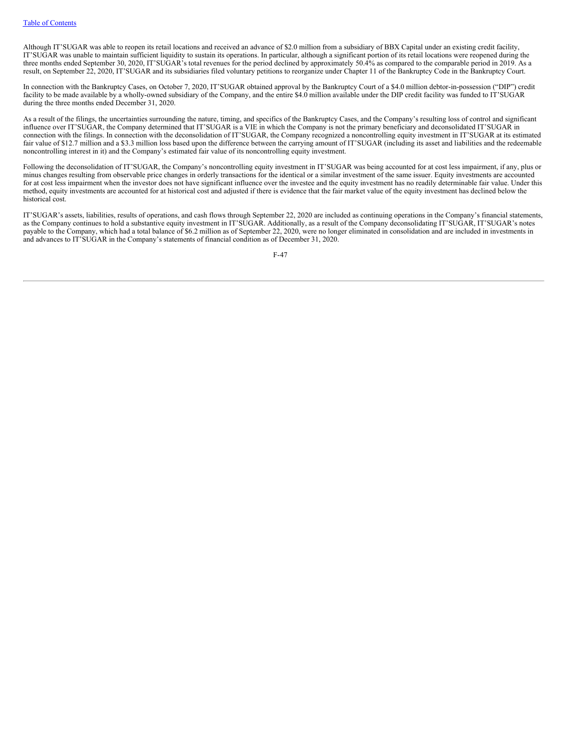Although IT'SUGAR was able to reopen its retail locations and received an advance of $2.0 million from a subsidiary of BBX Capital under an existing credit facility, IT'SUGAR was unable to maintain sufficient liquidity to sustain its operations. In particular, although a significant portion of its retail locations were reopened during the three months ended September 30, 2020, IT'SUGAR's total revenues for the period declined by approximately 50.4% as compared to the comparable period in 2019. As a result, on September 22, 2020, IT'SUGAR and its subsidiaries filed voluntary petitions to reorganize under Chapter 11 of the Bankruptcy Code in the Bankruptcy Court.

In connection with the Bankruptcy Cases, on October 7, 2020, IT'SUGAR obtained approval by the Bankruptcy Court of a $4.0 million debtor-in-possession ("DIP") credit facility to be made available by a wholly-owned subsidiary of the Company, and the entire $4.0 million available under the DIP credit facility was funded to IT'SUGAR during the three months ended December 31, 2020.

As a result of the filings, the uncertainties surrounding the nature, timing, and specifics of the Bankruptcy Cases, and the Company's resulting loss of control and significant influence over IT'SUGAR, the Company determined that IT'SUGAR is a VIE in which the Company is not the primary beneficiary and deconsolidated IT'SUGAR in connection with the filings. In connection with the deconsolidation of IT'SUGAR, the Company recognized a noncontrolling equity investment in IT'SUGAR at its estimated fair value of $12.7 million and a $3.3 million loss based upon the difference between the carrying amount of IT'SUGAR (including its asset and liabilities and the redeemable noncontrolling interest in it) and the Company's estimated fair value of its noncontrolling equity investment.

Following the deconsolidation of IT'SUGAR, the Company's noncontrolling equity investment in IT'SUGAR was being accounted for at cost less impairment, if any, plus or minus changes resulting from observable price changes in orderly transactions for the identical or a similar investment of the same issuer. Equity investments are accounted for at cost less impairment when the investor does not have significant influence over the investee and the equity investment has no readily determinable fair value. Under this method, equity investments are accounted for at historical cost and adjusted if there is evidence that the fair market value of the equity investment has declined below the historical cost.

IT'SUGAR's assets, liabilities, results of operations, and cash flows through September 22, 2020 are included as continuing operations in the Company's financial statements, as the Company continues to hold a substantive equity investment in IT'SUGAR. Additionally, as a result of the Company deconsolidating IT'SUGAR, IT'SUGAR's notes payable to the Company, which had a total balance of $6.2 million as of September 22, 2020, were no longer eliminated in consolidation and are included in investments in and advances to IT'SUGAR in the Company's statements of financial condition as of December 31, 2020.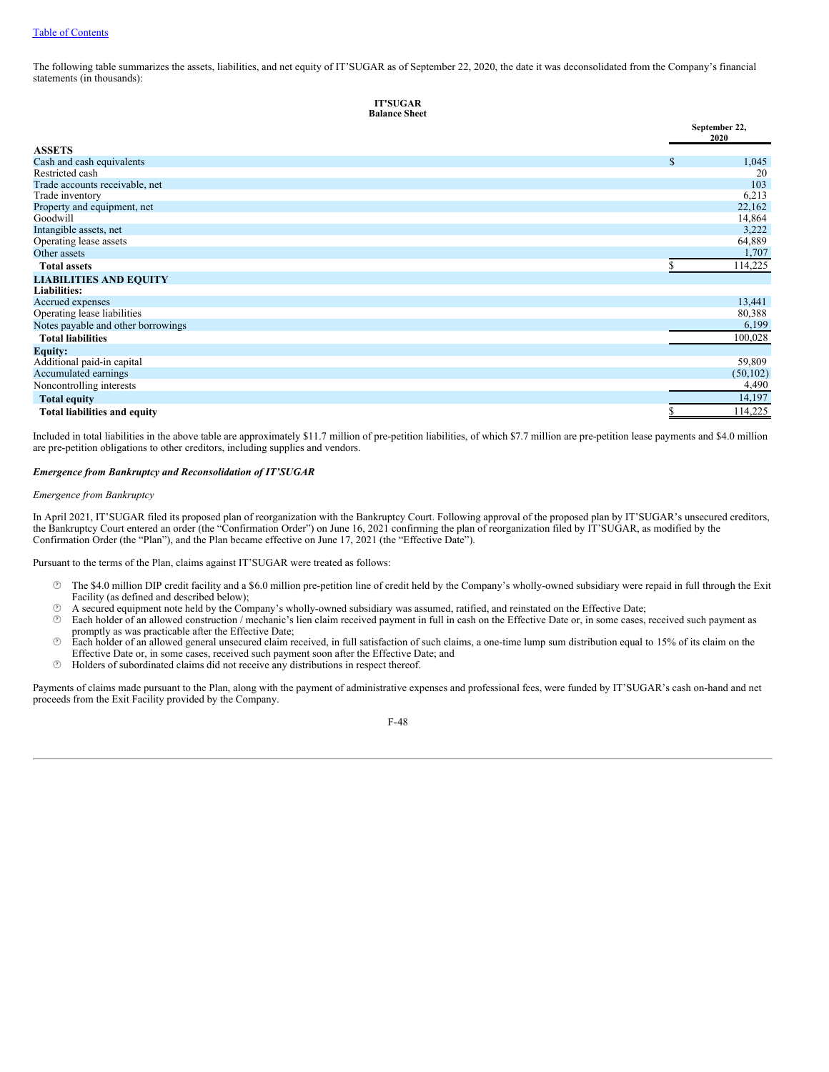The following table summarizes the assets, liabilities, and net equity of IT'SUGAR as of September 22, 2020, the date it was deconsolidated from the Company's financial statements (in thousands):

**IT'SUGAR**
**Balance Sheet**

| | September 22, 2020 |
|---|---|
| **ASSETS** | |
| Cash and cash equivalents | $ 1,045 |
| Restricted cash | 20 |
| Trade accounts receivable, net | 103 |
| Trade inventory | 6,213 |
| Property and equipment, net | 22,162 |
| Goodwill | 14,864 |
| Intangible assets, net | 3,222 |
| Operating lease assets | 64,889 |
| Other assets | 1,707 |
| **Total assets** | $ 114,225 |
| **LIABILITIES AND EQUITY** | |
| **Liabilities:** | |
| Accrued expenses | 13,441 |
| Operating lease liabilities | 80,388 |
| Notes payable and other borrowings | 6,199 |
| **Total liabilities** | 100,028 |
| **Equity:** | |
| Additional paid-in capital | 59,809 |
| Accumulated earnings | (50,102) |
| Noncontrolling interests | 4,490 |
| **Total equity** | 14,197 |
| **Total liabilities and equity** | $ 114,225 |

Included in total liabilities in the above table are approximately $11.7 million of pre-petition liabilities, of which $7.7 million are pre-petition lease payments and $4.0 million are pre-petition obligations to other creditors, including supplies and vendors.

***Emergence from Bankruptcy and Reconsolidation of IT'SUGAR***

*Emergence from Bankruptcy*

In April 2021, IT'SUGAR filed its proposed plan of reorganization with the Bankruptcy Court. Following approval of the proposed plan by IT'SUGAR's unsecured creditors, the Bankruptcy Court entered an order (the "Confirmation Order") on June 16, 2021 confirming the plan of reorganization filed by IT'SUGAR, as modified by the Confirmation Order (the "Plan"), and the Plan became effective on June 17, 2021 (the "Effective Date").

Pursuant to the terms of the Plan, claims against IT'SUGAR were treated as follows:

- The $4.0 million DIP credit facility and a $6.0 million pre-petition line of credit held by the Company's wholly-owned subsidiary were repaid in full through the Exit Facility (as defined and described below);
- A secured equipment note held by the Company's wholly-owned subsidiary was assumed, ratified, and reinstated on the Effective Date;
- Each holder of an allowed construction / mechanic's lien claim received payment in full in cash on the Effective Date or, in some cases, received such payment as promptly as was practicable after the Effective Date;
- Each holder of an allowed general unsecured claim received, in full satisfaction of such claims, a one-time lump sum distribution equal to 15% of its claim on the Effective Date or, in some cases, received such payment soon after the Effective Date; and
- Holders of subordinated claims did not receive any distributions in respect thereof.

Payments of claims made pursuant to the Plan, along with the payment of administrative expenses and professional fees, were funded by IT'SUGAR's cash on-hand and net proceeds from the Exit Facility provided by the Company.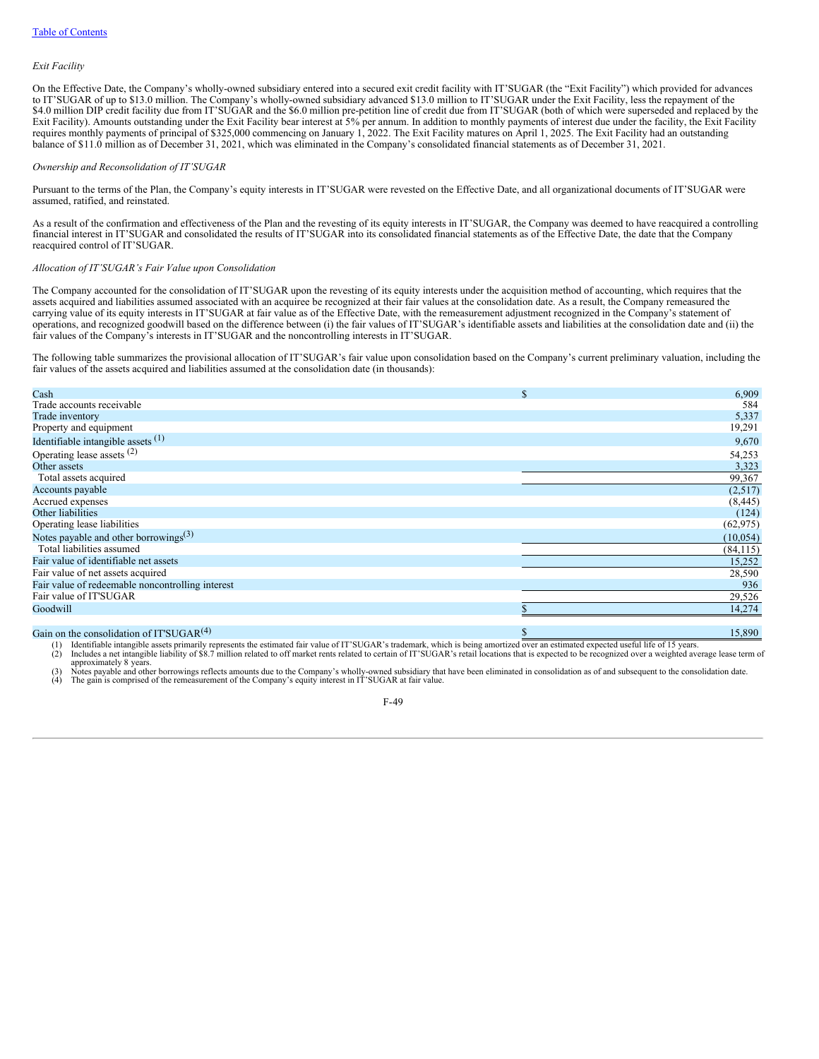*Exit Facility*

On the Effective Date, the Company's wholly-owned subsidiary entered into a secured exit credit facility with IT'SUGAR (the "Exit Facility") which provided for advances to IT'SUGAR of up to $13.0 million. The Company's wholly-owned subsidiary advanced $13.0 million to IT'SUGAR under the Exit Facility, less the repayment of the $4.0 million DIP credit facility due from IT'SUGAR and the $6.0 million pre-petition line of credit due from IT'SUGAR (both of which were superseded and replaced by the Exit Facility). Amounts outstanding under the Exit Facility bear interest at 5% per annum. In addition to monthly payments of interest due under the facility, the Exit Facility requires monthly payments of principal of $325,000 commencing on January 1, 2022. The Exit Facility matures on April 1, 2025. The Exit Facility had an outstanding balance of $11.0 million as of December 31, 2021, which was eliminated in the Company's consolidated financial statements as of December 31, 2021.

*Ownership and Reconsolidation of IT'SUGAR*

Pursuant to the terms of the Plan, the Company's equity interests in IT'SUGAR were revested on the Effective Date, and all organizational documents of IT'SUGAR were assumed, ratified, and reinstated.

As a result of the confirmation and effectiveness of the Plan and the revesting of its equity interests in IT'SUGAR, the Company was deemed to have reacquired a controlling financial interest in IT'SUGAR and consolidated the results of IT'SUGAR into its consolidated financial statements as of the Effective Date, the date that the Company reacquired control of IT'SUGAR.

*Allocation of IT'SUGAR's Fair Value upon Consolidation*

The Company accounted for the consolidation of IT'SUGAR upon the revesting of its equity interests under the acquisition method of accounting, which requires that the assets acquired and liabilities assumed associated with an acquiree be recognized at their fair values at the consolidation date. As a result, the Company remeasured the carrying value of its equity interests in IT'SUGAR at fair value as of the Effective Date, with the remeasurement adjustment recognized in the Company's statement of operations, and recognized goodwill based on the difference between (i) the fair values of IT'SUGAR's identifiable assets and liabilities at the consolidation date and (ii) the fair values of the Company's interests in IT'SUGAR and the noncontrolling interests in IT'SUGAR.

The following table summarizes the provisional allocation of IT'SUGAR's fair value upon consolidation based on the Company's current preliminary valuation, including the fair values of the assets acquired and liabilities assumed at the consolidation date (in thousands):

| | | |
|---|---|---|
| Cash | $ | 6,909 |
| Trade accounts receivable | | 584 |
| Trade inventory | | 5,337 |
| Property and equipment | | 19,291 |
| Identifiable intangible assets [(1)] | | 9,670 |
| Operating lease assets [(2)] | | 54,253 |
| Other assets | | 3,323 |
| Total assets acquired | | 99,367 |
| Accounts payable | | (2,517) |
| Accrued expenses | | (8,445) |
| Other liabilities | | (124) |
| Operating lease liabilities | | (62,975) |
| Notes payable and other borrowings[(3)] | | (10,054) |
| Total liabilities assumed | | (84,115) |
| Fair value of identifiable net assets | | 15,252 |
| Fair value of net assets acquired | | 28,590 |
| Fair value of redeemable noncontrolling interest | | 936 |
| Fair value of IT'SUGAR | | 29,526 |
| Goodwill | $ | 14,274 |
| | | |
| Gain on the consolidation of IT'SUGAR[(4)] | $ | 15,890 |

(1) Identifiable intangible assets primarily represents the estimated fair value of IT'SUGAR's trademark, which is being amortized over an estimated expected useful life of 15 years.
(2) Includes a net intangible liability of $8.7 million related to off market rents related to certain of IT'SUGAR's retail locations that is expected to be recognized over a weighted average lease term of approximately 8 years.
(3) Notes payable and other borrowings reflects amounts due to the Company's wholly-owned subsidiary that have been eliminated in consolidation as of and subsequent to the consolidation date.
(4) The gain is comprised of the remeasurement of the Company's equity interest in IT'SUGAR at fair value.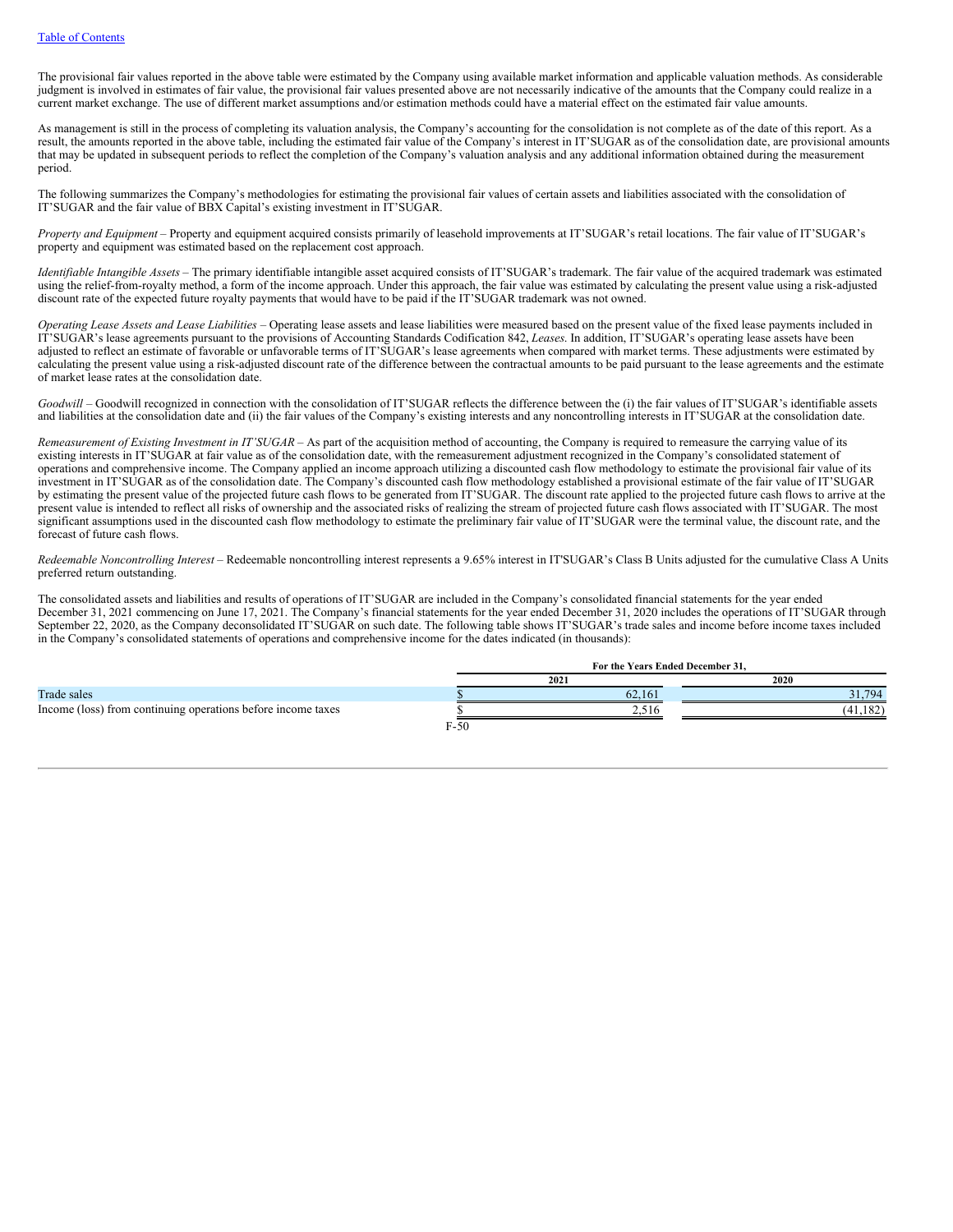The provisional fair values reported in the above table were estimated by the Company using available market information and applicable valuation methods. As considerable judgment is involved in estimates of fair value, the provisional fair values presented above are not necessarily indicative of the amounts that the Company could realize in a current market exchange. The use of different market assumptions and/or estimation methods could have a material effect on the estimated fair value amounts.

As management is still in the process of completing its valuation analysis, the Company's accounting for the consolidation is not complete as of the date of this report. As a result, the amounts reported in the above table, including the estimated fair value of the Company's interest in IT'SUGAR as of the consolidation date, are provisional amounts that may be updated in subsequent periods to reflect the completion of the Company's valuation analysis and any additional information obtained during the measurement period.

The following summarizes the Company's methodologies for estimating the provisional fair values of certain assets and liabilities associated with the consolidation of IT'SUGAR and the fair value of BBX Capital's existing investment in IT'SUGAR.

*Property and Equipment* – Property and equipment acquired consists primarily of leasehold improvements at IT'SUGAR's retail locations. The fair value of IT'SUGAR's property and equipment was estimated based on the replacement cost approach.

*Identifiable Intangible Assets* – The primary identifiable intangible asset acquired consists of IT'SUGAR's trademark. The fair value of the acquired trademark was estimated using the relief-from-royalty method, a form of the income approach. Under this approach, the fair value was estimated by calculating the present value using a risk-adjusted discount rate of the expected future royalty payments that would have to be paid if the IT'SUGAR trademark was not owned.

*Operating Lease Assets and Lease Liabilities* – Operating lease assets and lease liabilities were measured based on the present value of the fixed lease payments included in IT'SUGAR's lease agreements pursuant to the provisions of Accounting Standards Codification 842, *Leases*. In addition, IT'SUGAR's operating lease assets have been adjusted to reflect an estimate of favorable or unfavorable terms of IT'SUGAR's lease agreements when compared with market terms. These adjustments were estimated by calculating the present value using a risk-adjusted discount rate of the difference between the contractual amounts to be paid pursuant to the lease agreements and the estimate of market lease rates at the consolidation date.

*Goodwill* – Goodwill recognized in connection with the consolidation of IT'SUGAR reflects the difference between the (i) the fair values of IT'SUGAR's identifiable assets and liabilities at the consolidation date and (ii) the fair values of the Company's existing interests and any noncontrolling interests in IT'SUGAR at the consolidation date.

*Remeasurement of Existing Investment in IT'SUGAR* – As part of the acquisition method of accounting, the Company is required to remeasure the carrying value of its existing interests in IT'SUGAR at fair value as of the consolidation date, with the remeasurement adjustment recognized in the Company's consolidated statement of operations and comprehensive income. The Company applied an income approach utilizing a discounted cash flow methodology to estimate the provisional fair value of its investment in IT'SUGAR as of the consolidation date. The Company's discounted cash flow methodology established a provisional estimate of the fair value of IT'SUGAR by estimating the present value of the projected future cash flows to be generated from IT'SUGAR. The discount rate applied to the projected future cash flows to arrive at the present value is intended to reflect all risks of ownership and the associated risks of realizing the stream of projected future cash flows associated with IT'SUGAR. The most significant assumptions used in the discounted cash flow methodology to estimate the preliminary fair value of IT'SUGAR were the terminal value, the discount rate, and the forecast of future cash flows.

*Redeemable Noncontrolling Interest* – Redeemable noncontrolling interest represents a 9.65% interest in IT'SUGAR's Class B Units adjusted for the cumulative Class A Units preferred return outstanding.

The consolidated assets and liabilities and results of operations of IT'SUGAR are included in the Company's consolidated financial statements for the year ended December 31, 2021 commencing on June 17, 2021. The Company's financial statements for the year ended December 31, 2020 includes the operations of IT'SUGAR through September 22, 2020, as the Company deconsolidated IT'SUGAR on such date. The following table shows IT'SUGAR's trade sales and income before income taxes included in the Company's consolidated statements of operations and comprehensive income for the dates indicated (in thousands):

| | For the Years Ended December 31, | |
|---|---|---|
| | 2021 | 2020 |
| Trade sales | $ 62,161 | 31,794 |
| Income (loss) from continuing operations before income taxes | $ 2,516 | (41,182) |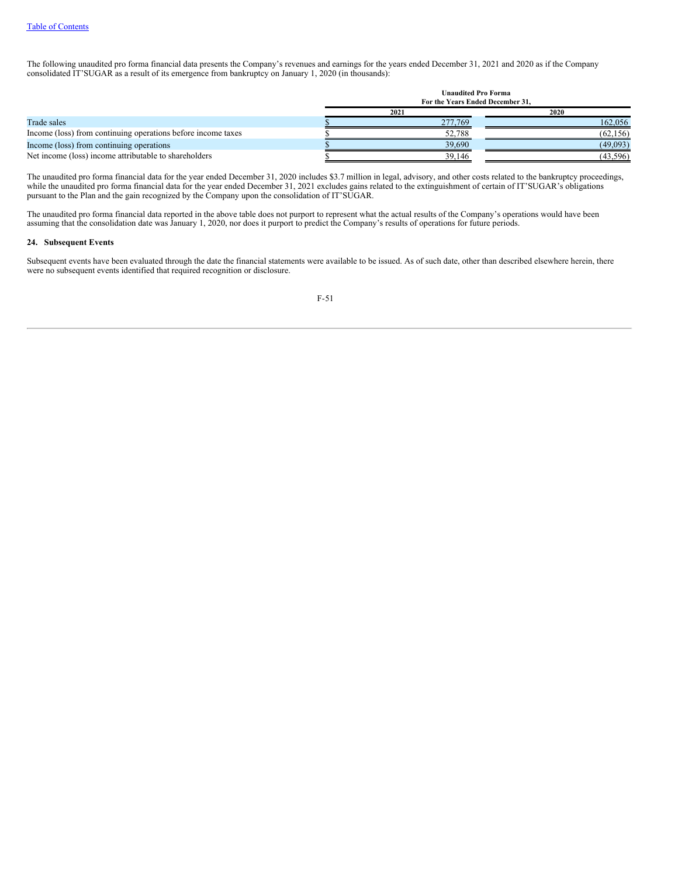The following unaudited pro forma financial data presents the Company's revenues and earnings for the years ended December 31, 2021 and 2020 as if the Company consolidated IT'SUGAR as a result of its emergence from bankruptcy on January 1, 2020 (in thousands):

| | Unaudited Pro Forma For the Years Ended December 31, | |
|---|---|---|
| | 2021 | 2020 |
| Trade sales | $ 277,769 | 162,056 |
| Income (loss) from continuing operations before income taxes | $ 52,788 | (62,156) |
| Income (loss) from continuing operations | $ 39,690 | (49,093) |
| Net income (loss) income attributable to shareholders | $ 39,146 | (43,596) |

The unaudited pro forma financial data for the year ended December 31, 2020 includes $3.7 million in legal, advisory, and other costs related to the bankruptcy proceedings, while the unaudited pro forma financial data for the year ended December 31, 2021 excludes gains related to the extinguishment of certain of IT'SUGAR's obligations pursuant to the Plan and the gain recognized by the Company upon the consolidation of IT'SUGAR.

The unaudited pro forma financial data reported in the above table does not purport to represent what the actual results of the Company's operations would have been assuming that the consolidation date was January 1, 2020, nor does it purport to predict the Company's results of operations for future periods.

**24. Subsequent Events**

Subsequent events have been evaluated through the date the financial statements were available to be issued. As of such date, other than described elsewhere herein, there were no subsequent events identified that required recognition or disclosure.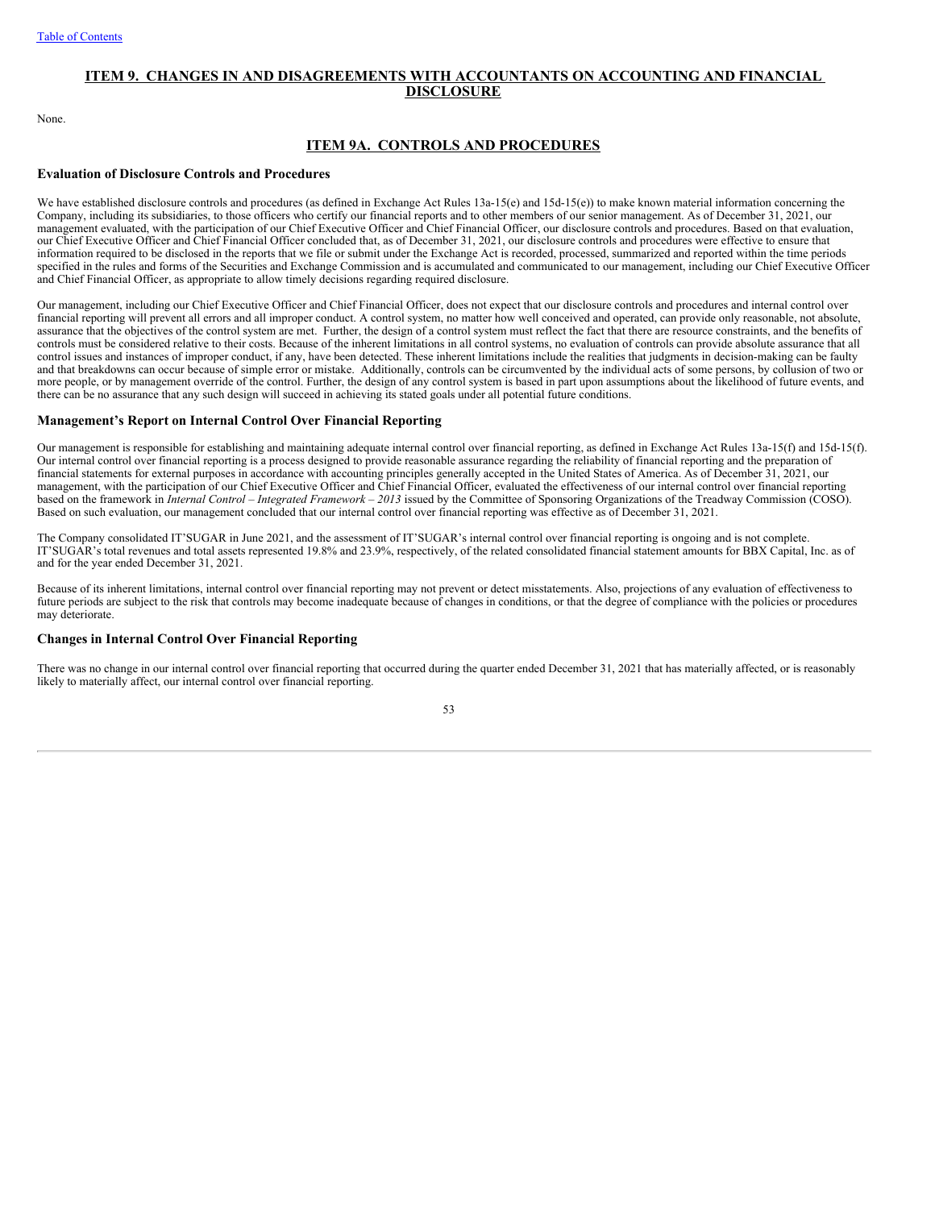## ITEM 9. CHANGES IN AND DISAGREEMENTS WITH ACCOUNTANTS ON ACCOUNTING AND FINANCIAL DISCLOSURE

None.

## ITEM 9A. CONTROLS AND PROCEDURES

### Evaluation of Disclosure Controls and Procedures

We have established disclosure controls and procedures (as defined in Exchange Act Rules 13a-15(e) and 15d-15(e)) to make known material information concerning the Company, including its subsidiaries, to those officers who certify our financial reports and to other members of our senior management. As of December 31, 2021, our management evaluated, with the participation of our Chief Executive Officer and Chief Financial Officer, our disclosure controls and procedures. Based on that evaluation, our Chief Executive Officer and Chief Financial Officer concluded that, as of December 31, 2021, our disclosure controls and procedures were effective to ensure that information required to be disclosed in the reports that we file or submit under the Exchange Act is recorded, processed, summarized and reported within the time periods specified in the rules and forms of the Securities and Exchange Commission and is accumulated and communicated to our management, including our Chief Executive Officer and Chief Financial Officer, as appropriate to allow timely decisions regarding required disclosure.

Our management, including our Chief Executive Officer and Chief Financial Officer, does not expect that our disclosure controls and procedures and internal control over financial reporting will prevent all errors and all improper conduct. A control system, no matter how well conceived and operated, can provide only reasonable, not absolute, assurance that the objectives of the control system are met. Further, the design of a control system must reflect the fact that there are resource constraints, and the benefits of controls must be considered relative to their costs. Because of the inherent limitations in all control systems, no evaluation of controls can provide absolute assurance that all control issues and instances of improper conduct, if any, have been detected. These inherent limitations include the realities that judgments in decision-making can be faulty and that breakdowns can occur because of simple error or mistake. Additionally, controls can be circumvented by the individual acts of some persons, by collusion of two or more people, or by management override of the control. Further, the design of any control system is based in part upon assumptions about the likelihood of future events, and there can be no assurance that any such design will succeed in achieving its stated goals under all potential future conditions.

### Management's Report on Internal Control Over Financial Reporting

Our management is responsible for establishing and maintaining adequate internal control over financial reporting, as defined in Exchange Act Rules 13a-15(f) and 15d-15(f). Our internal control over financial reporting is a process designed to provide reasonable assurance regarding the reliability of financial reporting and the preparation of financial statements for external purposes in accordance with accounting principles generally accepted in the United States of America. As of December 31, 2021, our management, with the participation of our Chief Executive Officer and Chief Financial Officer, evaluated the effectiveness of our internal control over financial reporting based on the framework in *Internal Control – Integrated Framework – 2013* issued by the Committee of Sponsoring Organizations of the Treadway Commission (COSO). Based on such evaluation, our management concluded that our internal control over financial reporting was effective as of December 31, 2021.

The Company consolidated IT'SUGAR in June 2021, and the assessment of IT'SUGAR's internal control over financial reporting is ongoing and is not complete. IT'SUGAR's total revenues and total assets represented 19.8% and 23.9%, respectively, of the related consolidated financial statement amounts for BBX Capital, Inc. as of and for the year ended December 31, 2021.

Because of its inherent limitations, internal control over financial reporting may not prevent or detect misstatements. Also, projections of any evaluation of effectiveness to future periods are subject to the risk that controls may become inadequate because of changes in conditions, or that the degree of compliance with the policies or procedures may deteriorate.

### Changes in Internal Control Over Financial Reporting

There was no change in our internal control over financial reporting that occurred during the quarter ended December 31, 2021 that has materially affected, or is reasonably likely to materially affect, our internal control over financial reporting.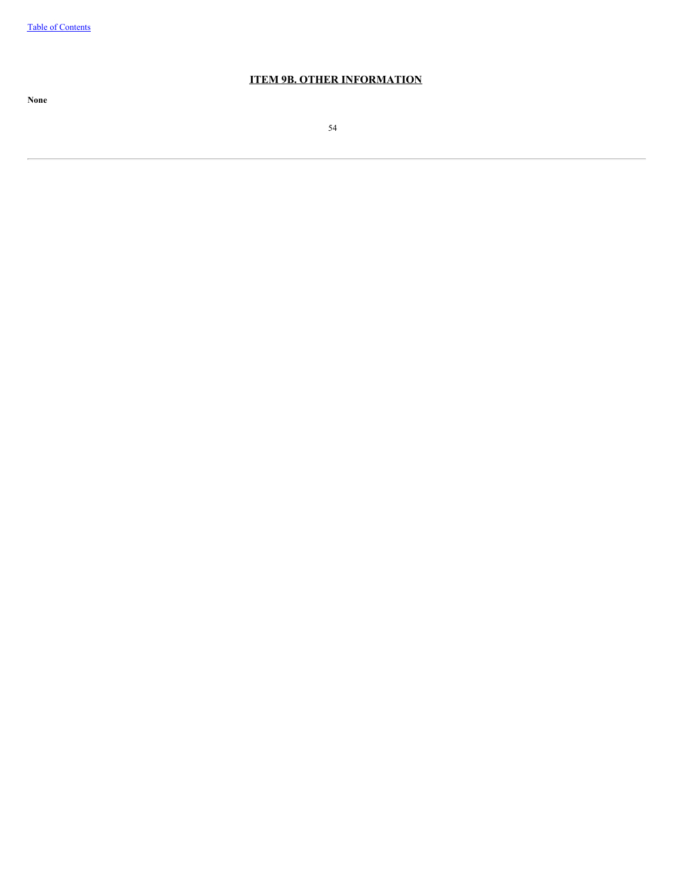## ITEM 9B. OTHER INFORMATION

**None**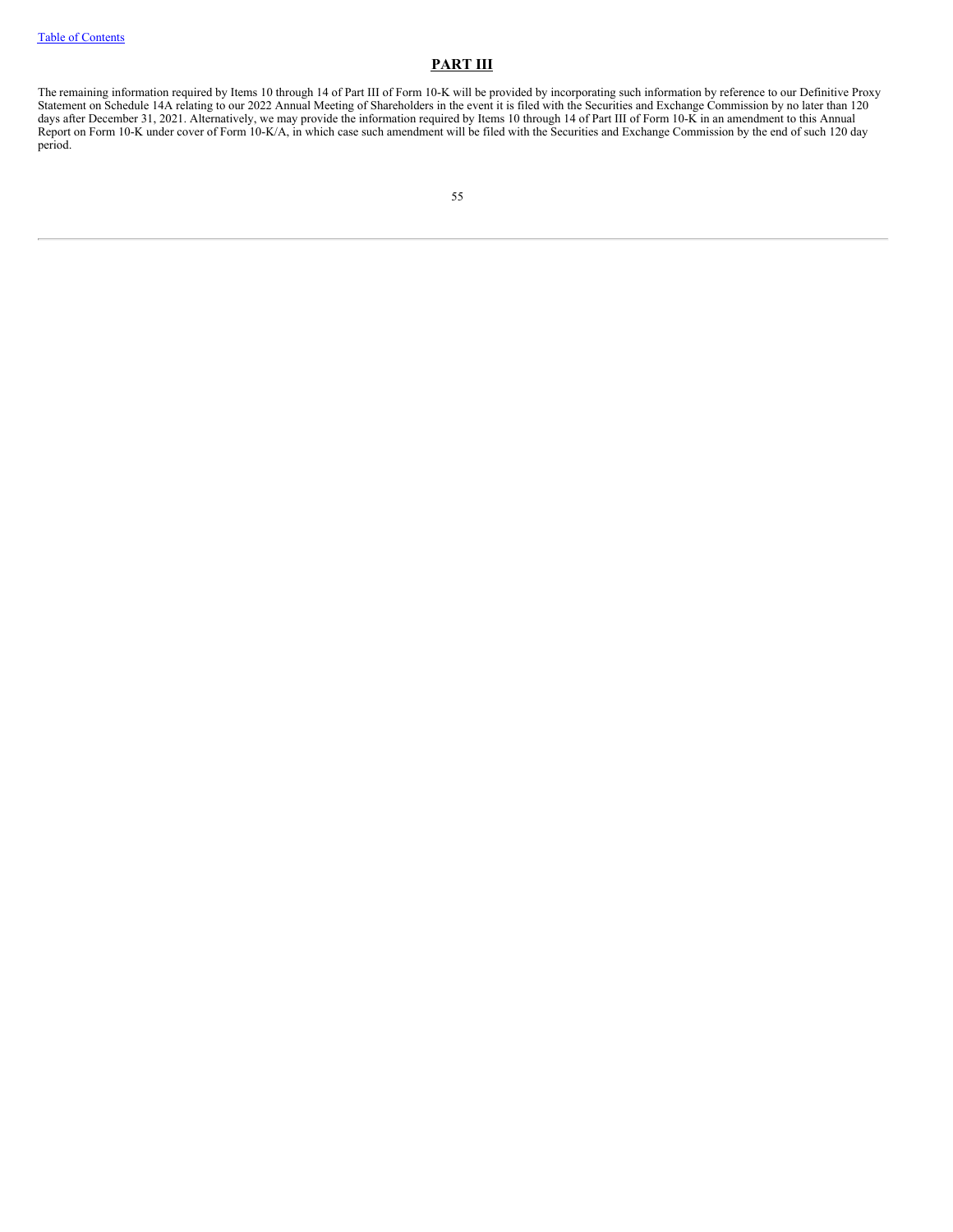# PART III

The remaining information required by Items 10 through 14 of Part III of Form 10-K will be provided by incorporating such information by reference to our Definitive Proxy Statement on Schedule 14A relating to our 2022 Annual Meeting of Shareholders in the event it is filed with the Securities and Exchange Commission by no later than 120 days after December 31, 2021. Alternatively, we may provide the information required by Items 10 through 14 of Part III of Form 10-K in an amendment to this Annual Report on Form 10-K under cover of Form 10-K/A, in which case such amendment will be filed with the Securities and Exchange Commission by the end of such 120 day period.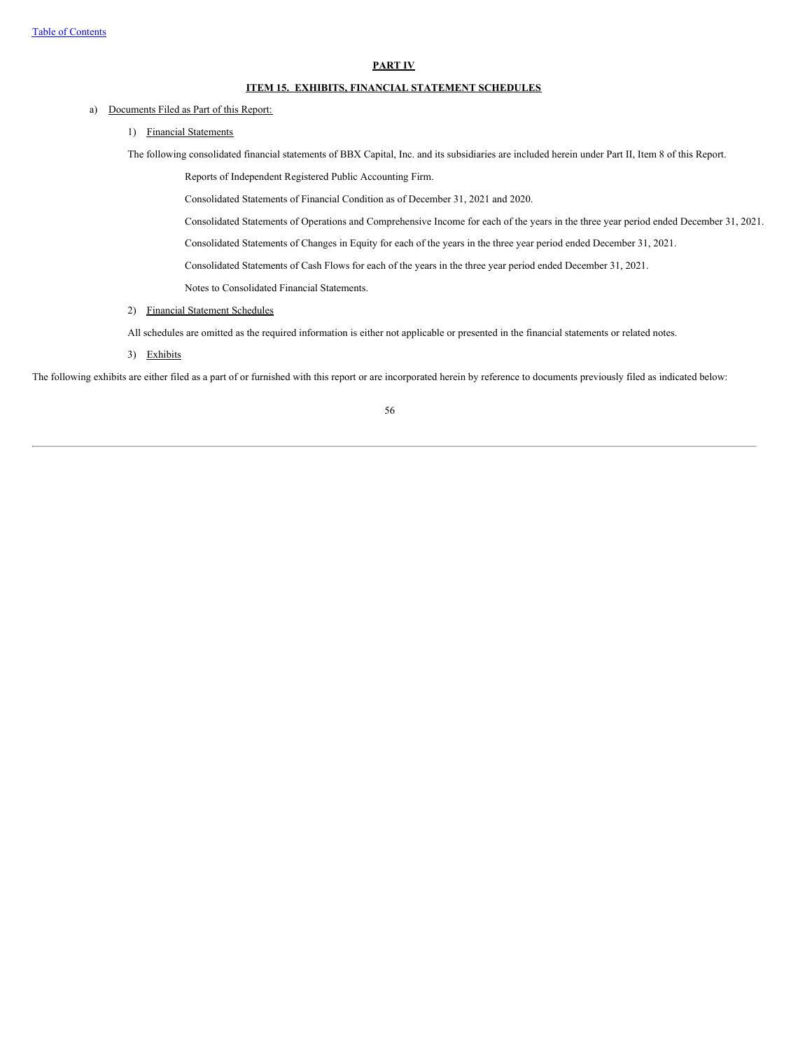## PART IV

### ITEM 15. EXHIBITS, FINANCIAL STATEMENT SCHEDULES

a) Documents Filed as Part of this Report:

1) Financial Statements

The following consolidated financial statements of BBX Capital, Inc. and its subsidiaries are included herein under Part II, Item 8 of this Report.

Reports of Independent Registered Public Accounting Firm.

Consolidated Statements of Financial Condition as of December 31, 2021 and 2020.

Consolidated Statements of Operations and Comprehensive Income for each of the years in the three year period ended December 31, 2021.

Consolidated Statements of Changes in Equity for each of the years in the three year period ended December 31, 2021.

Consolidated Statements of Cash Flows for each of the years in the three year period ended December 31, 2021.

Notes to Consolidated Financial Statements.

2) Financial Statement Schedules

All schedules are omitted as the required information is either not applicable or presented in the financial statements or related notes.

3) Exhibits

The following exhibits are either filed as a part of or furnished with this report or are incorporated herein by reference to documents previously filed as indicated below: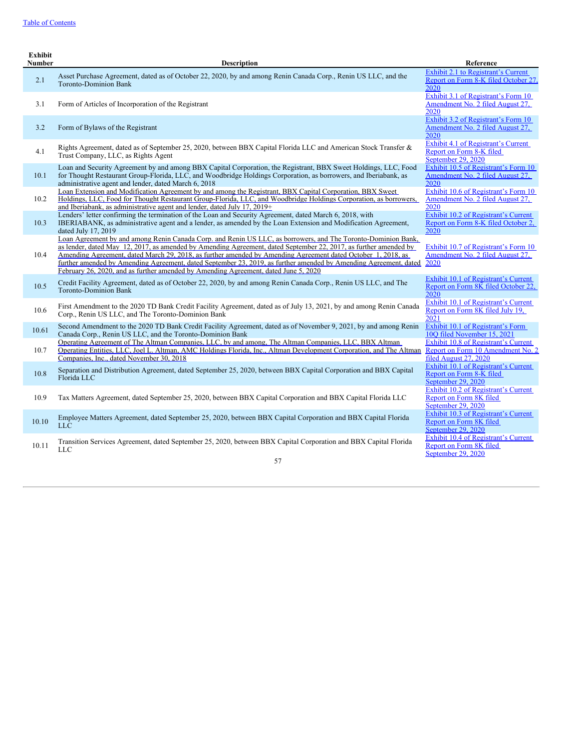[Table of Contents](#)

| Exhibit Number | Description | Reference |
|---|---|---|
| 2.1 | Asset Purchase Agreement, dated as of October 22, 2020, by and among Renin Canada Corp., Renin US LLC, and the Toronto-Dominion Bank | Exhibit 2.1 to Registrant's Current Report on Form 8-K filed October 27, 2020 |
| 3.1 | Form of Articles of Incorporation of the Registrant | Exhibit 3.1 of Registrant's Form 10 Amendment No. 2 filed August 27, 2020 |
| 3.2 | Form of Bylaws of the Registrant | Exhibit 3.2 of Registrant's Form 10 Amendment No. 2 filed August 27, 2020 |
| 4.1 | Rights Agreement, dated as of September 25, 2020, between BBX Capital Florida LLC and American Stock Transfer & Trust Company, LLC, as Rights Agent | Exhibit 4.1 of Registrant's Current Report on Form 8-K filed September 29, 2020 |
| 10.1 | Loan and Security Agreement by and among BBX Capital Corporation, the Registrant, BBX Sweet Holdings, LLC, Food for Thought Restaurant Group-Florida, LLC, and Woodbridge Holdings Corporation, as borrowers, and Iberiabank, as administrative agent and lender, dated March 6, 2018 | Exhibit 10.5 of Registrant's Form 10 Amendment No. 2 filed August 27, 2020 |
| 10.2 | Loan Extension and Modification Agreement by and among the Registrant, BBX Capital Corporation, BBX Sweet Holdings, LLC, Food for Thought Restaurant Group-Florida, LLC, and Woodbridge Holdings Corporation, as borrowers, and Iberiabank, as administrative agent and lender, dated July 17, 2019+ | Exhibit 10.6 of Registrant's Form 10 Amendment No. 2 filed August 27, 2020 |
| 10.3 | Lenders' letter confirming the termination of the Loan and Security Agreement, dated March 6, 2018, with IBERIABANK, as administrative agent and a lender, as amended by the Loan Extension and Modification Agreement, dated July 17, 2019 | Exhibit 10.2 of Registrant's Current Report on Form 8-K filed October 2, 2020 |
| 10.4 | Loan Agreement by and among Renin Canada Corp. and Renin US LLC, as borrowers, and The Toronto-Dominion Bank, as lender, dated May 12, 2017, as amended by Amending Agreement, dated September 22, 2017, as further amended by Amending Agreement, dated March 29, 2018, as further amended by Amending Agreement dated October 1, 2018, as further amended by Amending Agreement, dated September 23, 2019, as further amended by Amending Agreement, dated February 26, 2020, and as further amended by Amending Agreement, dated June 5, 2020 | Exhibit 10.7 of Registrant's Form 10 Amendment No. 2 filed August 27, 2020 |
| 10.5 | Credit Facility Agreement, dated as of October 22, 2020, by and among Renin Canada Corp., Renin US LLC, and The Toronto-Dominion Bank | Exhibit 10.1 of Registrant's Current Report on Form 8K filed October 22, 2020 |
| 10.6 | First Amendment to the 2020 TD Bank Credit Facility Agreement, dated as of July 13, 2021, by and among Renin Canada Corp., Renin US LLC, and The Toronto-Dominion Bank | Exhibit 10.1 of Registrant's Current Report on Form 8K filed July 19, 2021 |
| 10.61 | Second Amendment to the 2020 TD Bank Credit Facility Agreement, dated as of November 9, 2021, by and among Renin Canada Corp., Renin US LLC, and the Toronto-Dominion Bank | Exhibit 10.1 of Registrant's Form 10Q filed November 15, 2021 |
| 10.7 | Operating Agreement of The Altman Companies, LLC, by and among, The Altman Companies, LLC, BBX Altman Operating Entities, LLC, Joel L. Altman, AMC Holdings Florida, Inc., Altman Development Corporation, and The Altman Companies, Inc., dated November 30, 2018 | Exhibit 10.8 of Registrant's Current Report on Form 10 Amendment No. 2 filed August 27, 2020 |
| 10.8 | Separation and Distribution Agreement, dated September 25, 2020, between BBX Capital Corporation and BBX Capital Florida LLC | Exhibit 10.1 of Registrant's Current Report on Form 8-K filed September 29, 2020 |
| 10.9 | Tax Matters Agreement, dated September 25, 2020, between BBX Capital Corporation and BBX Capital Florida LLC | Exhibit 10.2 of Registrant's Current Report on Form 8K filed September 29, 2020 |
| 10.10 | Employee Matters Agreement, dated September 25, 2020, between BBX Capital Corporation and BBX Capital Florida LLC | Exhibit 10.3 of Registrant's Current Report on Form 8K filed September 29, 2020 |
| 10.11 | Transition Services Agreement, dated September 25, 2020, between BBX Capital Corporation and BBX Capital Florida LLC | Exhibit 10.4 of Registrant's Current Report on Form 8K filed September 29, 2020 |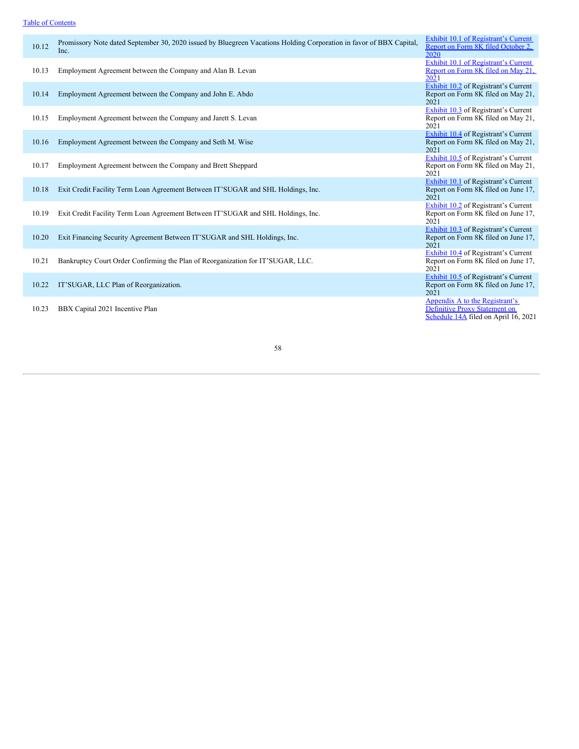| | | |
|---|---|---|
| 10.12 | Promissory Note dated September 30, 2020 issued by Bluegreen Vacations Holding Corporation in favor of BBX Capital, Inc. | Exhibit 10.1 of Registrant's Current Report on Form 8K filed October 2, 2020 |
| 10.13 | Employment Agreement between the Company and Alan B. Levan | Exhibit 10.1 of Registrant's Current Report on Form 8K filed on May 21, 2021 |
| 10.14 | Employment Agreement between the Company and John E. Abdo | Exhibit 10.2 of Registrant's Current Report on Form 8K filed on May 21, 2021 |
| 10.15 | Employment Agreement between the Company and Jarett S. Levan | Exhibit 10.3 of Registrant's Current Report on Form 8K filed on May 21, 2021 |
| 10.16 | Employment Agreement between the Company and Seth M. Wise | Exhibit 10.4 of Registrant's Current Report on Form 8K filed on May 21, 2021 |
| 10.17 | Employment Agreement between the Company and Brett Sheppard | Exhibit 10.5 of Registrant's Current Report on Form 8K filed on May 21, 2021 |
| 10.18 | Exit Credit Facility Term Loan Agreement Between IT'SUGAR and SHL Holdings, Inc. | Exhibit 10.1 of Registrant's Current Report on Form 8K filed on June 17, 2021 |
| 10.19 | Exit Credit Facility Term Loan Agreement Between IT'SUGAR and SHL Holdings, Inc. | Exhibit 10.2 of Registrant's Current Report on Form 8K filed on June 17, 2021 |
| 10.20 | Exit Financing Security Agreement Between IT'SUGAR and SHL Holdings, Inc. | Exhibit 10.3 of Registrant's Current Report on Form 8K filed on June 17, 2021 |
| 10.21 | Bankruptcy Court Order Confirming the Plan of Reorganization for IT'SUGAR, LLC. | Exhibit 10.4 of Registrant's Current Report on Form 8K filed on June 17, 2021 |
| 10.22 | IT'SUGAR, LLC Plan of Reorganization. | Exhibit 10.5 of Registrant's Current Report on Form 8K filed on June 17, 2021 |
| 10.23 | BBX Capital 2021 Incentive Plan | Appendix A to the Registrant's Definitive Proxy Statement on Schedule 14A filed on April 16, 2021 |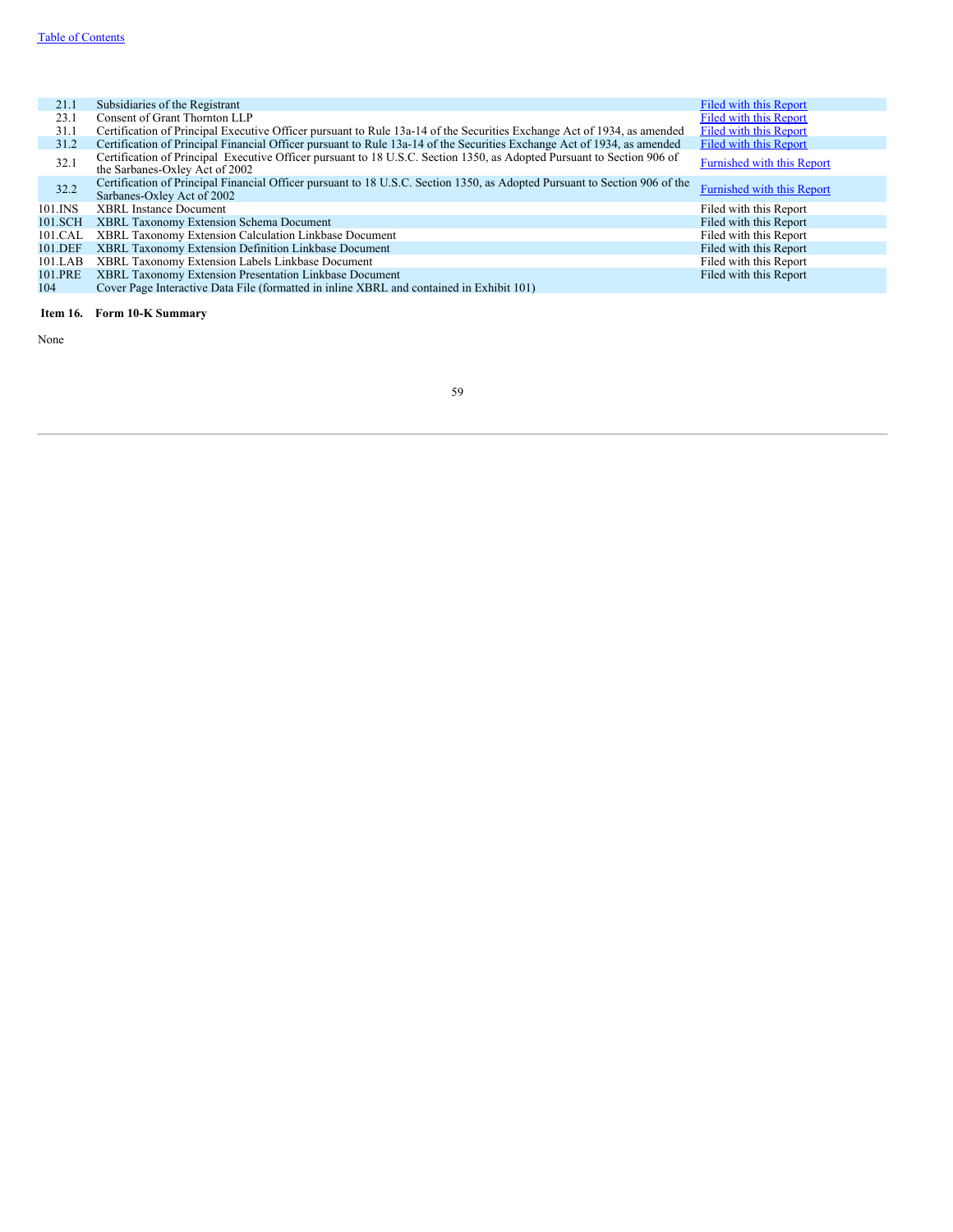| | | |
|---|---|---|
| 21.1 | Subsidiaries of the Registrant | Filed with this Report |
| 23.1 | Consent of Grant Thornton LLP | Filed with this Report |
| 31.1 | Certification of Principal Executive Officer pursuant to Rule 13a-14 of the Securities Exchange Act of 1934, as amended | Filed with this Report |
| 31.2 | Certification of Principal Financial Officer pursuant to Rule 13a-14 of the Securities Exchange Act of 1934, as amended | Filed with this Report |
| 32.1 | Certification of Principal Executive Officer pursuant to 18 U.S.C. Section 1350, as Adopted Pursuant to Section 906 of the Sarbanes-Oxley Act of 2002 | Furnished with this Report |
| 32.2 | Certification of Principal Financial Officer pursuant to 18 U.S.C. Section 1350, as Adopted Pursuant to Section 906 of the Sarbanes-Oxley Act of 2002 | Furnished with this Report |
| 101.INS | XBRL Instance Document | Filed with this Report |
| 101.SCH | XBRL Taxonomy Extension Schema Document | Filed with this Report |
| 101.CAL | XBRL Taxonomy Extension Calculation Linkbase Document | Filed with this Report |
| 101.DEF | XBRL Taxonomy Extension Definition Linkbase Document | Filed with this Report |
| 101.LAB | XBRL Taxonomy Extension Labels Linkbase Document | Filed with this Report |
| 101.PRE | XBRL Taxonomy Extension Presentation Linkbase Document | Filed with this Report |
| 104 | Cover Page Interactive Data File (formatted in inline XBRL and contained in Exhibit 101) | |

**Item 16. Form 10-K Summary**

None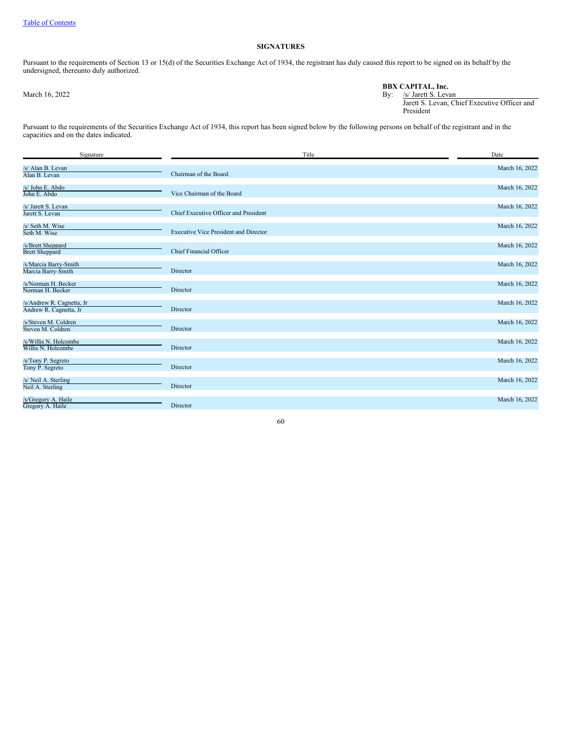[Table of Contents](#)

## SIGNATURES

Pursuant to the requirements of Section 13 or 15(d) of the Securities Exchange Act of 1934, the registrant has duly caused this report to be signed on its behalf by the undersigned, thereunto duly authorized.

March 16, 2022

**BBX CAPITAL, Inc.**

By: /s/ Jarett S. Levan
Jarett S. Levan, Chief Executive Officer and President

Pursuant to the requirements of the Securities Exchange Act of 1934, this report has been signed below by the following persons on behalf of the registrant and in the capacities and on the dates indicated.

| Signature | Title | Date |
| --- | --- | --- |
| /s/ Alan B. Levan<br>Alan B. Levan | Chairman of the Board | March 16, 2022 |
| /s/ John E. Abdo<br>John E. Abdo | Vice Chairman of the Board | March 16, 2022 |
| /s/ Jarett S. Levan<br>Jarett S. Levan | Chief Executive Officer and President | March 16, 2022 |
| /s/ Seth M. Wise<br>Seth M. Wise | Executive Vice President and Director | March 16, 2022 |
| /s/Brett Sheppard<br>Brett Sheppard | Chief Financial Officer | March 16, 2022 |
| /s/Marcia Barry-Smith<br>Marcia Barry-Smith | Director | March 16, 2022 |
| /s/Norman H. Becker<br>Norman H. Becker | Director | March 16, 2022 |
| /s/Andrew R. Cagnetta, Jr<br>Andrew R. Cagnetta, Jr | Director | March 16, 2022 |
| /s/Steven M. Coldren<br>Steven M. Coldren | Director | March 16, 2022 |
| /s/Willis N. Holcombe<br>Willis N. Holcombe | Director | March 16, 2022 |
| /s/Tony P. Segreto<br>Tony P. Segreto | Director | March 16, 2022 |
| /s/ Neil A. Sterling<br>Neil A. Sterling | Director | March 16, 2022 |
| /s/Gregory A. Haile<br>Gregory A. Haile | Director | March 16, 2022 |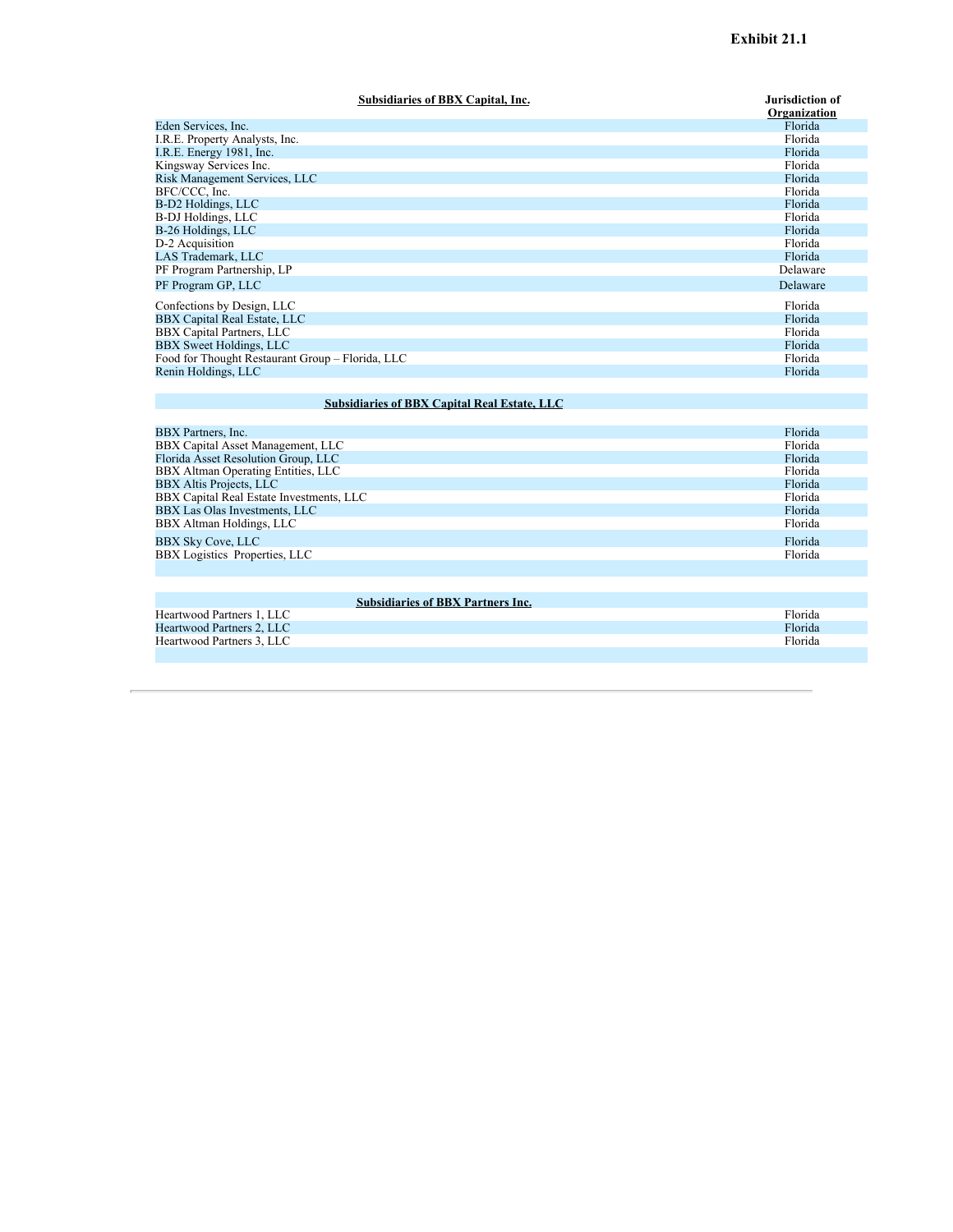**Exhibit 21.1**

| Subsidiaries of BBX Capital, Inc. | Jurisdiction of Organization |
|---|---|
| Eden Services, Inc. | Florida |
| I.R.E. Property Analysts, Inc. | Florida |
| I.R.E. Energy 1981, Inc. | Florida |
| Kingsway Services Inc. | Florida |
| Risk Management Services, LLC | Florida |
| BFC/CCC, Inc. | Florida |
| B-D2 Holdings, LLC | Florida |
| B-DJ Holdings, LLC | Florida |
| B-26 Holdings, LLC | Florida |
| D-2 Acquisition | Florida |
| LAS Trademark, LLC | Florida |
| PF Program Partnership, LP | Delaware |
| PF Program GP, LLC | Delaware |
| Confections by Design, LLC | Florida |
| BBX Capital Real Estate, LLC | Florida |
| BBX Capital Partners, LLC | Florida |
| BBX Sweet Holdings, LLC | Florida |
| Food for Thought Restaurant Group – Florida, LLC | Florida |
| Renin Holdings, LLC | Florida |

| Subsidiaries of BBX Capital Real Estate, LLC | |
|---|---|
| BBX Partners, Inc. | Florida |
| BBX Capital Asset Management, LLC | Florida |
| Florida Asset Resolution Group, LLC | Florida |
| BBX Altman Operating Entities, LLC | Florida |
| BBX Altis Projects, LLC | Florida |
| BBX Capital Real Estate Investments, LLC | Florida |
| BBX Las Olas Investments, LLC | Florida |
| BBX Altman Holdings, LLC | Florida |
| BBX Sky Cove, LLC | Florida |
| BBX Logistics Properties, LLC | Florida |

| Subsidiaries of BBX Partners Inc. | |
|---|---|
| Heartwood Partners 1, LLC | Florida |
| Heartwood Partners 2, LLC | Florida |
| Heartwood Partners 3, LLC | Florida |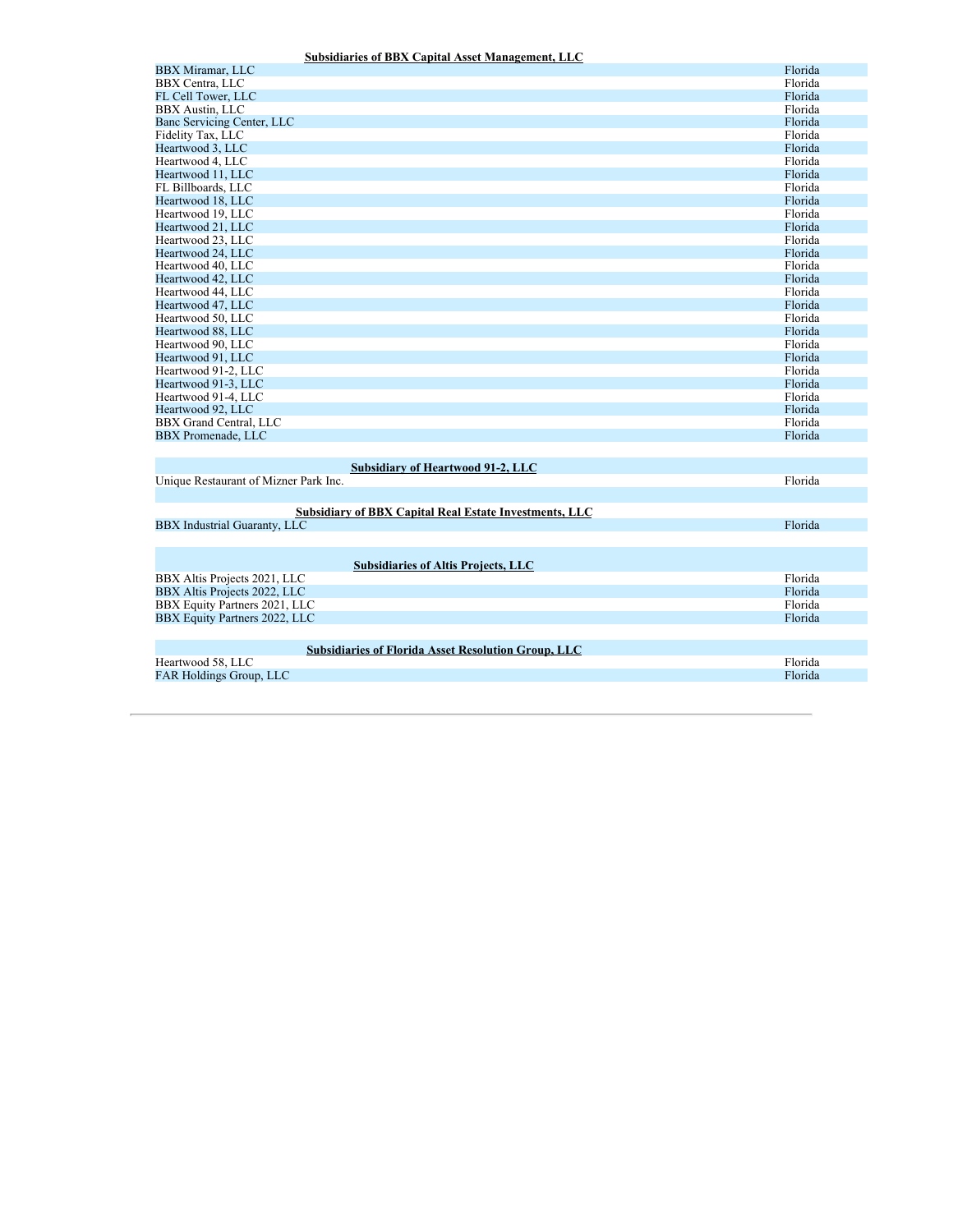| Subsidiaries of BBX Capital Asset Management, LLC | |
|---|---|
| BBX Miramar, LLC | Florida |
| BBX Centra, LLC | Florida |
| FL Cell Tower, LLC | Florida |
| BBX Austin, LLC | Florida |
| Banc Servicing Center, LLC | Florida |
| Fidelity Tax, LLC | Florida |
| Heartwood 3, LLC | Florida |
| Heartwood 4, LLC | Florida |
| Heartwood 11, LLC | Florida |
| FL Billboards, LLC | Florida |
| Heartwood 18, LLC | Florida |
| Heartwood 19, LLC | Florida |
| Heartwood 21, LLC | Florida |
| Heartwood 23, LLC | Florida |
| Heartwood 24, LLC | Florida |
| Heartwood 40, LLC | Florida |
| Heartwood 42, LLC | Florida |
| Heartwood 44, LLC | Florida |
| Heartwood 47, LLC | Florida |
| Heartwood 50, LLC | Florida |
| Heartwood 88, LLC | Florida |
| Heartwood 90, LLC | Florida |
| Heartwood 91, LLC | Florida |
| Heartwood 91-2, LLC | Florida |
| Heartwood 91-3, LLC | Florida |
| Heartwood 91-4, LLC | Florida |
| Heartwood 92, LLC | Florida |
| BBX Grand Central, LLC | Florida |
| BBX Promenade, LLC | Florida |

| Subsidiary of Heartwood 91-2, LLC | |
|---|---|
| Unique Restaurant of Mizner Park Inc. | Florida |

| Subsidiary of BBX Capital Real Estate Investments, LLC | |
|---|---|
| BBX Industrial Guaranty, LLC | Florida |

| Subsidiaries of Altis Projects, LLC | |
|---|---|
| BBX Altis Projects 2021, LLC | Florida |
| BBX Altis Projects 2022, LLC | Florida |
| BBX Equity Partners 2021, LLC | Florida |
| BBX Equity Partners 2022, LLC | Florida |

| Subsidiaries of Florida Asset Resolution Group, LLC | |
|---|---|
| Heartwood 58, LLC | Florida |
| FAR Holdings Group, LLC | Florida |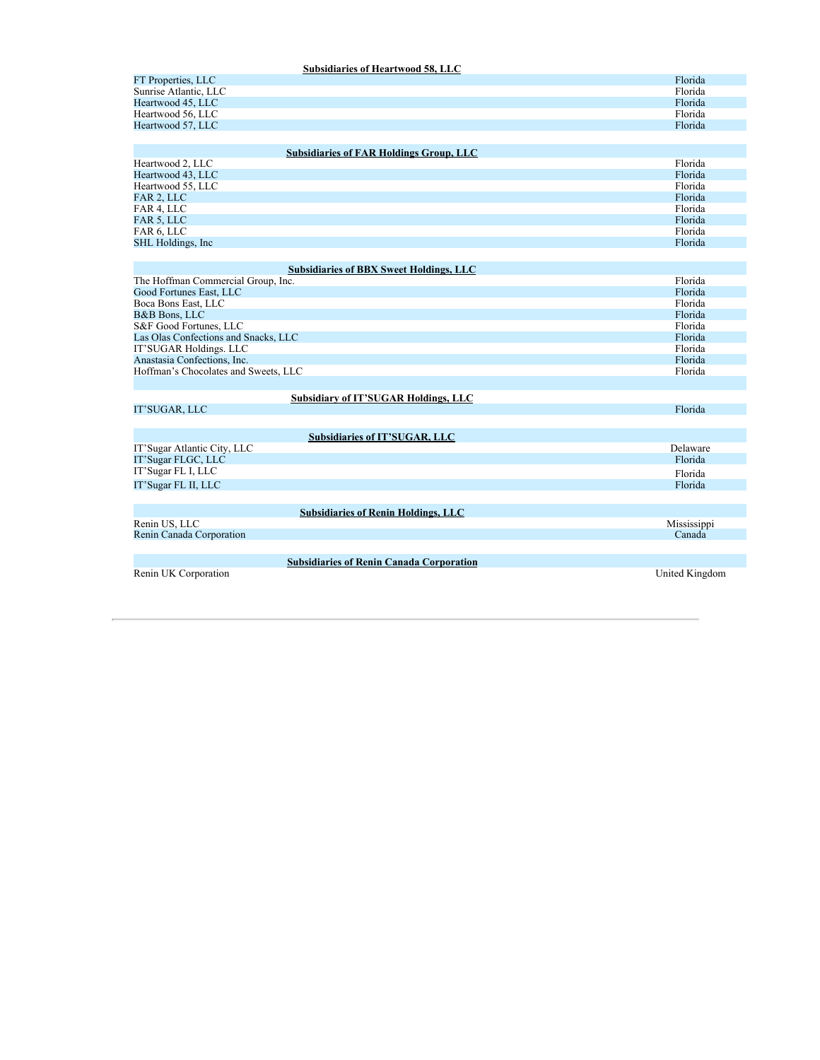| Subsidiaries of Heartwood 58, LLC | |
|---|---|
| FT Properties, LLC | Florida |
| Sunrise Atlantic, LLC | Florida |
| Heartwood 45, LLC | Florida |
| Heartwood 56, LLC | Florida |
| Heartwood 57, LLC | Florida |

| Subsidiaries of FAR Holdings Group, LLC | |
|---|---|
| Heartwood 2, LLC | Florida |
| Heartwood 43, LLC | Florida |
| Heartwood 55, LLC | Florida |
| FAR 2, LLC | Florida |
| FAR 4, LLC | Florida |
| FAR 5, LLC | Florida |
| FAR 6, LLC | Florida |
| SHL Holdings, Inc | Florida |

| Subsidiaries of BBX Sweet Holdings, LLC | |
|---|---|
| The Hoffman Commercial Group, Inc. | Florida |
| Good Fortunes East, LLC | Florida |
| Boca Bons East, LLC | Florida |
| B&B Bons, LLC | Florida |
| S&F Good Fortunes, LLC | Florida |
| Las Olas Confections and Snacks, LLC | Florida |
| IT'SUGAR Holdings. LLC | Florida |
| Anastasia Confections, Inc. | Florida |
| Hoffman's Chocolates and Sweets, LLC | Florida |

| Subsidiary of IT'SUGAR Holdings, LLC | |
|---|---|
| IT'SUGAR, LLC | Florida |

| Subsidiaries of IT'SUGAR, LLC | |
|---|---|
| IT'Sugar Atlantic City, LLC | Delaware |
| IT'Sugar FLGC, LLC | Florida |
| IT'Sugar FL I, LLC | Florida |
| IT'Sugar FL II, LLC | Florida |

| Subsidiaries of Renin Holdings, LLC | |
|---|---|
| Renin US, LLC | Mississippi |
| Renin Canada Corporation | Canada |

| Subsidiaries of Renin Canada Corporation | |
|---|---|
| Renin UK Corporation | United Kingdom |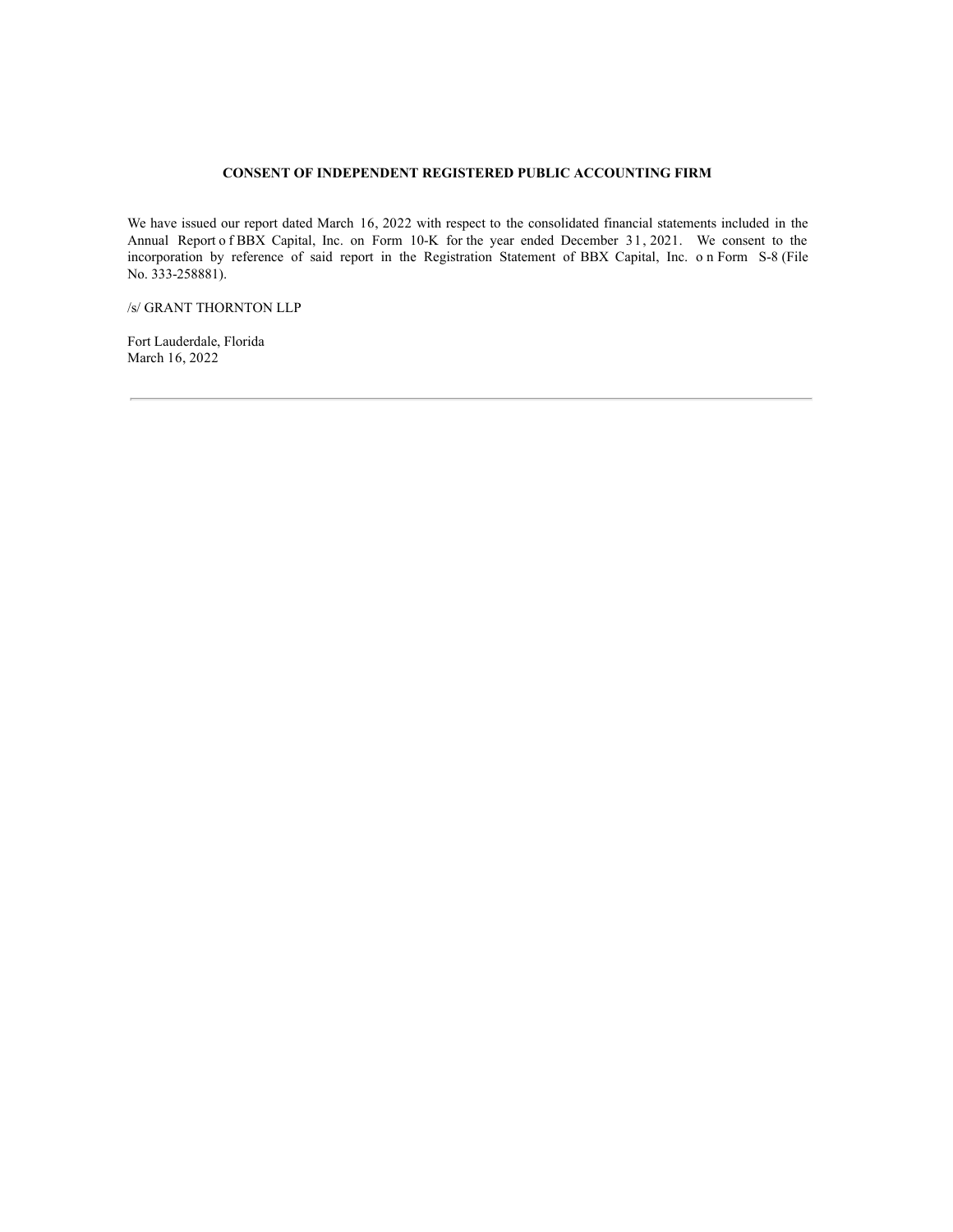**CONSENT OF INDEPENDENT REGISTERED PUBLIC ACCOUNTING FIRM**

We have issued our report dated March 16, 2022 with respect to the consolidated financial statements included in the Annual Report of BBX Capital, Inc. on Form 10-K for the year ended December 31, 2021. We consent to the incorporation by reference of said report in the Registration Statement of BBX Capital, Inc. on Form S-8 (File No. 333-258881).

/s/ GRANT THORNTON LLP

Fort Lauderdale, Florida
March 16, 2022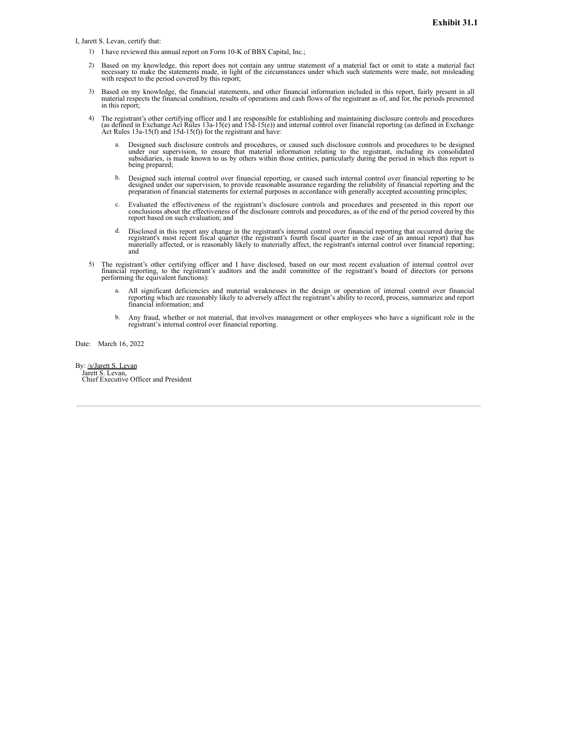**Exhibit 31.1**

I, Jarett S. Levan, certify that:

1) I have reviewed this annual report on Form 10-K of BBX Capital, Inc.;

2) Based on my knowledge, this report does not contain any untrue statement of a material fact or omit to state a material fact necessary to make the statements made, in light of the circumstances under which such statements were made, not misleading with respect to the period covered by this report;

3) Based on my knowledge, the financial statements, and other financial information included in this report, fairly present in all material respects the financial condition, results of operations and cash flows of the registrant as of, and for, the periods presented in this report;

4) The registrant's other certifying officer and I are responsible for establishing and maintaining disclosure controls and procedures (as defined in Exchange Act Rules 13a-15(e) and 15d-15(e)) and internal control over financial reporting (as defined in Exchange Act Rules 13a-15(f) and 15d-15(f)) for the registrant and have:

   a. Designed such disclosure controls and procedures, or caused such disclosure controls and procedures to be designed under our supervision, to ensure that material information relating to the registrant, including its consolidated subsidiaries, is made known to us by others within those entities, particularly during the period in which this report is being prepared;

   b. Designed such internal control over financial reporting, or caused such internal control over financial reporting to be designed under our supervision, to provide reasonable assurance regarding the reliability of financial reporting and the preparation of financial statements for external purposes in accordance with generally accepted accounting principles;

   c. Evaluated the effectiveness of the registrant's disclosure controls and procedures and presented in this report our conclusions about the effectiveness of the disclosure controls and procedures, as of the end of the period covered by this report based on such evaluation; and

   d. Disclosed in this report any change in the registrant's internal control over financial reporting that occurred during the registrant's most recent fiscal quarter (the registrant's fourth fiscal quarter in the case of an annual report) that has materially affected, or is reasonably likely to materially affect, the registrant's internal control over financial reporting; and

5) The registrant's other certifying officer and I have disclosed, based on our most recent evaluation of internal control over financial reporting, to the registrant's auditors and the audit committee of the registrant's board of directors (or persons performing the equivalent functions):

   a. All significant deficiencies and material weaknesses in the design or operation of internal control over financial reporting which are reasonably likely to adversely affect the registrant's ability to record, process, summarize and report financial information; and

   b. Any fraud, whether or not material, that involves management or other employees who have a significant role in the registrant's internal control over financial reporting.

Date: March 16, 2022

By: /s/Jarett S. Levan
Jarett S. Levan,
Chief Executive Officer and President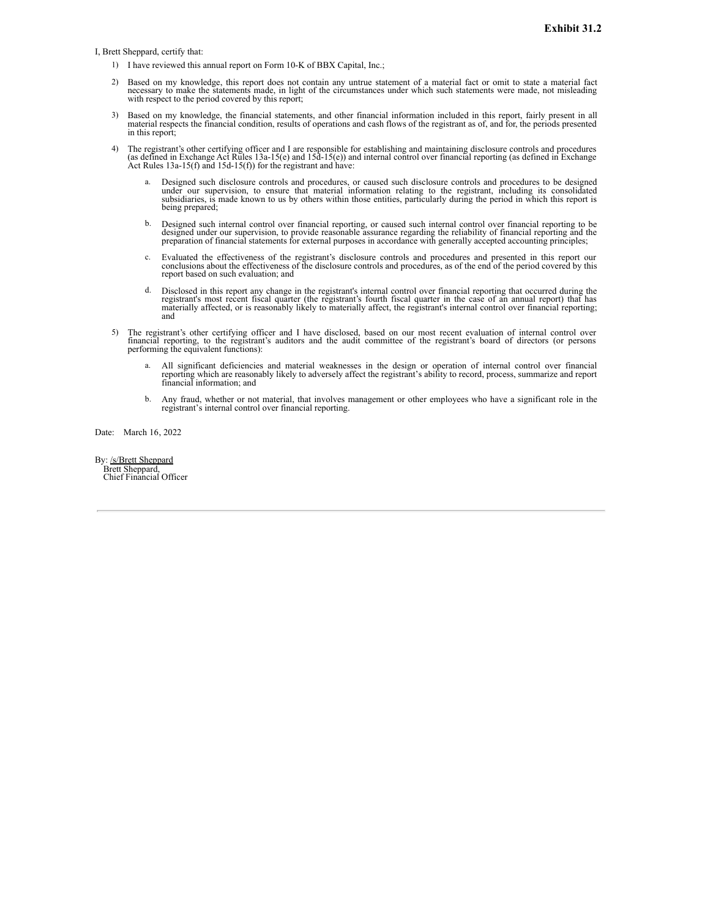**Exhibit 31.2**

I, Brett Sheppard, certify that:

1) I have reviewed this annual report on Form 10-K of BBX Capital, Inc.;

2) Based on my knowledge, this report does not contain any untrue statement of a material fact or omit to state a material fact necessary to make the statements made, in light of the circumstances under which such statements were made, not misleading with respect to the period covered by this report;

3) Based on my knowledge, the financial statements, and other financial information included in this report, fairly present in all material respects the financial condition, results of operations and cash flows of the registrant as of, and for, the periods presented in this report;

4) The registrant's other certifying officer and I are responsible for establishing and maintaining disclosure controls and procedures (as defined in Exchange Act Rules 13a-15(e) and 15d-15(e)) and internal control over financial reporting (as defined in Exchange Act Rules 13a-15(f) and 15d-15(f)) for the registrant and have:

   a. Designed such disclosure controls and procedures, or caused such disclosure controls and procedures to be designed under our supervision, to ensure that material information relating to the registrant, including its consolidated subsidiaries, is made known to us by others within those entities, particularly during the period in which this report is being prepared;

   b. Designed such internal control over financial reporting, or caused such internal control over financial reporting to be designed under our supervision, to provide reasonable assurance regarding the reliability of financial reporting and the preparation of financial statements for external purposes in accordance with generally accepted accounting principles;

   c. Evaluated the effectiveness of the registrant's disclosure controls and procedures and presented in this report our conclusions about the effectiveness of the disclosure controls and procedures, as of the end of the period covered by this report based on such evaluation; and

   d. Disclosed in this report any change in the registrant's internal control over financial reporting that occurred during the registrant's most recent fiscal quarter (the registrant's fourth fiscal quarter in the case of an annual report) that has materially affected, or is reasonably likely to materially affect, the registrant's internal control over financial reporting; and

5) The registrant's other certifying officer and I have disclosed, based on our most recent evaluation of internal control over financial reporting, to the registrant's auditors and the audit committee of the registrant's board of directors (or persons performing the equivalent functions):

   a. All significant deficiencies and material weaknesses in the design or operation of internal control over financial reporting which are reasonably likely to adversely affect the registrant's ability to record, process, summarize and report financial information; and

   b. Any fraud, whether or not material, that involves management or other employees who have a significant role in the registrant's internal control over financial reporting.

Date: March 16, 2022

By: /s/Brett Sheppard
Brett Sheppard,
Chief Financial Officer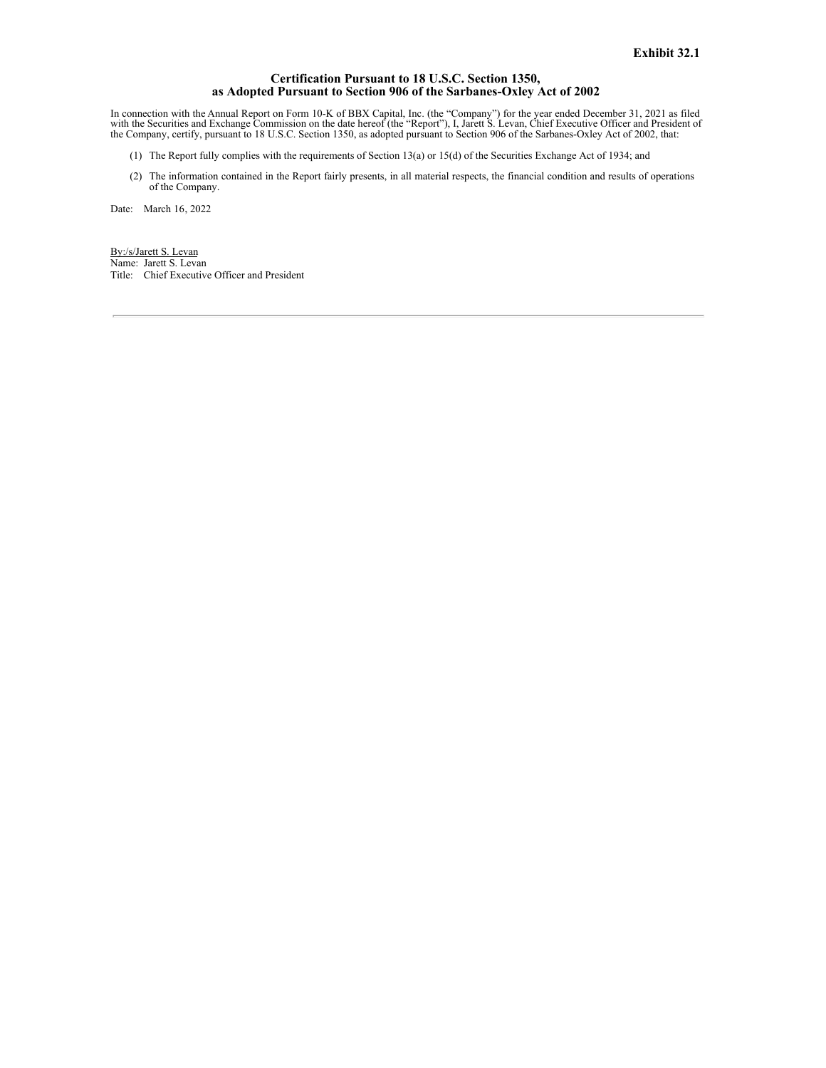**Exhibit 32.1**

**Certification Pursuant to 18 U.S.C. Section 1350,**
**as Adopted Pursuant to Section 906 of the Sarbanes-Oxley Act of 2002**

In connection with the Annual Report on Form 10-K of BBX Capital, Inc. (the "Company") for the year ended December 31, 2021 as filed with the Securities and Exchange Commission on the date hereof (the "Report"), I, Jarett S. Levan, Chief Executive Officer and President of the Company, certify, pursuant to 18 U.S.C. Section 1350, as adopted pursuant to Section 906 of the Sarbanes-Oxley Act of 2002, that:

(1) The Report fully complies with the requirements of Section 13(a) or 15(d) of the Securities Exchange Act of 1934; and

(2) The information contained in the Report fairly presents, in all material respects, the financial condition and results of operations of the Company.

Date: March 16, 2022

By:/s/Jarett S. Levan
Name: Jarett S. Levan
Title: Chief Executive Officer and President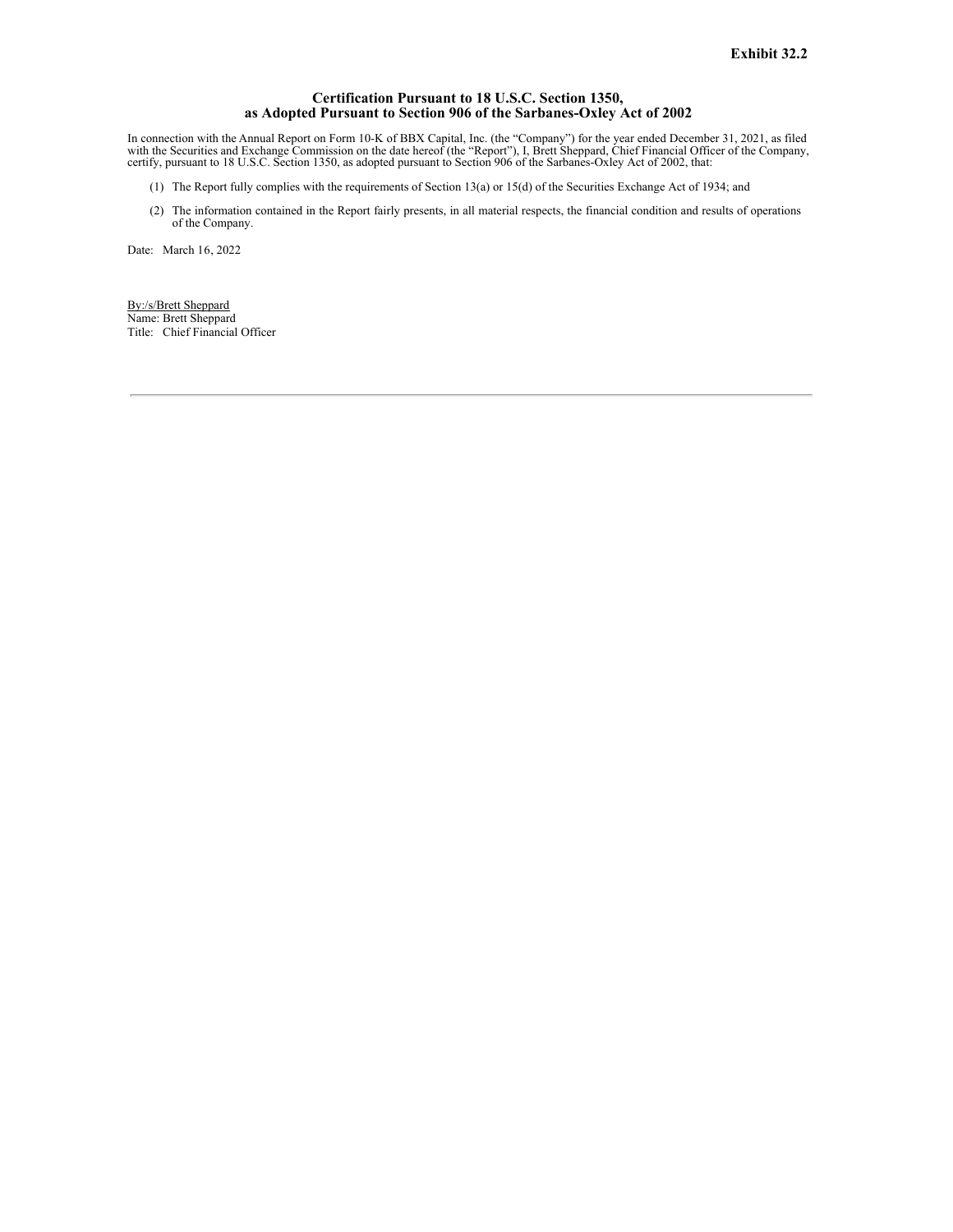**Exhibit 32.2**

## Certification Pursuant to 18 U.S.C. Section 1350, as Adopted Pursuant to Section 906 of the Sarbanes-Oxley Act of 2002

In connection with the Annual Report on Form 10-K of BBX Capital, Inc. (the "Company") for the year ended December 31, 2021, as filed with the Securities and Exchange Commission on the date hereof (the "Report"), I, Brett Sheppard, Chief Financial Officer of the Company, certify, pursuant to 18 U.S.C. Section 1350, as adopted pursuant to Section 906 of the Sarbanes-Oxley Act of 2002, that:

(1) The Report fully complies with the requirements of Section 13(a) or 15(d) of the Securities Exchange Act of 1934; and

(2) The information contained in the Report fairly presents, in all material respects, the financial condition and results of operations of the Company.

Date: March 16, 2022

By:/s/Brett Sheppard
Name: Brett Sheppard
Title: Chief Financial Officer